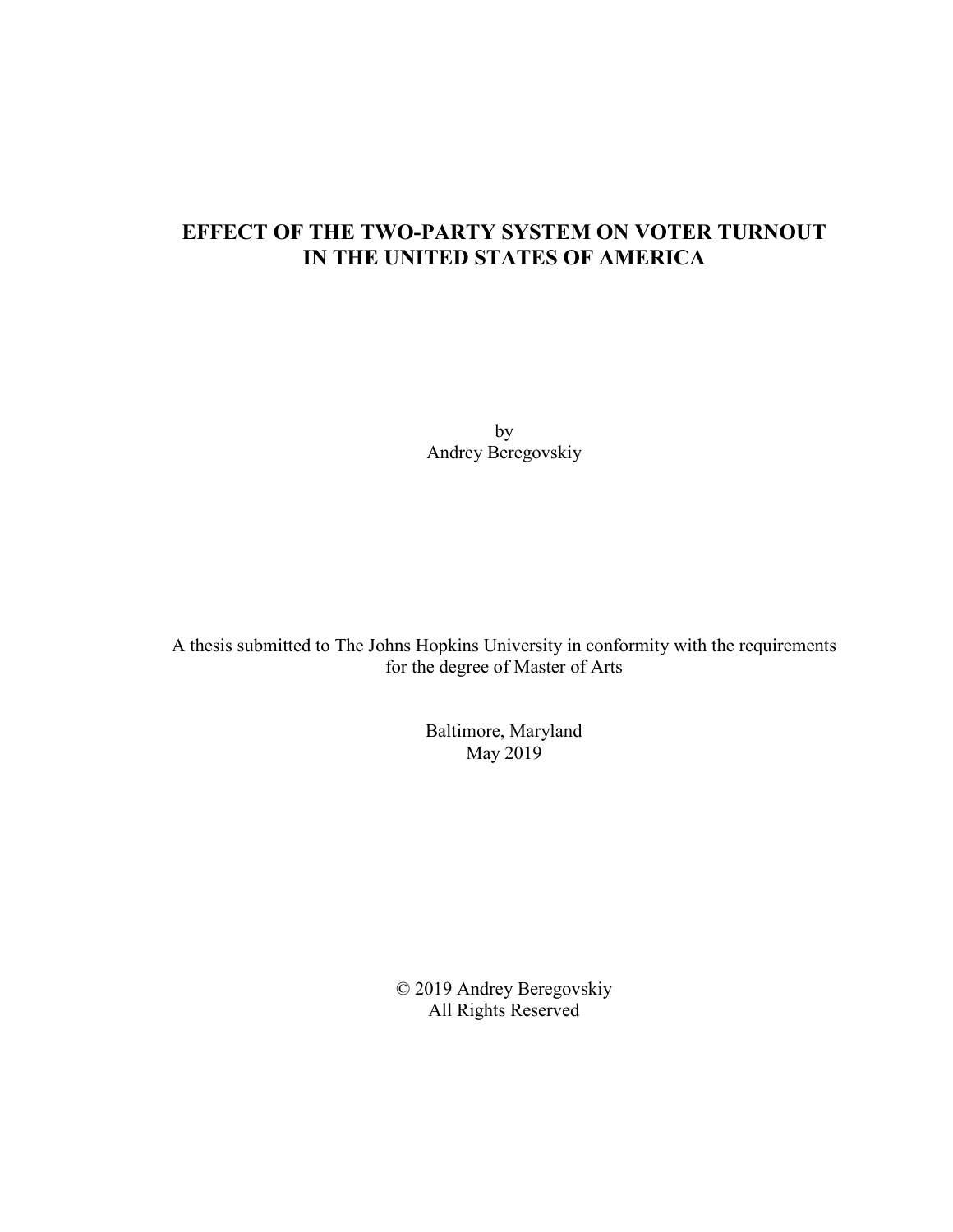# EFFECT OF THE TWO-PARTY SYSTEM ON VOTER TURNOUT IN THE UNITED STATES OF AMERICA

by
Andrey Beregovskiy

A thesis submitted to The Johns Hopkins University in conformity with the requirements for the degree of Master of Arts

Baltimore, Maryland
May 2019

© 2019 Andrey Beregovskiy
All Rights Reserved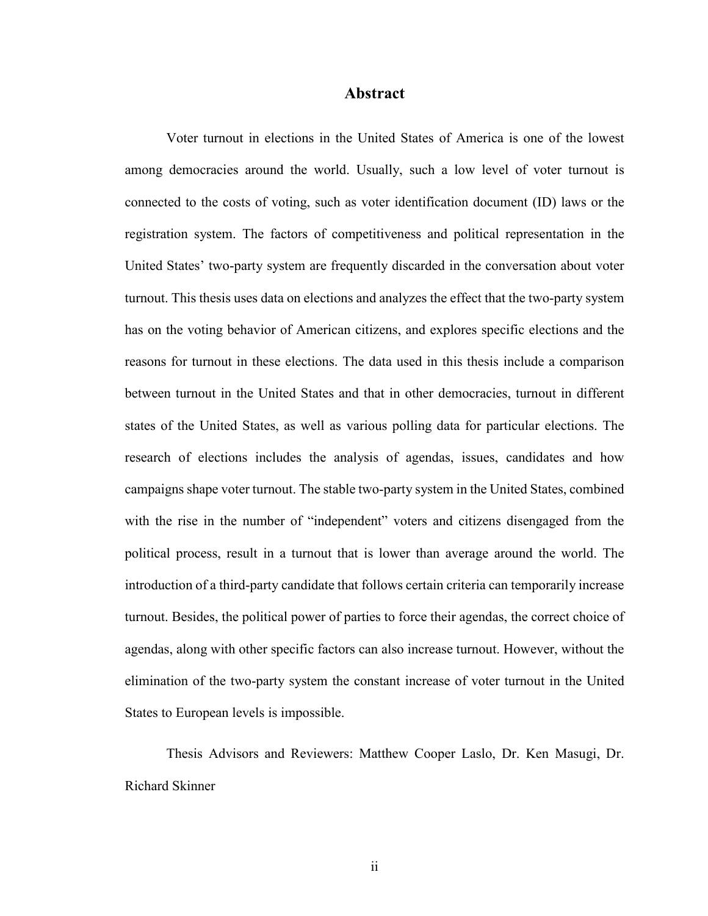# Abstract

Voter turnout in elections in the United States of America is one of the lowest among democracies around the world. Usually, such a low level of voter turnout is connected to the costs of voting, such as voter identification document (ID) laws or the registration system. The factors of competitiveness and political representation in the United States' two-party system are frequently discarded in the conversation about voter turnout. This thesis uses data on elections and analyzes the effect that the two-party system has on the voting behavior of American citizens, and explores specific elections and the reasons for turnout in these elections. The data used in this thesis include a comparison between turnout in the United States and that in other democracies, turnout in different states of the United States, as well as various polling data for particular elections. The research of elections includes the analysis of agendas, issues, candidates and how campaigns shape voter turnout. The stable two-party system in the United States, combined with the rise in the number of "independent" voters and citizens disengaged from the political process, result in a turnout that is lower than average around the world. The introduction of a third-party candidate that follows certain criteria can temporarily increase turnout. Besides, the political power of parties to force their agendas, the correct choice of agendas, along with other specific factors can also increase turnout. However, without the elimination of the two-party system the constant increase of voter turnout in the United States to European levels is impossible.

Thesis Advisors and Reviewers: Matthew Cooper Laslo, Dr. Ken Masugi, Dr. Richard Skinner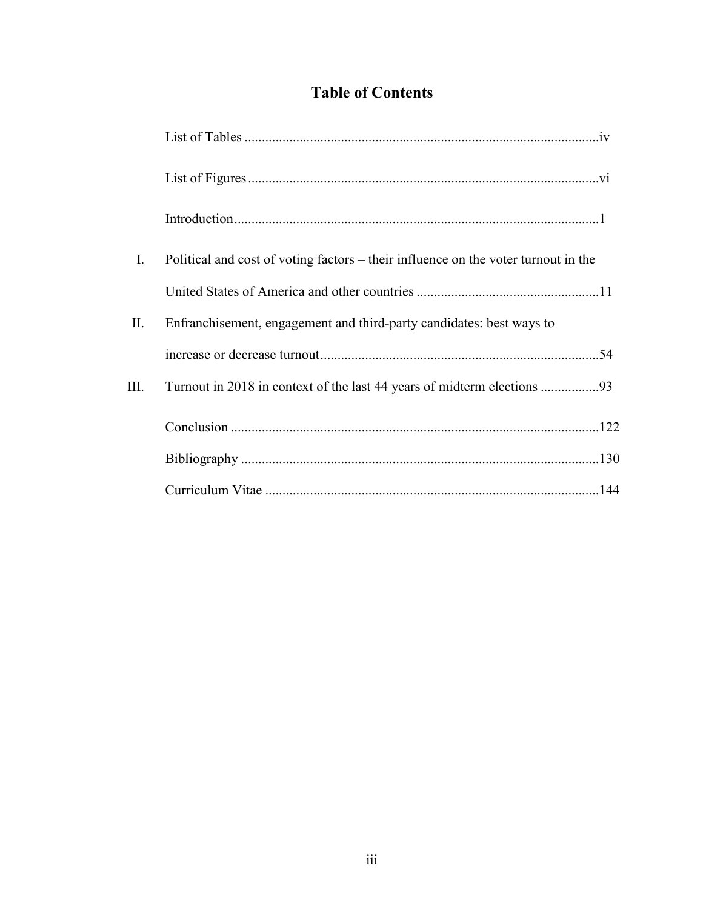# Table of Contents

List of Tables ....................................................................................................iv

List of Figures ....................................................................................................vi

Introduction .........................................................................................................1

I. Political and cost of voting factors – their influence on the voter turnout in the United States of America and other countries .....................................................11

II. Enfranchisement, engagement and third-party candidates: best ways to increase or decrease turnout ..................................................................................54

III. Turnout in 2018 in context of the last 44 years of midterm elections .................93

Conclusion ..........................................................................................................122

Bibliography .......................................................................................................130

Curriculum Vitae ................................................................................................144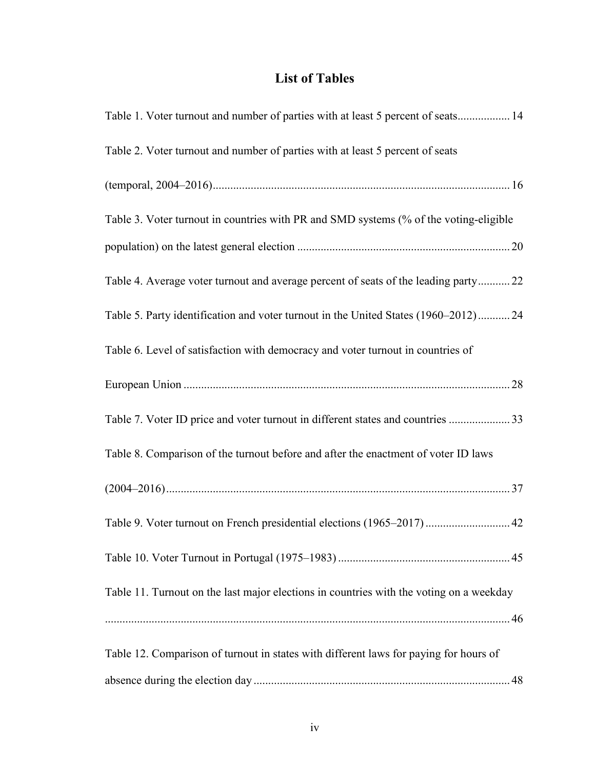# List of Tables

Table 1. Voter turnout and number of parties with at least 5 percent of seats.................. 14

Table 2. Voter turnout and number of parties with at least 5 percent of seats (temporal, 2004–2016)..................................................................................................... 16

Table 3. Voter turnout in countries with PR and SMD systems (% of the voting-eligible population) on the latest general election ........................................................................ 20

Table 4. Average voter turnout and average percent of seats of the leading party........... 22

Table 5. Party identification and voter turnout in the United States (1960–2012)........... 24

Table 6. Level of satisfaction with democracy and voter turnout in countries of European Union ............................................................................................................... 28

Table 7. Voter ID price and voter turnout in different states and countries ..................... 33

Table 8. Comparison of the turnout before and after the enactment of voter ID laws (2004–2016)..................................................................................................................... 37

Table 9. Voter turnout on French presidential elections (1965–2017) ............................. 42

Table 10. Voter Turnout in Portugal (1975–1983) ........................................................... 45

Table 11. Turnout on the last major elections in countries with the voting on a weekday ........................................................................................................................................... 46

Table 12. Comparison of turnout in states with different laws for paying for hours of absence during the election day ....................................................................................... 48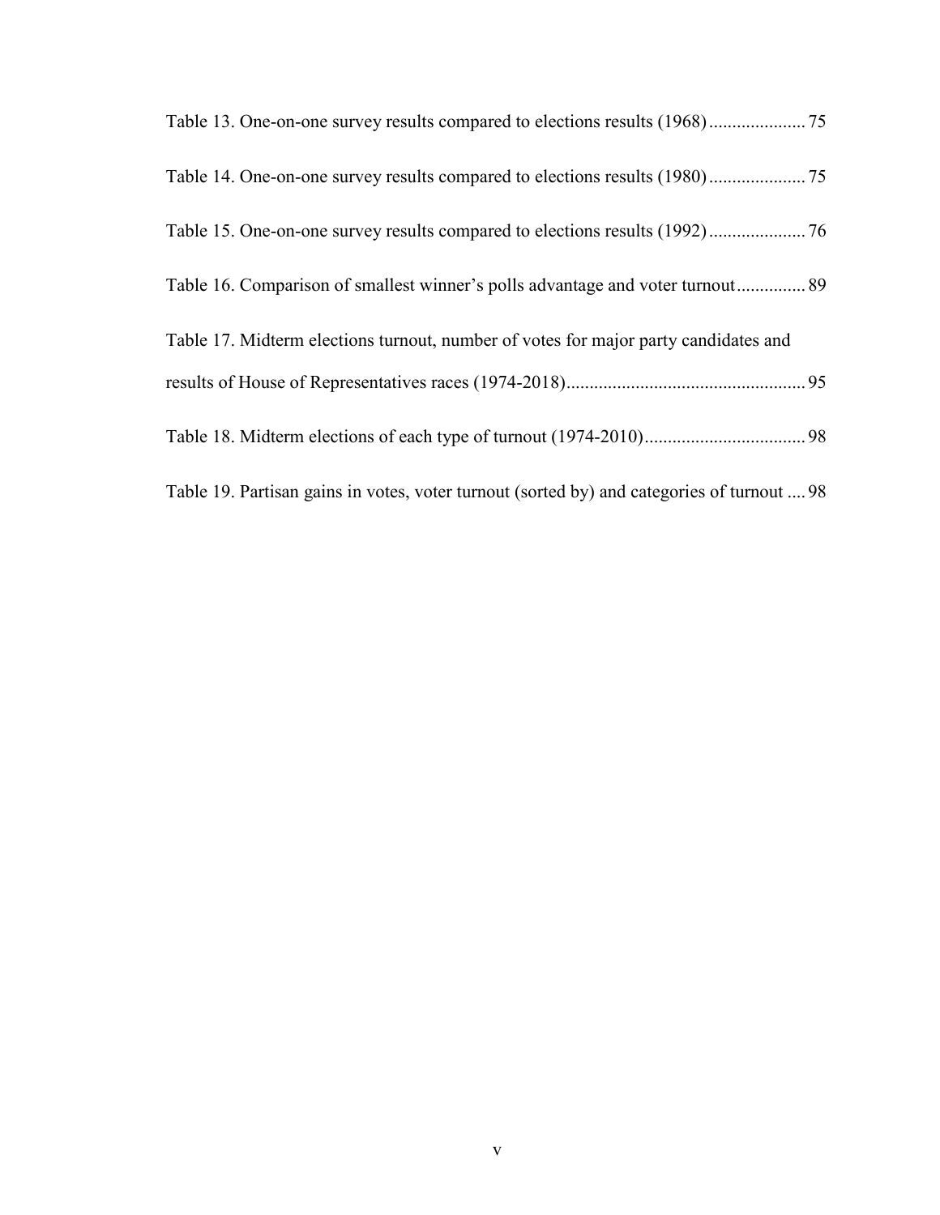Table 13. One-on-one survey results compared to elections results (1968) ..................... 75

Table 14. One-on-one survey results compared to elections results (1980) ..................... 75

Table 15. One-on-one survey results compared to elections results (1992) ..................... 76

Table 16. Comparison of smallest winner's polls advantage and voter turnout ............... 89

Table 17. Midterm elections turnout, number of votes for major party candidates and results of House of Representatives races (1974-2018) ................................................... 95

Table 18. Midterm elections of each type of turnout (1974-2010) .................................. 98

Table 19. Partisan gains in votes, voter turnout (sorted by) and categories of turnout .... 98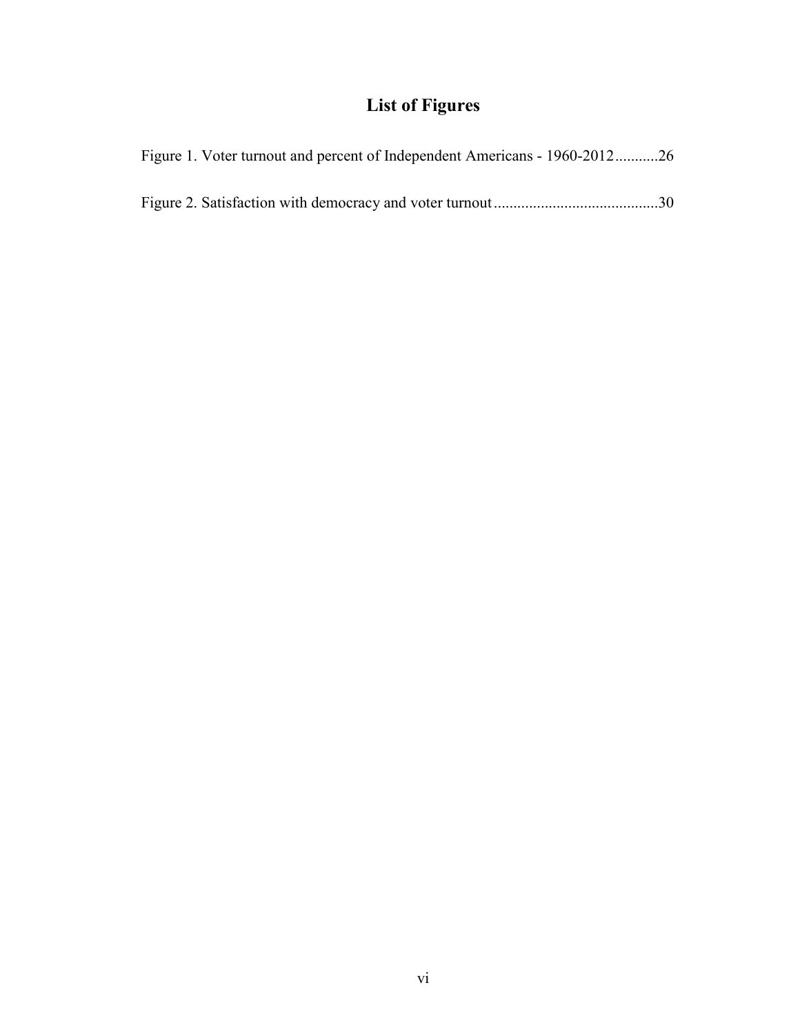# List of Figures

Figure 1. Voter turnout and percent of Independent Americans - 1960-2012...........26

Figure 2. Satisfaction with democracy and voter turnout..........................................30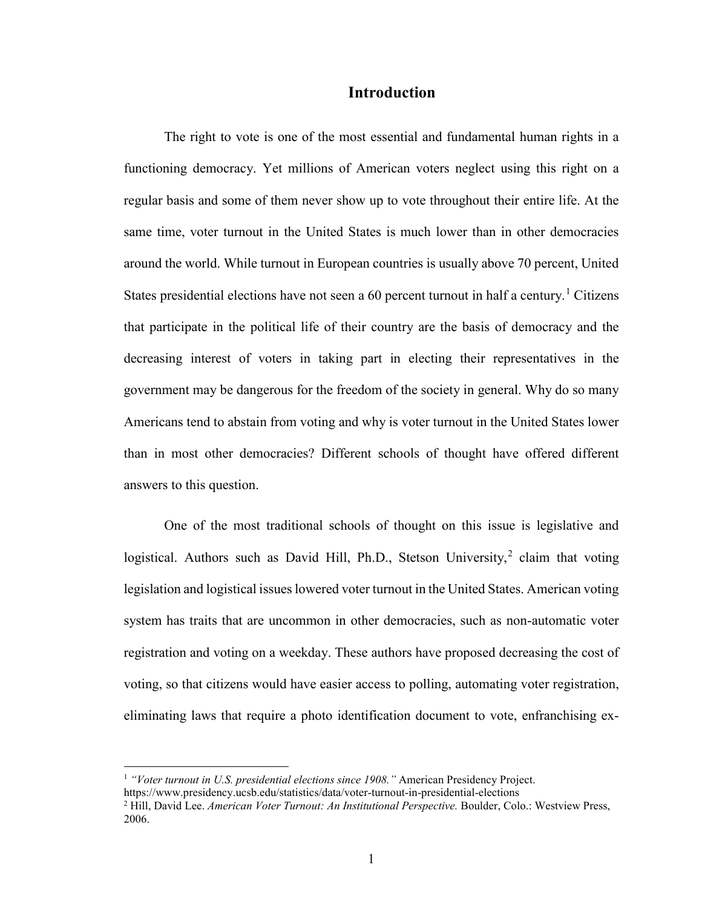# Introduction

The right to vote is one of the most essential and fundamental human rights in a functioning democracy. Yet millions of American voters neglect using this right on a regular basis and some of them never show up to vote throughout their entire life. At the same time, voter turnout in the United States is much lower than in other democracies around the world. While turnout in European countries is usually above 70 percent, United States presidential elections have not seen a 60 percent turnout in half a century.[1] Citizens that participate in the political life of their country are the basis of democracy and the decreasing interest of voters in taking part in electing their representatives in the government may be dangerous for the freedom of the society in general. Why do so many Americans tend to abstain from voting and why is voter turnout in the United States lower than in most other democracies? Different schools of thought have offered different answers to this question.

One of the most traditional schools of thought on this issue is legislative and logistical. Authors such as David Hill, Ph.D., Stetson University,[2] claim that voting legislation and logistical issues lowered voter turnout in the United States. American voting system has traits that are uncommon in other democracies, such as non-automatic voter registration and voting on a weekday. These authors have proposed decreasing the cost of voting, so that citizens would have easier access to polling, automating voter registration, eliminating laws that require a photo identification document to vote, enfranchising ex-

---

[1] *"Voter turnout in U.S. presidential elections since 1908."* American Presidency Project. https://www.presidency.ucsb.edu/statistics/data/voter-turnout-in-presidential-elections

[2] Hill, David Lee. *American Voter Turnout: An Institutional Perspective.* Boulder, Colo.: Westview Press, 2006.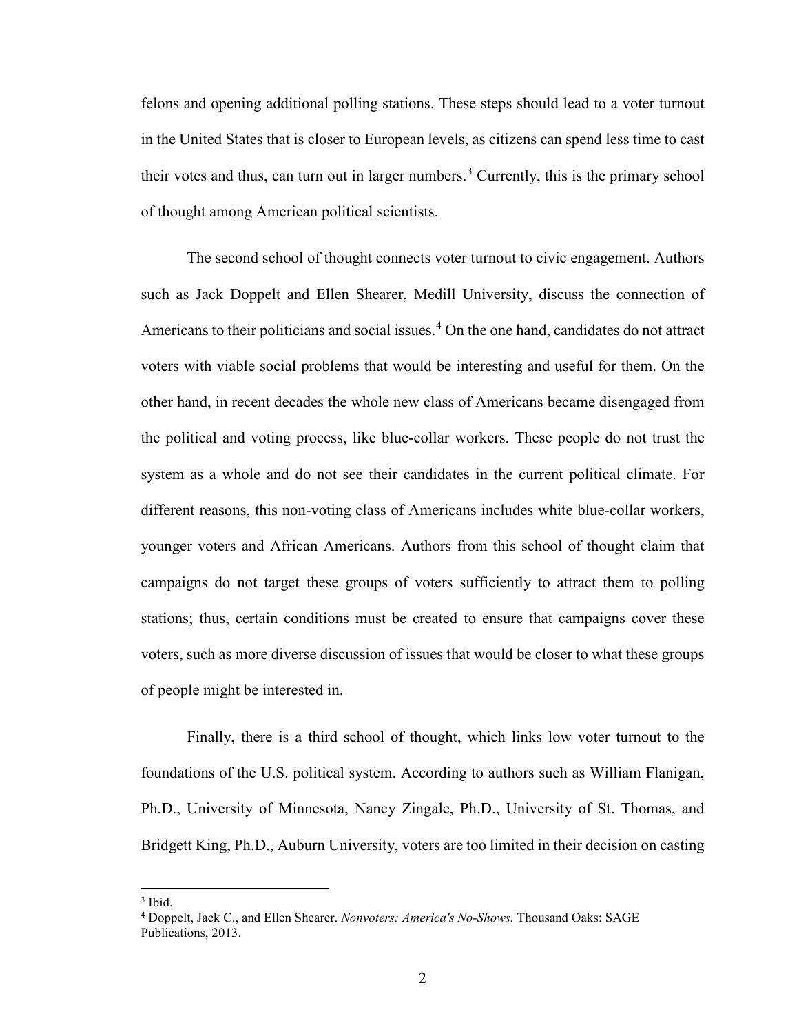felons and opening additional polling stations. These steps should lead to a voter turnout in the United States that is closer to European levels, as citizens can spend less time to cast their votes and thus, can turn out in larger numbers.[3] Currently, this is the primary school of thought among American political scientists.

The second school of thought connects voter turnout to civic engagement. Authors such as Jack Doppelt and Ellen Shearer, Medill University, discuss the connection of Americans to their politicians and social issues.[4] On the one hand, candidates do not attract voters with viable social problems that would be interesting and useful for them. On the other hand, in recent decades the whole new class of Americans became disengaged from the political and voting process, like blue-collar workers. These people do not trust the system as a whole and do not see their candidates in the current political climate. For different reasons, this non-voting class of Americans includes white blue-collar workers, younger voters and African Americans. Authors from this school of thought claim that campaigns do not target these groups of voters sufficiently to attract them to polling stations; thus, certain conditions must be created to ensure that campaigns cover these voters, such as more diverse discussion of issues that would be closer to what these groups of people might be interested in.

Finally, there is a third school of thought, which links low voter turnout to the foundations of the U.S. political system. According to authors such as William Flanigan, Ph.D., University of Minnesota, Nancy Zingale, Ph.D., University of St. Thomas, and Bridgett King, Ph.D., Auburn University, voters are too limited in their decision on casting

---

[3] Ibid.

[4] Doppelt, Jack C., and Ellen Shearer. *Nonvoters: America's No-Shows.* Thousand Oaks: SAGE Publications, 2013.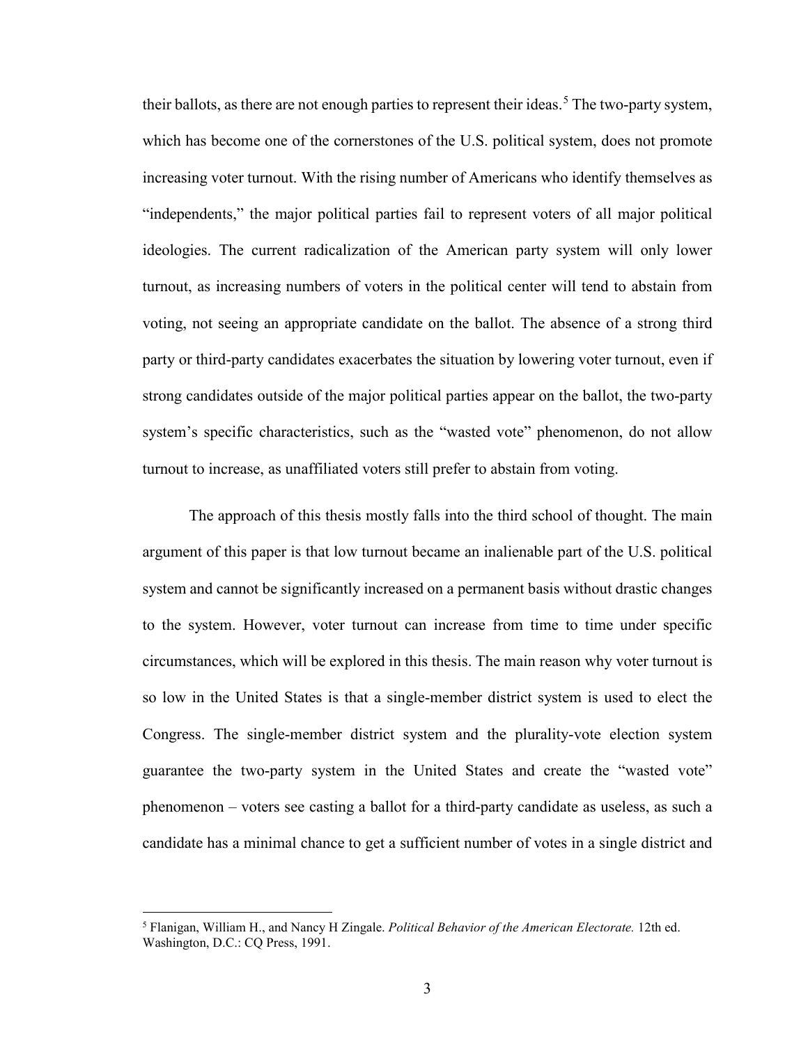their ballots, as there are not enough parties to represent their ideas.[5] The two-party system, which has become one of the cornerstones of the U.S. political system, does not promote increasing voter turnout. With the rising number of Americans who identify themselves as "independents," the major political parties fail to represent voters of all major political ideologies. The current radicalization of the American party system will only lower turnout, as increasing numbers of voters in the political center will tend to abstain from voting, not seeing an appropriate candidate on the ballot. The absence of a strong third party or third-party candidates exacerbates the situation by lowering voter turnout, even if strong candidates outside of the major political parties appear on the ballot, the two-party system's specific characteristics, such as the "wasted vote" phenomenon, do not allow turnout to increase, as unaffiliated voters still prefer to abstain from voting.

The approach of this thesis mostly falls into the third school of thought. The main argument of this paper is that low turnout became an inalienable part of the U.S. political system and cannot be significantly increased on a permanent basis without drastic changes to the system. However, voter turnout can increase from time to time under specific circumstances, which will be explored in this thesis. The main reason why voter turnout is so low in the United States is that a single-member district system is used to elect the Congress. The single-member district system and the plurality-vote election system guarantee the two-party system in the United States and create the "wasted vote" phenomenon – voters see casting a ballot for a third-party candidate as useless, as such a candidate has a minimal chance to get a sufficient number of votes in a single district and

---

[5] Flanigan, William H., and Nancy H Zingale. *Political Behavior of the American Electorate.* 12th ed. Washington, D.C.: CQ Press, 1991.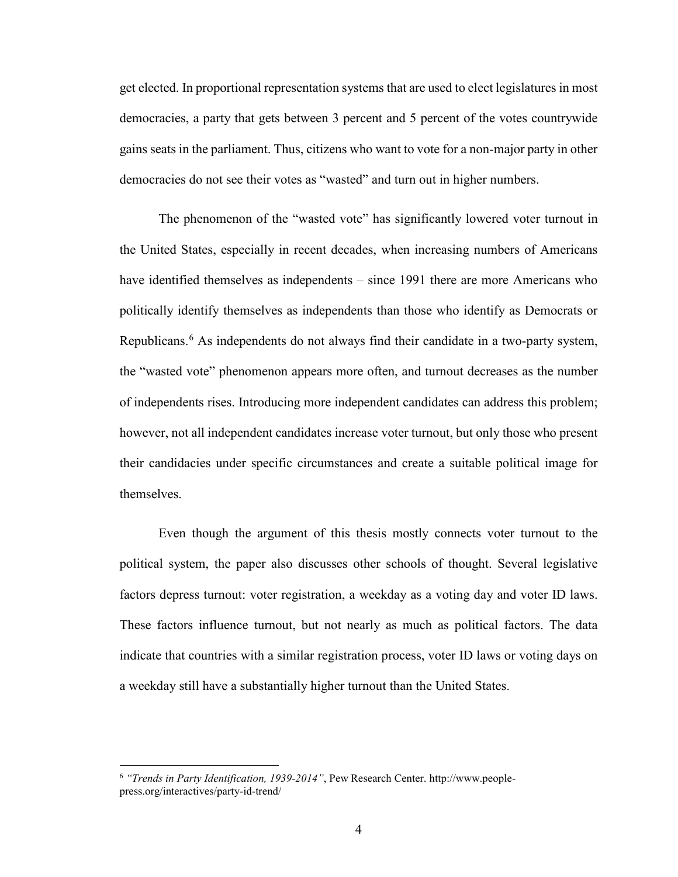get elected. In proportional representation systems that are used to elect legislatures in most democracies, a party that gets between 3 percent and 5 percent of the votes countrywide gains seats in the parliament. Thus, citizens who want to vote for a non-major party in other democracies do not see their votes as "wasted" and turn out in higher numbers.

The phenomenon of the "wasted vote" has significantly lowered voter turnout in the United States, especially in recent decades, when increasing numbers of Americans have identified themselves as independents – since 1991 there are more Americans who politically identify themselves as independents than those who identify as Democrats or Republicans.[6] As independents do not always find their candidate in a two-party system, the "wasted vote" phenomenon appears more often, and turnout decreases as the number of independents rises. Introducing more independent candidates can address this problem; however, not all independent candidates increase voter turnout, but only those who present their candidacies under specific circumstances and create a suitable political image for themselves.

Even though the argument of this thesis mostly connects voter turnout to the political system, the paper also discusses other schools of thought. Several legislative factors depress turnout: voter registration, a weekday as a voting day and voter ID laws. These factors influence turnout, but not nearly as much as political factors. The data indicate that countries with a similar registration process, voter ID laws or voting days on a weekday still have a substantially higher turnout than the United States.

---

[6] *"Trends in Party Identification, 1939-2014"*, Pew Research Center. http://www.people-press.org/interactives/party-id-trend/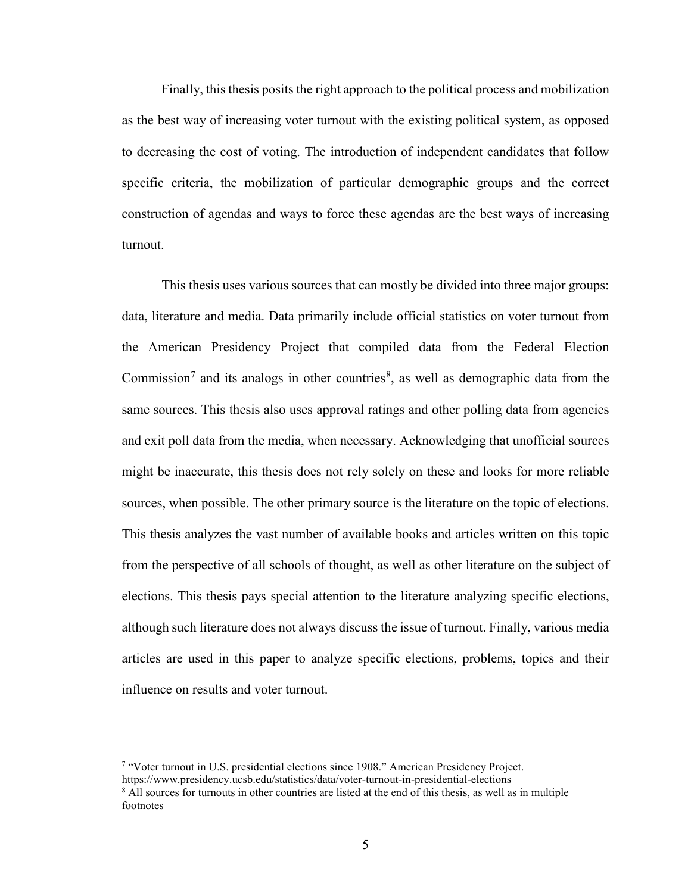Finally, this thesis posits the right approach to the political process and mobilization as the best way of increasing voter turnout with the existing political system, as opposed to decreasing the cost of voting. The introduction of independent candidates that follow specific criteria, the mobilization of particular demographic groups and the correct construction of agendas and ways to force these agendas are the best ways of increasing turnout.

This thesis uses various sources that can mostly be divided into three major groups: data, literature and media. Data primarily include official statistics on voter turnout from the American Presidency Project that compiled data from the Federal Election Commission[7] and its analogs in other countries[8], as well as demographic data from the same sources. This thesis also uses approval ratings and other polling data from agencies and exit poll data from the media, when necessary. Acknowledging that unofficial sources might be inaccurate, this thesis does not rely solely on these and looks for more reliable sources, when possible. The other primary source is the literature on the topic of elections. This thesis analyzes the vast number of available books and articles written on this topic from the perspective of all schools of thought, as well as other literature on the subject of elections. This thesis pays special attention to the literature analyzing specific elections, although such literature does not always discuss the issue of turnout. Finally, various media articles are used in this paper to analyze specific elections, problems, topics and their influence on results and voter turnout.

---

[7] "Voter turnout in U.S. presidential elections since 1908." American Presidency Project. https://www.presidency.ucsb.edu/statistics/data/voter-turnout-in-presidential-elections

[8] All sources for turnouts in other countries are listed at the end of this thesis, as well as in multiple footnotes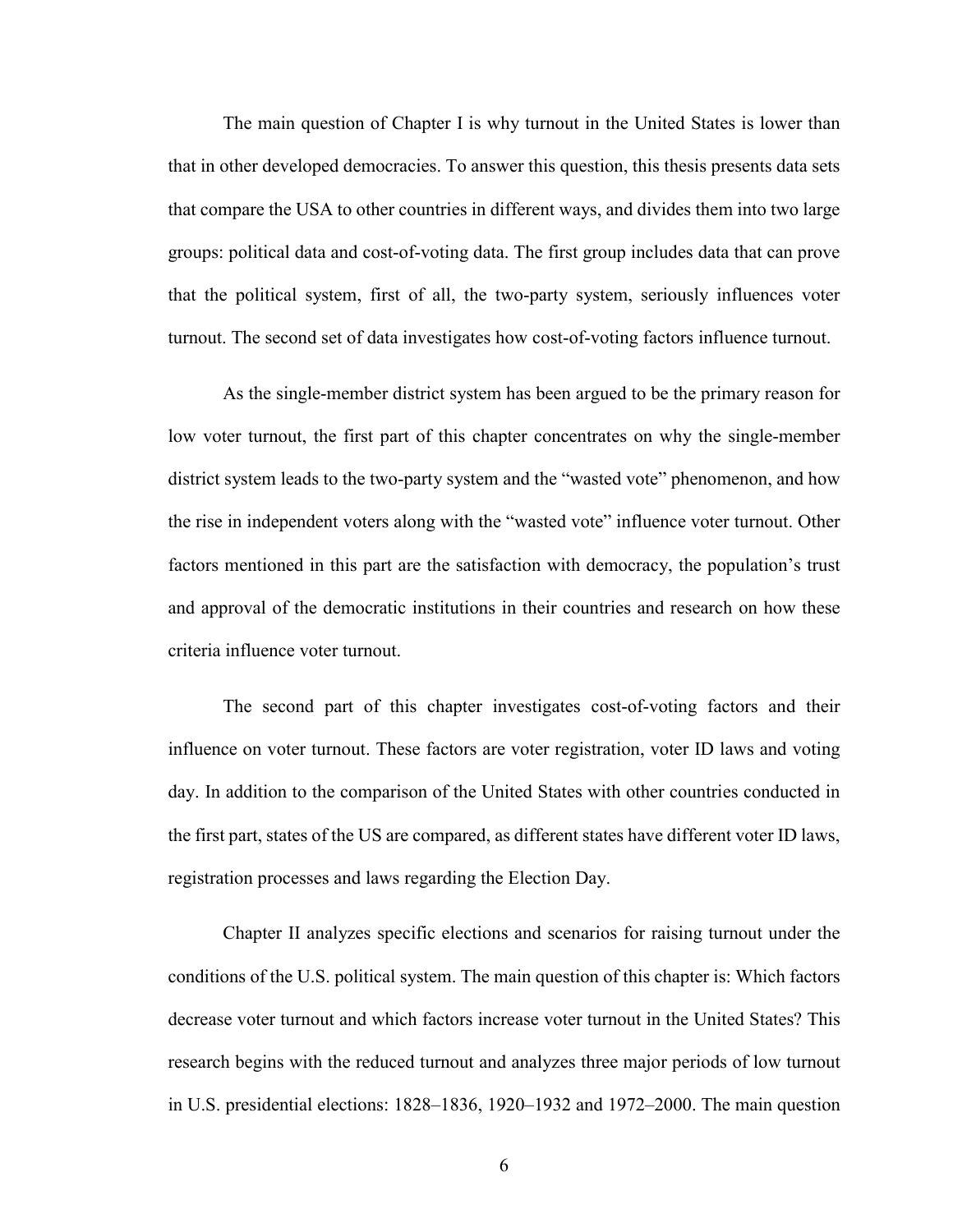The main question of Chapter I is why turnout in the United States is lower than that in other developed democracies. To answer this question, this thesis presents data sets that compare the USA to other countries in different ways, and divides them into two large groups: political data and cost-of-voting data. The first group includes data that can prove that the political system, first of all, the two-party system, seriously influences voter turnout. The second set of data investigates how cost-of-voting factors influence turnout.

As the single-member district system has been argued to be the primary reason for low voter turnout, the first part of this chapter concentrates on why the single-member district system leads to the two-party system and the "wasted vote" phenomenon, and how the rise in independent voters along with the "wasted vote" influence voter turnout. Other factors mentioned in this part are the satisfaction with democracy, the population's trust and approval of the democratic institutions in their countries and research on how these criteria influence voter turnout.

The second part of this chapter investigates cost-of-voting factors and their influence on voter turnout. These factors are voter registration, voter ID laws and voting day. In addition to the comparison of the United States with other countries conducted in the first part, states of the US are compared, as different states have different voter ID laws, registration processes and laws regarding the Election Day.

Chapter II analyzes specific elections and scenarios for raising turnout under the conditions of the U.S. political system. The main question of this chapter is: Which factors decrease voter turnout and which factors increase voter turnout in the United States? This research begins with the reduced turnout and analyzes three major periods of low turnout in U.S. presidential elections: 1828–1836, 1920–1932 and 1972–2000. The main question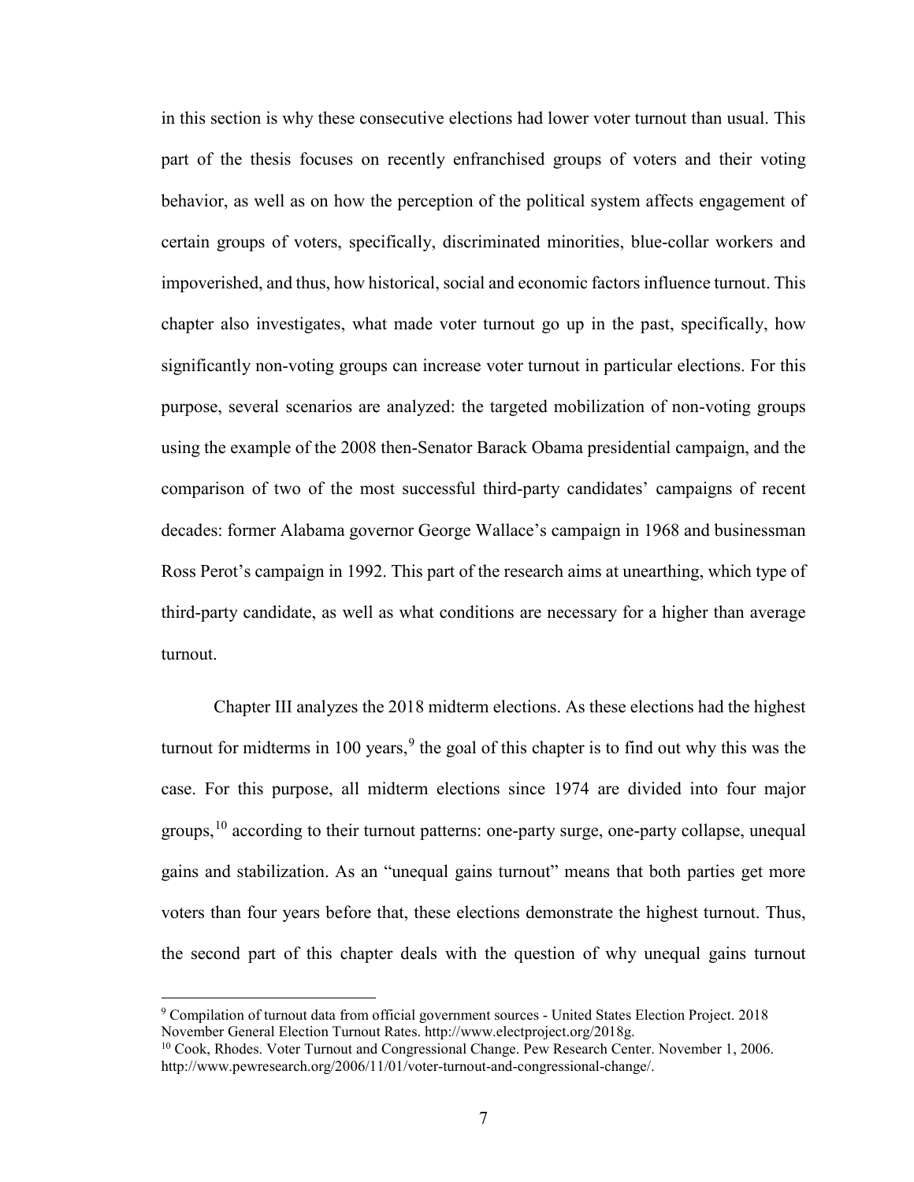in this section is why these consecutive elections had lower voter turnout than usual. This part of the thesis focuses on recently enfranchised groups of voters and their voting behavior, as well as on how the perception of the political system affects engagement of certain groups of voters, specifically, discriminated minorities, blue-collar workers and impoverished, and thus, how historical, social and economic factors influence turnout. This chapter also investigates, what made voter turnout go up in the past, specifically, how significantly non-voting groups can increase voter turnout in particular elections. For this purpose, several scenarios are analyzed: the targeted mobilization of non-voting groups using the example of the 2008 then-Senator Barack Obama presidential campaign, and the comparison of two of the most successful third-party candidates' campaigns of recent decades: former Alabama governor George Wallace's campaign in 1968 and businessman Ross Perot's campaign in 1992. This part of the research aims at unearthing, which type of third-party candidate, as well as what conditions are necessary for a higher than average turnout.

Chapter III analyzes the 2018 midterm elections. As these elections had the highest turnout for midterms in 100 years,[9] the goal of this chapter is to find out why this was the case. For this purpose, all midterm elections since 1974 are divided into four major groups,[10] according to their turnout patterns: one-party surge, one-party collapse, unequal gains and stabilization. As an "unequal gains turnout" means that both parties get more voters than four years before that, these elections demonstrate the highest turnout. Thus, the second part of this chapter deals with the question of why unequal gains turnout

---

[9] Compilation of turnout data from official government sources - United States Election Project. 2018 November General Election Turnout Rates. http://www.electproject.org/2018g.

[10] Cook, Rhodes. Voter Turnout and Congressional Change. Pew Research Center. November 1, 2006. http://www.pewresearch.org/2006/11/01/voter-turnout-and-congressional-change/.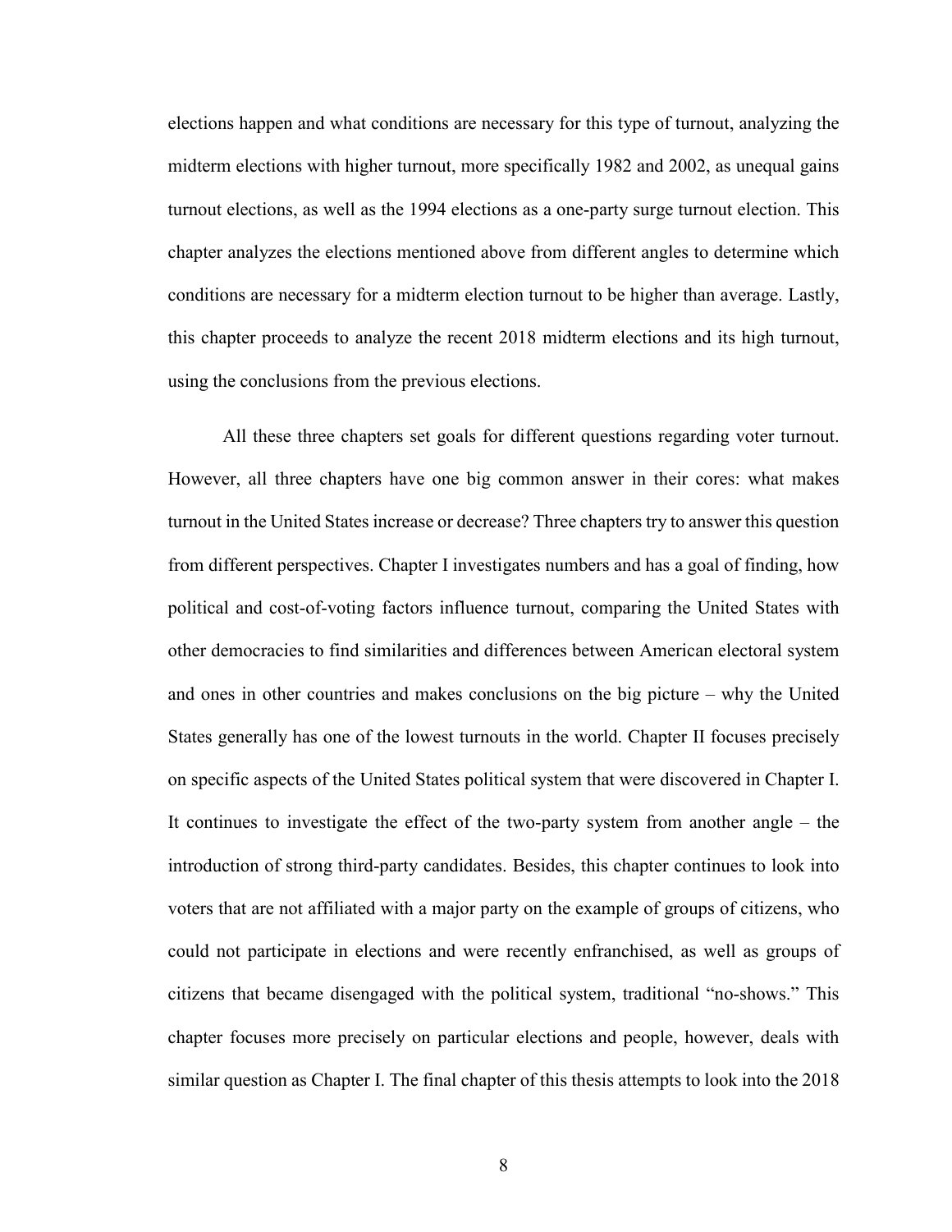elections happen and what conditions are necessary for this type of turnout, analyzing the midterm elections with higher turnout, more specifically 1982 and 2002, as unequal gains turnout elections, as well as the 1994 elections as a one-party surge turnout election. This chapter analyzes the elections mentioned above from different angles to determine which conditions are necessary for a midterm election turnout to be higher than average. Lastly, this chapter proceeds to analyze the recent 2018 midterm elections and its high turnout, using the conclusions from the previous elections.

All these three chapters set goals for different questions regarding voter turnout. However, all three chapters have one big common answer in their cores: what makes turnout in the United States increase or decrease? Three chapters try to answer this question from different perspectives. Chapter I investigates numbers and has a goal of finding, how political and cost-of-voting factors influence turnout, comparing the United States with other democracies to find similarities and differences between American electoral system and ones in other countries and makes conclusions on the big picture – why the United States generally has one of the lowest turnouts in the world. Chapter II focuses precisely on specific aspects of the United States political system that were discovered in Chapter I. It continues to investigate the effect of the two-party system from another angle – the introduction of strong third-party candidates. Besides, this chapter continues to look into voters that are not affiliated with a major party on the example of groups of citizens, who could not participate in elections and were recently enfranchised, as well as groups of citizens that became disengaged with the political system, traditional "no-shows." This chapter focuses more precisely on particular elections and people, however, deals with similar question as Chapter I. The final chapter of this thesis attempts to look into the 2018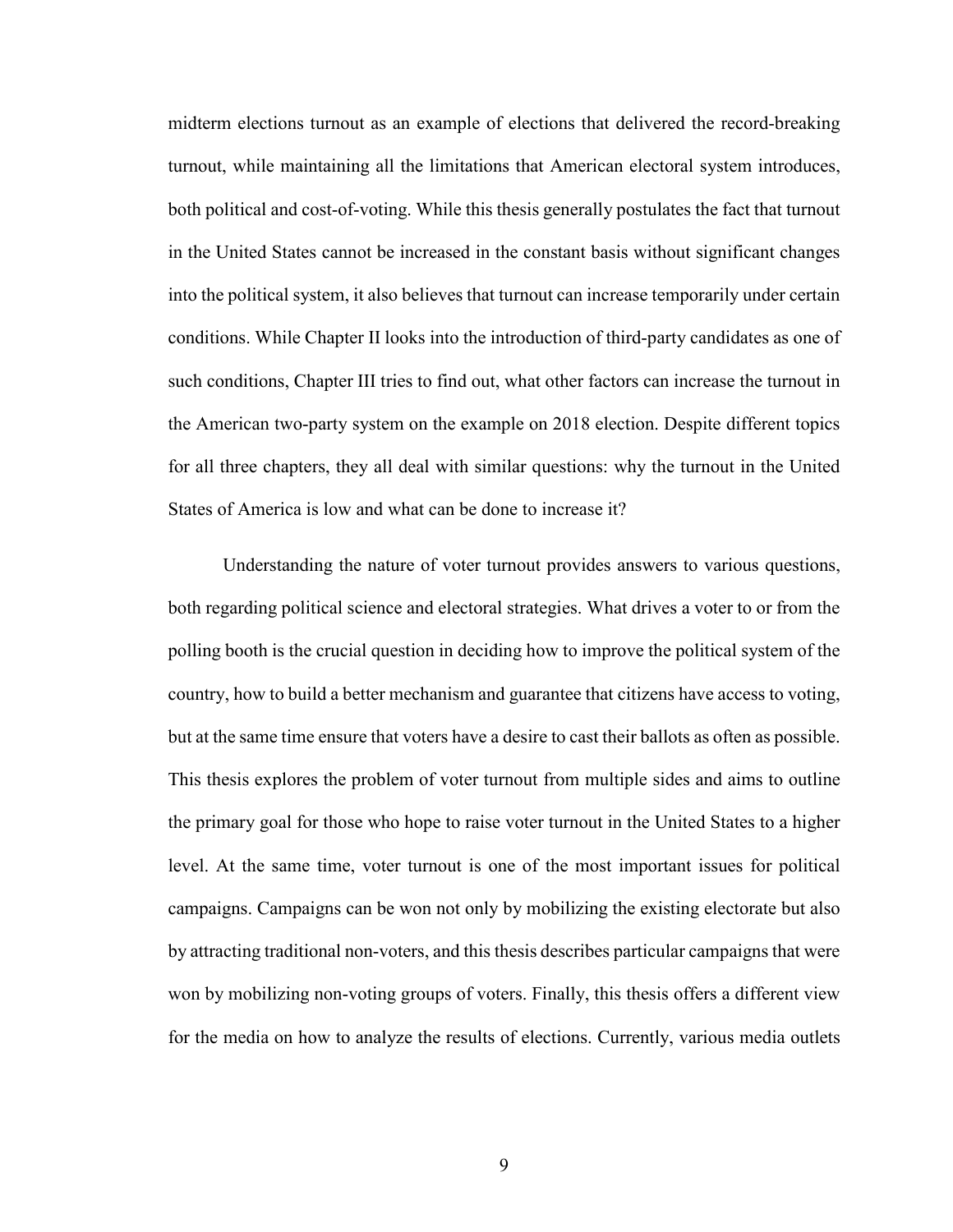midterm elections turnout as an example of elections that delivered the record-breaking turnout, while maintaining all the limitations that American electoral system introduces, both political and cost-of-voting. While this thesis generally postulates the fact that turnout in the United States cannot be increased in the constant basis without significant changes into the political system, it also believes that turnout can increase temporarily under certain conditions. While Chapter II looks into the introduction of third-party candidates as one of such conditions, Chapter III tries to find out, what other factors can increase the turnout in the American two-party system on the example on 2018 election. Despite different topics for all three chapters, they all deal with similar questions: why the turnout in the United States of America is low and what can be done to increase it?

Understanding the nature of voter turnout provides answers to various questions, both regarding political science and electoral strategies. What drives a voter to or from the polling booth is the crucial question in deciding how to improve the political system of the country, how to build a better mechanism and guarantee that citizens have access to voting, but at the same time ensure that voters have a desire to cast their ballots as often as possible. This thesis explores the problem of voter turnout from multiple sides and aims to outline the primary goal for those who hope to raise voter turnout in the United States to a higher level. At the same time, voter turnout is one of the most important issues for political campaigns. Campaigns can be won not only by mobilizing the existing electorate but also by attracting traditional non-voters, and this thesis describes particular campaigns that were won by mobilizing non-voting groups of voters. Finally, this thesis offers a different view for the media on how to analyze the results of elections. Currently, various media outlets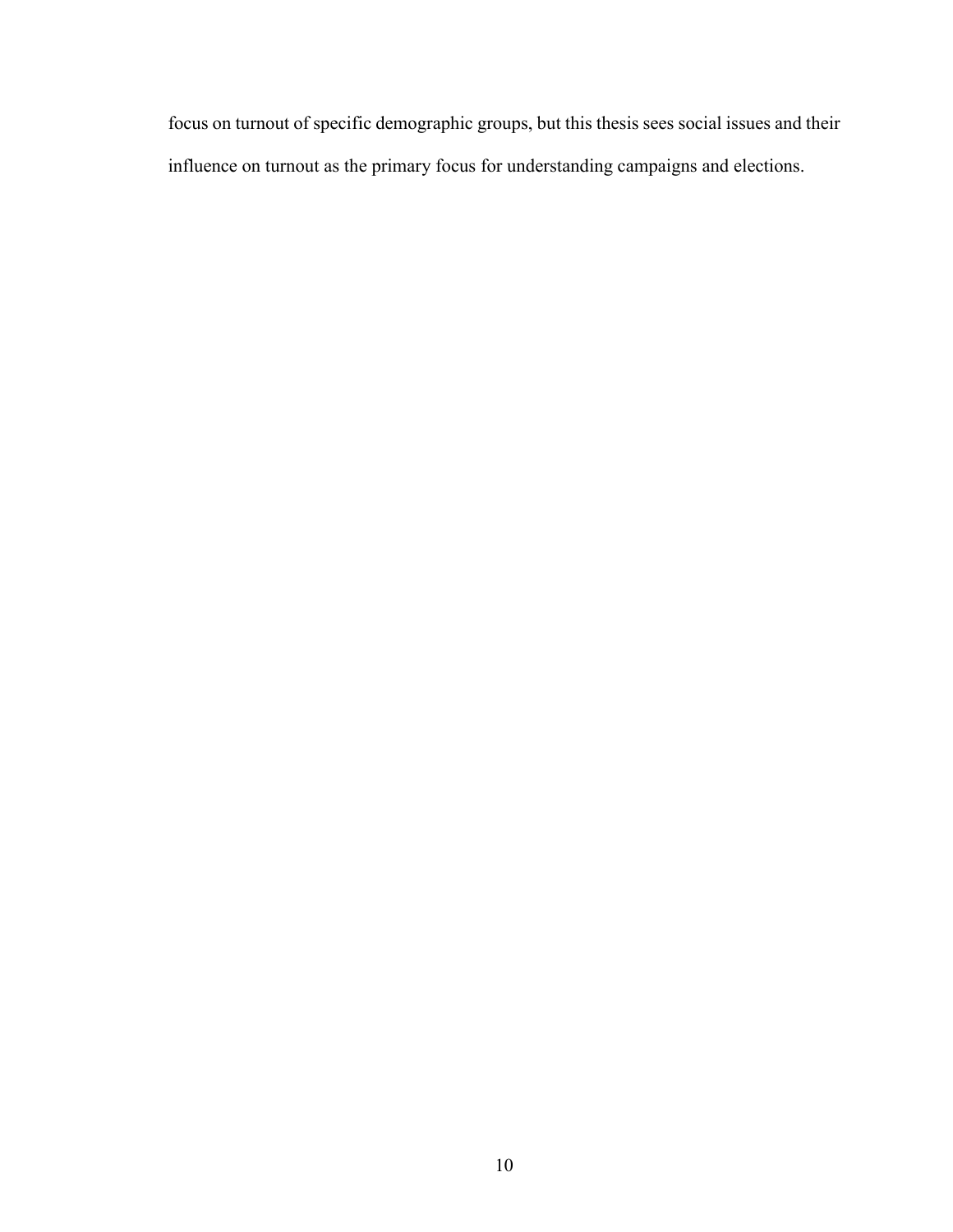focus on turnout of specific demographic groups, but this thesis sees social issues and their influence on turnout as the primary focus for understanding campaigns and elections.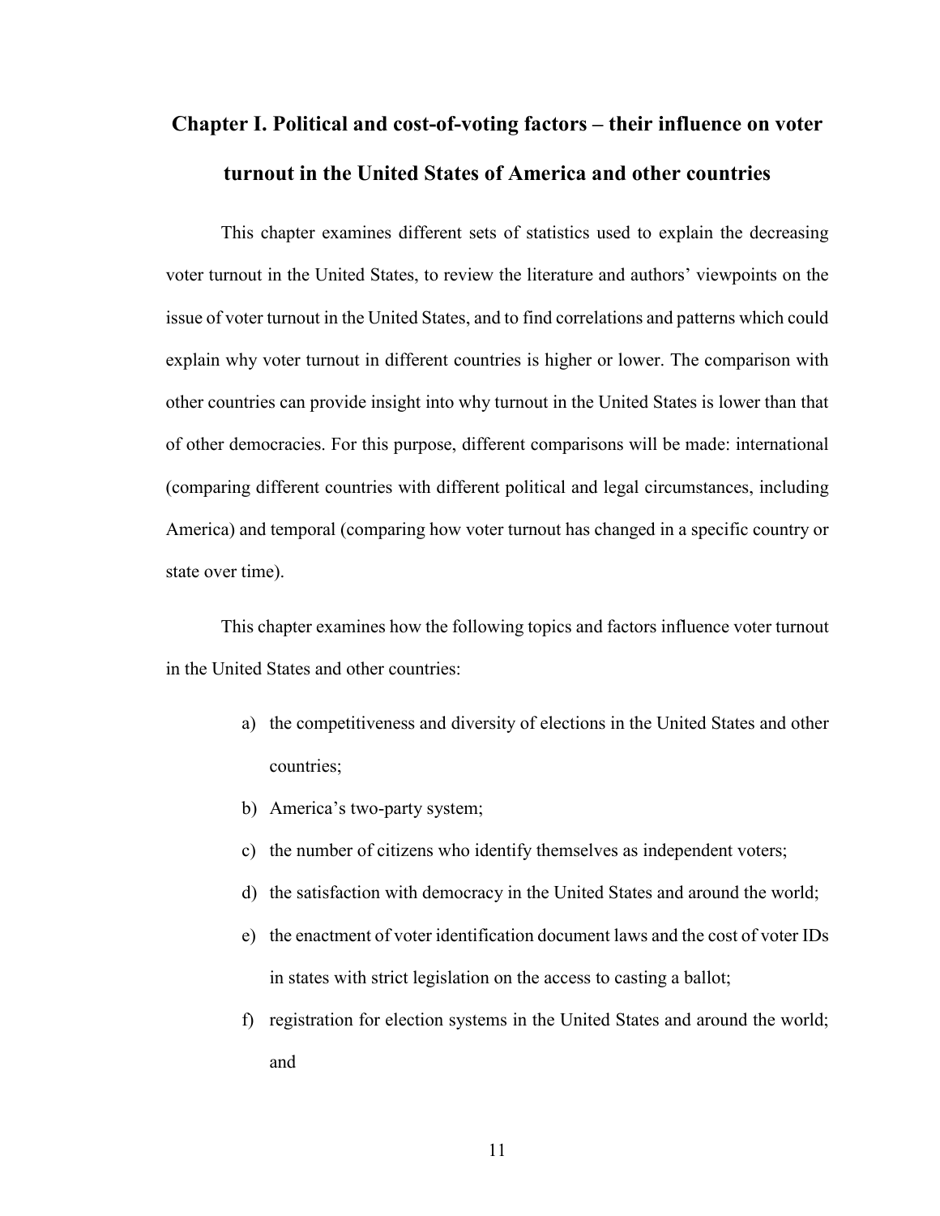# Chapter I. Political and cost-of-voting factors – their influence on voter turnout in the United States of America and other countries

This chapter examines different sets of statistics used to explain the decreasing voter turnout in the United States, to review the literature and authors' viewpoints on the issue of voter turnout in the United States, and to find correlations and patterns which could explain why voter turnout in different countries is higher or lower. The comparison with other countries can provide insight into why turnout in the United States is lower than that of other democracies. For this purpose, different comparisons will be made: international (comparing different countries with different political and legal circumstances, including America) and temporal (comparing how voter turnout has changed in a specific country or state over time).

This chapter examines how the following topics and factors influence voter turnout in the United States and other countries:

a) the competitiveness and diversity of elections in the United States and other countries;
b) America's two-party system;
c) the number of citizens who identify themselves as independent voters;
d) the satisfaction with democracy in the United States and around the world;
e) the enactment of voter identification document laws and the cost of voter IDs in states with strict legislation on the access to casting a ballot;
f) registration for election systems in the United States and around the world; and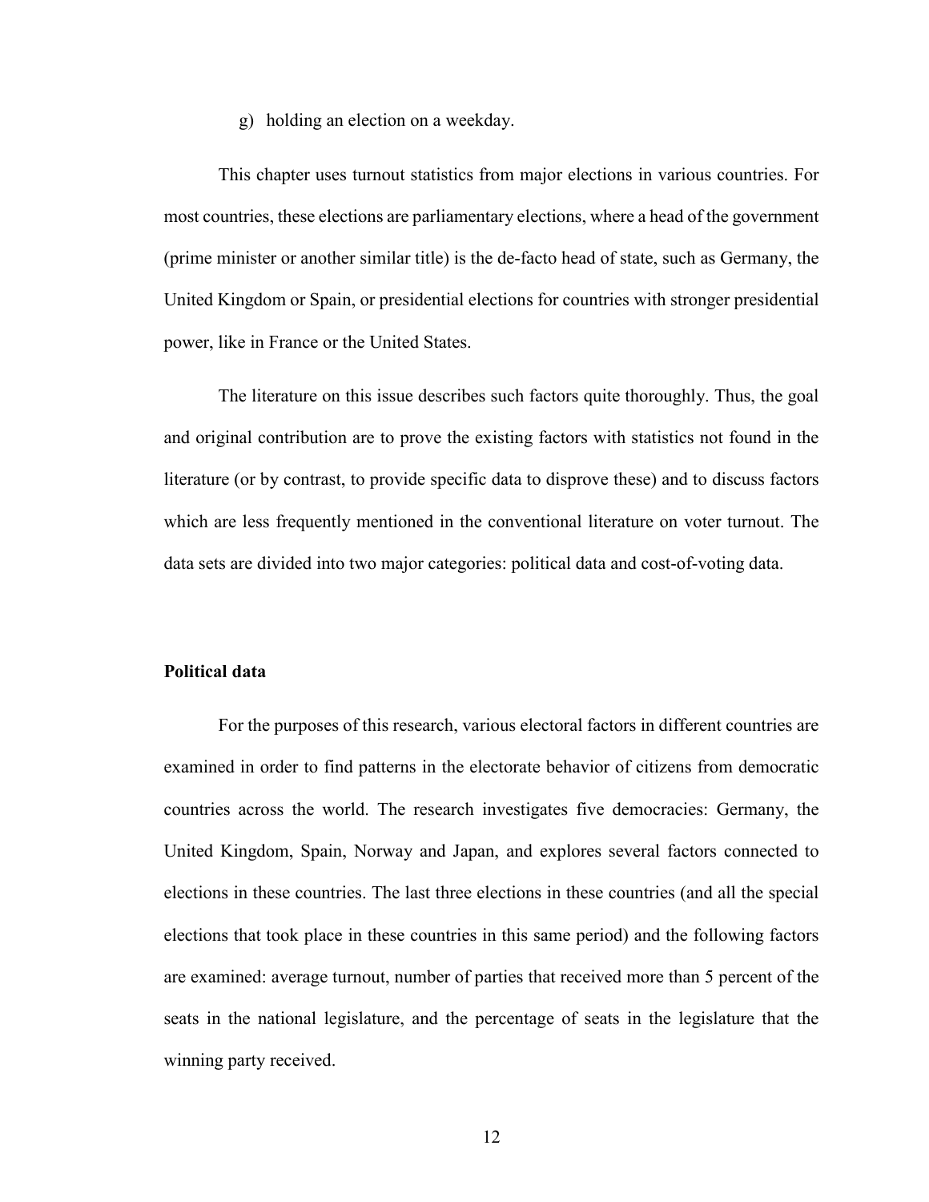g) holding an election on a weekday.

This chapter uses turnout statistics from major elections in various countries. For most countries, these elections are parliamentary elections, where a head of the government (prime minister or another similar title) is the de-facto head of state, such as Germany, the United Kingdom or Spain, or presidential elections for countries with stronger presidential power, like in France or the United States.

The literature on this issue describes such factors quite thoroughly. Thus, the goal and original contribution are to prove the existing factors with statistics not found in the literature (or by contrast, to provide specific data to disprove these) and to discuss factors which are less frequently mentioned in the conventional literature on voter turnout. The data sets are divided into two major categories: political data and cost-of-voting data.

**Political data**

For the purposes of this research, various electoral factors in different countries are examined in order to find patterns in the electorate behavior of citizens from democratic countries across the world. The research investigates five democracies: Germany, the United Kingdom, Spain, Norway and Japan, and explores several factors connected to elections in these countries. The last three elections in these countries (and all the special elections that took place in these countries in this same period) and the following factors are examined: average turnout, number of parties that received more than 5 percent of the seats in the national legislature, and the percentage of seats in the legislature that the winning party received.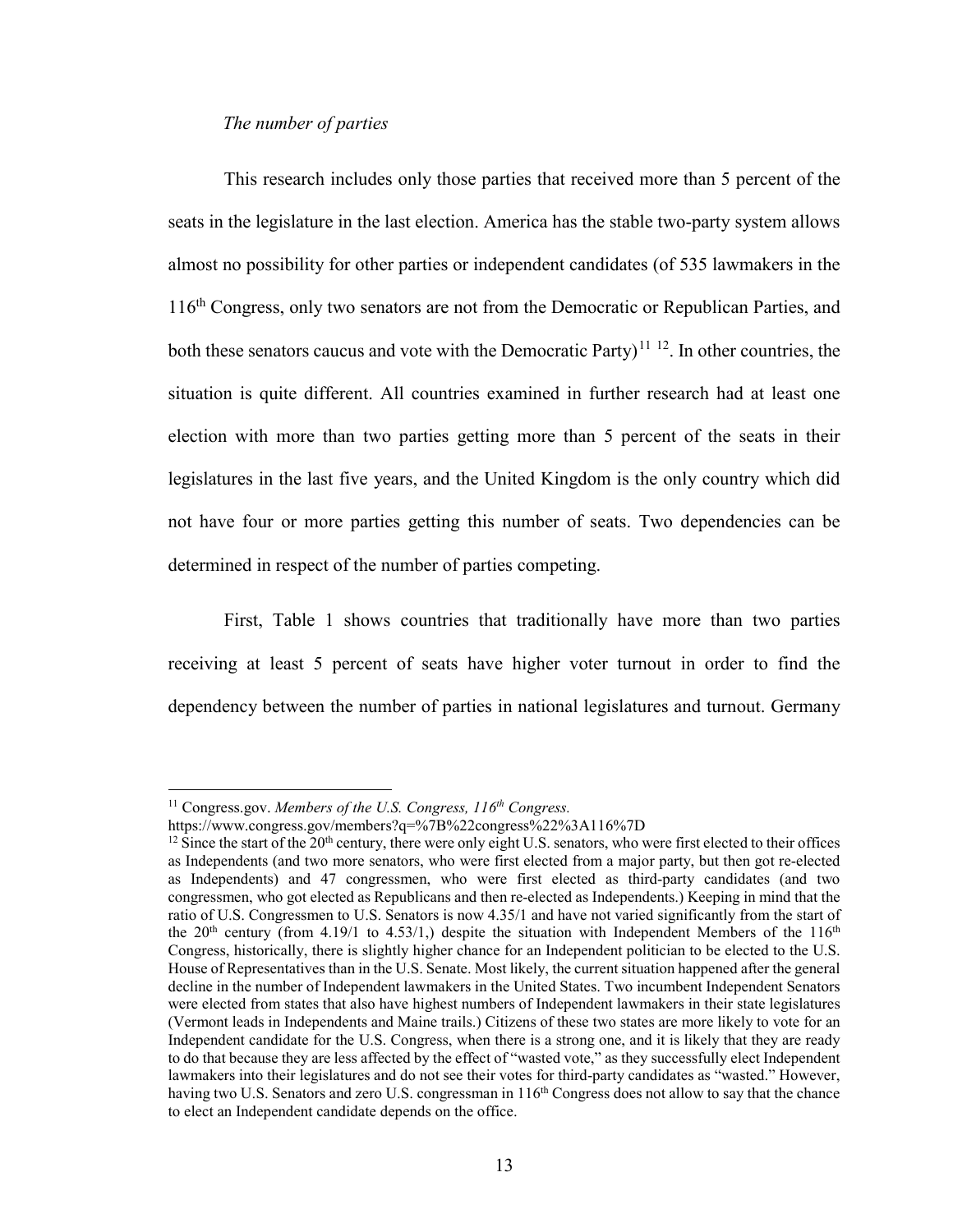*The number of parties*

This research includes only those parties that received more than 5 percent of the seats in the legislature in the last election. America has the stable two-party system allows almost no possibility for other parties or independent candidates (of 535 lawmakers in the 116th Congress, only two senators are not from the Democratic or Republican Parties, and both these senators caucus and vote with the Democratic Party)[11] [12]. In other countries, the situation is quite different. All countries examined in further research had at least one election with more than two parties getting more than 5 percent of the seats in their legislatures in the last five years, and the United Kingdom is the only country which did not have four or more parties getting this number of seats. Two dependencies can be determined in respect of the number of parties competing.

First, Table 1 shows countries that traditionally have more than two parties receiving at least 5 percent of seats have higher voter turnout in order to find the dependency between the number of parties in national legislatures and turnout. Germany

---

[11] Congress.gov. *Members of the U.S. Congress, 116th Congress.* https://www.congress.gov/members?q=%7B%22congress%22%3A116%7D

[12] Since the start of the 20th century, there were only eight U.S. senators, who were first elected to their offices as Independents (and two more senators, who were first elected from a major party, but then got re-elected as Independents) and 47 congressmen, who were first elected as third-party candidates (and two congressmen, who got elected as Republicans and then re-elected as Independents.) Keeping in mind that the ratio of U.S. Congressmen to U.S. Senators is now 4.35/1 and have not varied significantly from the start of the 20th century (from 4.19/1 to 4.53/1,) despite the situation with Independent Members of the 116th Congress, historically, there is slightly higher chance for an Independent politician to be elected to the U.S. House of Representatives than in the U.S. Senate. Most likely, the current situation happened after the general decline in the number of Independent lawmakers in the United States. Two incumbent Independent Senators were elected from states that also have highest numbers of Independent lawmakers in their state legislatures (Vermont leads in Independents and Maine trails.) Citizens of these two states are more likely to vote for an Independent candidate for the U.S. Congress, when there is a strong one, and it is likely that they are ready to do that because they are less affected by the effect of "wasted vote," as they successfully elect Independent lawmakers into their legislatures and do not see their votes for third-party candidates as "wasted." However, having two U.S. Senators and zero U.S. congressman in 116th Congress does not allow to say that the chance to elect an Independent candidate depends on the office.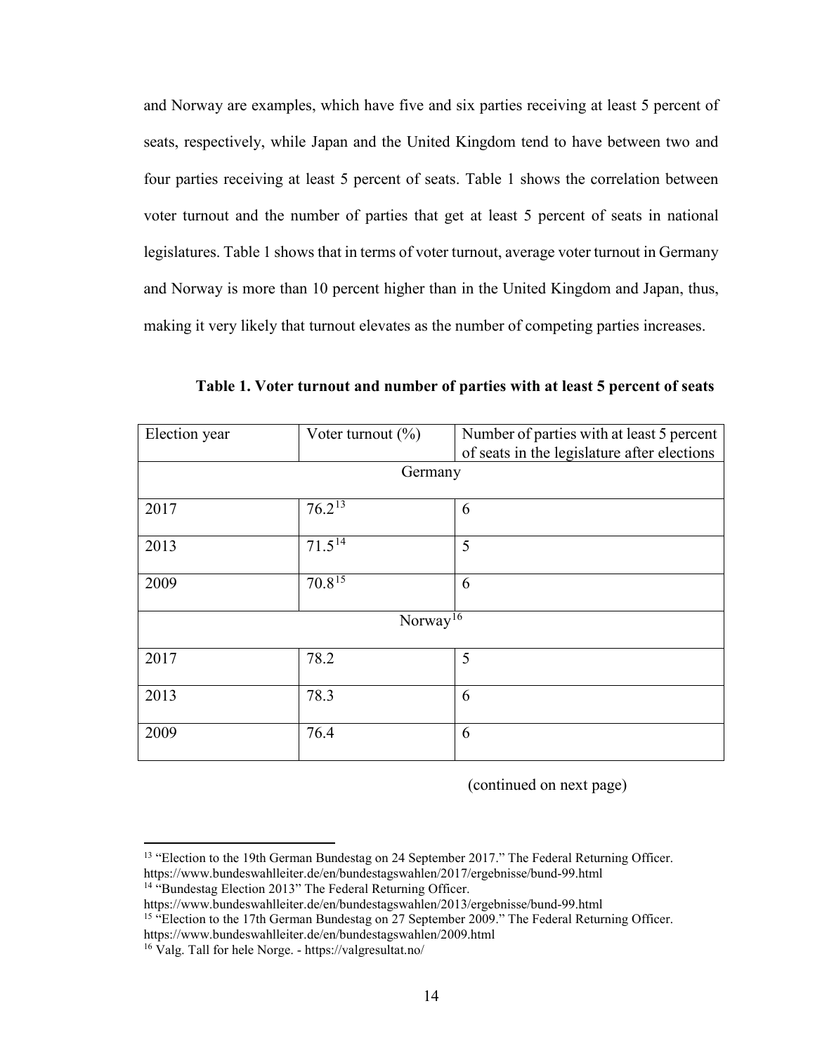and Norway are examples, which have five and six parties receiving at least 5 percent of seats, respectively, while Japan and the United Kingdom tend to have between two and four parties receiving at least 5 percent of seats. Table 1 shows the correlation between voter turnout and the number of parties that get at least 5 percent of seats in national legislatures. Table 1 shows that in terms of voter turnout, average voter turnout in Germany and Norway is more than 10 percent higher than in the United Kingdom and Japan, thus, making it very likely that turnout elevates as the number of competing parties increases.

**Table 1. Voter turnout and number of parties with at least 5 percent of seats**

| Election year | Voter turnout (%) | Number of parties with at least 5 percent of seats in the legislature after elections |
|---|---|---|
| | Germany | |
| 2017 | 76.2[13] | 6 |
| 2013 | 71.5[14] | 5 |
| 2009 | 70.8[15] | 6 |
| | Norway[16] | |
| 2017 | 78.2 | 5 |
| 2013 | 78.3 | 6 |
| 2009 | 76.4 | 6 |

(continued on next page)

[13] "Election to the 19th German Bundestag on 24 September 2017." The Federal Returning Officer. https://www.bundeswahlleiter.de/en/bundestagswahlen/2017/ergebnisse/bund-99.html

[14] "Bundestag Election 2013" The Federal Returning Officer. https://www.bundeswahlleiter.de/en/bundestagswahlen/2013/ergebnisse/bund-99.html

[15] "Election to the 17th German Bundestag on 27 September 2009." The Federal Returning Officer. https://www.bundeswahlleiter.de/en/bundestagswahlen/2009.html

[16] Valg. Tall for hele Norge. - https://valgresultat.no/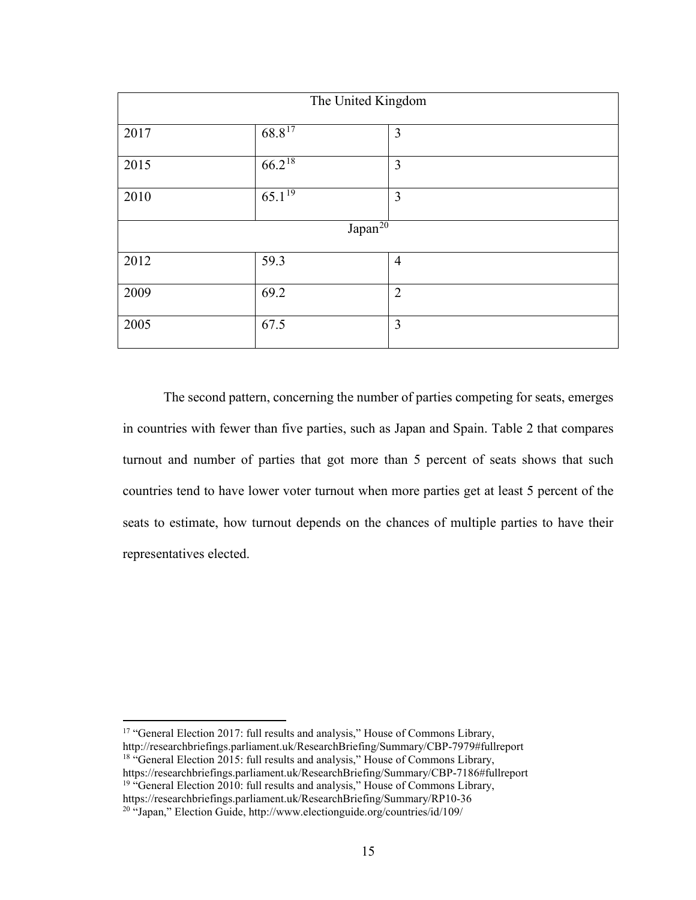| The United Kingdom | | |
|---|---|---|
| 2017 | 68.8[17] | 3 |
| 2015 | 66.2[18] | 3 |
| 2010 | 65.1[19] | 3 |
| Japan[20] | | |
| 2012 | 59.3 | 4 |
| 2009 | 69.2 | 2 |
| 2005 | 67.5 | 3 |

The second pattern, concerning the number of parties competing for seats, emerges in countries with fewer than five parties, such as Japan and Spain. Table 2 that compares turnout and number of parties that got more than 5 percent of seats shows that such countries tend to have lower voter turnout when more parties get at least 5 percent of the seats to estimate, how turnout depends on the chances of multiple parties to have their representatives elected.

---

[17] "General Election 2017: full results and analysis," House of Commons Library, http://researchbriefings.parliament.uk/ResearchBriefing/Summary/CBP-7979#fullreport

[18] "General Election 2015: full results and analysis," House of Commons Library, https://researchbriefings.parliament.uk/ResearchBriefing/Summary/CBP-7186#fullreport

[19] "General Election 2010: full results and analysis," House of Commons Library, https://researchbriefings.parliament.uk/ResearchBriefing/Summary/RP10-36

[20] "Japan," Election Guide, http://www.electionguide.org/countries/id/109/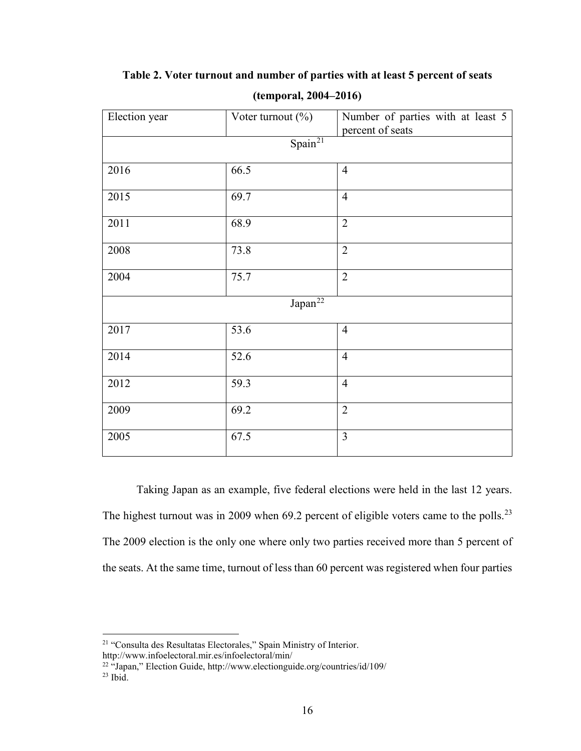**Table 2. Voter turnout and number of parties with at least 5 percent of seats (temporal, 2004–2016)**

| Election year | Voter turnout (%) | Number of parties with at least 5 percent of seats |
|---|---|---|
| Spain[21] | | |
| 2016 | 66.5 | 4 |
| 2015 | 69.7 | 4 |
| 2011 | 68.9 | 2 |
| 2008 | 73.8 | 2 |
| 2004 | 75.7 | 2 |
| Japan[22] | | |
| 2017 | 53.6 | 4 |
| 2014 | 52.6 | 4 |
| 2012 | 59.3 | 4 |
| 2009 | 69.2 | 2 |
| 2005 | 67.5 | 3 |

Taking Japan as an example, five federal elections were held in the last 12 years. The highest turnout was in 2009 when 69.2 percent of eligible voters came to the polls.[23] The 2009 election is the only one where only two parties received more than 5 percent of the seats. At the same time, turnout of less than 60 percent was registered when four parties

---

[21] "Consulta des Resultatas Electorales," Spain Ministry of Interior. http://www.infoelectoral.mir.es/infoelectoral/min/

[22] "Japan," Election Guide, http://www.electionguide.org/countries/id/109/

[23] Ibid.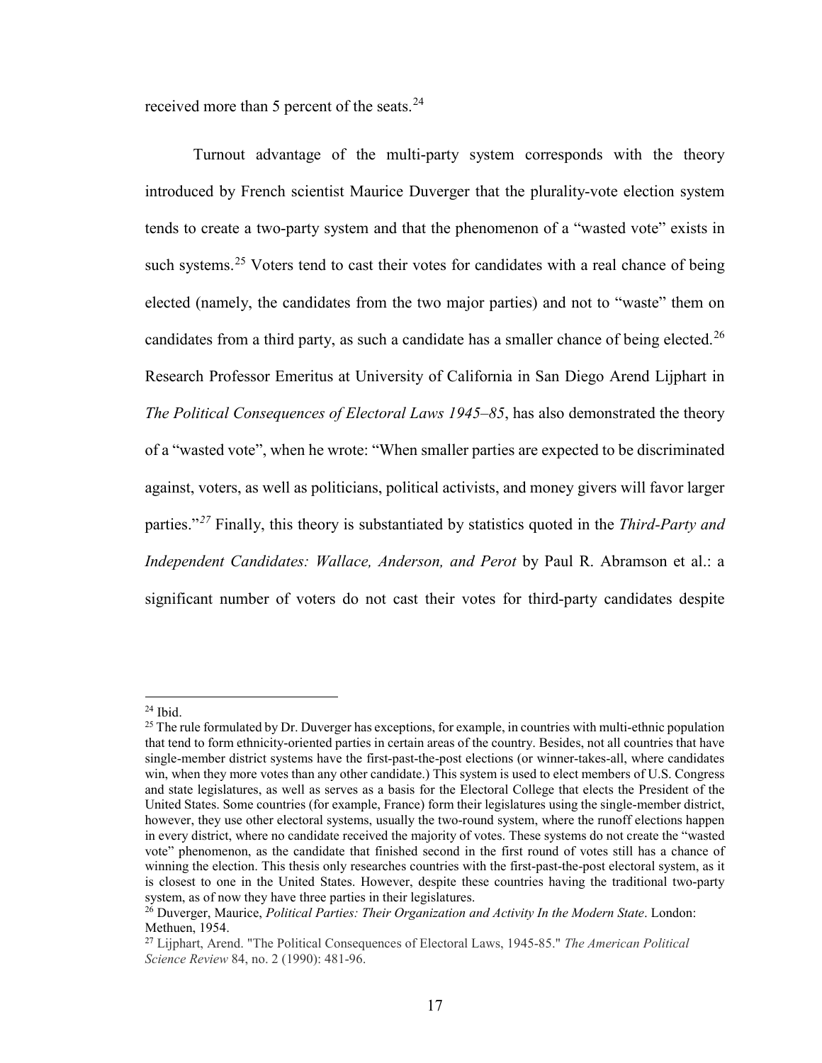received more than 5 percent of the seats.[24]

Turnout advantage of the multi-party system corresponds with the theory introduced by French scientist Maurice Duverger that the plurality-vote election system tends to create a two-party system and that the phenomenon of a "wasted vote" exists in such systems.[25] Voters tend to cast their votes for candidates with a real chance of being elected (namely, the candidates from the two major parties) and not to "waste" them on candidates from a third party, as such a candidate has a smaller chance of being elected.[26] Research Professor Emeritus at University of California in San Diego Arend Lijphart in *The Political Consequences of Electoral Laws 1945–85*, has also demonstrated the theory of a "wasted vote", when he wrote: "When smaller parties are expected to be discriminated against, voters, as well as politicians, political activists, and money givers will favor larger parties."[27] Finally, this theory is substantiated by statistics quoted in the *Third-Party and Independent Candidates: Wallace, Anderson, and Perot* by Paul R. Abramson et al.: a significant number of voters do not cast their votes for third-party candidates despite

---

[24] Ibid.

[25] The rule formulated by Dr. Duverger has exceptions, for example, in countries with multi-ethnic population that tend to form ethnicity-oriented parties in certain areas of the country. Besides, not all countries that have single-member district systems have the first-past-the-post elections (or winner-takes-all, where candidates win, when they more votes than any other candidate.) This system is used to elect members of U.S. Congress and state legislatures, as well as serves as a basis for the Electoral College that elects the President of the United States. Some countries (for example, France) form their legislatures using the single-member district, however, they use other electoral systems, usually the two-round system, where the runoff elections happen in every district, where no candidate received the majority of votes. These systems do not create the "wasted vote" phenomenon, as the candidate that finished second in the first round of votes still has a chance of winning the election. This thesis only researches countries with the first-past-the-post electoral system, as it is closest to one in the United States. However, despite these countries having the traditional two-party system, as of now they have three parties in their legislatures.

[26] Duverger, Maurice, *Political Parties: Their Organization and Activity In the Modern State*. London: Methuen, 1954.

[27] Lijphart, Arend. "The Political Consequences of Electoral Laws, 1945-85." *The American Political Science Review* 84, no. 2 (1990): 481-96.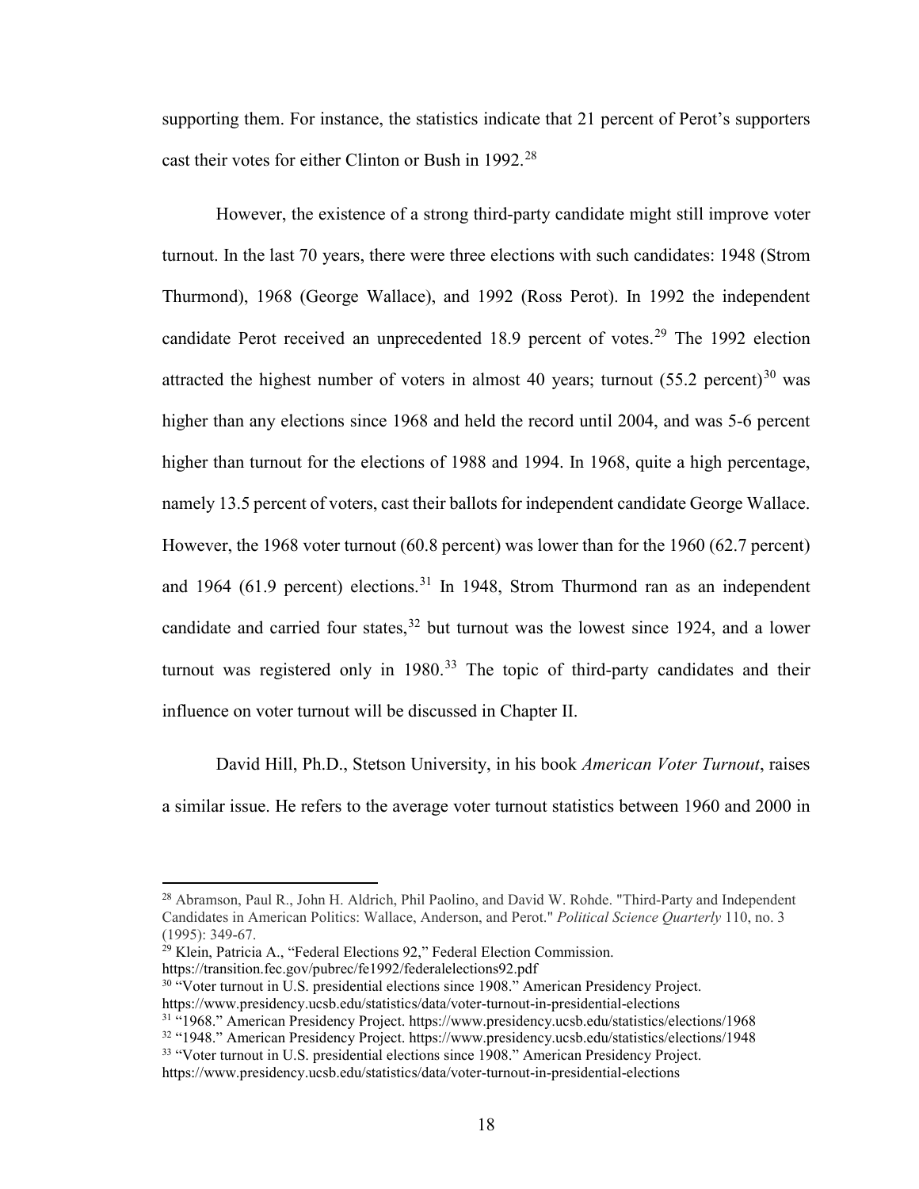supporting them. For instance, the statistics indicate that 21 percent of Perot's supporters cast their votes for either Clinton or Bush in 1992.[28]

However, the existence of a strong third-party candidate might still improve voter turnout. In the last 70 years, there were three elections with such candidates: 1948 (Strom Thurmond), 1968 (George Wallace), and 1992 (Ross Perot). In 1992 the independent candidate Perot received an unprecedented 18.9 percent of votes.[29] The 1992 election attracted the highest number of voters in almost 40 years; turnout (55.2 percent)[30] was higher than any elections since 1968 and held the record until 2004, and was 5-6 percent higher than turnout for the elections of 1988 and 1994. In 1968, quite a high percentage, namely 13.5 percent of voters, cast their ballots for independent candidate George Wallace. However, the 1968 voter turnout (60.8 percent) was lower than for the 1960 (62.7 percent) and 1964 (61.9 percent) elections.[31] In 1948, Strom Thurmond ran as an independent candidate and carried four states,[32] but turnout was the lowest since 1924, and a lower turnout was registered only in 1980.[33] The topic of third-party candidates and their influence on voter turnout will be discussed in Chapter II.

David Hill, Ph.D., Stetson University, in his book *American Voter Turnout*, raises a similar issue. He refers to the average voter turnout statistics between 1960 and 2000 in

---

[28] Abramson, Paul R., John H. Aldrich, Phil Paolino, and David W. Rohde. "Third-Party and Independent Candidates in American Politics: Wallace, Anderson, and Perot." *Political Science Quarterly* 110, no. 3 (1995): 349-67.

[29] Klein, Patricia A., "Federal Elections 92," Federal Election Commission. https://transition.fec.gov/pubrec/fe1992/federalelections92.pdf

[30] "Voter turnout in U.S. presidential elections since 1908." American Presidency Project. https://www.presidency.ucsb.edu/statistics/data/voter-turnout-in-presidential-elections

[31] "1968." American Presidency Project. https://www.presidency.ucsb.edu/statistics/elections/1968

[32] "1948." American Presidency Project. https://www.presidency.ucsb.edu/statistics/elections/1948

[33] "Voter turnout in U.S. presidential elections since 1908." American Presidency Project. https://www.presidency.ucsb.edu/statistics/data/voter-turnout-in-presidential-elections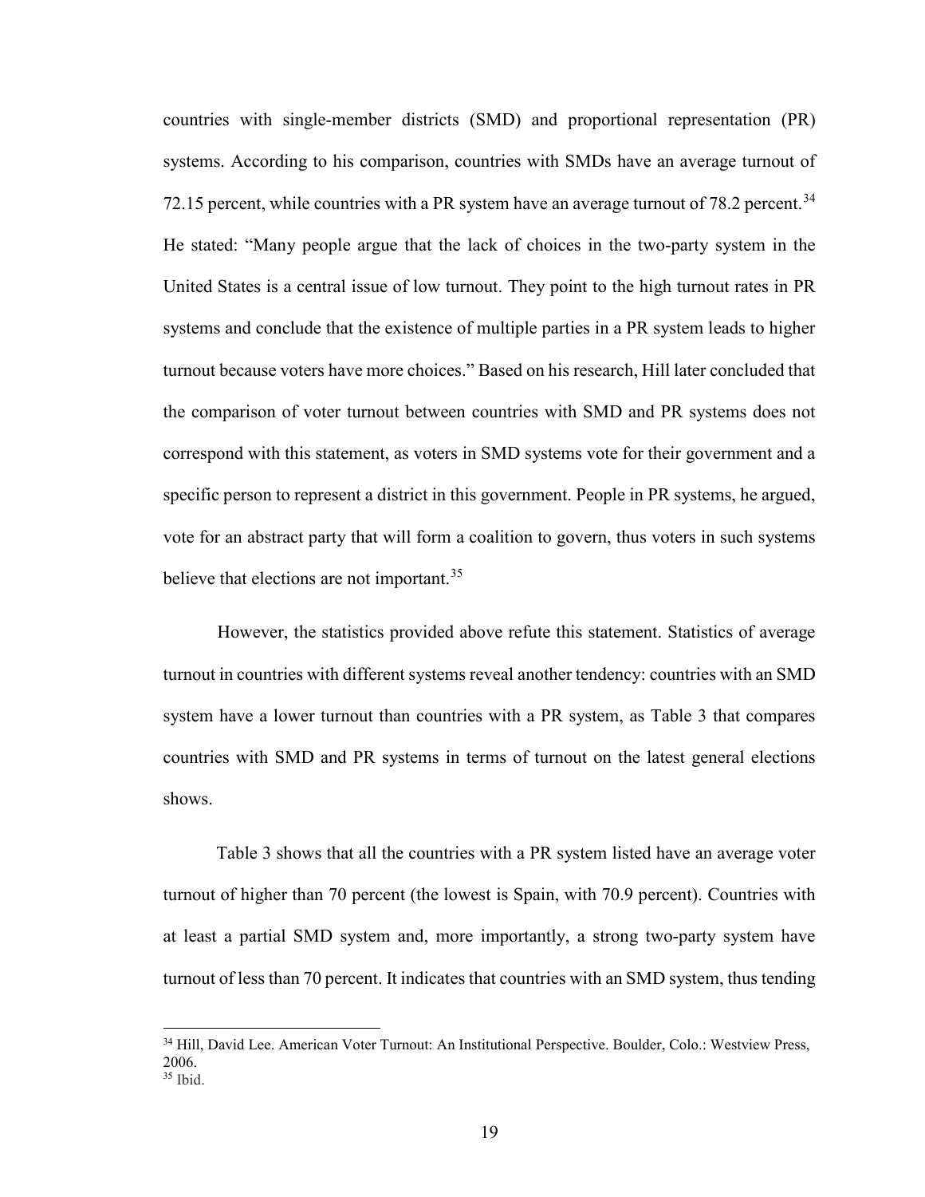countries with single-member districts (SMD) and proportional representation (PR) systems. According to his comparison, countries with SMDs have an average turnout of 72.15 percent, while countries with a PR system have an average turnout of 78.2 percent.[34] He stated: "Many people argue that the lack of choices in the two-party system in the United States is a central issue of low turnout. They point to the high turnout rates in PR systems and conclude that the existence of multiple parties in a PR system leads to higher turnout because voters have more choices." Based on his research, Hill later concluded that the comparison of voter turnout between countries with SMD and PR systems does not correspond with this statement, as voters in SMD systems vote for their government and a specific person to represent a district in this government. People in PR systems, he argued, vote for an abstract party that will form a coalition to govern, thus voters in such systems believe that elections are not important.[35]

However, the statistics provided above refute this statement. Statistics of average turnout in countries with different systems reveal another tendency: countries with an SMD system have a lower turnout than countries with a PR system, as Table 3 that compares countries with SMD and PR systems in terms of turnout on the latest general elections shows.

Table 3 shows that all the countries with a PR system listed have an average voter turnout of higher than 70 percent (the lowest is Spain, with 70.9 percent). Countries with at least a partial SMD system and, more importantly, a strong two-party system have turnout of less than 70 percent. It indicates that countries with an SMD system, thus tending

---

[34] Hill, David Lee. American Voter Turnout: An Institutional Perspective. Boulder, Colo.: Westview Press, 2006.

[35] Ibid.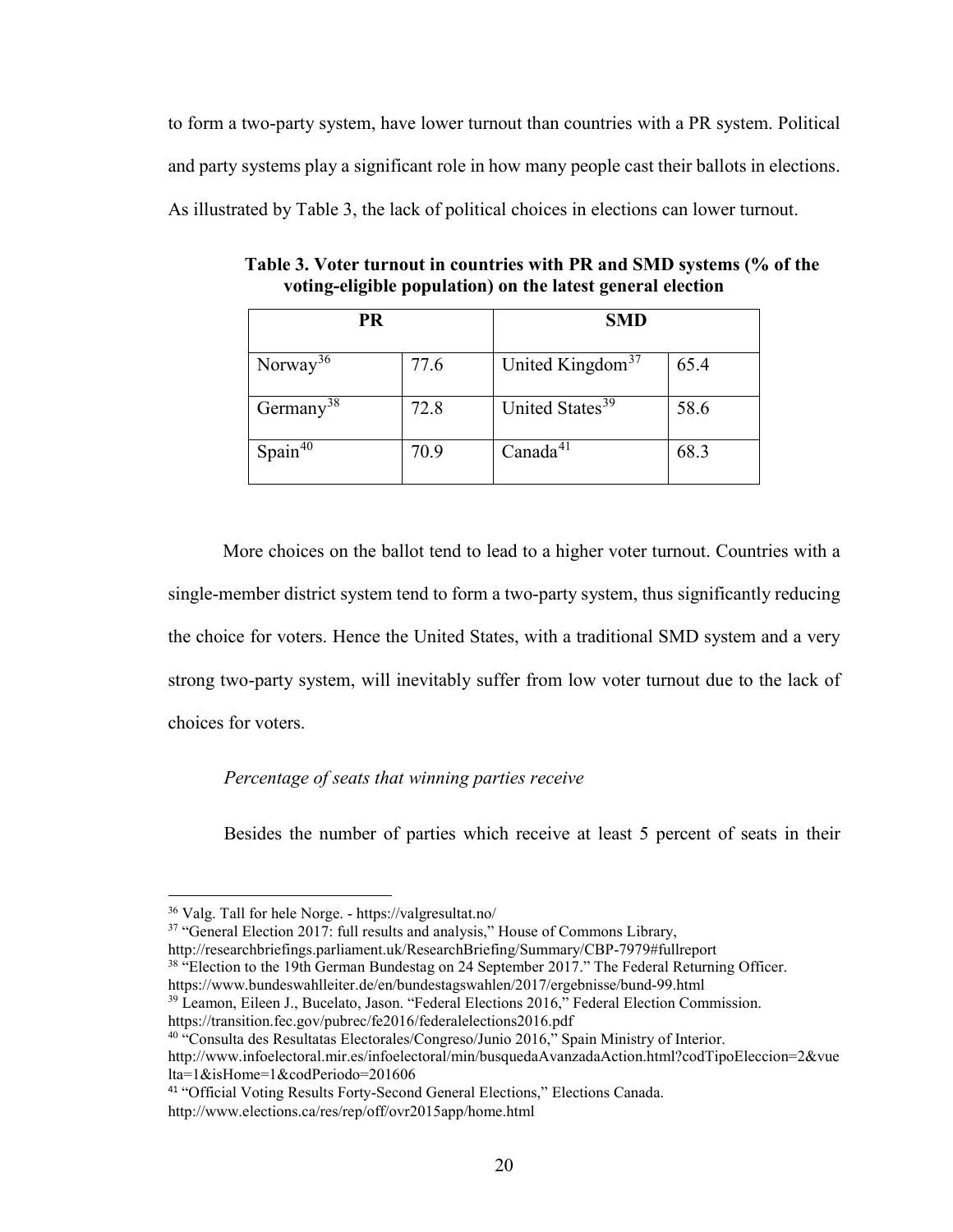to form a two-party system, have lower turnout than countries with a PR system. Political and party systems play a significant role in how many people cast their ballots in elections. As illustrated by Table 3, the lack of political choices in elections can lower turnout.

**Table 3. Voter turnout in countries with PR and SMD systems (% of the voting-eligible population) on the latest general election**

| PR | | SMD | |
|---|---|---|---|
| Norway[36] | 77.6 | United Kingdom[37] | 65.4 |
| Germany[38] | 72.8 | United States[39] | 58.6 |
| Spain[40] | 70.9 | Canada[41] | 68.3 |

More choices on the ballot tend to lead to a higher voter turnout. Countries with a single-member district system tend to form a two-party system, thus significantly reducing the choice for voters. Hence the United States, with a traditional SMD system and a very strong two-party system, will inevitably suffer from low voter turnout due to the lack of choices for voters.

*Percentage of seats that winning parties receive*

Besides the number of parties which receive at least 5 percent of seats in their

---

[36] Valg. Tall for hele Norge. - https://valgresultat.no/

[37] "General Election 2017: full results and analysis," House of Commons Library, http://researchbriefings.parliament.uk/ResearchBriefing/Summary/CBP-7979#fullreport

[38] "Election to the 19th German Bundestag on 24 September 2017." The Federal Returning Officer. https://www.bundeswahlleiter.de/en/bundestagswahlen/2017/ergebnisse/bund-99.html

[39] Leamon, Eileen J., Bucelato, Jason. "Federal Elections 2016," Federal Election Commission. https://transition.fec.gov/pubrec/fe2016/federalelections2016.pdf

[40] "Consulta des Resultatas Electorales/Congreso/Junio 2016," Spain Ministry of Interior. http://www.infoelectoral.mir.es/infoelectoral/min/busquedaAvanzadaAction.html?codTipoEleccion=2&vuelta=1&isHome=1&codPeriodo=201606

[41] "Official Voting Results Forty-Second General Elections," Elections Canada. http://www.elections.ca/res/rep/off/ovr2015app/home.html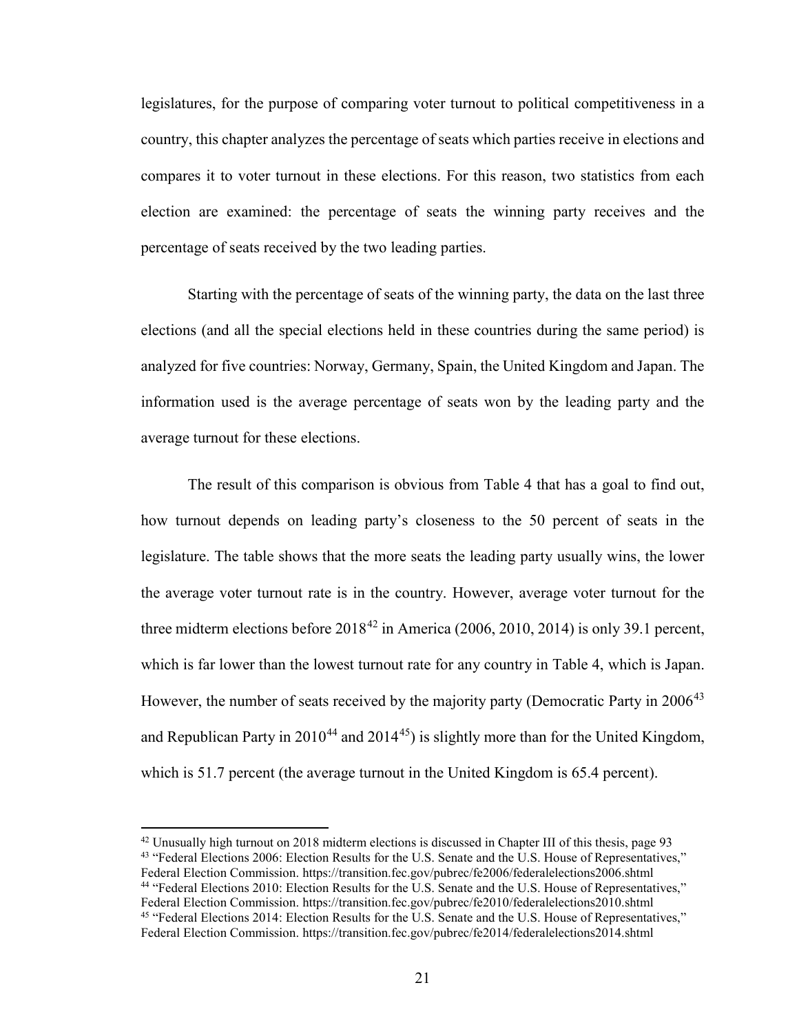legislatures, for the purpose of comparing voter turnout to political competitiveness in a country, this chapter analyzes the percentage of seats which parties receive in elections and compares it to voter turnout in these elections. For this reason, two statistics from each election are examined: the percentage of seats the winning party receives and the percentage of seats received by the two leading parties.

Starting with the percentage of seats of the winning party, the data on the last three elections (and all the special elections held in these countries during the same period) is analyzed for five countries: Norway, Germany, Spain, the United Kingdom and Japan. The information used is the average percentage of seats won by the leading party and the average turnout for these elections.

The result of this comparison is obvious from Table 4 that has a goal to find out, how turnout depends on leading party's closeness to the 50 percent of seats in the legislature. The table shows that the more seats the leading party usually wins, the lower the average voter turnout rate is in the country. However, average voter turnout for the three midterm elections before 2018[42] in America (2006, 2010, 2014) is only 39.1 percent, which is far lower than the lowest turnout rate for any country in Table 4, which is Japan. However, the number of seats received by the majority party (Democratic Party in 2006[43] and Republican Party in 2010[44] and 2014[45]) is slightly more than for the United Kingdom, which is 51.7 percent (the average turnout in the United Kingdom is 65.4 percent).

---

[42] Unusually high turnout on 2018 midterm elections is discussed in Chapter III of this thesis, page 93

[43] "Federal Elections 2006: Election Results for the U.S. Senate and the U.S. House of Representatives," Federal Election Commission. https://transition.fec.gov/pubrec/fe2006/federalelections2006.shtml

[44] "Federal Elections 2010: Election Results for the U.S. Senate and the U.S. House of Representatives," Federal Election Commission. https://transition.fec.gov/pubrec/fe2010/federalelections2010.shtml

[45] "Federal Elections 2014: Election Results for the U.S. Senate and the U.S. House of Representatives," Federal Election Commission. https://transition.fec.gov/pubrec/fe2014/federalelections2014.shtml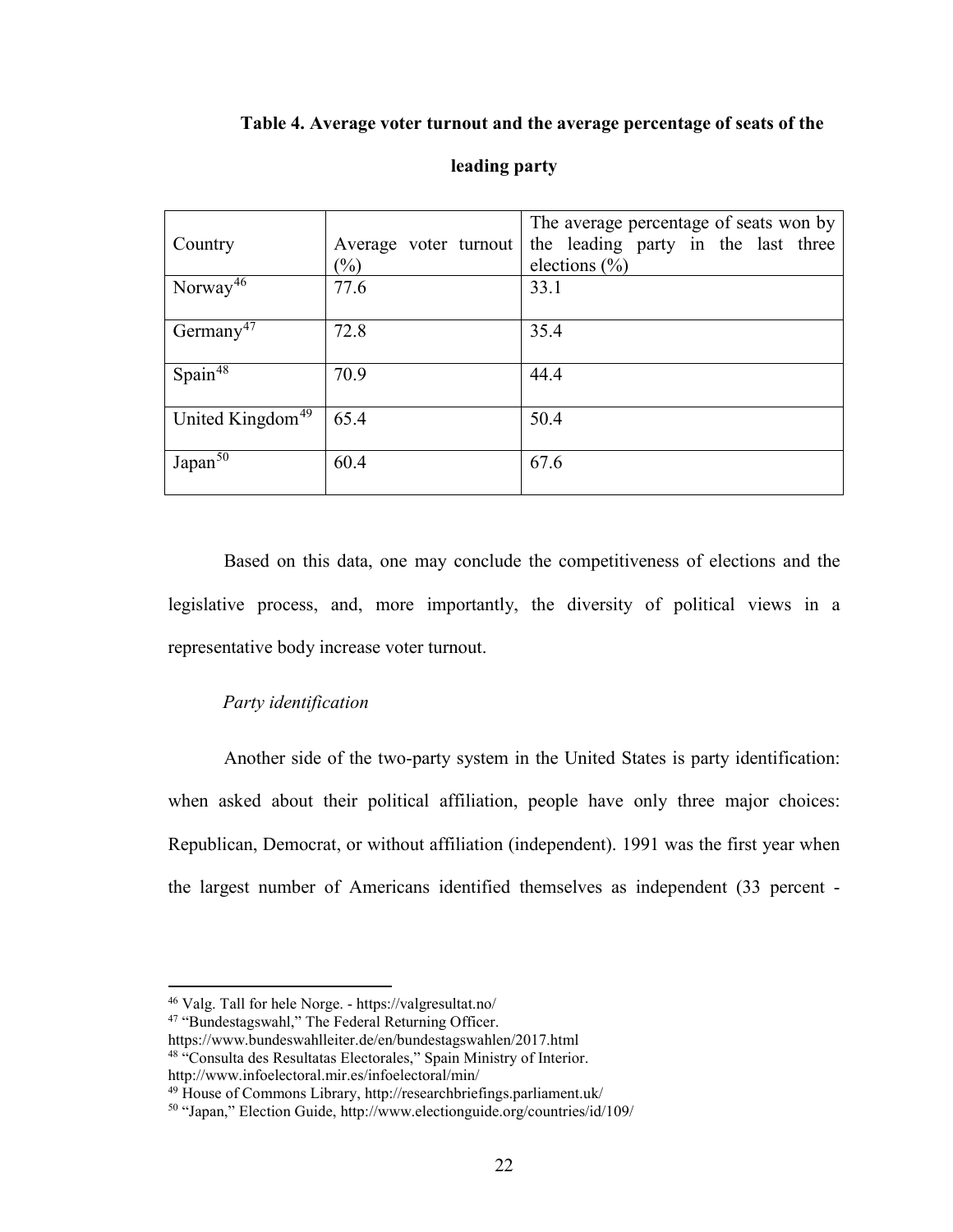**Table 4. Average voter turnout and the average percentage of seats of the leading party**

| Country | Average voter turnout (%) | The average percentage of seats won by the leading party in the last three elections (%) |
| --- | --- | --- |
| Norway[46] | 77.6 | 33.1 |
| Germany[47] | 72.8 | 35.4 |
| Spain[48] | 70.9 | 44.4 |
| United Kingdom[49] | 65.4 | 50.4 |
| Japan[50] | 60.4 | 67.6 |

Based on this data, one may conclude the competitiveness of elections and the legislative process, and, more importantly, the diversity of political views in a representative body increase voter turnout.

*Party identification*

Another side of the two-party system in the United States is party identification: when asked about their political affiliation, people have only three major choices: Republican, Democrat, or without affiliation (independent). 1991 was the first year when the largest number of Americans identified themselves as independent (33 percent -

---

[46] Valg. Tall for hele Norge. - https://valgresultat.no/

[47] "Bundestagswahl," The Federal Returning Officer. https://www.bundeswahlleiter.de/en/bundestagswahlen/2017.html

[48] "Consulta des Resultatas Electorales," Spain Ministry of Interior. http://www.infoelectoral.mir.es/infoelectoral/min/

[49] House of Commons Library, http://researchbriefings.parliament.uk/

[50] "Japan," Election Guide, http://www.electionguide.org/countries/id/109/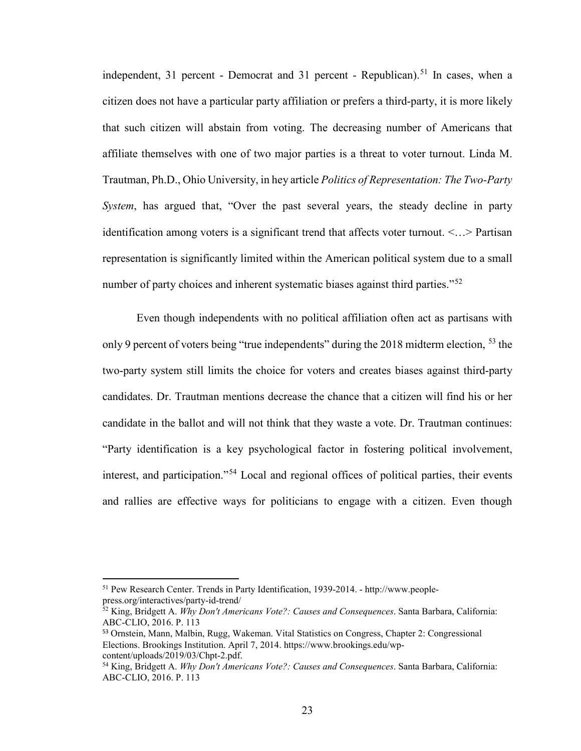independent, 31 percent - Democrat and 31 percent - Republican).[51] In cases, when a citizen does not have a particular party affiliation or prefers a third-party, it is more likely that such citizen will abstain from voting. The decreasing number of Americans that affiliate themselves with one of two major parties is a threat to voter turnout. Linda M. Trautman, Ph.D., Ohio University, in hey article *Politics of Representation: The Two-Party System*, has argued that, "Over the past several years, the steady decline in party identification among voters is a significant trend that affects voter turnout. <…> Partisan representation is significantly limited within the American political system due to a small number of party choices and inherent systematic biases against third parties."[52]

Even though independents with no political affiliation often act as partisans with only 9 percent of voters being "true independents" during the 2018 midterm election, [53] the two-party system still limits the choice for voters and creates biases against third-party candidates. Dr. Trautman mentions decrease the chance that a citizen will find his or her candidate in the ballot and will not think that they waste a vote. Dr. Trautman continues: "Party identification is a key psychological factor in fostering political involvement, interest, and participation."[54] Local and regional offices of political parties, their events and rallies are effective ways for politicians to engage with a citizen. Even though

---

[51] Pew Research Center. Trends in Party Identification, 1939-2014. - http://www.people-press.org/interactives/party-id-trend/

[52] King, Bridgett A. *Why Don't Americans Vote?: Causes and Consequences*. Santa Barbara, California: ABC-CLIO, 2016. P. 113

[53] Ornstein, Mann, Malbin, Rugg, Wakeman. Vital Statistics on Congress, Chapter 2: Congressional Elections. Brookings Institution. April 7, 2014. https://www.brookings.edu/wp-content/uploads/2019/03/Chpt-2.pdf.

[54] King, Bridgett A. *Why Don't Americans Vote?: Causes and Consequences*. Santa Barbara, California: ABC-CLIO, 2016. P. 113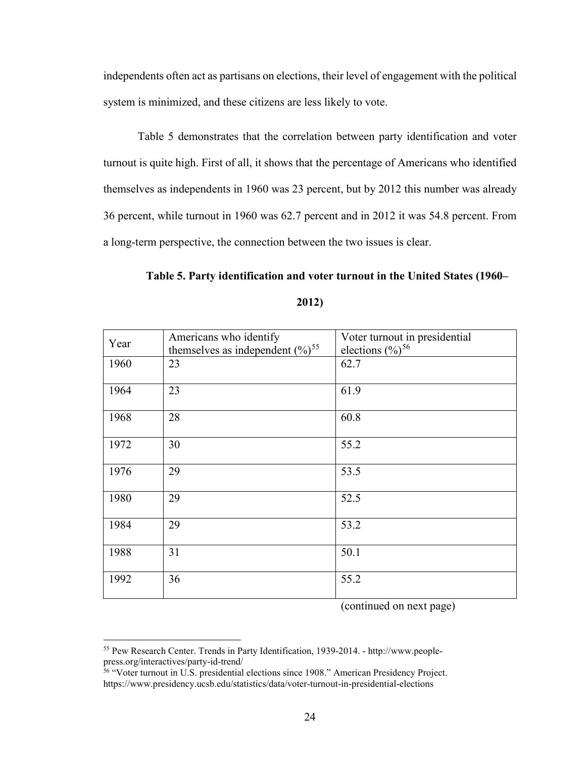independents often act as partisans on elections, their level of engagement with the political system is minimized, and these citizens are less likely to vote.

Table 5 demonstrates that the correlation between party identification and voter turnout is quite high. First of all, it shows that the percentage of Americans who identified themselves as independents in 1960 was 23 percent, but by 2012 this number was already 36 percent, while turnout in 1960 was 62.7 percent and in 2012 it was 54.8 percent. From a long-term perspective, the connection between the two issues is clear.

**Table 5. Party identification and voter turnout in the United States (1960–2012)**

| Year | Americans who identify themselves as independent (%)[55] | Voter turnout in presidential elections (%)[56] |
|---|---|---|
| 1960 | 23 | 62.7 |
| 1964 | 23 | 61.9 |
| 1968 | 28 | 60.8 |
| 1972 | 30 | 55.2 |
| 1976 | 29 | 53.5 |
| 1980 | 29 | 52.5 |
| 1984 | 29 | 53.2 |
| 1988 | 31 | 50.1 |
| 1992 | 36 | 55.2 |

(continued on next page)

[55] Pew Research Center. Trends in Party Identification, 1939-2014. - http://www.people-press.org/interactives/party-id-trend/

[56] "Voter turnout in U.S. presidential elections since 1908." American Presidency Project. https://www.presidency.ucsb.edu/statistics/data/voter-turnout-in-presidential-elections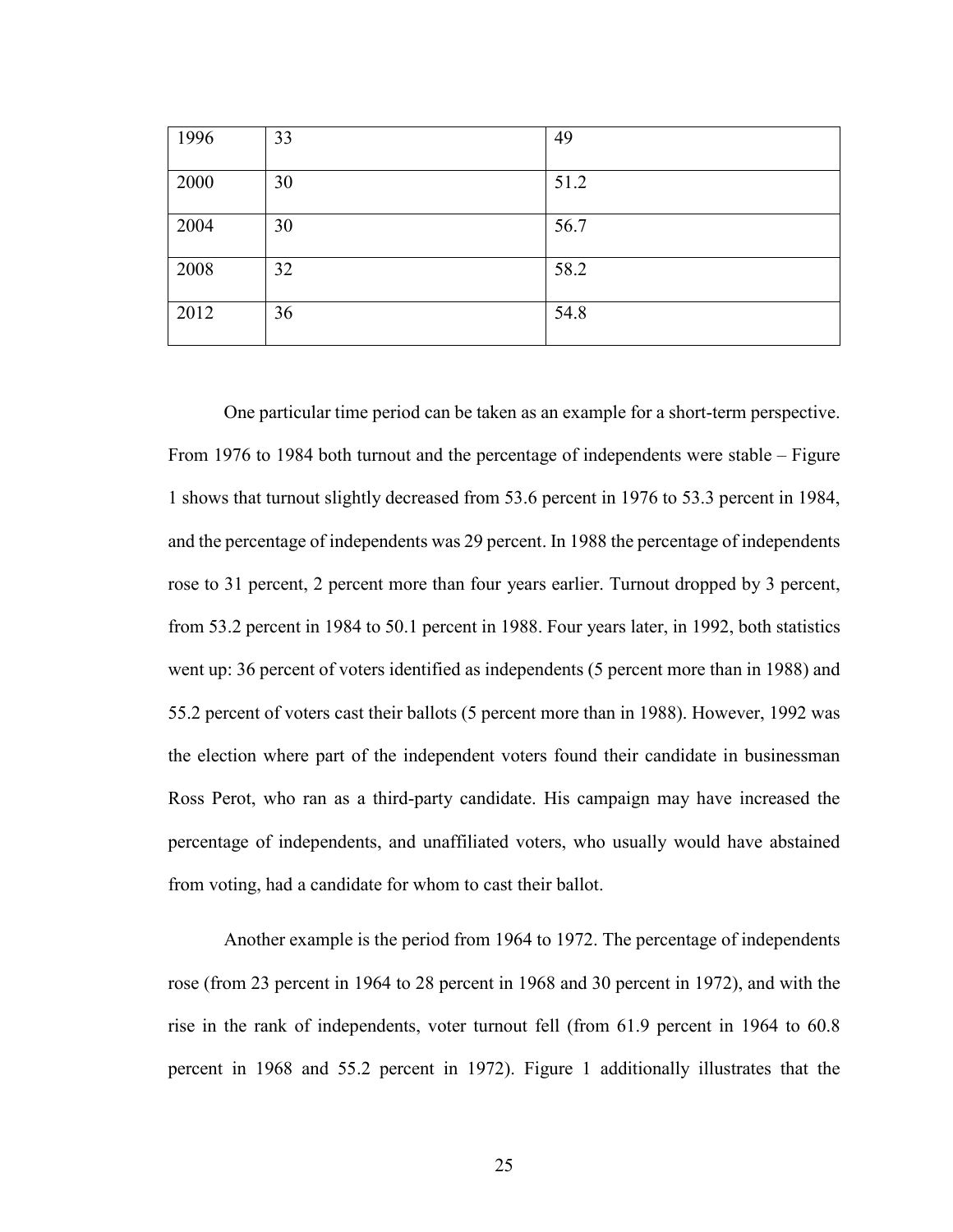| | | |
|---|---|---|
| 1996 | 33 | 49 |
| 2000 | 30 | 51.2 |
| 2004 | 30 | 56.7 |
| 2008 | 32 | 58.2 |
| 2012 | 36 | 54.8 |

One particular time period can be taken as an example for a short-term perspective. From 1976 to 1984 both turnout and the percentage of independents were stable – Figure 1 shows that turnout slightly decreased from 53.6 percent in 1976 to 53.3 percent in 1984, and the percentage of independents was 29 percent. In 1988 the percentage of independents rose to 31 percent, 2 percent more than four years earlier. Turnout dropped by 3 percent, from 53.2 percent in 1984 to 50.1 percent in 1988. Four years later, in 1992, both statistics went up: 36 percent of voters identified as independents (5 percent more than in 1988) and 55.2 percent of voters cast their ballots (5 percent more than in 1988). However, 1992 was the election where part of the independent voters found their candidate in businessman Ross Perot, who ran as a third-party candidate. His campaign may have increased the percentage of independents, and unaffiliated voters, who usually would have abstained from voting, had a candidate for whom to cast their ballot.

Another example is the period from 1964 to 1972. The percentage of independents rose (from 23 percent in 1964 to 28 percent in 1968 and 30 percent in 1972), and with the rise in the rank of independents, voter turnout fell (from 61.9 percent in 1964 to 60.8 percent in 1968 and 55.2 percent in 1972). Figure 1 additionally illustrates that the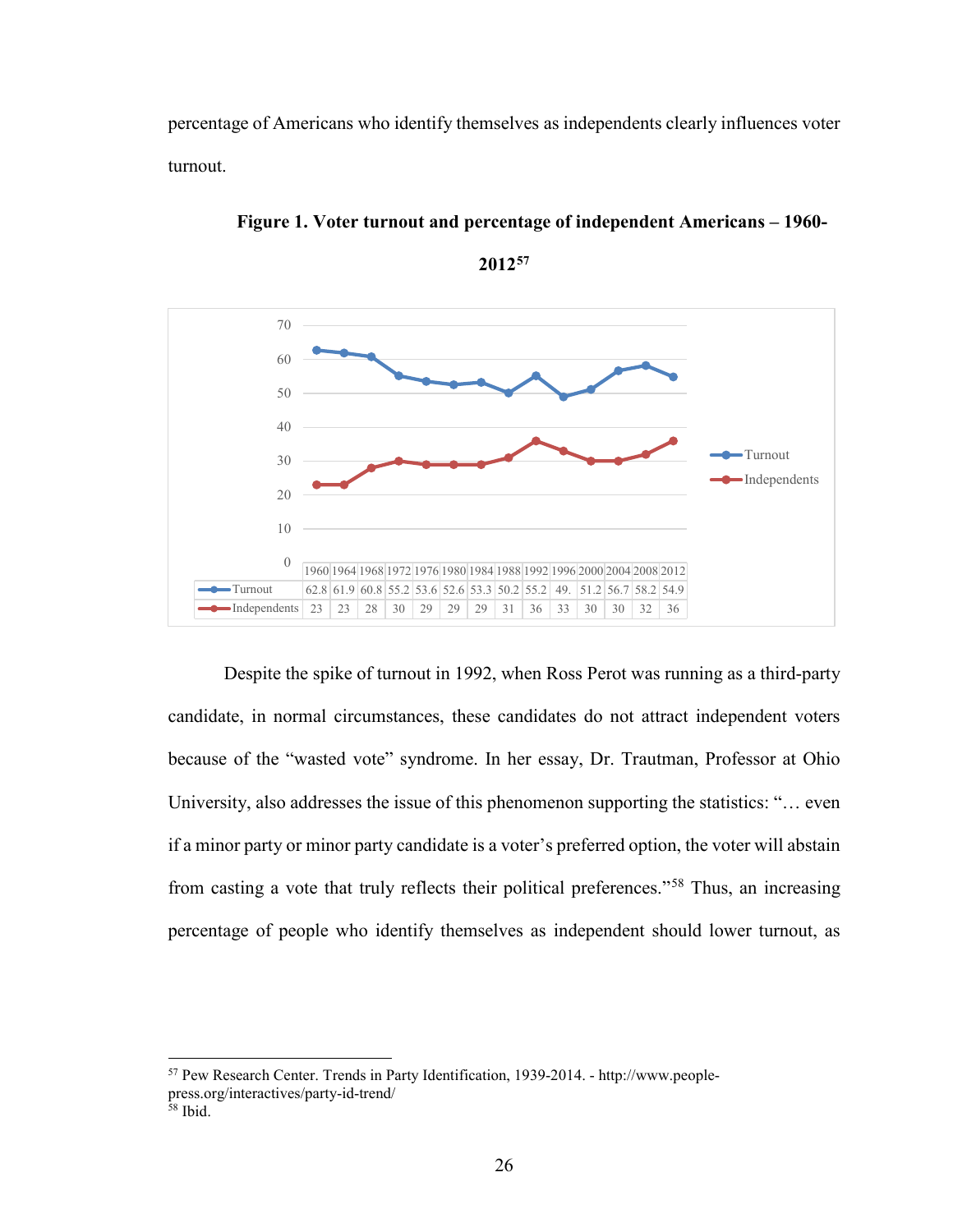percentage of Americans who identify themselves as independents clearly influences voter turnout.

**Figure 1. Voter turnout and percentage of independent Americans – 1960-2012**[57]

| | 1960 | 1964 | 1968 | 1972 | 1976 | 1980 | 1984 | 1988 | 1992 | 1996 | 2000 | 2004 | 2008 | 2012 |
|---|---|---|---|---|---|---|---|---|---|---|---|---|---|---|
| Turnout | 62.8 | 61.9 | 60.8 | 55.2 | 53.6 | 52.6 | 53.3 | 50.2 | 55.2 | 49. | 51.2 | 56.7 | 58.2 | 54.9 |
| Independents | 23 | 23 | 28 | 30 | 29 | 29 | 29 | 31 | 36 | 33 | 30 | 30 | 32 | 36 |

Despite the spike of turnout in 1992, when Ross Perot was running as a third-party candidate, in normal circumstances, these candidates do not attract independent voters because of the "wasted vote" syndrome. In her essay, Dr. Trautman, Professor at Ohio University, also addresses the issue of this phenomenon supporting the statistics: "… even if a minor party or minor party candidate is a voter's preferred option, the voter will abstain from casting a vote that truly reflects their political preferences."[58] Thus, an increasing percentage of people who identify themselves as independent should lower turnout, as

---

[57] Pew Research Center. Trends in Party Identification, 1939-2014. - http://www.people-press.org/interactives/party-id-trend/

[58] Ibid.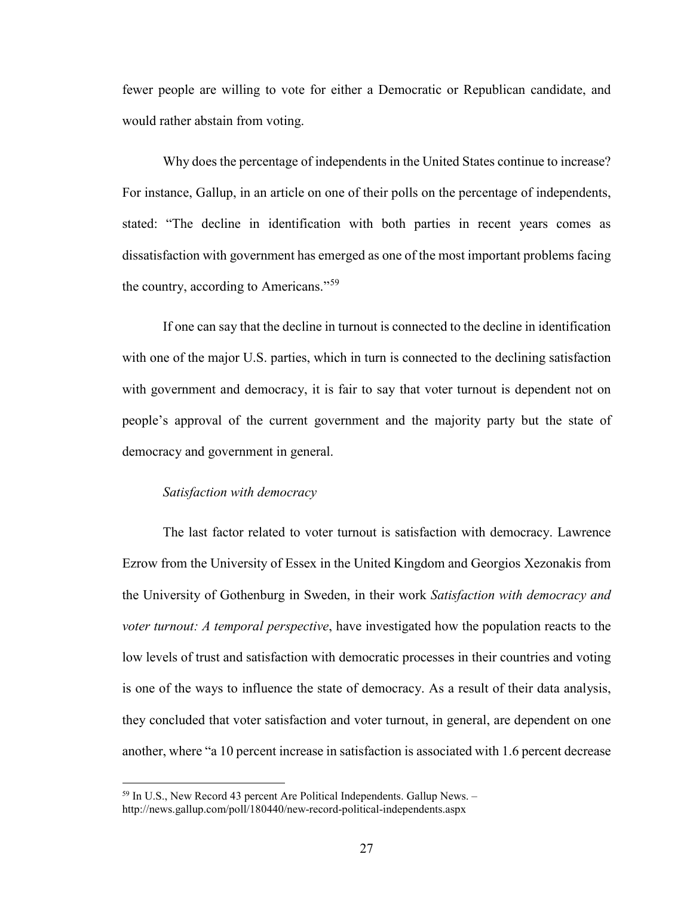fewer people are willing to vote for either a Democratic or Republican candidate, and would rather abstain from voting.

Why does the percentage of independents in the United States continue to increase? For instance, Gallup, in an article on one of their polls on the percentage of independents, stated: "The decline in identification with both parties in recent years comes as dissatisfaction with government has emerged as one of the most important problems facing the country, according to Americans."[59]

If one can say that the decline in turnout is connected to the decline in identification with one of the major U.S. parties, which in turn is connected to the declining satisfaction with government and democracy, it is fair to say that voter turnout is dependent not on people's approval of the current government and the majority party but the state of democracy and government in general.

*Satisfaction with democracy*

The last factor related to voter turnout is satisfaction with democracy. Lawrence Ezrow from the University of Essex in the United Kingdom and Georgios Xezonakis from the University of Gothenburg in Sweden, in their work *Satisfaction with democracy and voter turnout: A temporal perspective*, have investigated how the population reacts to the low levels of trust and satisfaction with democratic processes in their countries and voting is one of the ways to influence the state of democracy. As a result of their data analysis, they concluded that voter satisfaction and voter turnout, in general, are dependent on one another, where "a 10 percent increase in satisfaction is associated with 1.6 percent decrease

---

[59] In U.S., New Record 43 percent Are Political Independents. Gallup News. – http://news.gallup.com/poll/180440/new-record-political-independents.aspx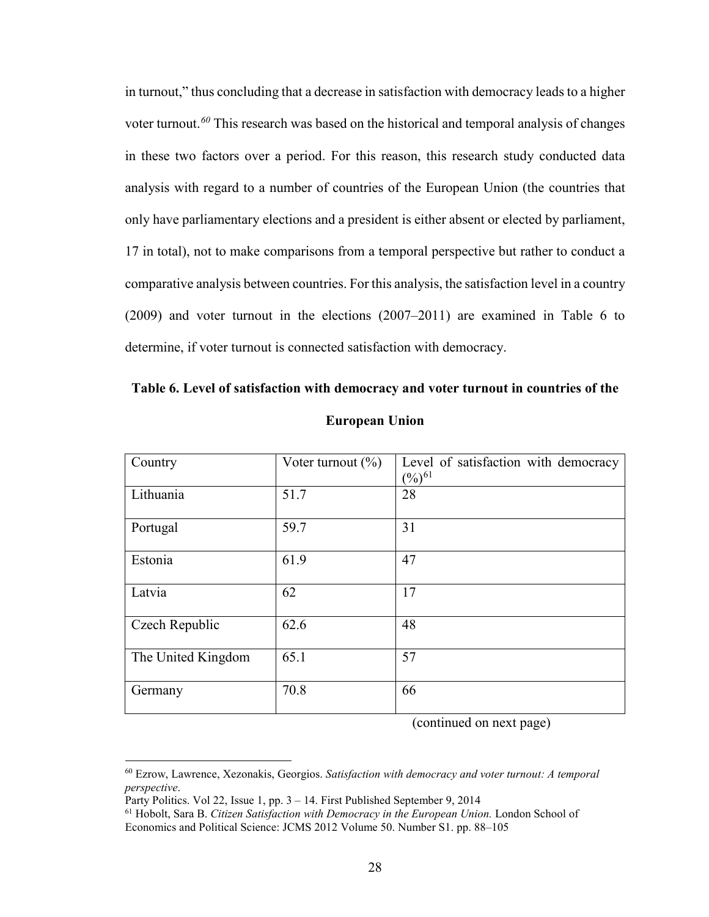in turnout," thus concluding that a decrease in satisfaction with democracy leads to a higher voter turnout.[60] This research was based on the historical and temporal analysis of changes in these two factors over a period. For this reason, this research study conducted data analysis with regard to a number of countries of the European Union (the countries that only have parliamentary elections and a president is either absent or elected by parliament, 17 in total), not to make comparisons from a temporal perspective but rather to conduct a comparative analysis between countries. For this analysis, the satisfaction level in a country (2009) and voter turnout in the elections (2007–2011) are examined in Table 6 to determine, if voter turnout is connected satisfaction with democracy.

**Table 6. Level of satisfaction with democracy and voter turnout in countries of the European Union**

| Country | Voter turnout (%) | Level of satisfaction with democracy (%)[61] |
|---|---|---|
| Lithuania | 51.7 | 28 |
| Portugal | 59.7 | 31 |
| Estonia | 61.9 | 47 |
| Latvia | 62 | 17 |
| Czech Republic | 62.6 | 48 |
| The United Kingdom | 65.1 | 57 |
| Germany | 70.8 | 66 |

(continued on next page)

---

[60] Ezrow, Lawrence, Xezonakis, Georgios. *Satisfaction with democracy and voter turnout: A temporal perspective*. Party Politics. Vol 22, Issue 1, pp. 3 – 14. First Published September 9, 2014

[61] Hobolt, Sara B. *Citizen Satisfaction with Democracy in the European Union.* London School of Economics and Political Science: JCMS 2012 Volume 50. Number S1. pp. 88–105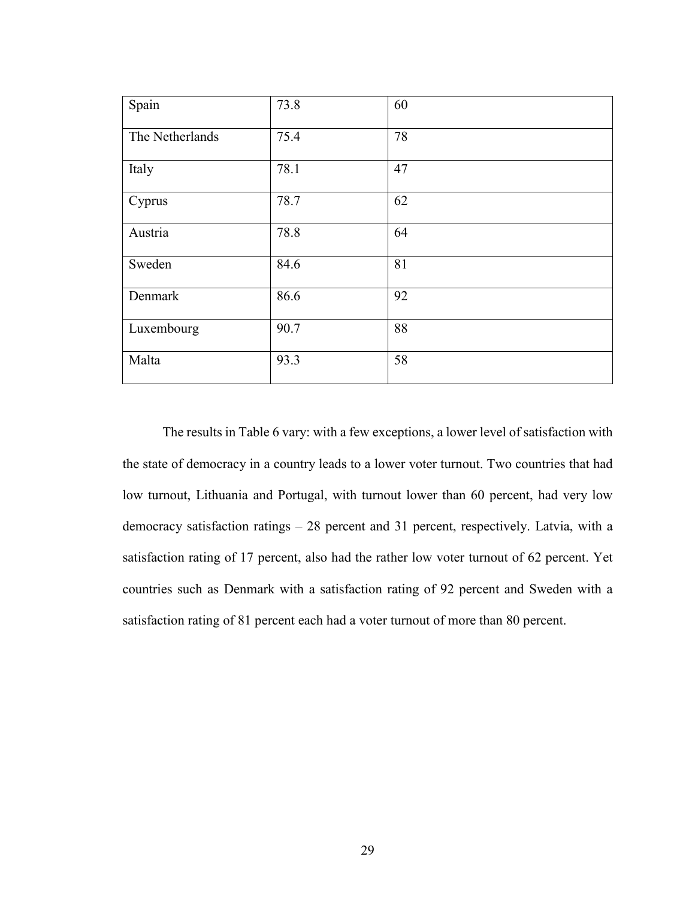| | | |
|---|---|---|
| Spain | 73.8 | 60 |
| The Netherlands | 75.4 | 78 |
| Italy | 78.1 | 47 |
| Cyprus | 78.7 | 62 |
| Austria | 78.8 | 64 |
| Sweden | 84.6 | 81 |
| Denmark | 86.6 | 92 |
| Luxembourg | 90.7 | 88 |
| Malta | 93.3 | 58 |

The results in Table 6 vary: with a few exceptions, a lower level of satisfaction with the state of democracy in a country leads to a lower voter turnout. Two countries that had low turnout, Lithuania and Portugal, with turnout lower than 60 percent, had very low democracy satisfaction ratings – 28 percent and 31 percent, respectively. Latvia, with a satisfaction rating of 17 percent, also had the rather low voter turnout of 62 percent. Yet countries such as Denmark with a satisfaction rating of 92 percent and Sweden with a satisfaction rating of 81 percent each had a voter turnout of more than 80 percent.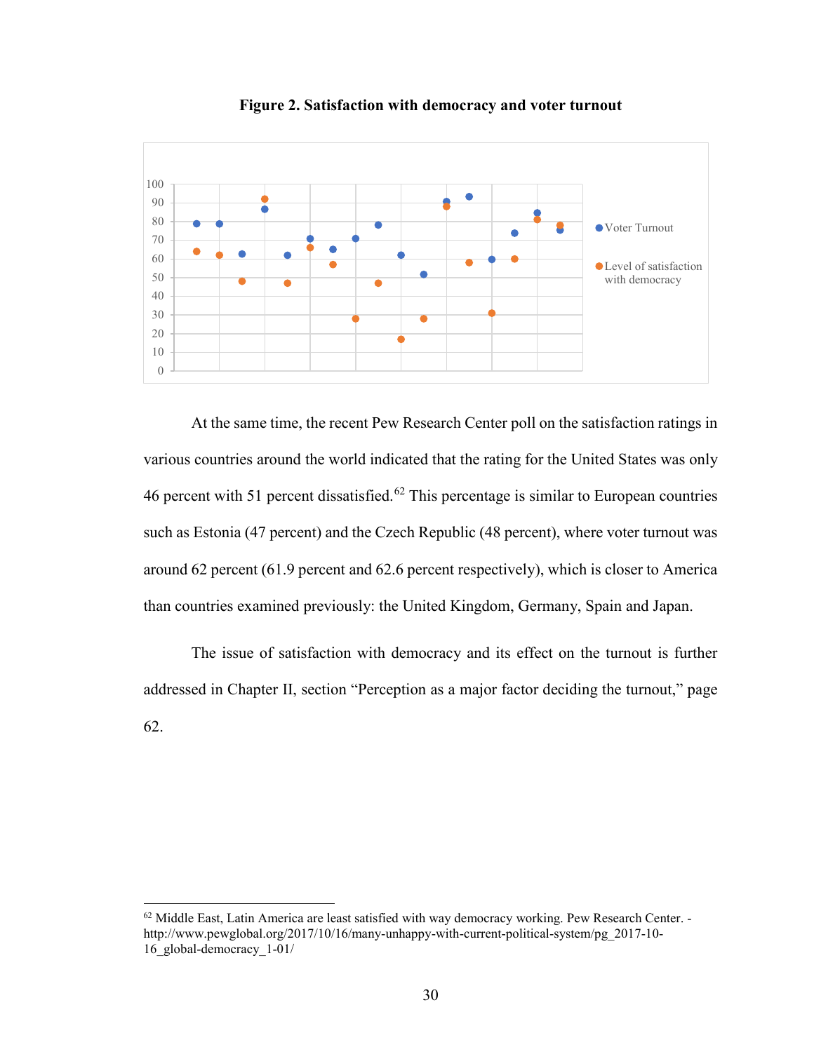**Figure 2. Satisfaction with democracy and voter turnout**

At the same time, the recent Pew Research Center poll on the satisfaction ratings in various countries around the world indicated that the rating for the United States was only 46 percent with 51 percent dissatisfied.[62] This percentage is similar to European countries such as Estonia (47 percent) and the Czech Republic (48 percent), where voter turnout was around 62 percent (61.9 percent and 62.6 percent respectively), which is closer to America than countries examined previously: the United Kingdom, Germany, Spain and Japan.

The issue of satisfaction with democracy and its effect on the turnout is further addressed in Chapter II, section "Perception as a major factor deciding the turnout," page 62.

---

[62] Middle East, Latin America are least satisfied with way democracy working. Pew Research Center. - http://www.pewglobal.org/2017/10/16/many-unhappy-with-current-political-system/pg_2017-10-16_global-democracy_1-01/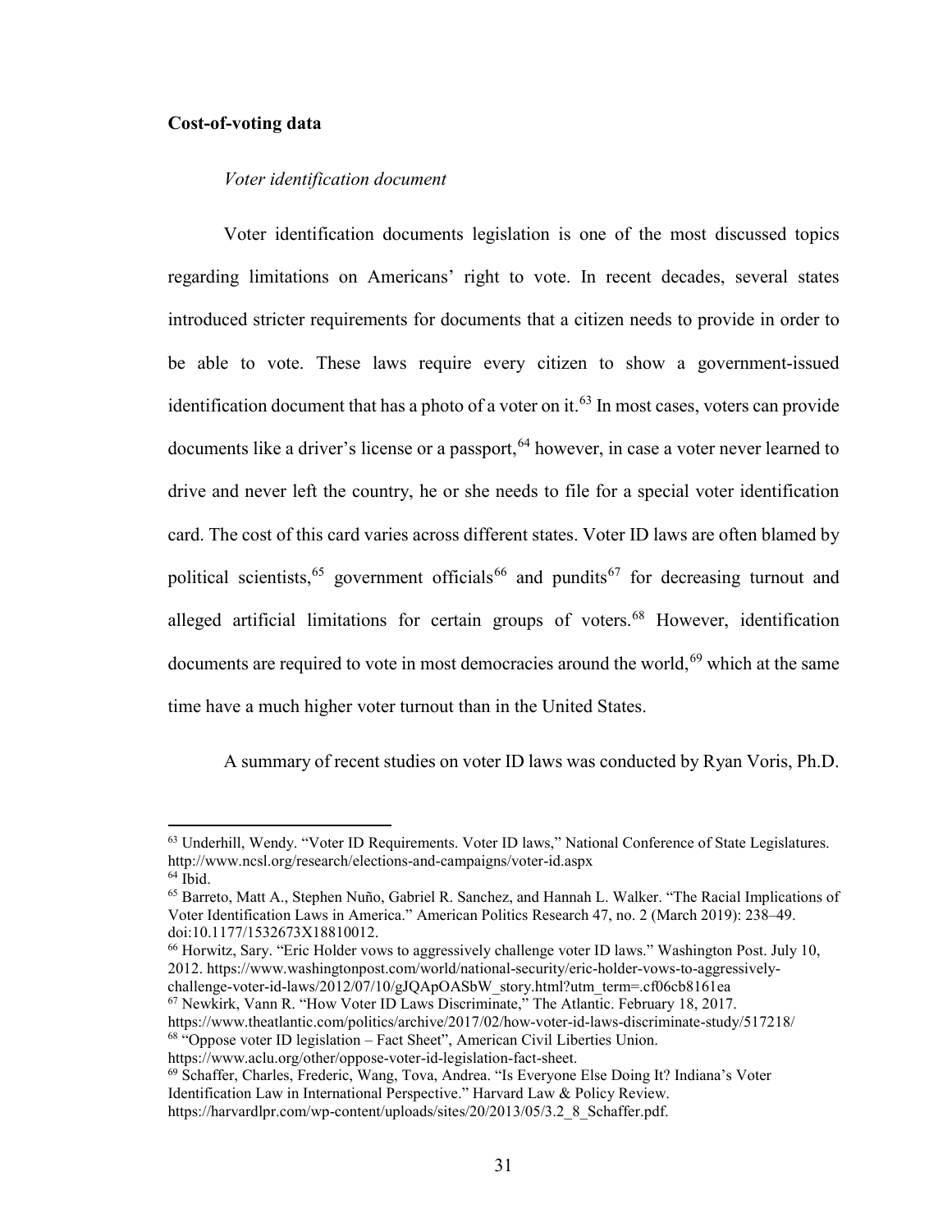**Cost-of-voting data**

*Voter identification document*

Voter identification documents legislation is one of the most discussed topics regarding limitations on Americans' right to vote. In recent decades, several states introduced stricter requirements for documents that a citizen needs to provide in order to be able to vote. These laws require every citizen to show a government-issued identification document that has a photo of a voter on it.[63] In most cases, voters can provide documents like a driver's license or a passport,[64] however, in case a voter never learned to drive and never left the country, he or she needs to file for a special voter identification card. The cost of this card varies across different states. Voter ID laws are often blamed by political scientists,[65] government officials[66] and pundits[67] for decreasing turnout and alleged artificial limitations for certain groups of voters.[68] However, identification documents are required to vote in most democracies around the world,[69] which at the same time have a much higher voter turnout than in the United States.

A summary of recent studies on voter ID laws was conducted by Ryan Voris, Ph.D.

---

[63] Underhill, Wendy. "Voter ID Requirements. Voter ID laws," National Conference of State Legislatures. http://www.ncsl.org/research/elections-and-campaigns/voter-id.aspx

[64] Ibid.

[65] Barreto, Matt A., Stephen Nuño, Gabriel R. Sanchez, and Hannah L. Walker. "The Racial Implications of Voter Identification Laws in America." American Politics Research 47, no. 2 (March 2019): 238–49. doi:10.1177/1532673X18810012.

[66] Horwitz, Sary. "Eric Holder vows to aggressively challenge voter ID laws." Washington Post. July 10, 2012. https://www.washingtonpost.com/world/national-security/eric-holder-vows-to-aggressively-challenge-voter-id-laws/2012/07/10/gJQApOASbW_story.html?utm_term=.cf06cb8161ea

[67] Newkirk, Vann R. "How Voter ID Laws Discriminate," The Atlantic. February 18, 2017. https://www.theatlantic.com/politics/archive/2017/02/how-voter-id-laws-discriminate-study/517218/

[68] "Oppose voter ID legislation – Fact Sheet", American Civil Liberties Union. https://www.aclu.org/other/oppose-voter-id-legislation-fact-sheet.

[69] Schaffer, Charles, Frederic, Wang, Tova, Andrea. "Is Everyone Else Doing It? Indiana's Voter Identification Law in International Perspective." Harvard Law & Policy Review. https://harvardlpr.com/wp-content/uploads/sites/20/2013/05/3.2_8_Schaffer.pdf.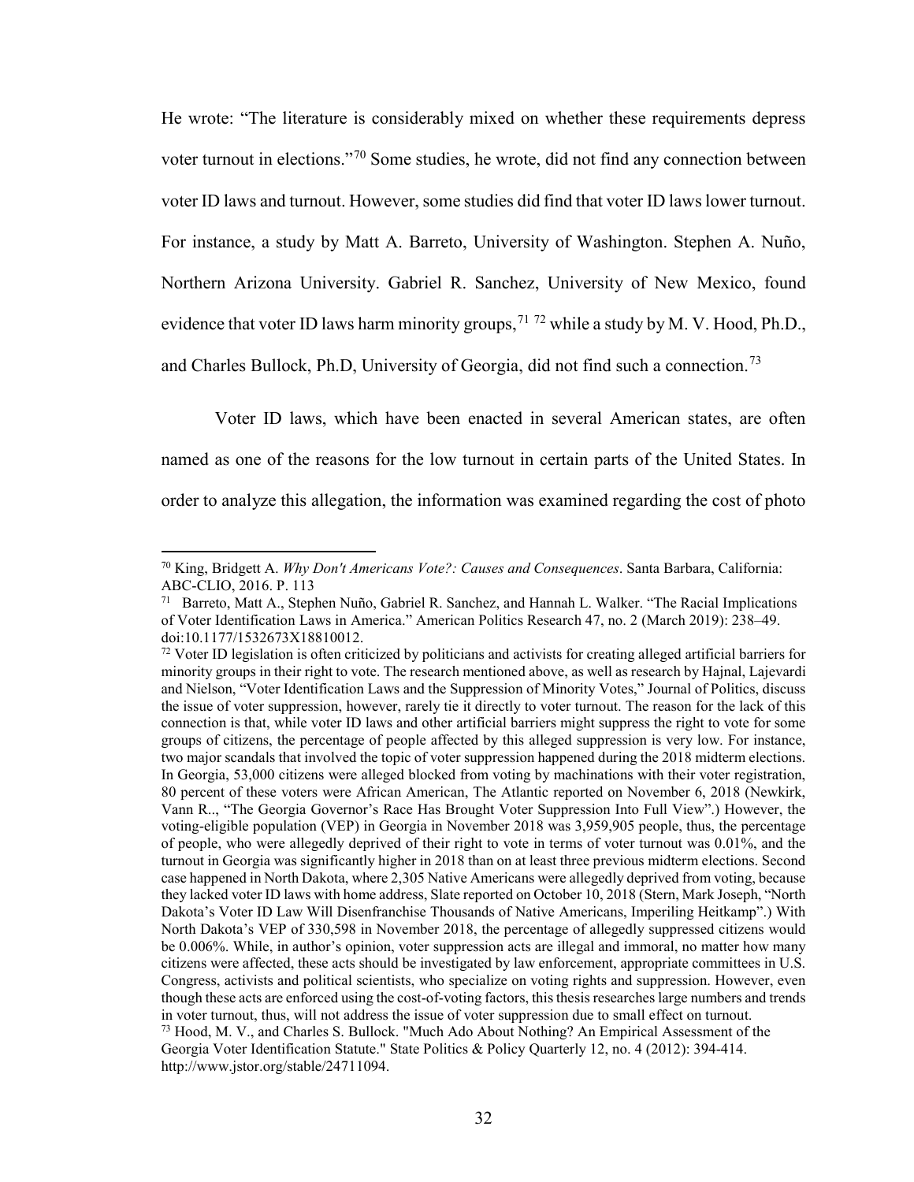He wrote: "The literature is considerably mixed on whether these requirements depress voter turnout in elections."[70] Some studies, he wrote, did not find any connection between voter ID laws and turnout. However, some studies did find that voter ID laws lower turnout. For instance, a study by Matt A. Barreto, University of Washington. Stephen A. Nuño, Northern Arizona University. Gabriel R. Sanchez, University of New Mexico, found evidence that voter ID laws harm minority groups,[71] [72] while a study by M. V. Hood, Ph.D., and Charles Bullock, Ph.D, University of Georgia, did not find such a connection.[73]

Voter ID laws, which have been enacted in several American states, are often named as one of the reasons for the low turnout in certain parts of the United States. In order to analyze this allegation, the information was examined regarding the cost of photo

---

[70] King, Bridgett A. *Why Don't Americans Vote?: Causes and Consequences*. Santa Barbara, California: ABC-CLIO, 2016. P. 113

[71] Barreto, Matt A., Stephen Nuño, Gabriel R. Sanchez, and Hannah L. Walker. "The Racial Implications of Voter Identification Laws in America." American Politics Research 47, no. 2 (March 2019): 238–49. doi:10.1177/1532673X18810012.

[72] Voter ID legislation is often criticized by politicians and activists for creating alleged artificial barriers for minority groups in their right to vote. The research mentioned above, as well as research by Hajnal, Lajevardi and Nielson, "Voter Identification Laws and the Suppression of Minority Votes," Journal of Politics, discuss the issue of voter suppression, however, rarely tie it directly to voter turnout. The reason for the lack of this connection is that, while voter ID laws and other artificial barriers might suppress the right to vote for some groups of citizens, the percentage of people affected by this alleged suppression is very low. For instance, two major scandals that involved the topic of voter suppression happened during the 2018 midterm elections. In Georgia, 53,000 citizens were alleged blocked from voting by machinations with their voter registration, 80 percent of these voters were African American, The Atlantic reported on November 6, 2018 (Newkirk, Vann R.., "The Georgia Governor's Race Has Brought Voter Suppression Into Full View".) However, the voting-eligible population (VEP) in Georgia in November 2018 was 3,959,905 people, thus, the percentage of people, who were allegedly deprived of their right to vote in terms of voter turnout was 0.01%, and the turnout in Georgia was significantly higher in 2018 than on at least three previous midterm elections. Second case happened in North Dakota, where 2,305 Native Americans were allegedly deprived from voting, because they lacked voter ID laws with home address, Slate reported on October 10, 2018 (Stern, Mark Joseph, "North Dakota's Voter ID Law Will Disenfranchise Thousands of Native Americans, Imperiling Heitkamp".) With North Dakota's VEP of 330,598 in November 2018, the percentage of allegedly suppressed citizens would be 0.006%. While, in author's opinion, voter suppression acts are illegal and immoral, no matter how many citizens were affected, these acts should be investigated by law enforcement, appropriate committees in U.S. Congress, activists and political scientists, who specialize on voting rights and suppression. However, even though these acts are enforced using the cost-of-voting factors, this thesis researches large numbers and trends in voter turnout, thus, will not address the issue of voter suppression due to small effect on turnout.

[73] Hood, M. V., and Charles S. Bullock. "Much Ado About Nothing? An Empirical Assessment of the Georgia Voter Identification Statute." State Politics & Policy Quarterly 12, no. 4 (2012): 394-414. http://www.jstor.org/stable/24711094.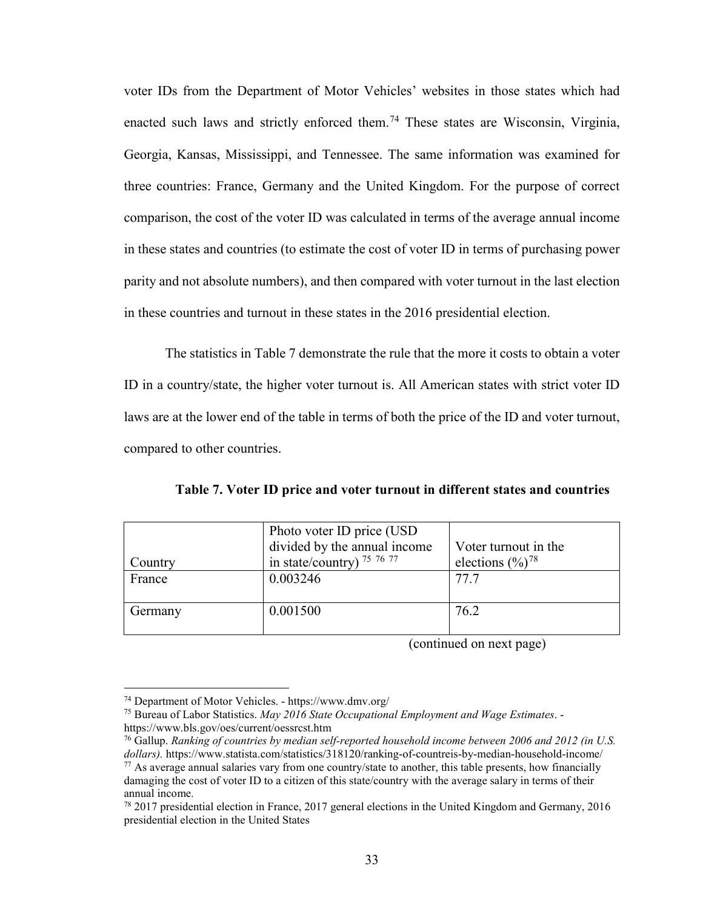voter IDs from the Department of Motor Vehicles' websites in those states which had enacted such laws and strictly enforced them.[74] These states are Wisconsin, Virginia, Georgia, Kansas, Mississippi, and Tennessee. The same information was examined for three countries: France, Germany and the United Kingdom. For the purpose of correct comparison, the cost of the voter ID was calculated in terms of the average annual income in these states and countries (to estimate the cost of voter ID in terms of purchasing power parity and not absolute numbers), and then compared with voter turnout in the last election in these countries and turnout in these states in the 2016 presidential election.

The statistics in Table 7 demonstrate the rule that the more it costs to obtain a voter ID in a country/state, the higher voter turnout is. All American states with strict voter ID laws are at the lower end of the table in terms of both the price of the ID and voter turnout, compared to other countries.

**Table 7. Voter ID price and voter turnout in different states and countries**

| Country | Photo voter ID price (USD divided by the annual income in state/country) [75] [76] [77] | Voter turnout in the elections (%)[78] |
|---|---|---|
| France | 0.003246 | 77.7 |
| Germany | 0.001500 | 76.2 |

(continued on next page)

[74] Department of Motor Vehicles. - https://www.dmv.org/

[75] Bureau of Labor Statistics. *May 2016 State Occupational Employment and Wage Estimates*. - https://www.bls.gov/oes/current/oessrcst.htm

[76] Gallup. *Ranking of countries by median self-reported household income between 2006 and 2012 (in U.S. dollars).* https://www.statista.com/statistics/318120/ranking-of-countreis-by-median-household-income/

[77] As average annual salaries vary from one country/state to another, this table presents, how financially damaging the cost of voter ID to a citizen of this state/country with the average salary in terms of their annual income.

[78] 2017 presidential election in France, 2017 general elections in the United Kingdom and Germany, 2016 presidential election in the United States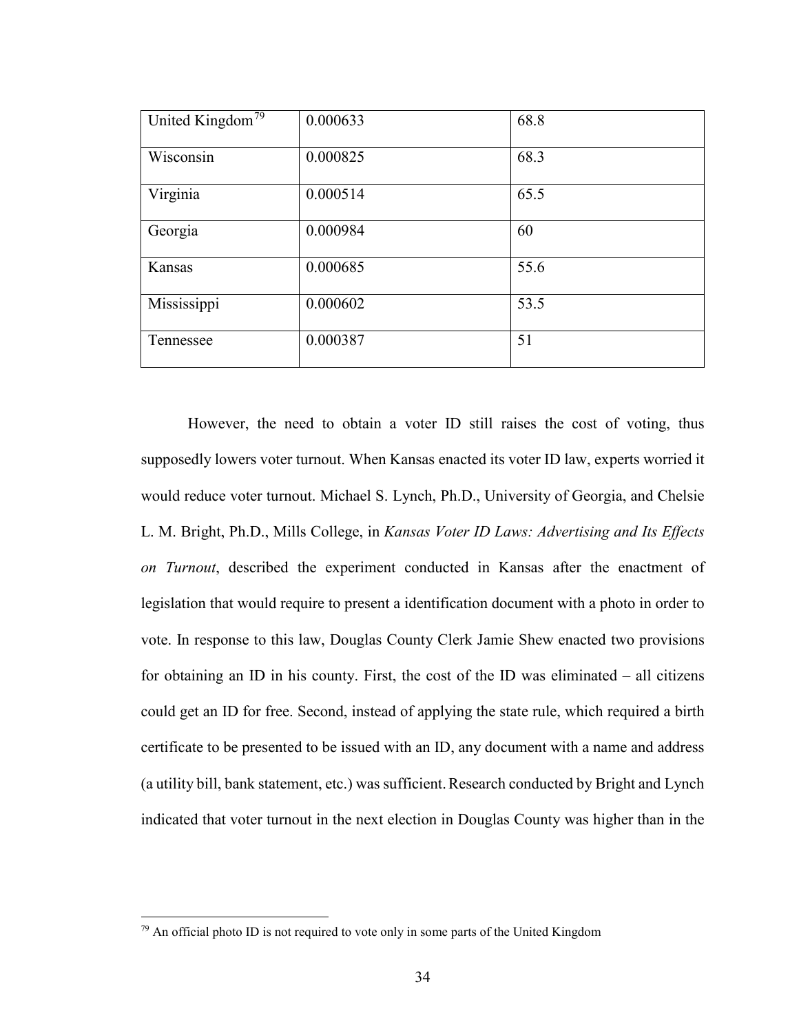| United Kingdom[79] | 0.000633 | 68.8 |
|---|---|---|
| Wisconsin | 0.000825 | 68.3 |
| Virginia | 0.000514 | 65.5 |
| Georgia | 0.000984 | 60 |
| Kansas | 0.000685 | 55.6 |
| Mississippi | 0.000602 | 53.5 |
| Tennessee | 0.000387 | 51 |

However, the need to obtain a voter ID still raises the cost of voting, thus supposedly lowers voter turnout. When Kansas enacted its voter ID law, experts worried it would reduce voter turnout. Michael S. Lynch, Ph.D., University of Georgia, and Chelsie L. M. Bright, Ph.D., Mills College, in *Kansas Voter ID Laws: Advertising and Its Effects on Turnout*, described the experiment conducted in Kansas after the enactment of legislation that would require to present a identification document with a photo in order to vote. In response to this law, Douglas County Clerk Jamie Shew enacted two provisions for obtaining an ID in his county. First, the cost of the ID was eliminated – all citizens could get an ID for free. Second, instead of applying the state rule, which required a birth certificate to be presented to be issued with an ID, any document with a name and address (a utility bill, bank statement, etc.) was sufficient. Research conducted by Bright and Lynch indicated that voter turnout in the next election in Douglas County was higher than in the

[79] An official photo ID is not required to vote only in some parts of the United Kingdom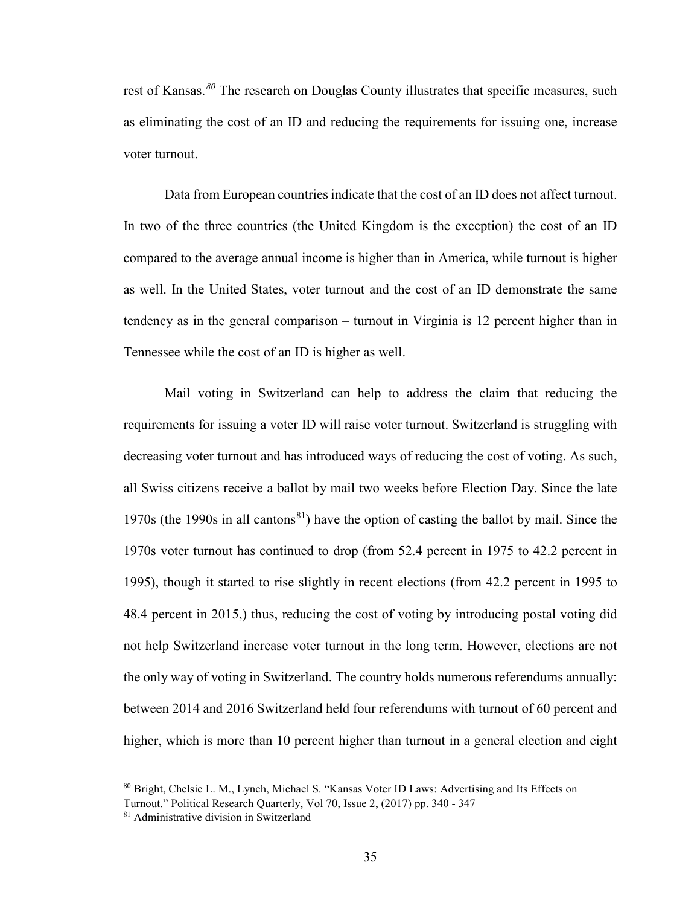rest of Kansas.[80] The research on Douglas County illustrates that specific measures, such as eliminating the cost of an ID and reducing the requirements for issuing one, increase voter turnout.

Data from European countries indicate that the cost of an ID does not affect turnout. In two of the three countries (the United Kingdom is the exception) the cost of an ID compared to the average annual income is higher than in America, while turnout is higher as well. In the United States, voter turnout and the cost of an ID demonstrate the same tendency as in the general comparison – turnout in Virginia is 12 percent higher than in Tennessee while the cost of an ID is higher as well.

Mail voting in Switzerland can help to address the claim that reducing the requirements for issuing a voter ID will raise voter turnout. Switzerland is struggling with decreasing voter turnout and has introduced ways of reducing the cost of voting. As such, all Swiss citizens receive a ballot by mail two weeks before Election Day. Since the late 1970s (the 1990s in all cantons[81]) have the option of casting the ballot by mail. Since the 1970s voter turnout has continued to drop (from 52.4 percent in 1975 to 42.2 percent in 1995), though it started to rise slightly in recent elections (from 42.2 percent in 1995 to 48.4 percent in 2015,) thus, reducing the cost of voting by introducing postal voting did not help Switzerland increase voter turnout in the long term. However, elections are not the only way of voting in Switzerland. The country holds numerous referendums annually: between 2014 and 2016 Switzerland held four referendums with turnout of 60 percent and higher, which is more than 10 percent higher than turnout in a general election and eight

---

[80] Bright, Chelsie L. M., Lynch, Michael S. "Kansas Voter ID Laws: Advertising and Its Effects on Turnout." Political Research Quarterly, Vol 70, Issue 2, (2017) pp. 340 - 347

[81] Administrative division in Switzerland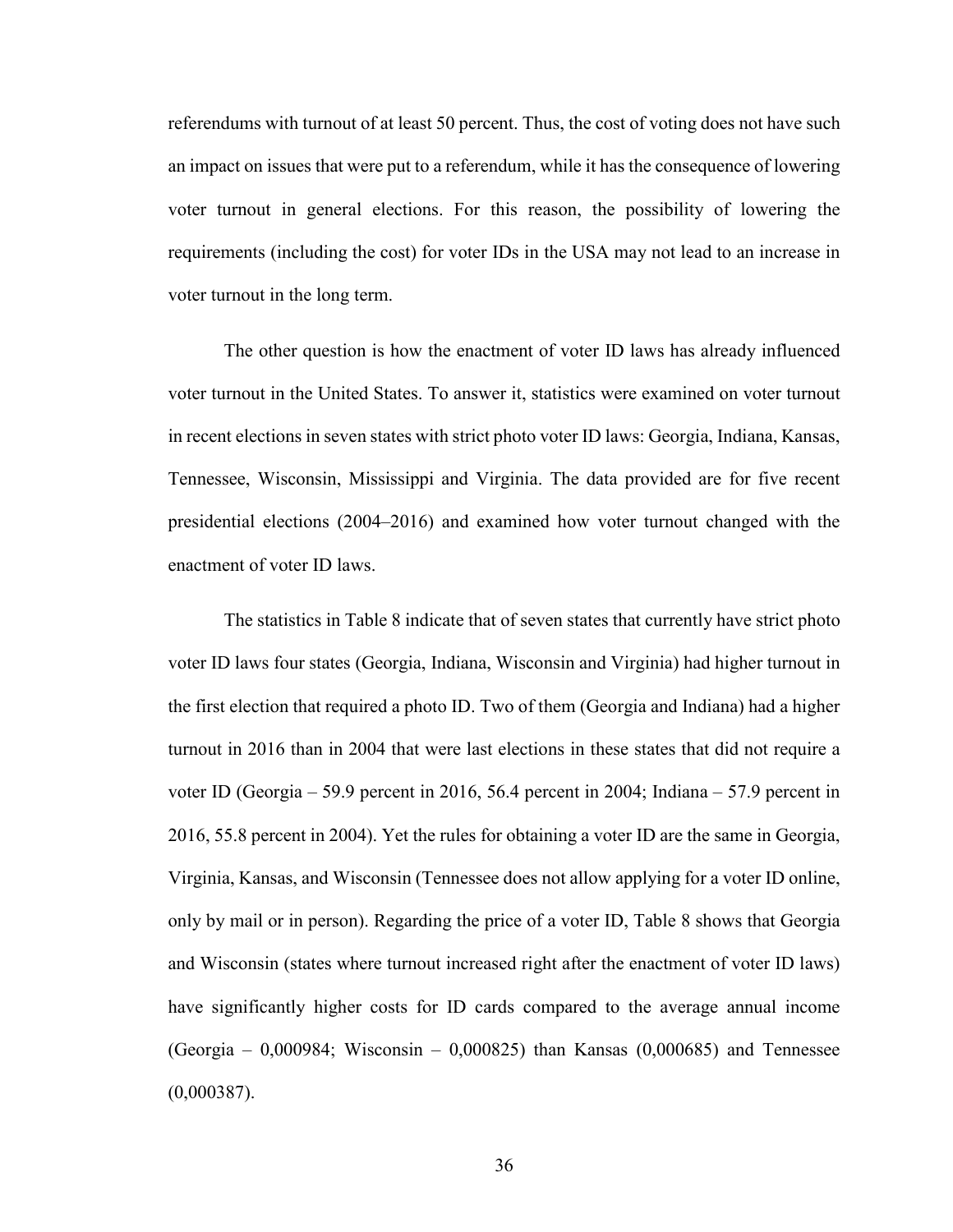referendums with turnout of at least 50 percent. Thus, the cost of voting does not have such an impact on issues that were put to a referendum, while it has the consequence of lowering voter turnout in general elections. For this reason, the possibility of lowering the requirements (including the cost) for voter IDs in the USA may not lead to an increase in voter turnout in the long term.

The other question is how the enactment of voter ID laws has already influenced voter turnout in the United States. To answer it, statistics were examined on voter turnout in recent elections in seven states with strict photo voter ID laws: Georgia, Indiana, Kansas, Tennessee, Wisconsin, Mississippi and Virginia. The data provided are for five recent presidential elections (2004–2016) and examined how voter turnout changed with the enactment of voter ID laws.

The statistics in Table 8 indicate that of seven states that currently have strict photo voter ID laws four states (Georgia, Indiana, Wisconsin and Virginia) had higher turnout in the first election that required a photo ID. Two of them (Georgia and Indiana) had a higher turnout in 2016 than in 2004 that were last elections in these states that did not require a voter ID (Georgia – 59.9 percent in 2016, 56.4 percent in 2004; Indiana – 57.9 percent in 2016, 55.8 percent in 2004). Yet the rules for obtaining a voter ID are the same in Georgia, Virginia, Kansas, and Wisconsin (Tennessee does not allow applying for a voter ID online, only by mail or in person). Regarding the price of a voter ID, Table 8 shows that Georgia and Wisconsin (states where turnout increased right after the enactment of voter ID laws) have significantly higher costs for ID cards compared to the average annual income (Georgia – 0,000984; Wisconsin – 0,000825) than Kansas (0,000685) and Tennessee (0,000387).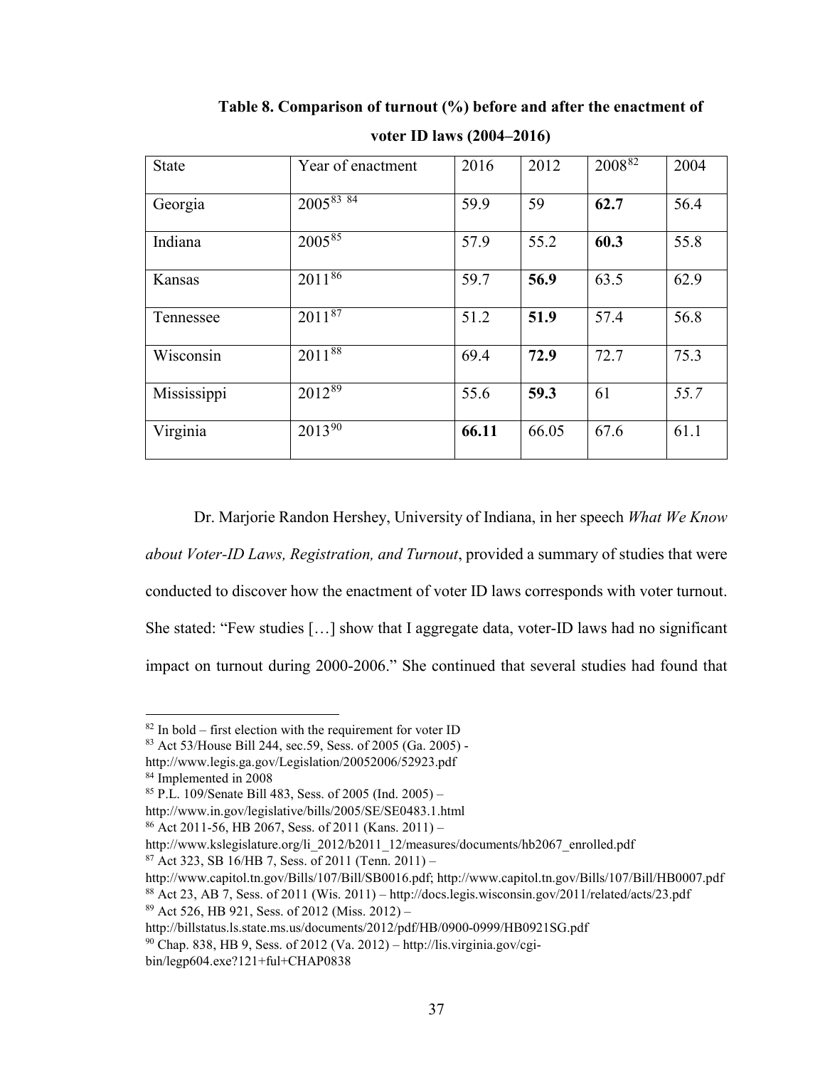**Table 8. Comparison of turnout (%) before and after the enactment of voter ID laws (2004–2016)**

| State | Year of enactment | 2016 | 2012 | 2008[82] | 2004 |
|---|---|---|---|---|---|
| Georgia | 2005[83] [84] | 59.9 | 59 | **62.7** | 56.4 |
| Indiana | 2005[85] | 57.9 | 55.2 | **60.3** | 55.8 |
| Kansas | 2011[86] | 59.7 | **56.9** | 63.5 | 62.9 |
| Tennessee | 2011[87] | 51.2 | **51.9** | 57.4 | 56.8 |
| Wisconsin | 2011[88] | 69.4 | **72.9** | 72.7 | 75.3 |
| Mississippi | 2012[89] | 55.6 | **59.3** | 61 | *55.7* |
| Virginia | 2013[90] | **66.11** | 66.05 | 67.6 | 61.1 |

Dr. Marjorie Randon Hershey, University of Indiana, in her speech *What We Know about Voter-ID Laws, Registration, and Turnout*, provided a summary of studies that were conducted to discover how the enactment of voter ID laws corresponds with voter turnout. She stated: "Few studies […] show that I aggregate data, voter-ID laws had no significant impact on turnout during 2000-2006." She continued that several studies had found that

[82] In bold – first election with the requirement for voter ID

[83] Act 53/House Bill 244, sec.59, Sess. of 2005 (Ga. 2005) - http://www.legis.ga.gov/Legislation/20052006/52923.pdf

[84] Implemented in 2008

[85] P.L. 109/Senate Bill 483, Sess. of 2005 (Ind. 2005) – http://www.in.gov/legislative/bills/2005/SE/SE0483.1.html

[86] Act 2011-56, HB 2067, Sess. of 2011 (Kans. 2011) – http://www.kslegislature.org/li_2012/b2011_12/measures/documents/hb2067_enrolled.pdf

[87] Act 323, SB 16/HB 7, Sess. of 2011 (Tenn. 2011) – http://www.capitol.tn.gov/Bills/107/Bill/SB0016.pdf; http://www.capitol.tn.gov/Bills/107/Bill/HB0007.pdf

[88] Act 23, AB 7, Sess. of 2011 (Wis. 2011) – http://docs.legis.wisconsin.gov/2011/related/acts/23.pdf

[89] Act 526, HB 921, Sess. of 2012 (Miss. 2012) – http://billstatus.ls.state.ms.us/documents/2012/pdf/HB/0900-0999/HB0921SG.pdf

[90] Chap. 838, HB 9, Sess. of 2012 (Va. 2012) – http://lis.virginia.gov/cgi-bin/legp604.exe?121+ful+CHAP0838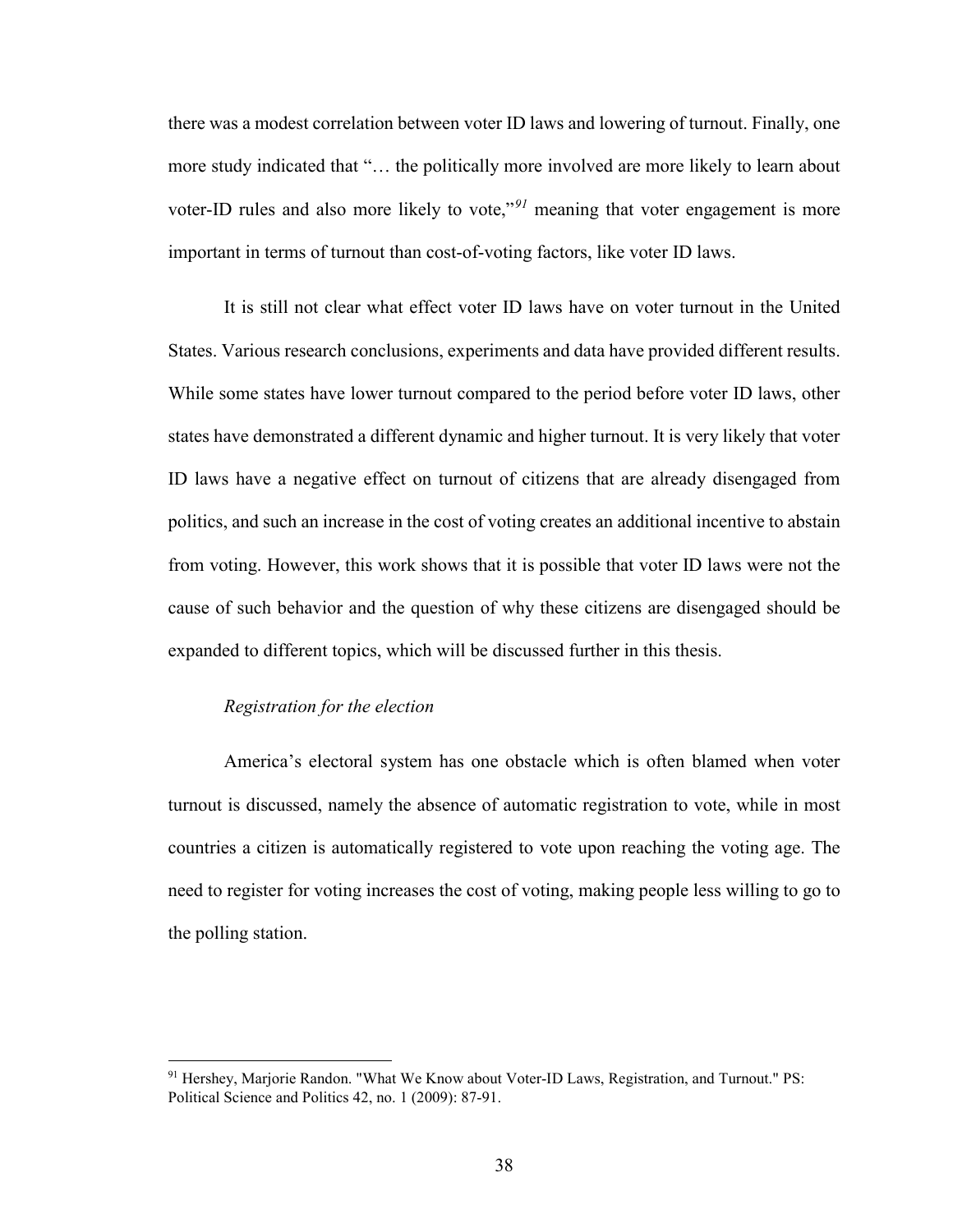there was a modest correlation between voter ID laws and lowering of turnout. Finally, one more study indicated that "… the politically more involved are more likely to learn about voter-ID rules and also more likely to vote,"[91] meaning that voter engagement is more important in terms of turnout than cost-of-voting factors, like voter ID laws.

It is still not clear what effect voter ID laws have on voter turnout in the United States. Various research conclusions, experiments and data have provided different results. While some states have lower turnout compared to the period before voter ID laws, other states have demonstrated a different dynamic and higher turnout. It is very likely that voter ID laws have a negative effect on turnout of citizens that are already disengaged from politics, and such an increase in the cost of voting creates an additional incentive to abstain from voting. However, this work shows that it is possible that voter ID laws were not the cause of such behavior and the question of why these citizens are disengaged should be expanded to different topics, which will be discussed further in this thesis.

*Registration for the election*

America's electoral system has one obstacle which is often blamed when voter turnout is discussed, namely the absence of automatic registration to vote, while in most countries a citizen is automatically registered to vote upon reaching the voting age. The need to register for voting increases the cost of voting, making people less willing to go to the polling station.

---

[91] Hershey, Marjorie Randon. "What We Know about Voter-ID Laws, Registration, and Turnout." PS: Political Science and Politics 42, no. 1 (2009): 87-91.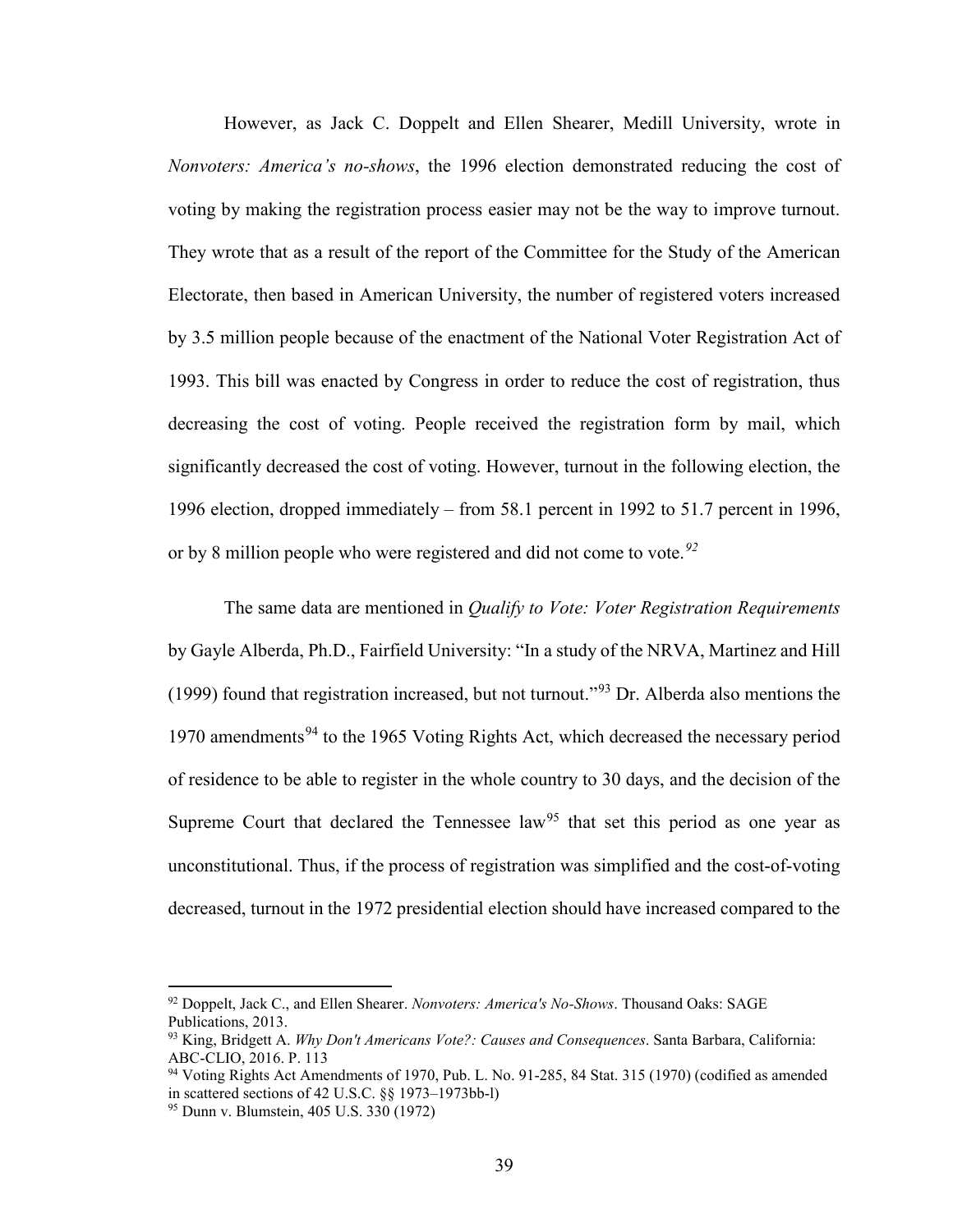However, as Jack C. Doppelt and Ellen Shearer, Medill University, wrote in *Nonvoters: America's no-shows*, the 1996 election demonstrated reducing the cost of voting by making the registration process easier may not be the way to improve turnout. They wrote that as a result of the report of the Committee for the Study of the American Electorate, then based in American University, the number of registered voters increased by 3.5 million people because of the enactment of the National Voter Registration Act of 1993. This bill was enacted by Congress in order to reduce the cost of registration, thus decreasing the cost of voting. People received the registration form by mail, which significantly decreased the cost of voting. However, turnout in the following election, the 1996 election, dropped immediately – from 58.1 percent in 1992 to 51.7 percent in 1996, or by 8 million people who were registered and did not come to vote.[92]

The same data are mentioned in *Qualify to Vote: Voter Registration Requirements* by Gayle Alberda, Ph.D., Fairfield University: "In a study of the NRVA, Martinez and Hill (1999) found that registration increased, but not turnout."[93] Dr. Alberda also mentions the 1970 amendments[94] to the 1965 Voting Rights Act, which decreased the necessary period of residence to be able to register in the whole country to 30 days, and the decision of the Supreme Court that declared the Tennessee law[95] that set this period as one year as unconstitutional. Thus, if the process of registration was simplified and the cost-of-voting decreased, turnout in the 1972 presidential election should have increased compared to the

---

[92] Doppelt, Jack C., and Ellen Shearer. *Nonvoters: America's No-Shows*. Thousand Oaks: SAGE Publications, 2013.

[93] King, Bridgett A. *Why Don't Americans Vote?: Causes and Consequences*. Santa Barbara, California: ABC-CLIO, 2016. P. 113

[94] Voting Rights Act Amendments of 1970, Pub. L. No. 91-285, 84 Stat. 315 (1970) (codified as amended in scattered sections of 42 U.S.C. §§ 1973–1973bb-l)

[95] Dunn v. Blumstein, 405 U.S. 330 (1972)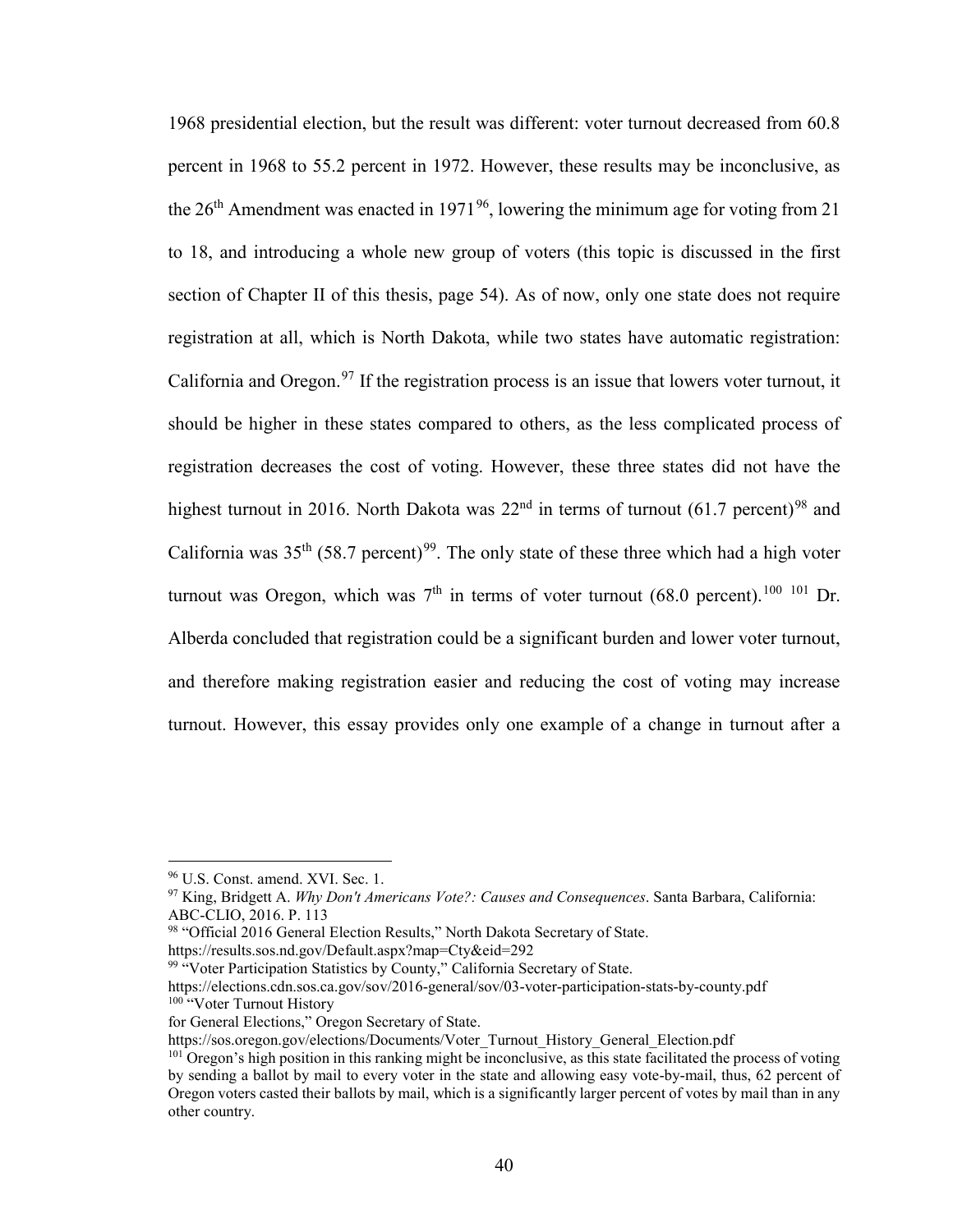1968 presidential election, but the result was different: voter turnout decreased from 60.8 percent in 1968 to 55.2 percent in 1972. However, these results may be inconclusive, as the 26th Amendment was enacted in 1971[96], lowering the minimum age for voting from 21 to 18, and introducing a whole new group of voters (this topic is discussed in the first section of Chapter II of this thesis, page 54). As of now, only one state does not require registration at all, which is North Dakota, while two states have automatic registration: California and Oregon.[97] If the registration process is an issue that lowers voter turnout, it should be higher in these states compared to others, as the less complicated process of registration decreases the cost of voting. However, these three states did not have the highest turnout in 2016. North Dakota was 22nd in terms of turnout (61.7 percent)[98] and California was 35th (58.7 percent)[99]. The only state of these three which had a high voter turnout was Oregon, which was 7th in terms of voter turnout (68.0 percent).[100] [101] Dr. Alberda concluded that registration could be a significant burden and lower voter turnout, and therefore making registration easier and reducing the cost of voting may increase turnout. However, this essay provides only one example of a change in turnout after a

---

[96] U.S. Const. amend. XVI. Sec. 1.

[97] King, Bridgett A. *Why Don't Americans Vote?: Causes and Consequences*. Santa Barbara, California: ABC-CLIO, 2016. P. 113

[98] "Official 2016 General Election Results," North Dakota Secretary of State. https://results.sos.nd.gov/Default.aspx?map=Cty&eid=292

[99] "Voter Participation Statistics by County," California Secretary of State. https://elections.cdn.sos.ca.gov/sov/2016-general/sov/03-voter-participation-stats-by-county.pdf

[100] "Voter Turnout History for General Elections," Oregon Secretary of State. https://sos.oregon.gov/elections/Documents/Voter_Turnout_History_General_Election.pdf

[101] Oregon's high position in this ranking might be inconclusive, as this state facilitated the process of voting by sending a ballot by mail to every voter in the state and allowing easy vote-by-mail, thus, 62 percent of Oregon voters casted their ballots by mail, which is a significantly larger percent of votes by mail than in any other country.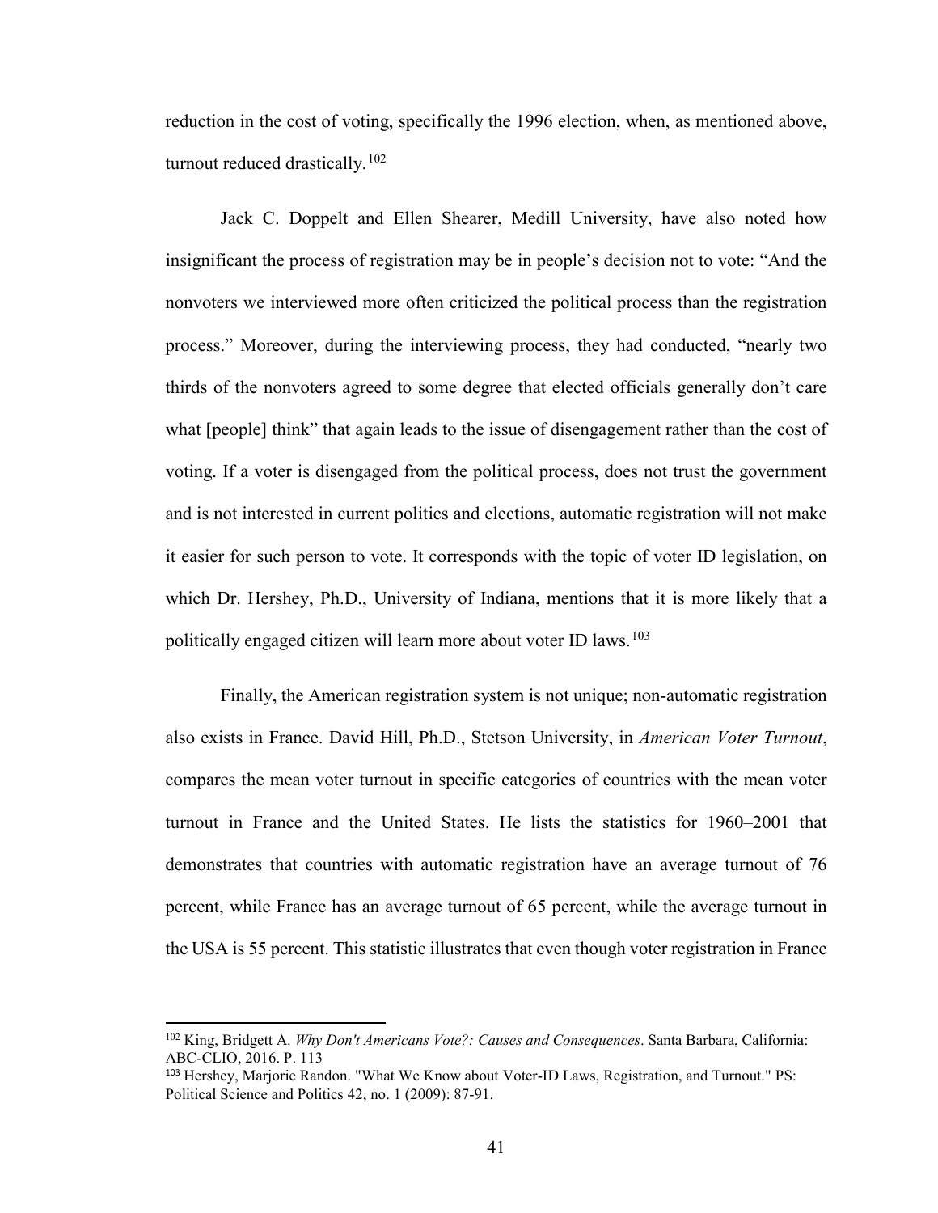reduction in the cost of voting, specifically the 1996 election, when, as mentioned above, turnout reduced drastically.[102]

Jack C. Doppelt and Ellen Shearer, Medill University, have also noted how insignificant the process of registration may be in people's decision not to vote: "And the nonvoters we interviewed more often criticized the political process than the registration process." Moreover, during the interviewing process, they had conducted, "nearly two thirds of the nonvoters agreed to some degree that elected officials generally don't care what [people] think" that again leads to the issue of disengagement rather than the cost of voting. If a voter is disengaged from the political process, does not trust the government and is not interested in current politics and elections, automatic registration will not make it easier for such person to vote. It corresponds with the topic of voter ID legislation, on which Dr. Hershey, Ph.D., University of Indiana, mentions that it is more likely that a politically engaged citizen will learn more about voter ID laws.[103]

Finally, the American registration system is not unique; non-automatic registration also exists in France. David Hill, Ph.D., Stetson University, in *American Voter Turnout*, compares the mean voter turnout in specific categories of countries with the mean voter turnout in France and the United States. He lists the statistics for 1960–2001 that demonstrates that countries with automatic registration have an average turnout of 76 percent, while France has an average turnout of 65 percent, while the average turnout in the USA is 55 percent. This statistic illustrates that even though voter registration in France

---

[102] King, Bridgett A. *Why Don't Americans Vote?: Causes and Consequences*. Santa Barbara, California: ABC-CLIO, 2016. P. 113

[103] Hershey, Marjorie Randon. "What We Know about Voter-ID Laws, Registration, and Turnout." PS: Political Science and Politics 42, no. 1 (2009): 87-91.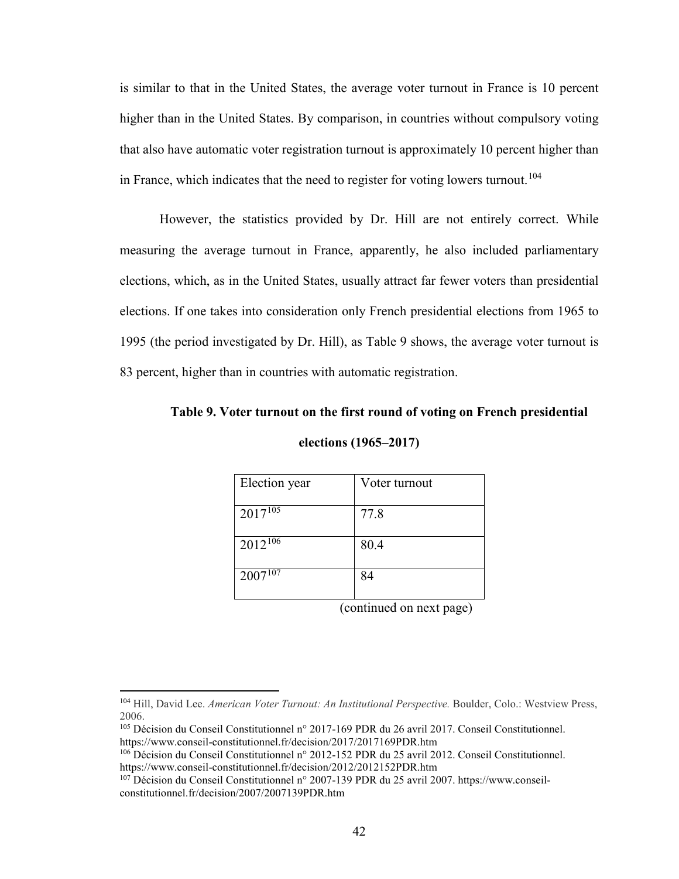is similar to that in the United States, the average voter turnout in France is 10 percent higher than in the United States. By comparison, in countries without compulsory voting that also have automatic voter registration turnout is approximately 10 percent higher than in France, which indicates that the need to register for voting lowers turnout.[104]

However, the statistics provided by Dr. Hill are not entirely correct. While measuring the average turnout in France, apparently, he also included parliamentary elections, which, as in the United States, usually attract far fewer voters than presidential elections. If one takes into consideration only French presidential elections from 1965 to 1995 (the period investigated by Dr. Hill), as Table 9 shows, the average voter turnout is 83 percent, higher than in countries with automatic registration.

**Table 9. Voter turnout on the first round of voting on French presidential elections (1965–2017)**

| Election year | Voter turnout |
|---|---|
| 2017[105] | 77.8 |
| 2012[106] | 80.4 |
| 2007[107] | 84 |

(continued on next page)

[104] Hill, David Lee. *American Voter Turnout: An Institutional Perspective.* Boulder, Colo.: Westview Press, 2006.

[105] Décision du Conseil Constitutionnel n° 2017-169 PDR du 26 avril 2017. Conseil Constitutionnel. https://www.conseil-constitutionnel.fr/decision/2017/2017169PDR.htm

[106] Décision du Conseil Constitutionnel n° 2012-152 PDR du 25 avril 2012. Conseil Constitutionnel. https://www.conseil-constitutionnel.fr/decision/2012/2012152PDR.htm

[107] Décision du Conseil Constitutionnel n° 2007-139 PDR du 25 avril 2007. https://www.conseil-constitutionnel.fr/decision/2007/2007139PDR.htm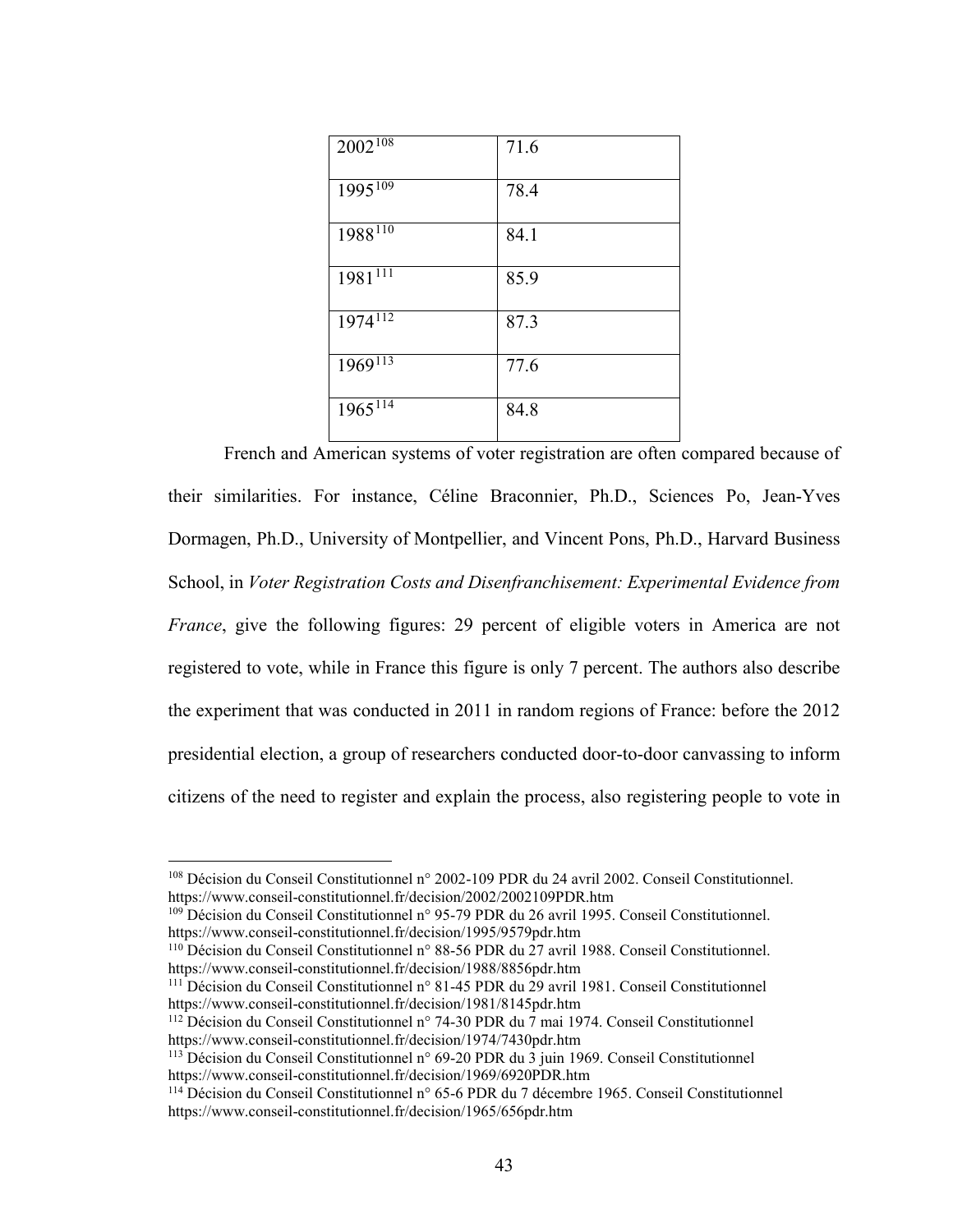| 2002[108] | 71.6 |
|---|---|
| 1995[109] | 78.4 |
| 1988[110] | 84.1 |
| 1981[111] | 85.9 |
| 1974[112] | 87.3 |
| 1969[113] | 77.6 |
| 1965[114] | 84.8 |

French and American systems of voter registration are often compared because of their similarities. For instance, Céline Braconnier, Ph.D., Sciences Po, Jean-Yves Dormagen, Ph.D., University of Montpellier, and Vincent Pons, Ph.D., Harvard Business School, in *Voter Registration Costs and Disenfranchisement: Experimental Evidence from France*, give the following figures: 29 percent of eligible voters in America are not registered to vote, while in France this figure is only 7 percent. The authors also describe the experiment that was conducted in 2011 in random regions of France: before the 2012 presidential election, a group of researchers conducted door-to-door canvassing to inform citizens of the need to register and explain the process, also registering people to vote in

---

[108] Décision du Conseil Constitutionnel n° 2002-109 PDR du 24 avril 2002. Conseil Constitutionnel. https://www.conseil-constitutionnel.fr/decision/2002/2002109PDR.htm

[109] Décision du Conseil Constitutionnel n° 95-79 PDR du 26 avril 1995. Conseil Constitutionnel. https://www.conseil-constitutionnel.fr/decision/1995/9579pdr.htm

[110] Décision du Conseil Constitutionnel n° 88-56 PDR du 27 avril 1988. Conseil Constitutionnel. https://www.conseil-constitutionnel.fr/decision/1988/8856pdr.htm

[111] Décision du Conseil Constitutionnel n° 81-45 PDR du 29 avril 1981. Conseil Constitutionnel https://www.conseil-constitutionnel.fr/decision/1981/8145pdr.htm

[112] Décision du Conseil Constitutionnel n° 74-30 PDR du 7 mai 1974. Conseil Constitutionnel https://www.conseil-constitutionnel.fr/decision/1974/7430pdr.htm

[113] Décision du Conseil Constitutionnel n° 69-20 PDR du 3 juin 1969. Conseil Constitutionnel https://www.conseil-constitutionnel.fr/decision/1969/6920PDR.htm

[114] Décision du Conseil Constitutionnel n° 65-6 PDR du 7 décembre 1965. Conseil Constitutionnel https://www.conseil-constitutionnel.fr/decision/1965/656pdr.htm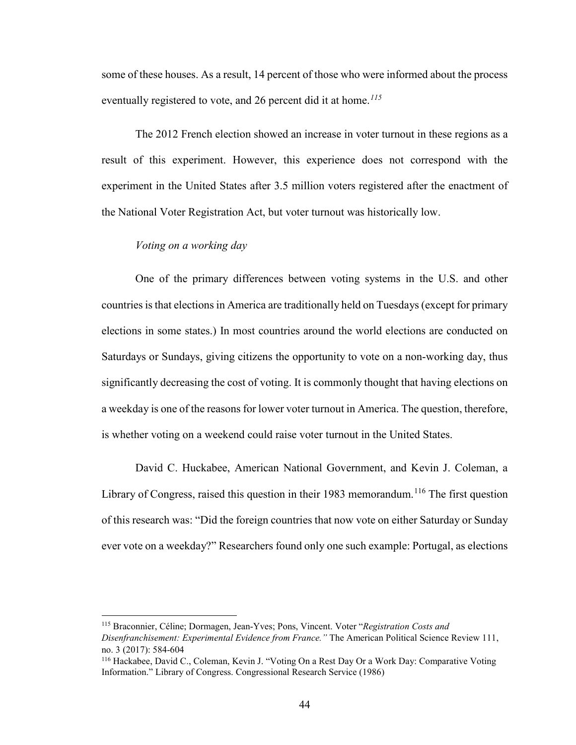some of these houses. As a result, 14 percent of those who were informed about the process eventually registered to vote, and 26 percent did it at home.[115]

The 2012 French election showed an increase in voter turnout in these regions as a result of this experiment. However, this experience does not correspond with the experiment in the United States after 3.5 million voters registered after the enactment of the National Voter Registration Act, but voter turnout was historically low.

*Voting on a working day*

One of the primary differences between voting systems in the U.S. and other countries is that elections in America are traditionally held on Tuesdays (except for primary elections in some states.) In most countries around the world elections are conducted on Saturdays or Sundays, giving citizens the opportunity to vote on a non-working day, thus significantly decreasing the cost of voting. It is commonly thought that having elections on a weekday is one of the reasons for lower voter turnout in America. The question, therefore, is whether voting on a weekend could raise voter turnout in the United States.

David C. Huckabee, American National Government, and Kevin J. Coleman, a Library of Congress, raised this question in their 1983 memorandum.[116] The first question of this research was: "Did the foreign countries that now vote on either Saturday or Sunday ever vote on a weekday?" Researchers found only one such example: Portugal, as elections

---

[115] Braconnier, Céline; Dormagen, Jean-Yves; Pons, Vincent. Voter "*Registration Costs and Disenfranchisement: Experimental Evidence from France.*" The American Political Science Review 111, no. 3 (2017): 584-604

[116] Hackabee, David C., Coleman, Kevin J. "Voting On a Rest Day Or a Work Day: Comparative Voting Information." Library of Congress. Congressional Research Service (1986)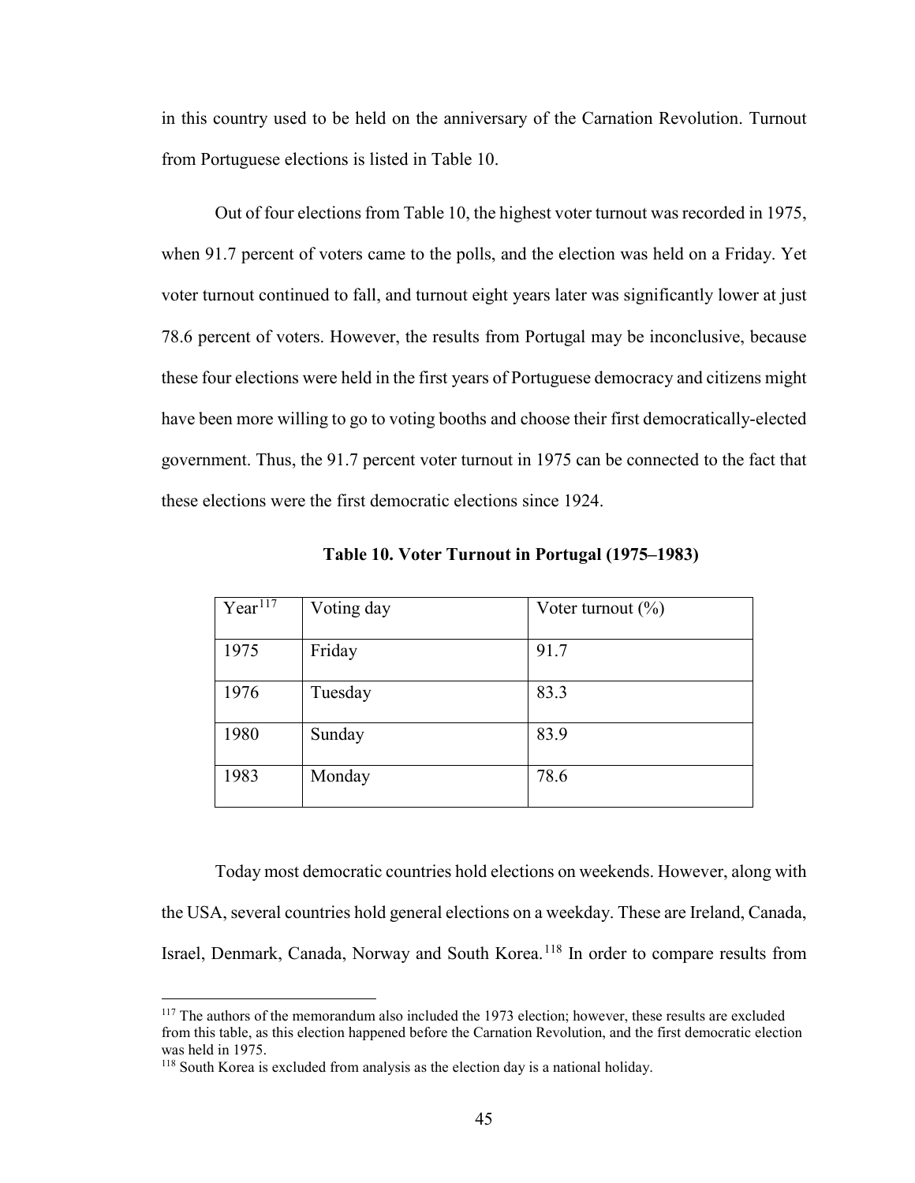in this country used to be held on the anniversary of the Carnation Revolution. Turnout from Portuguese elections is listed in Table 10.

Out of four elections from Table 10, the highest voter turnout was recorded in 1975, when 91.7 percent of voters came to the polls, and the election was held on a Friday. Yet voter turnout continued to fall, and turnout eight years later was significantly lower at just 78.6 percent of voters. However, the results from Portugal may be inconclusive, because these four elections were held in the first years of Portuguese democracy and citizens might have been more willing to go to voting booths and choose their first democratically-elected government. Thus, the 91.7 percent voter turnout in 1975 can be connected to the fact that these elections were the first democratic elections since 1924.

**Table 10. Voter Turnout in Portugal (1975–1983)**

| Year[117] | Voting day | Voter turnout (%) |
|---|---|---|
| 1975 | Friday | 91.7 |
| 1976 | Tuesday | 83.3 |
| 1980 | Sunday | 83.9 |
| 1983 | Monday | 78.6 |

Today most democratic countries hold elections on weekends. However, along with the USA, several countries hold general elections on a weekday. These are Ireland, Canada, Israel, Denmark, Canada, Norway and South Korea.[118] In order to compare results from

[117] The authors of the memorandum also included the 1973 election; however, these results are excluded from this table, as this election happened before the Carnation Revolution, and the first democratic election was held in 1975.

[118] South Korea is excluded from analysis as the election day is a national holiday.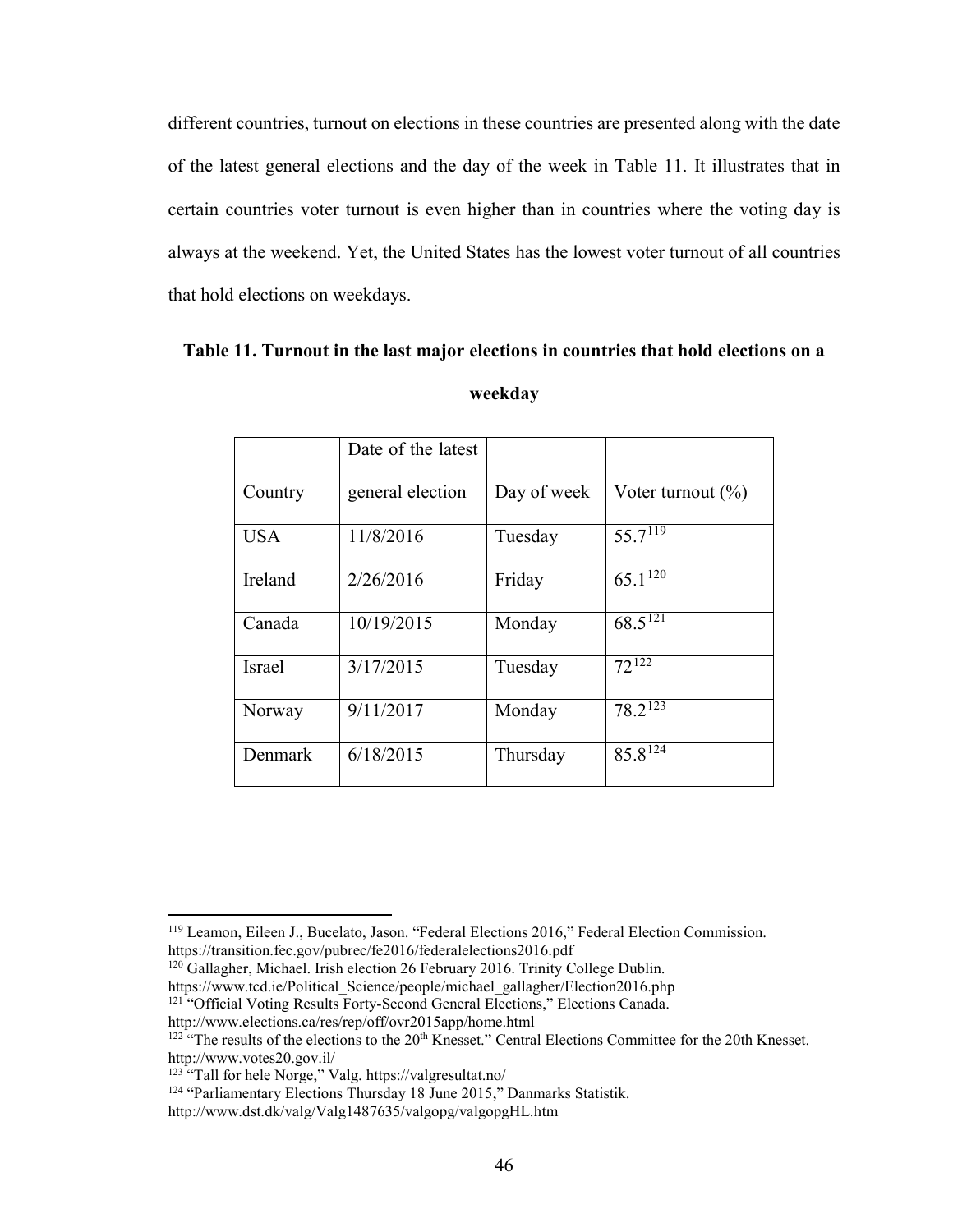different countries, turnout on elections in these countries are presented along with the date of the latest general elections and the day of the week in Table 11. It illustrates that in certain countries voter turnout is even higher than in countries where the voting day is always at the weekend. Yet, the United States has the lowest voter turnout of all countries that hold elections on weekdays.

**Table 11. Turnout in the last major elections in countries that hold elections on a weekday**

| Country | Date of the latest general election | Day of week | Voter turnout (%) |
|---|---|---|---|
| USA | 11/8/2016 | Tuesday | 55.7[119] |
| Ireland | 2/26/2016 | Friday | 65.1[120] |
| Canada | 10/19/2015 | Monday | 68.5[121] |
| Israel | 3/17/2015 | Tuesday | 72[122] |
| Norway | 9/11/2017 | Monday | 78.2[123] |
| Denmark | 6/18/2015 | Thursday | 85.8[124] |

---

[119] Leamon, Eileen J., Bucelato, Jason. "Federal Elections 2016," Federal Election Commission. https://transition.fec.gov/pubrec/fe2016/federalelections2016.pdf

[120] Gallagher, Michael. Irish election 26 February 2016. Trinity College Dublin. https://www.tcd.ie/Political_Science/people/michael_gallagher/Election2016.php

[121] "Official Voting Results Forty-Second General Elections," Elections Canada. http://www.elections.ca/res/rep/off/ovr2015app/home.html

[122] "The results of the elections to the 20th Knesset." Central Elections Committee for the 20th Knesset. http://www.votes20.gov.il/

[123] "Tall for hele Norge," Valg. https://valgresultat.no/

[124] "Parliamentary Elections Thursday 18 June 2015," Danmarks Statistik. http://www.dst.dk/valg/Valg1487635/valgopg/valgopgHL.htm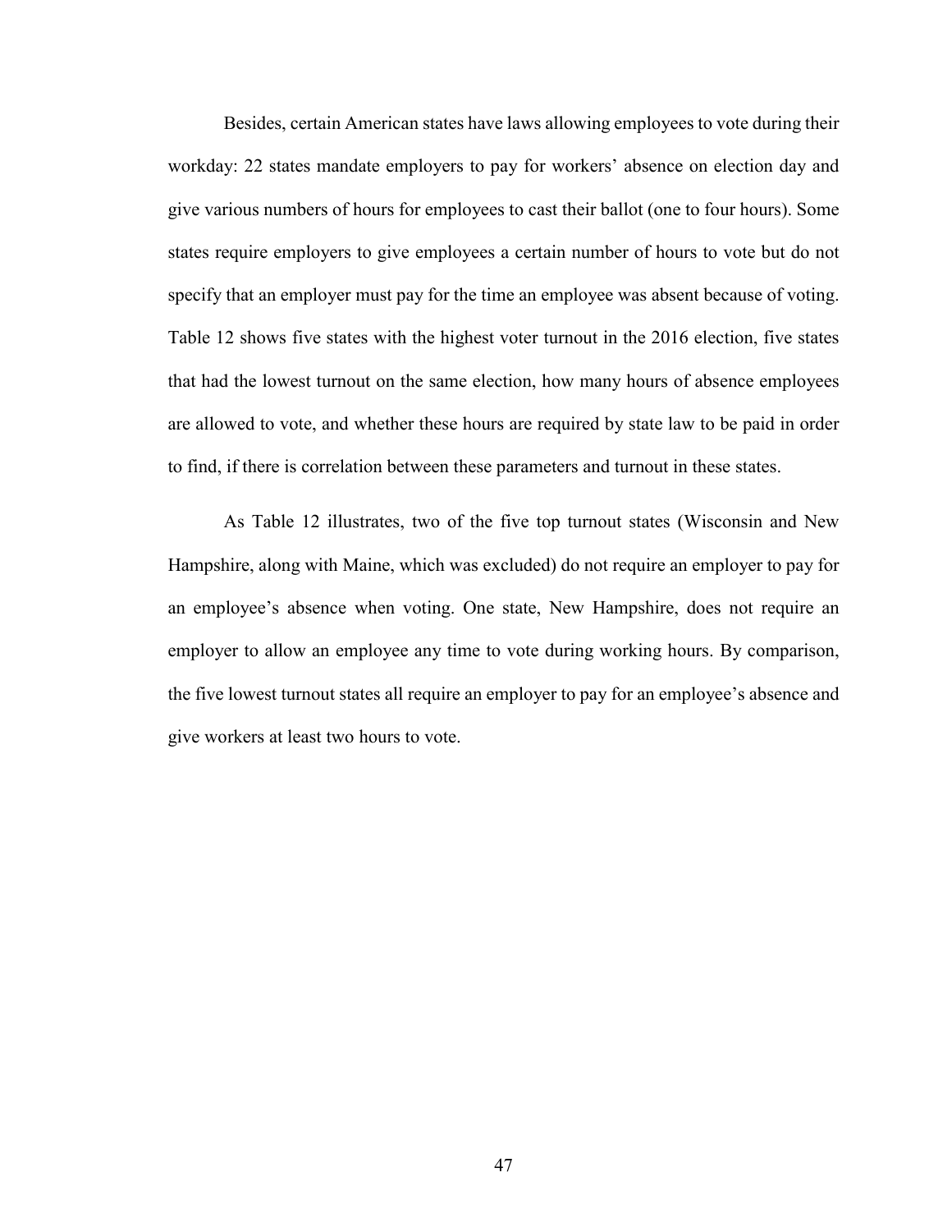Besides, certain American states have laws allowing employees to vote during their workday: 22 states mandate employers to pay for workers' absence on election day and give various numbers of hours for employees to cast their ballot (one to four hours). Some states require employers to give employees a certain number of hours to vote but do not specify that an employer must pay for the time an employee was absent because of voting. Table 12 shows five states with the highest voter turnout in the 2016 election, five states that had the lowest turnout on the same election, how many hours of absence employees are allowed to vote, and whether these hours are required by state law to be paid in order to find, if there is correlation between these parameters and turnout in these states.

As Table 12 illustrates, two of the five top turnout states (Wisconsin and New Hampshire, along with Maine, which was excluded) do not require an employer to pay for an employee's absence when voting. One state, New Hampshire, does not require an employer to allow an employee any time to vote during working hours. By comparison, the five lowest turnout states all require an employer to pay for an employee's absence and give workers at least two hours to vote.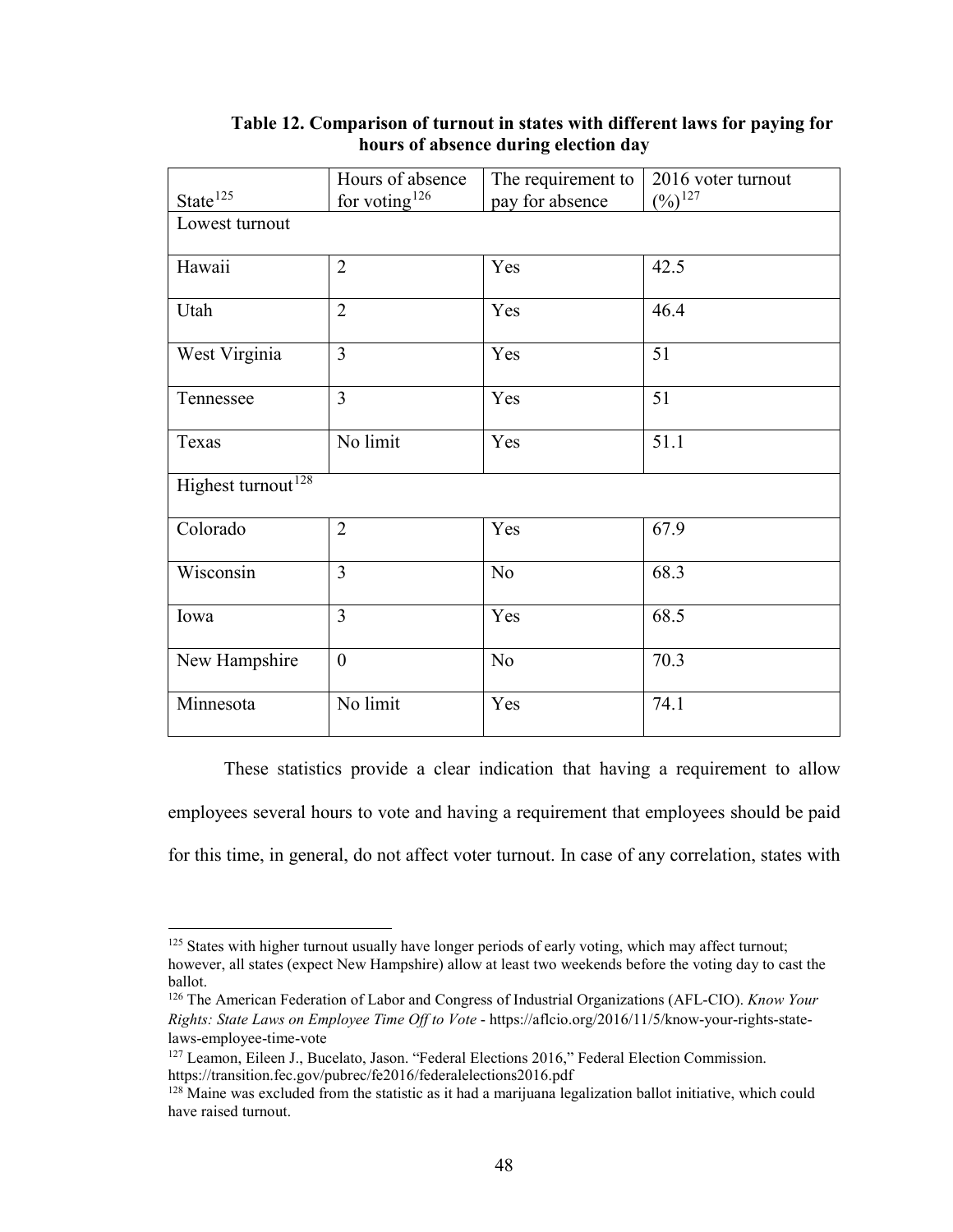**Table 12. Comparison of turnout in states with different laws for paying for hours of absence during election day**

| State[125] | Hours of absence for voting[126] | The requirement to pay for absence | 2016 voter turnout (%)[127] |
|---|---|---|---|
| Lowest turnout | | | |
| Hawaii | 2 | Yes | 42.5 |
| Utah | 2 | Yes | 46.4 |
| West Virginia | 3 | Yes | 51 |
| Tennessee | 3 | Yes | 51 |
| Texas | No limit | Yes | 51.1 |
| Highest turnout[128] | | | |
| Colorado | 2 | Yes | 67.9 |
| Wisconsin | 3 | No | 68.3 |
| Iowa | 3 | Yes | 68.5 |
| New Hampshire | 0 | No | 70.3 |
| Minnesota | No limit | Yes | 74.1 |

These statistics provide a clear indication that having a requirement to allow employees several hours to vote and having a requirement that employees should be paid for this time, in general, do not affect voter turnout. In case of any correlation, states with

[125] States with higher turnout usually have longer periods of early voting, which may affect turnout; however, all states (expect New Hampshire) allow at least two weekends before the voting day to cast the ballot.

[126] The American Federation of Labor and Congress of Industrial Organizations (AFL-CIO). *Know Your Rights: State Laws on Employee Time Off to Vote* - https://aflcio.org/2016/11/5/know-your-rights-state-laws-employee-time-vote

[127] Leamon, Eileen J., Bucelato, Jason. "Federal Elections 2016," Federal Election Commission. https://transition.fec.gov/pubrec/fe2016/federalelections2016.pdf

[128] Maine was excluded from the statistic as it had a marijuana legalization ballot initiative, which could have raised turnout.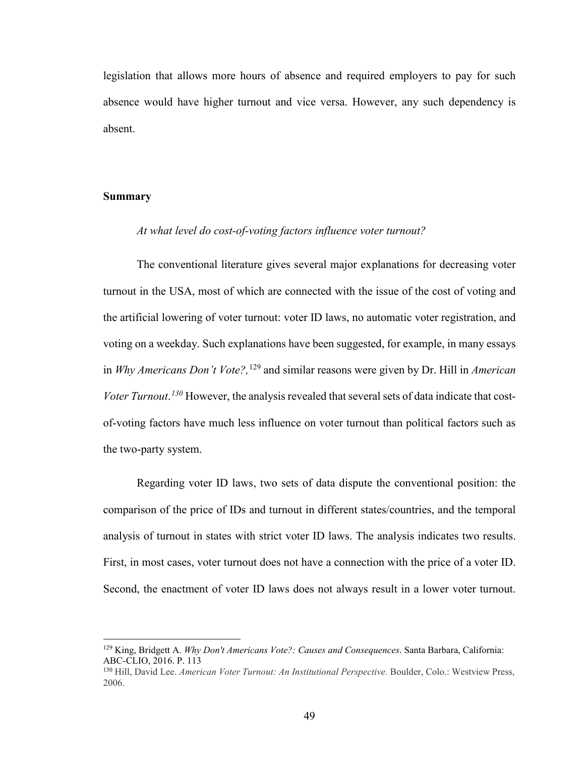legislation that allows more hours of absence and required employers to pay for such absence would have higher turnout and vice versa. However, any such dependency is absent.

## Summary

*At what level do cost-of-voting factors influence voter turnout?*

The conventional literature gives several major explanations for decreasing voter turnout in the USA, most of which are connected with the issue of the cost of voting and the artificial lowering of voter turnout: voter ID laws, no automatic voter registration, and voting on a weekday. Such explanations have been suggested, for example, in many essays in *Why Americans Don't Vote?,*[129] and similar reasons were given by Dr. Hill in *American Voter Turnout.*[130] However, the analysis revealed that several sets of data indicate that cost-of-voting factors have much less influence on voter turnout than political factors such as the two-party system.

Regarding voter ID laws, two sets of data dispute the conventional position: the comparison of the price of IDs and turnout in different states/countries, and the temporal analysis of turnout in states with strict voter ID laws. The analysis indicates two results. First, in most cases, voter turnout does not have a connection with the price of a voter ID. Second, the enactment of voter ID laws does not always result in a lower voter turnout.

---

[129] King, Bridgett A. *Why Don't Americans Vote?: Causes and Consequences*. Santa Barbara, California: ABC-CLIO, 2016. P. 113

[130] Hill, David Lee. *American Voter Turnout: An Institutional Perspective.* Boulder, Colo.: Westview Press, 2006.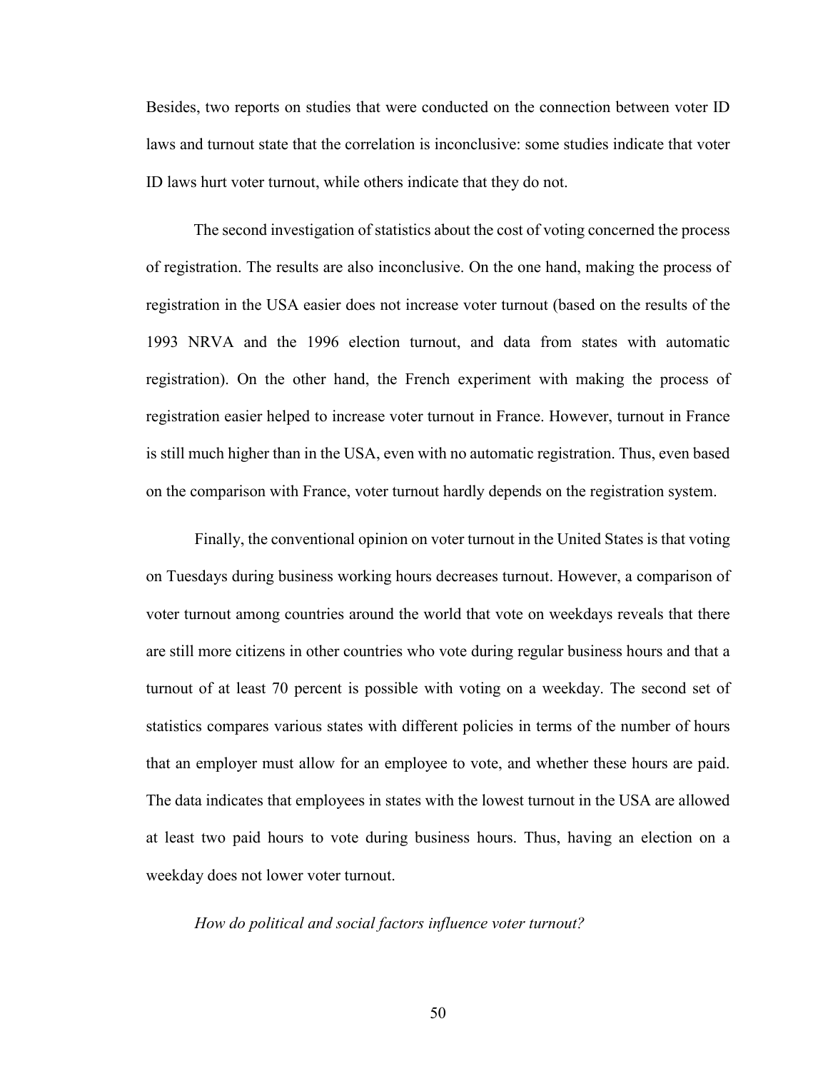Besides, two reports on studies that were conducted on the connection between voter ID laws and turnout state that the correlation is inconclusive: some studies indicate that voter ID laws hurt voter turnout, while others indicate that they do not.

The second investigation of statistics about the cost of voting concerned the process of registration. The results are also inconclusive. On the one hand, making the process of registration in the USA easier does not increase voter turnout (based on the results of the 1993 NRVA and the 1996 election turnout, and data from states with automatic registration). On the other hand, the French experiment with making the process of registration easier helped to increase voter turnout in France. However, turnout in France is still much higher than in the USA, even with no automatic registration. Thus, even based on the comparison with France, voter turnout hardly depends on the registration system.

Finally, the conventional opinion on voter turnout in the United States is that voting on Tuesdays during business working hours decreases turnout. However, a comparison of voter turnout among countries around the world that vote on weekdays reveals that there are still more citizens in other countries who vote during regular business hours and that a turnout of at least 70 percent is possible with voting on a weekday. The second set of statistics compares various states with different policies in terms of the number of hours that an employer must allow for an employee to vote, and whether these hours are paid. The data indicates that employees in states with the lowest turnout in the USA are allowed at least two paid hours to vote during business hours. Thus, having an election on a weekday does not lower voter turnout.

*How do political and social factors influence voter turnout?*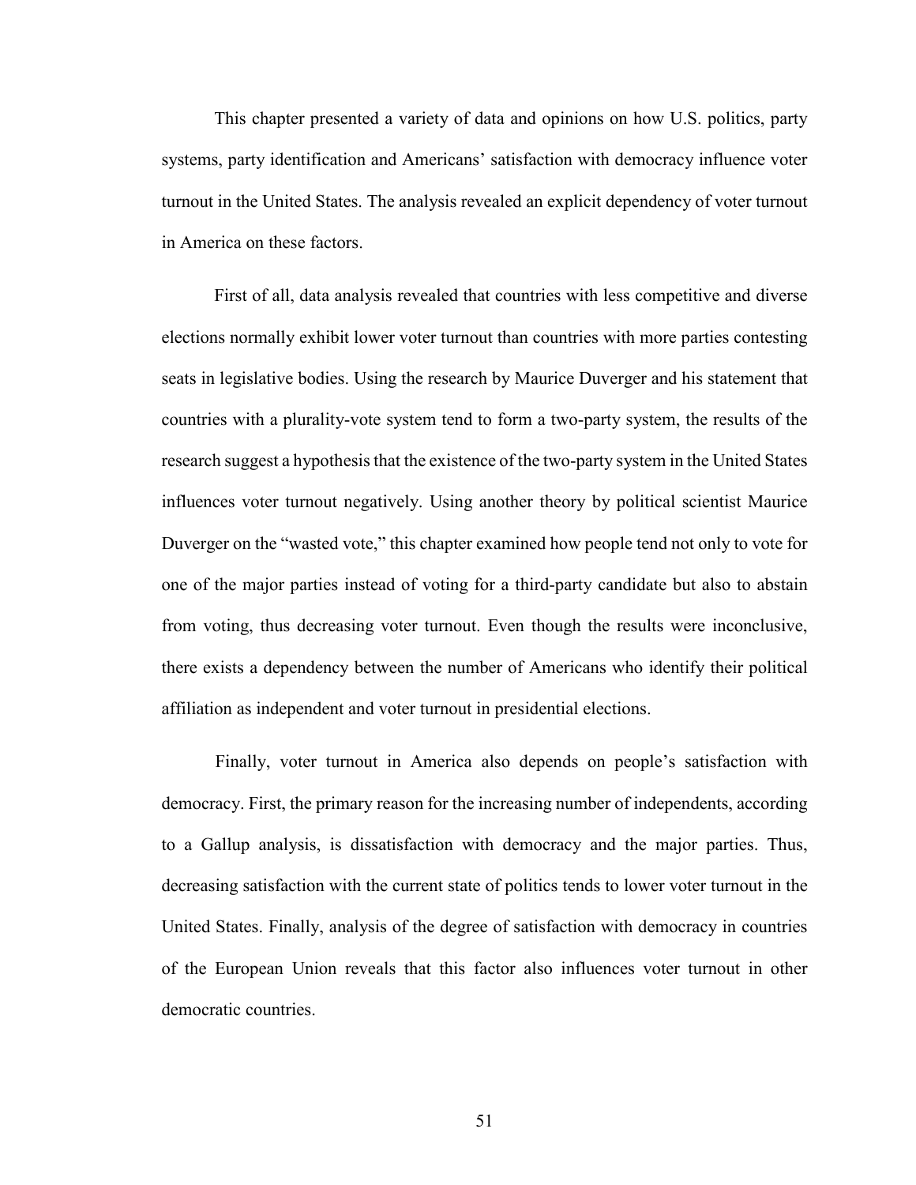This chapter presented a variety of data and opinions on how U.S. politics, party systems, party identification and Americans' satisfaction with democracy influence voter turnout in the United States. The analysis revealed an explicit dependency of voter turnout in America on these factors.

First of all, data analysis revealed that countries with less competitive and diverse elections normally exhibit lower voter turnout than countries with more parties contesting seats in legislative bodies. Using the research by Maurice Duverger and his statement that countries with a plurality-vote system tend to form a two-party system, the results of the research suggest a hypothesis that the existence of the two-party system in the United States influences voter turnout negatively. Using another theory by political scientist Maurice Duverger on the "wasted vote," this chapter examined how people tend not only to vote for one of the major parties instead of voting for a third-party candidate but also to abstain from voting, thus decreasing voter turnout. Even though the results were inconclusive, there exists a dependency between the number of Americans who identify their political affiliation as independent and voter turnout in presidential elections.

Finally, voter turnout in America also depends on people's satisfaction with democracy. First, the primary reason for the increasing number of independents, according to a Gallup analysis, is dissatisfaction with democracy and the major parties. Thus, decreasing satisfaction with the current state of politics tends to lower voter turnout in the United States. Finally, analysis of the degree of satisfaction with democracy in countries of the European Union reveals that this factor also influences voter turnout in other democratic countries.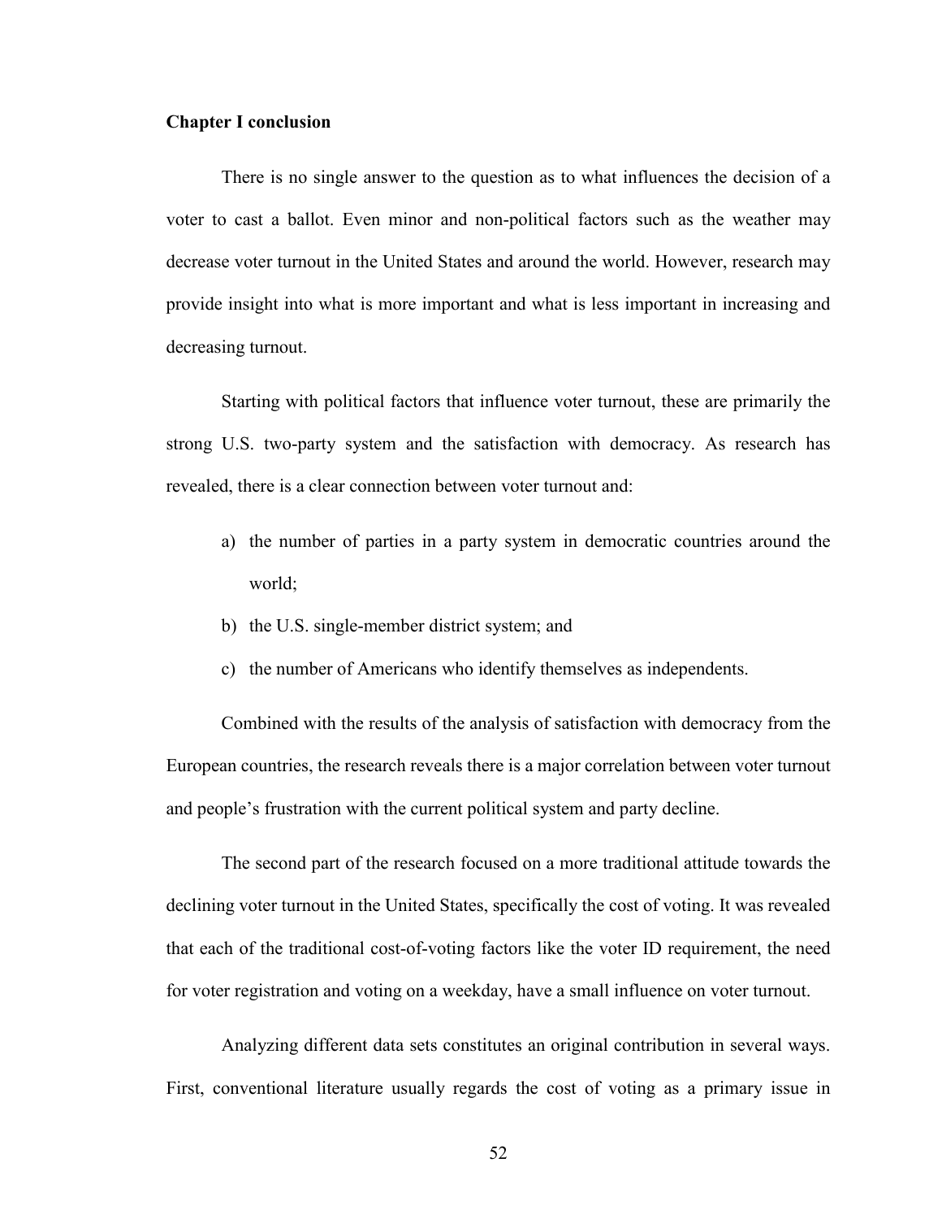**Chapter I conclusion**

There is no single answer to the question as to what influences the decision of a voter to cast a ballot. Even minor and non-political factors such as the weather may decrease voter turnout in the United States and around the world. However, research may provide insight into what is more important and what is less important in increasing and decreasing turnout.

Starting with political factors that influence voter turnout, these are primarily the strong U.S. two-party system and the satisfaction with democracy. As research has revealed, there is a clear connection between voter turnout and:

a) the number of parties in a party system in democratic countries around the world;
b) the U.S. single-member district system; and
c) the number of Americans who identify themselves as independents.

Combined with the results of the analysis of satisfaction with democracy from the European countries, the research reveals there is a major correlation between voter turnout and people's frustration with the current political system and party decline.

The second part of the research focused on a more traditional attitude towards the declining voter turnout in the United States, specifically the cost of voting. It was revealed that each of the traditional cost-of-voting factors like the voter ID requirement, the need for voter registration and voting on a weekday, have a small influence on voter turnout.

Analyzing different data sets constitutes an original contribution in several ways. First, conventional literature usually regards the cost of voting as a primary issue in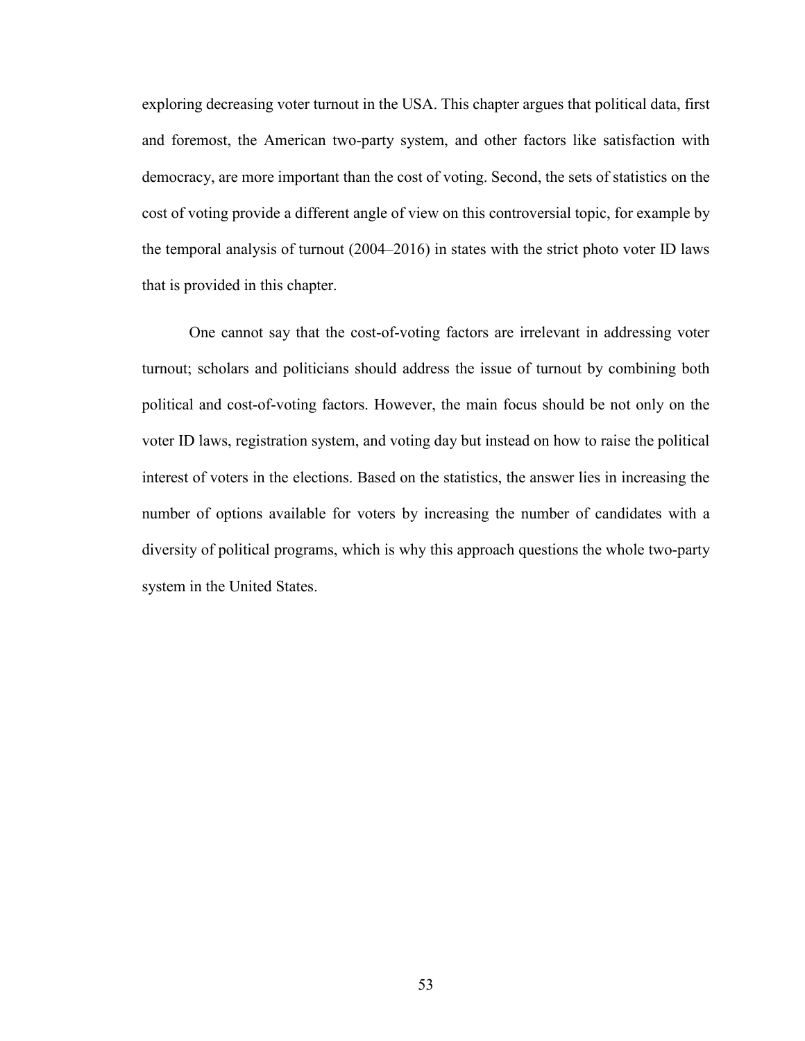exploring decreasing voter turnout in the USA. This chapter argues that political data, first and foremost, the American two-party system, and other factors like satisfaction with democracy, are more important than the cost of voting. Second, the sets of statistics on the cost of voting provide a different angle of view on this controversial topic, for example by the temporal analysis of turnout (2004–2016) in states with the strict photo voter ID laws that is provided in this chapter.

One cannot say that the cost-of-voting factors are irrelevant in addressing voter turnout; scholars and politicians should address the issue of turnout by combining both political and cost-of-voting factors. However, the main focus should be not only on the voter ID laws, registration system, and voting day but instead on how to raise the political interest of voters in the elections. Based on the statistics, the answer lies in increasing the number of options available for voters by increasing the number of candidates with a diversity of political programs, which is why this approach questions the whole two-party system in the United States.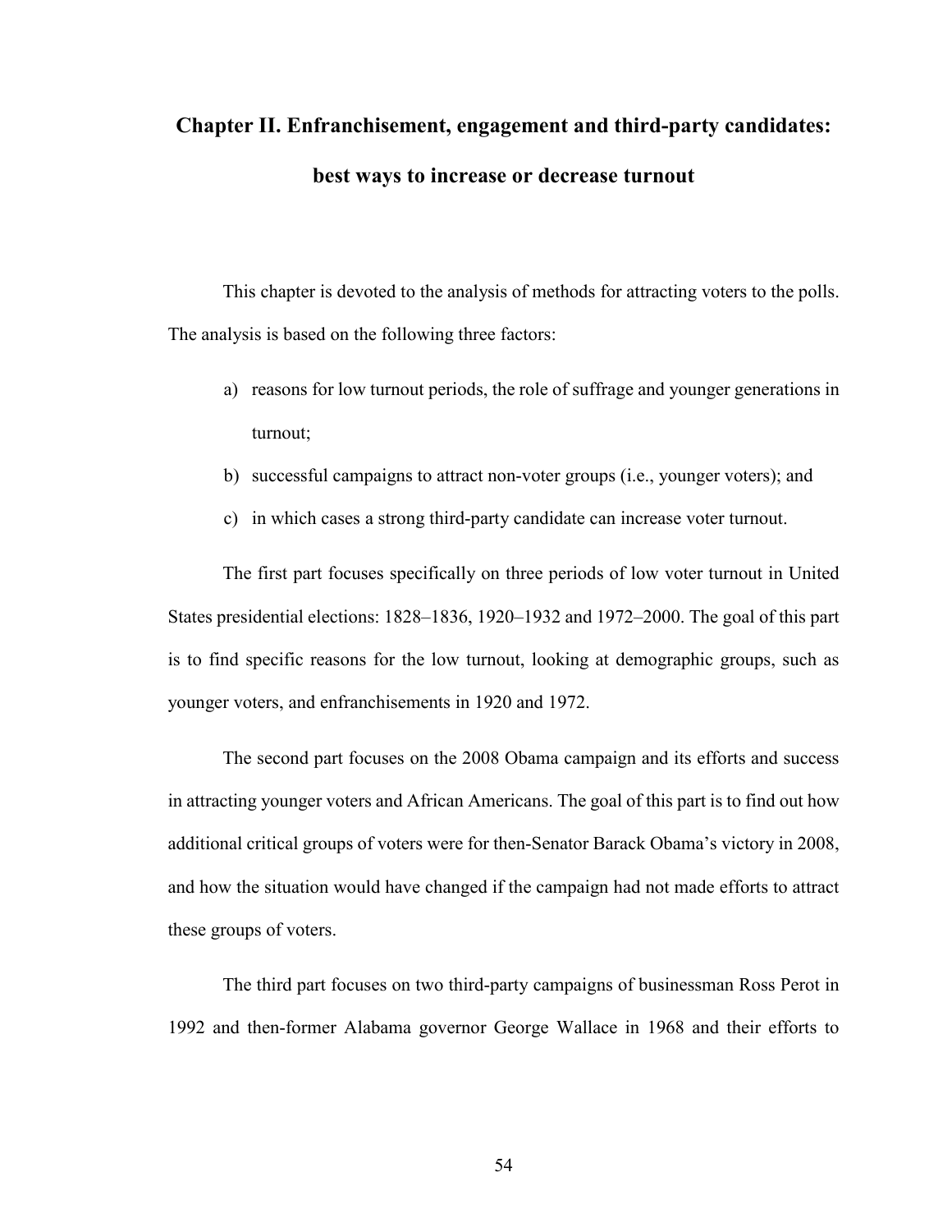# Chapter II. Enfranchisement, engagement and third-party candidates: best ways to increase or decrease turnout

This chapter is devoted to the analysis of methods for attracting voters to the polls. The analysis is based on the following three factors:

a) reasons for low turnout periods, the role of suffrage and younger generations in turnout;
b) successful campaigns to attract non-voter groups (i.e., younger voters); and
c) in which cases a strong third-party candidate can increase voter turnout.

The first part focuses specifically on three periods of low voter turnout in United States presidential elections: 1828–1836, 1920–1932 and 1972–2000. The goal of this part is to find specific reasons for the low turnout, looking at demographic groups, such as younger voters, and enfranchisements in 1920 and 1972.

The second part focuses on the 2008 Obama campaign and its efforts and success in attracting younger voters and African Americans. The goal of this part is to find out how additional critical groups of voters were for then-Senator Barack Obama's victory in 2008, and how the situation would have changed if the campaign had not made efforts to attract these groups of voters.

The third part focuses on two third-party campaigns of businessman Ross Perot in 1992 and then-former Alabama governor George Wallace in 1968 and their efforts to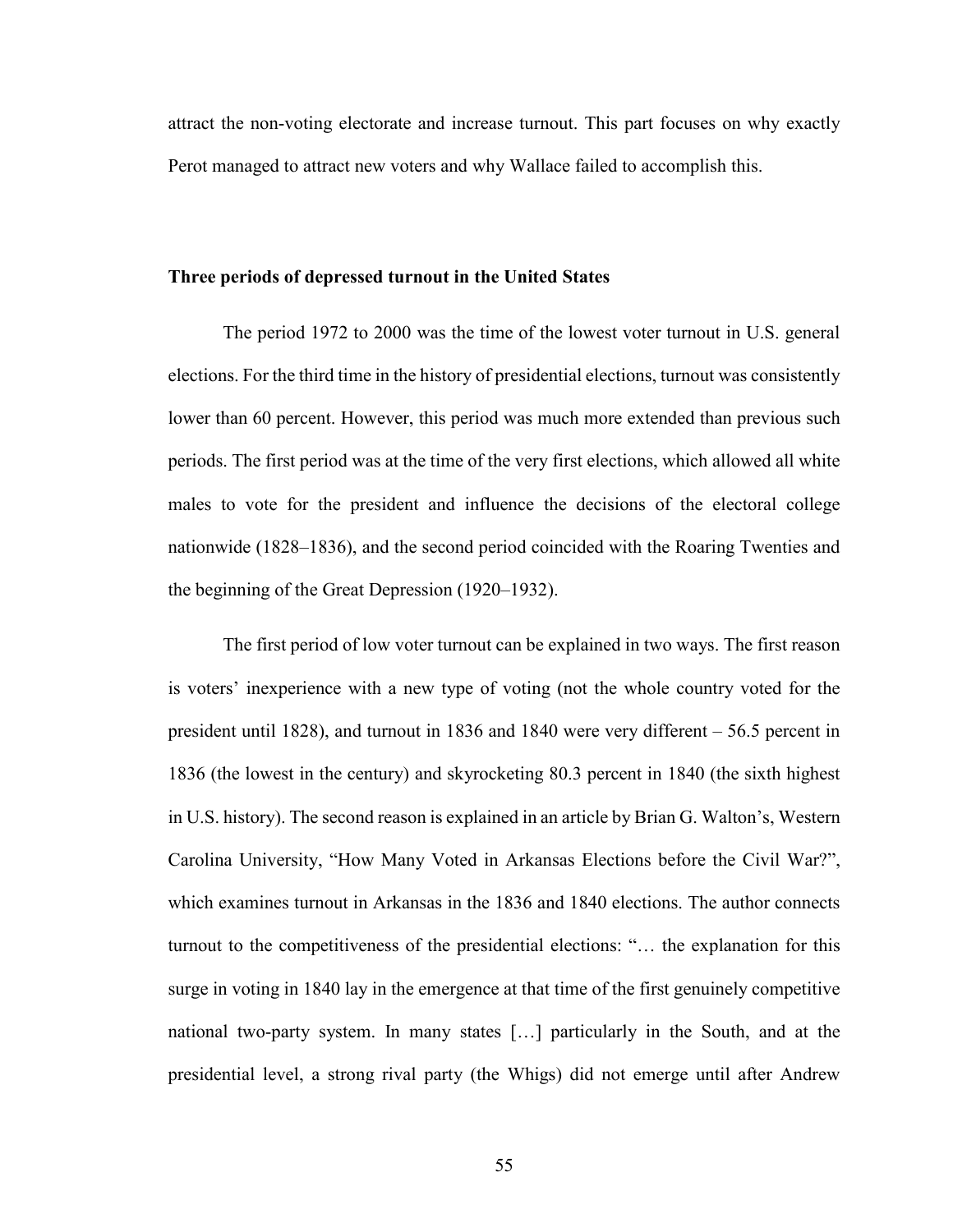attract the non-voting electorate and increase turnout. This part focuses on why exactly Perot managed to attract new voters and why Wallace failed to accomplish this.

## Three periods of depressed turnout in the United States

The period 1972 to 2000 was the time of the lowest voter turnout in U.S. general elections. For the third time in the history of presidential elections, turnout was consistently lower than 60 percent. However, this period was much more extended than previous such periods. The first period was at the time of the very first elections, which allowed all white males to vote for the president and influence the decisions of the electoral college nationwide (1828–1836), and the second period coincided with the Roaring Twenties and the beginning of the Great Depression (1920–1932).

The first period of low voter turnout can be explained in two ways. The first reason is voters' inexperience with a new type of voting (not the whole country voted for the president until 1828), and turnout in 1836 and 1840 were very different – 56.5 percent in 1836 (the lowest in the century) and skyrocketing 80.3 percent in 1840 (the sixth highest in U.S. history). The second reason is explained in an article by Brian G. Walton's, Western Carolina University, "How Many Voted in Arkansas Elections before the Civil War?", which examines turnout in Arkansas in the 1836 and 1840 elections. The author connects turnout to the competitiveness of the presidential elections: "… the explanation for this surge in voting in 1840 lay in the emergence at that time of the first genuinely competitive national two-party system. In many states […] particularly in the South, and at the presidential level, a strong rival party (the Whigs) did not emerge until after Andrew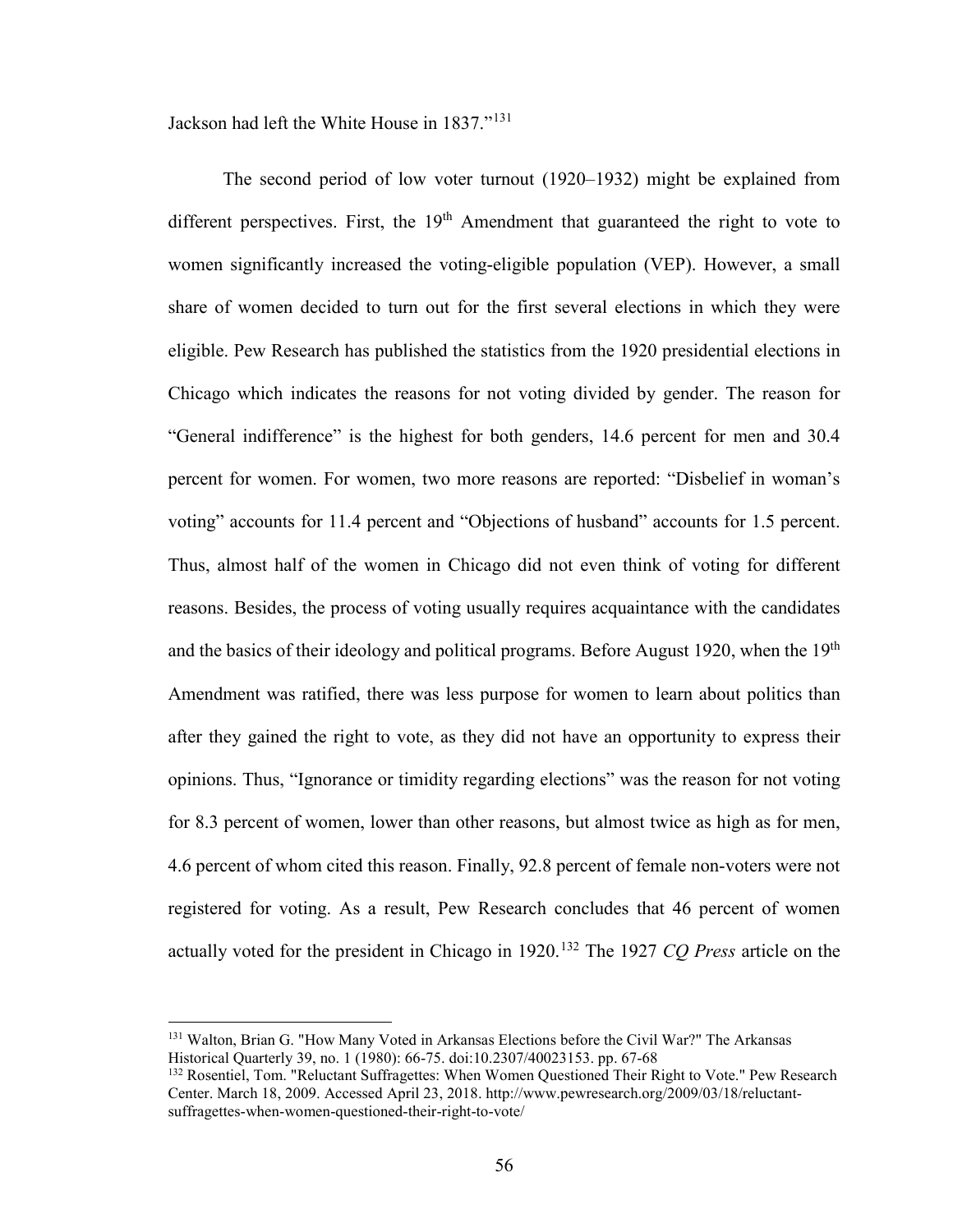Jackson had left the White House in 1837."[131]

The second period of low voter turnout (1920–1932) might be explained from different perspectives. First, the 19th Amendment that guaranteed the right to vote to women significantly increased the voting-eligible population (VEP). However, a small share of women decided to turn out for the first several elections in which they were eligible. Pew Research has published the statistics from the 1920 presidential elections in Chicago which indicates the reasons for not voting divided by gender. The reason for "General indifference" is the highest for both genders, 14.6 percent for men and 30.4 percent for women. For women, two more reasons are reported: "Disbelief in woman's voting" accounts for 11.4 percent and "Objections of husband" accounts for 1.5 percent. Thus, almost half of the women in Chicago did not even think of voting for different reasons. Besides, the process of voting usually requires acquaintance with the candidates and the basics of their ideology and political programs. Before August 1920, when the 19th Amendment was ratified, there was less purpose for women to learn about politics than after they gained the right to vote, as they did not have an opportunity to express their opinions. Thus, "Ignorance or timidity regarding elections" was the reason for not voting for 8.3 percent of women, lower than other reasons, but almost twice as high as for men, 4.6 percent of whom cited this reason. Finally, 92.8 percent of female non-voters were not registered for voting. As a result, Pew Research concludes that 46 percent of women actually voted for the president in Chicago in 1920.[132] The 1927 *CQ Press* article on the

---

[131] Walton, Brian G. "How Many Voted in Arkansas Elections before the Civil War?" The Arkansas Historical Quarterly 39, no. 1 (1980): 66-75. doi:10.2307/40023153. pp. 67-68

[132] Rosentiel, Tom. "Reluctant Suffragettes: When Women Questioned Their Right to Vote." Pew Research Center. March 18, 2009. Accessed April 23, 2018. http://www.pewresearch.org/2009/03/18/reluctant-suffragettes-when-women-questioned-their-right-to-vote/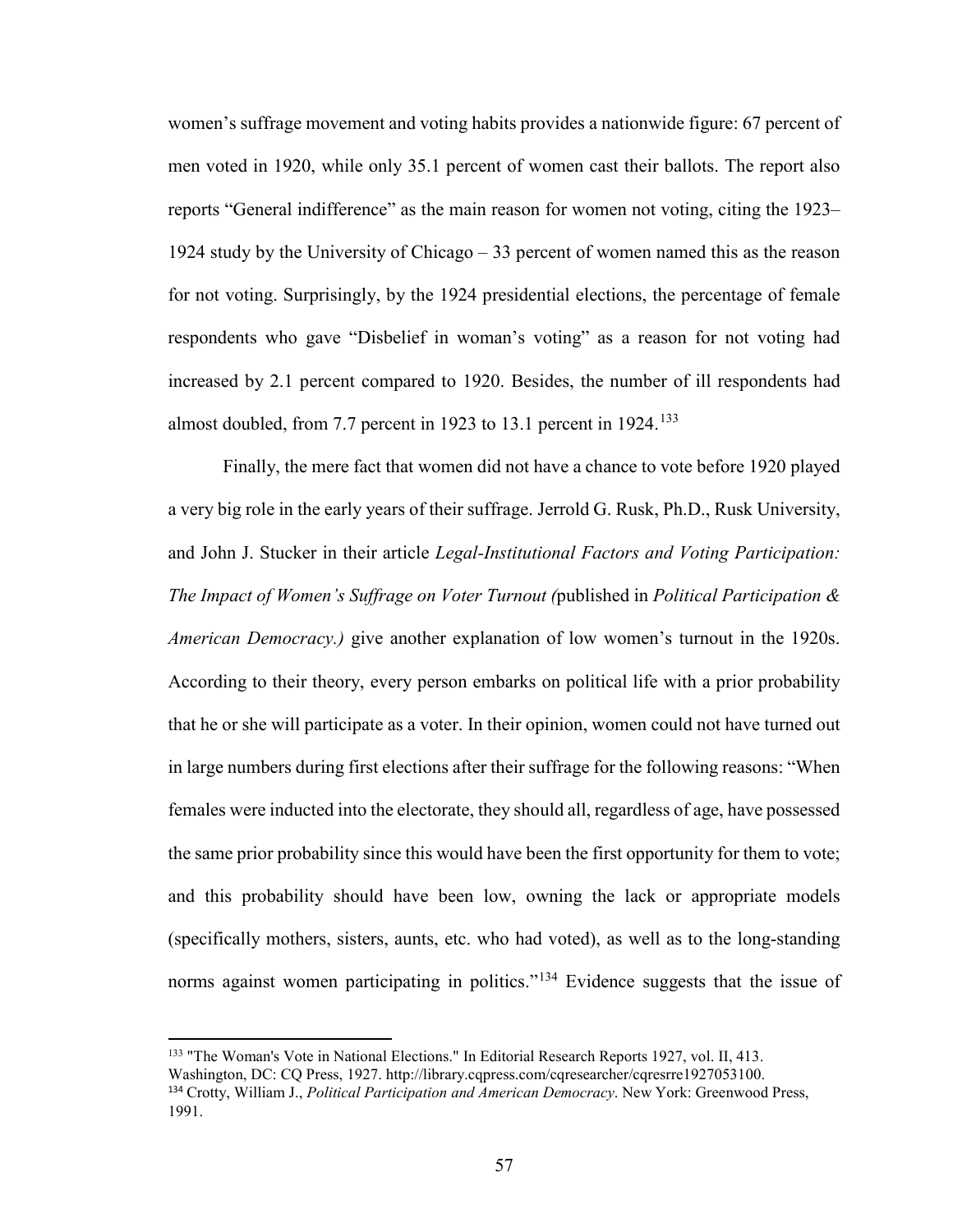women's suffrage movement and voting habits provides a nationwide figure: 67 percent of men voted in 1920, while only 35.1 percent of women cast their ballots. The report also reports "General indifference" as the main reason for women not voting, citing the 1923–1924 study by the University of Chicago – 33 percent of women named this as the reason for not voting. Surprisingly, by the 1924 presidential elections, the percentage of female respondents who gave "Disbelief in woman's voting" as a reason for not voting had increased by 2.1 percent compared to 1920. Besides, the number of ill respondents had almost doubled, from 7.7 percent in 1923 to 13.1 percent in 1924.[133]

Finally, the mere fact that women did not have a chance to vote before 1920 played a very big role in the early years of their suffrage. Jerrold G. Rusk, Ph.D., Rusk University, and John J. Stucker in their article *Legal-Institutional Factors and Voting Participation: The Impact of Women's Suffrage on Voter Turnout (*published in *Political Participation & American Democracy.)* give another explanation of low women's turnout in the 1920s. According to their theory, every person embarks on political life with a prior probability that he or she will participate as a voter. In their opinion, women could not have turned out in large numbers during first elections after their suffrage for the following reasons: "When females were inducted into the electorate, they should all, regardless of age, have possessed the same prior probability since this would have been the first opportunity for them to vote; and this probability should have been low, owning the lack or appropriate models (specifically mothers, sisters, aunts, etc. who had voted), as well as to the long-standing norms against women participating in politics."[134] Evidence suggests that the issue of

---

[133] "The Woman's Vote in National Elections." In Editorial Research Reports 1927, vol. II, 413. Washington, DC: CQ Press, 1927. http://library.cqpress.com/cqresearcher/cqresrre1927053100.

[134] Crotty, William J., *Political Participation and American Democracy*. New York: Greenwood Press, 1991.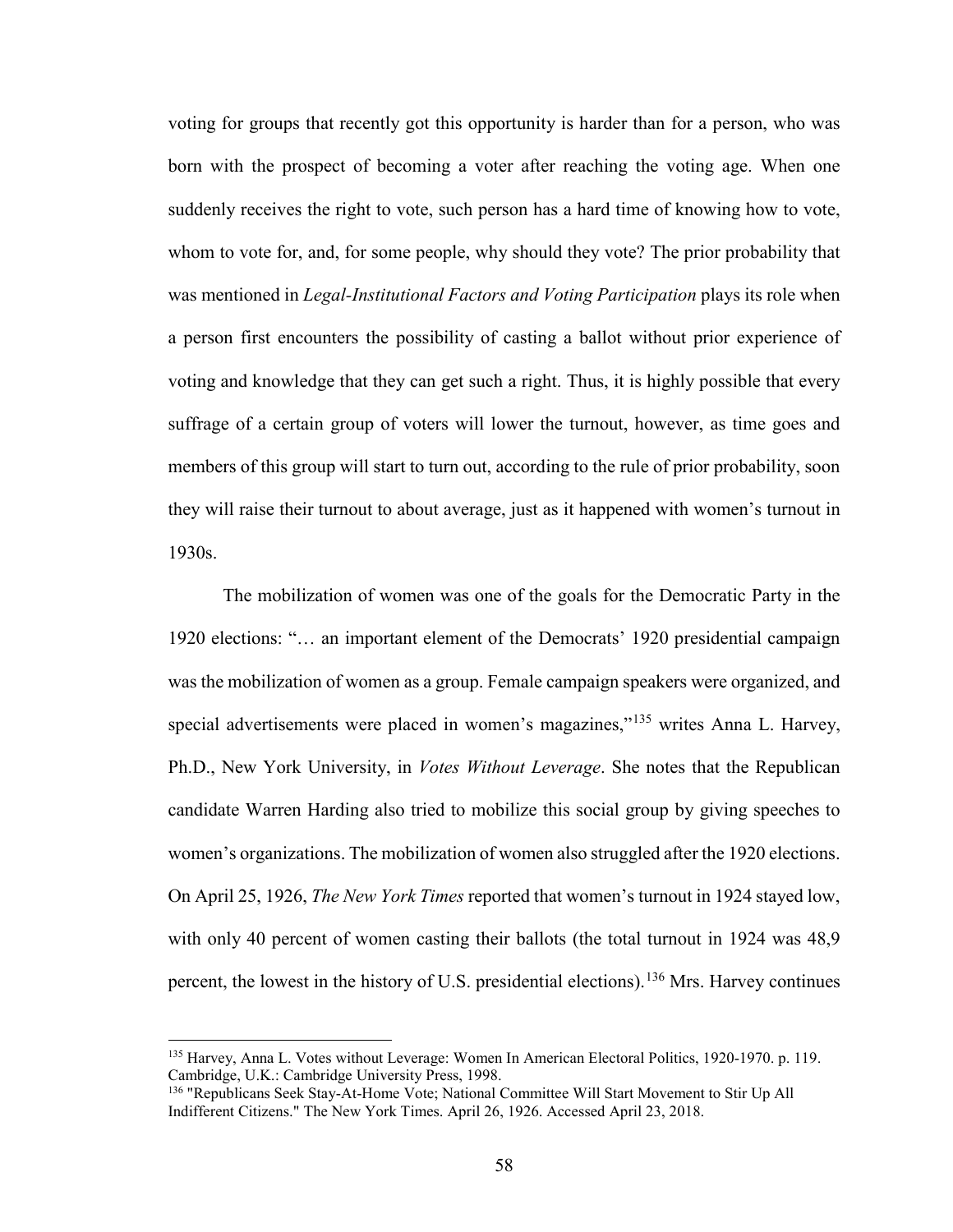voting for groups that recently got this opportunity is harder than for a person, who was born with the prospect of becoming a voter after reaching the voting age. When one suddenly receives the right to vote, such person has a hard time of knowing how to vote, whom to vote for, and, for some people, why should they vote? The prior probability that was mentioned in *Legal-Institutional Factors and Voting Participation* plays its role when a person first encounters the possibility of casting a ballot without prior experience of voting and knowledge that they can get such a right. Thus, it is highly possible that every suffrage of a certain group of voters will lower the turnout, however, as time goes and members of this group will start to turn out, according to the rule of prior probability, soon they will raise their turnout to about average, just as it happened with women's turnout in 1930s.

The mobilization of women was one of the goals for the Democratic Party in the 1920 elections: "… an important element of the Democrats' 1920 presidential campaign was the mobilization of women as a group. Female campaign speakers were organized, and special advertisements were placed in women's magazines,"[135] writes Anna L. Harvey, Ph.D., New York University, in *Votes Without Leverage*. She notes that the Republican candidate Warren Harding also tried to mobilize this social group by giving speeches to women's organizations. The mobilization of women also struggled after the 1920 elections. On April 25, 1926, *The New York Times* reported that women's turnout in 1924 stayed low, with only 40 percent of women casting their ballots (the total turnout in 1924 was 48,9 percent, the lowest in the history of U.S. presidential elections).[136] Mrs. Harvey continues

---

[135] Harvey, Anna L. Votes without Leverage: Women In American Electoral Politics, 1920-1970. p. 119. Cambridge, U.K.: Cambridge University Press, 1998.

[136] "Republicans Seek Stay-At-Home Vote; National Committee Will Start Movement to Stir Up All Indifferent Citizens." The New York Times. April 26, 1926. Accessed April 23, 2018.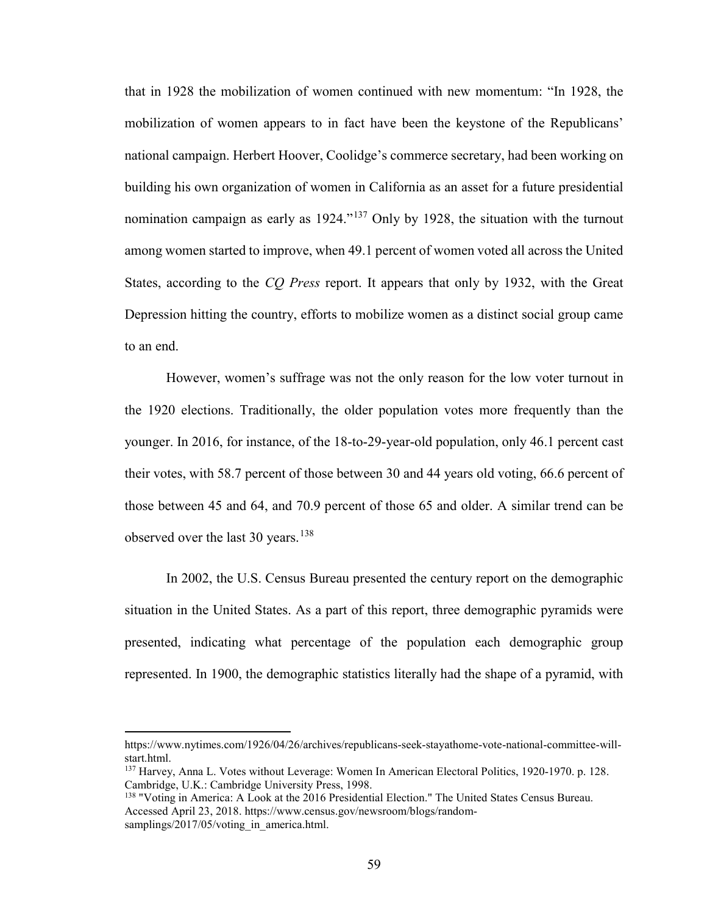that in 1928 the mobilization of women continued with new momentum: "In 1928, the mobilization of women appears to in fact have been the keystone of the Republicans' national campaign. Herbert Hoover, Coolidge's commerce secretary, had been working on building his own organization of women in California as an asset for a future presidential nomination campaign as early as 1924."[137] Only by 1928, the situation with the turnout among women started to improve, when 49.1 percent of women voted all across the United States, according to the *CQ Press* report. It appears that only by 1932, with the Great Depression hitting the country, efforts to mobilize women as a distinct social group came to an end.

However, women's suffrage was not the only reason for the low voter turnout in the 1920 elections. Traditionally, the older population votes more frequently than the younger. In 2016, for instance, of the 18-to-29-year-old population, only 46.1 percent cast their votes, with 58.7 percent of those between 30 and 44 years old voting, 66.6 percent of those between 45 and 64, and 70.9 percent of those 65 and older. A similar trend can be observed over the last 30 years.[138]

In 2002, the U.S. Census Bureau presented the century report on the demographic situation in the United States. As a part of this report, three demographic pyramids were presented, indicating what percentage of the population each demographic group represented. In 1900, the demographic statistics literally had the shape of a pyramid, with

---

https://www.nytimes.com/1926/04/26/archives/republicans-seek-stayathome-vote-national-committee-will-start.html.

[137] Harvey, Anna L. Votes without Leverage: Women In American Electoral Politics, 1920-1970. p. 128. Cambridge, U.K.: Cambridge University Press, 1998.

[138] "Voting in America: A Look at the 2016 Presidential Election." The United States Census Bureau. Accessed April 23, 2018. https://www.census.gov/newsroom/blogs/random-samplings/2017/05/voting_in_america.html.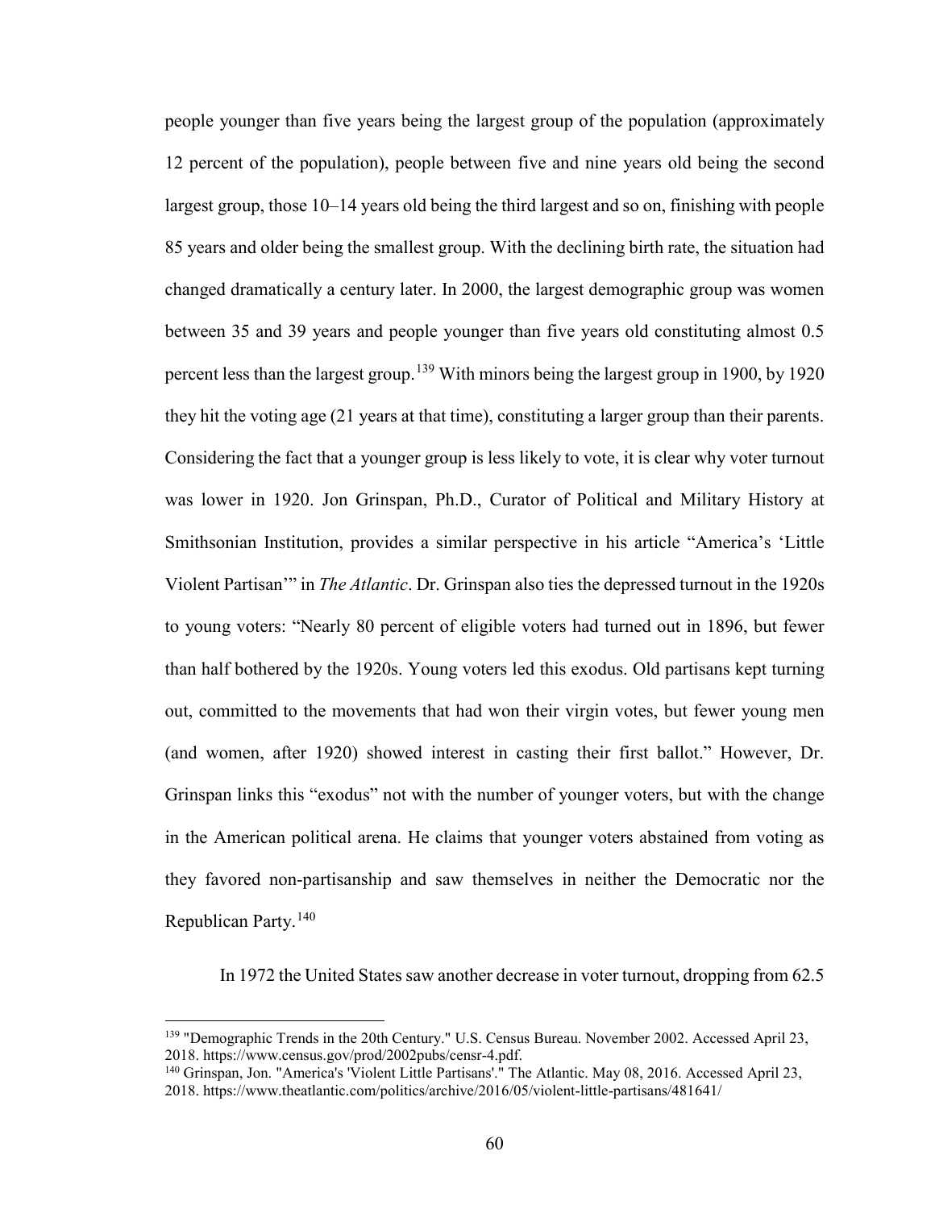people younger than five years being the largest group of the population (approximately 12 percent of the population), people between five and nine years old being the second largest group, those 10–14 years old being the third largest and so on, finishing with people 85 years and older being the smallest group. With the declining birth rate, the situation had changed dramatically a century later. In 2000, the largest demographic group was women between 35 and 39 years and people younger than five years old constituting almost 0.5 percent less than the largest group.[139] With minors being the largest group in 1900, by 1920 they hit the voting age (21 years at that time), constituting a larger group than their parents. Considering the fact that a younger group is less likely to vote, it is clear why voter turnout was lower in 1920. Jon Grinspan, Ph.D., Curator of Political and Military History at Smithsonian Institution, provides a similar perspective in his article "America's 'Little Violent Partisan'" in *The Atlantic*. Dr. Grinspan also ties the depressed turnout in the 1920s to young voters: "Nearly 80 percent of eligible voters had turned out in 1896, but fewer than half bothered by the 1920s. Young voters led this exodus. Old partisans kept turning out, committed to the movements that had won their virgin votes, but fewer young men (and women, after 1920) showed interest in casting their first ballot." However, Dr. Grinspan links this "exodus" not with the number of younger voters, but with the change in the American political arena. He claims that younger voters abstained from voting as they favored non-partisanship and saw themselves in neither the Democratic nor the Republican Party.[140]

In 1972 the United States saw another decrease in voter turnout, dropping from 62.5

---

[139] "Demographic Trends in the 20th Century." U.S. Census Bureau. November 2002. Accessed April 23, 2018. https://www.census.gov/prod/2002pubs/censr-4.pdf.

[140] Grinspan, Jon. "America's 'Violent Little Partisans'." The Atlantic. May 08, 2016. Accessed April 23, 2018. https://www.theatlantic.com/politics/archive/2016/05/violent-little-partisans/481641/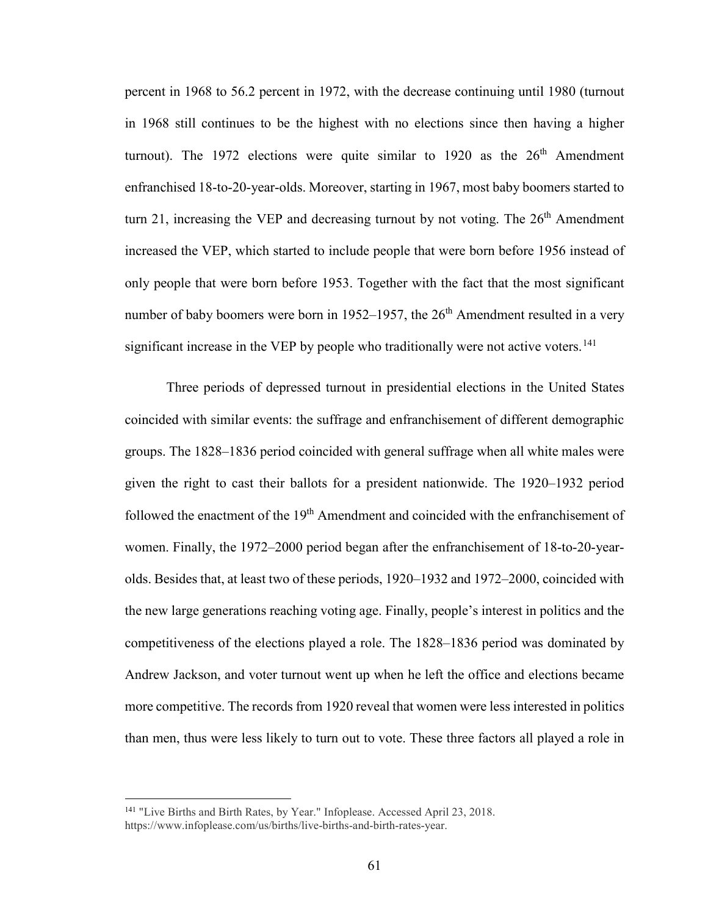percent in 1968 to 56.2 percent in 1972, with the decrease continuing until 1980 (turnout in 1968 still continues to be the highest with no elections since then having a higher turnout). The 1972 elections were quite similar to 1920 as the 26th Amendment enfranchised 18-to-20-year-olds. Moreover, starting in 1967, most baby boomers started to turn 21, increasing the VEP and decreasing turnout by not voting. The 26th Amendment increased the VEP, which started to include people that were born before 1956 instead of only people that were born before 1953. Together with the fact that the most significant number of baby boomers were born in 1952–1957, the 26th Amendment resulted in a very significant increase in the VEP by people who traditionally were not active voters.[141]

Three periods of depressed turnout in presidential elections in the United States coincided with similar events: the suffrage and enfranchisement of different demographic groups. The 1828–1836 period coincided with general suffrage when all white males were given the right to cast their ballots for a president nationwide. The 1920–1932 period followed the enactment of the 19th Amendment and coincided with the enfranchisement of women. Finally, the 1972–2000 period began after the enfranchisement of 18-to-20-year-olds. Besides that, at least two of these periods, 1920–1932 and 1972–2000, coincided with the new large generations reaching voting age. Finally, people's interest in politics and the competitiveness of the elections played a role. The 1828–1836 period was dominated by Andrew Jackson, and voter turnout went up when he left the office and elections became more competitive. The records from 1920 reveal that women were less interested in politics than men, thus were less likely to turn out to vote. These three factors all played a role in

[141] "Live Births and Birth Rates, by Year." Infoplease. Accessed April 23, 2018. https://www.infoplease.com/us/births/live-births-and-birth-rates-year.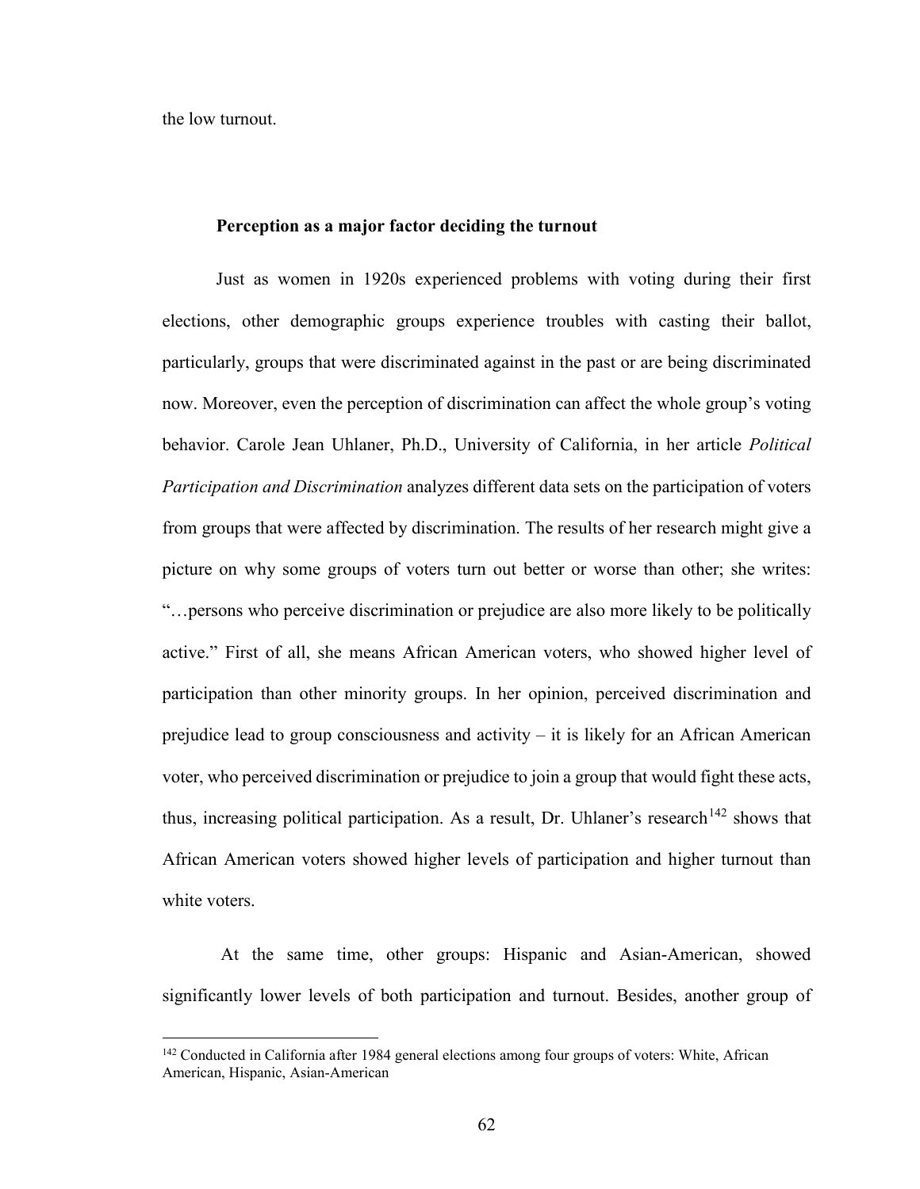the low turnout.

### Perception as a major factor deciding the turnout

Just as women in 1920s experienced problems with voting during their first elections, other demographic groups experience troubles with casting their ballot, particularly, groups that were discriminated against in the past or are being discriminated now. Moreover, even the perception of discrimination can affect the whole group's voting behavior. Carole Jean Uhlaner, Ph.D., University of California, in her article *Political Participation and Discrimination* analyzes different data sets on the participation of voters from groups that were affected by discrimination. The results of her research might give a picture on why some groups of voters turn out better or worse than other; she writes: "…persons who perceive discrimination or prejudice are also more likely to be politically active." First of all, she means African American voters, who showed higher level of participation than other minority groups. In her opinion, perceived discrimination and prejudice lead to group consciousness and activity – it is likely for an African American voter, who perceived discrimination or prejudice to join a group that would fight these acts, thus, increasing political participation. As a result, Dr. Uhlaner's research[142] shows that African American voters showed higher levels of participation and higher turnout than white voters.

At the same time, other groups: Hispanic and Asian-American, showed significantly lower levels of both participation and turnout. Besides, another group of

---

[142] Conducted in California after 1984 general elections among four groups of voters: White, African American, Hispanic, Asian-American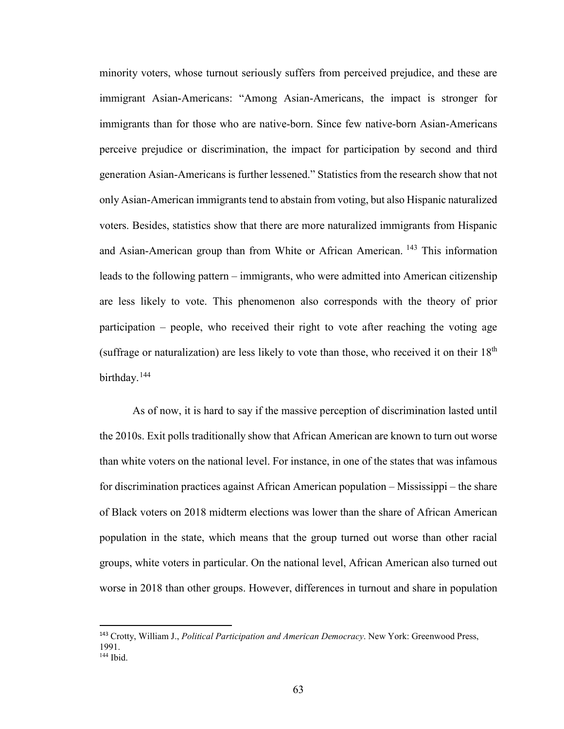minority voters, whose turnout seriously suffers from perceived prejudice, and these are immigrant Asian-Americans: "Among Asian-Americans, the impact is stronger for immigrants than for those who are native-born. Since few native-born Asian-Americans perceive prejudice or discrimination, the impact for participation by second and third generation Asian-Americans is further lessened." Statistics from the research show that not only Asian-American immigrants tend to abstain from voting, but also Hispanic naturalized voters. Besides, statistics show that there are more naturalized immigrants from Hispanic and Asian-American group than from White or African American. [143] This information leads to the following pattern – immigrants, who were admitted into American citizenship are less likely to vote. This phenomenon also corresponds with the theory of prior participation – people, who received their right to vote after reaching the voting age (suffrage or naturalization) are less likely to vote than those, who received it on their 18th birthday. [144]

As of now, it is hard to say if the massive perception of discrimination lasted until the 2010s. Exit polls traditionally show that African American are known to turn out worse than white voters on the national level. For instance, in one of the states that was infamous for discrimination practices against African American population – Mississippi – the share of Black voters on 2018 midterm elections was lower than the share of African American population in the state, which means that the group turned out worse than other racial groups, white voters in particular. On the national level, African American also turned out worse in 2018 than other groups. However, differences in turnout and share in population

---

[143] Crotty, William J., *Political Participation and American Democracy*. New York: Greenwood Press, 1991.

[144] Ibid.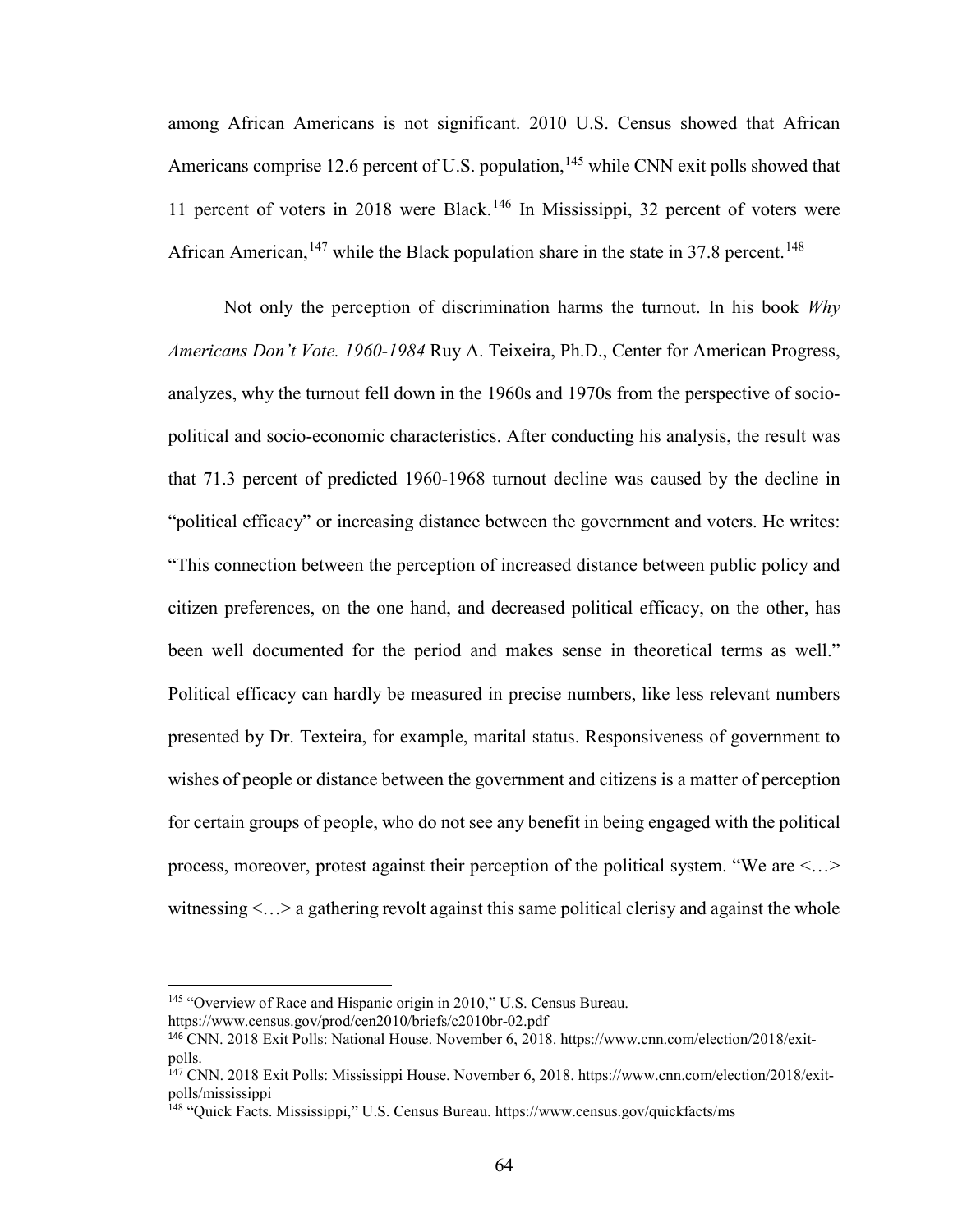among African Americans is not significant. 2010 U.S. Census showed that African Americans comprise 12.6 percent of U.S. population,[145] while CNN exit polls showed that 11 percent of voters in 2018 were Black.[146] In Mississippi, 32 percent of voters were African American,[147] while the Black population share in the state in 37.8 percent.[148]

Not only the perception of discrimination harms the turnout. In his book *Why Americans Don't Vote. 1960-1984* Ruy A. Teixeira, Ph.D., Center for American Progress, analyzes, why the turnout fell down in the 1960s and 1970s from the perspective of socio-political and socio-economic characteristics. After conducting his analysis, the result was that 71.3 percent of predicted 1960-1968 turnout decline was caused by the decline in "political efficacy" or increasing distance between the government and voters. He writes: "This connection between the perception of increased distance between public policy and citizen preferences, on the one hand, and decreased political efficacy, on the other, has been well documented for the period and makes sense in theoretical terms as well." Political efficacy can hardly be measured in precise numbers, like less relevant numbers presented by Dr. Texteira, for example, marital status. Responsiveness of government to wishes of people or distance between the government and citizens is a matter of perception for certain groups of people, who do not see any benefit in being engaged with the political process, moreover, protest against their perception of the political system. "We are <…> witnessing <…> a gathering revolt against this same political clerisy and against the whole

---

[145] "Overview of Race and Hispanic origin in 2010," U.S. Census Bureau. https://www.census.gov/prod/cen2010/briefs/c2010br-02.pdf

[146] CNN. 2018 Exit Polls: National House. November 6, 2018. https://www.cnn.com/election/2018/exit-polls.

[147] CNN. 2018 Exit Polls: Mississippi House. November 6, 2018. https://www.cnn.com/election/2018/exit-polls/mississippi

[148] "Quick Facts. Mississippi," U.S. Census Bureau. https://www.census.gov/quickfacts/ms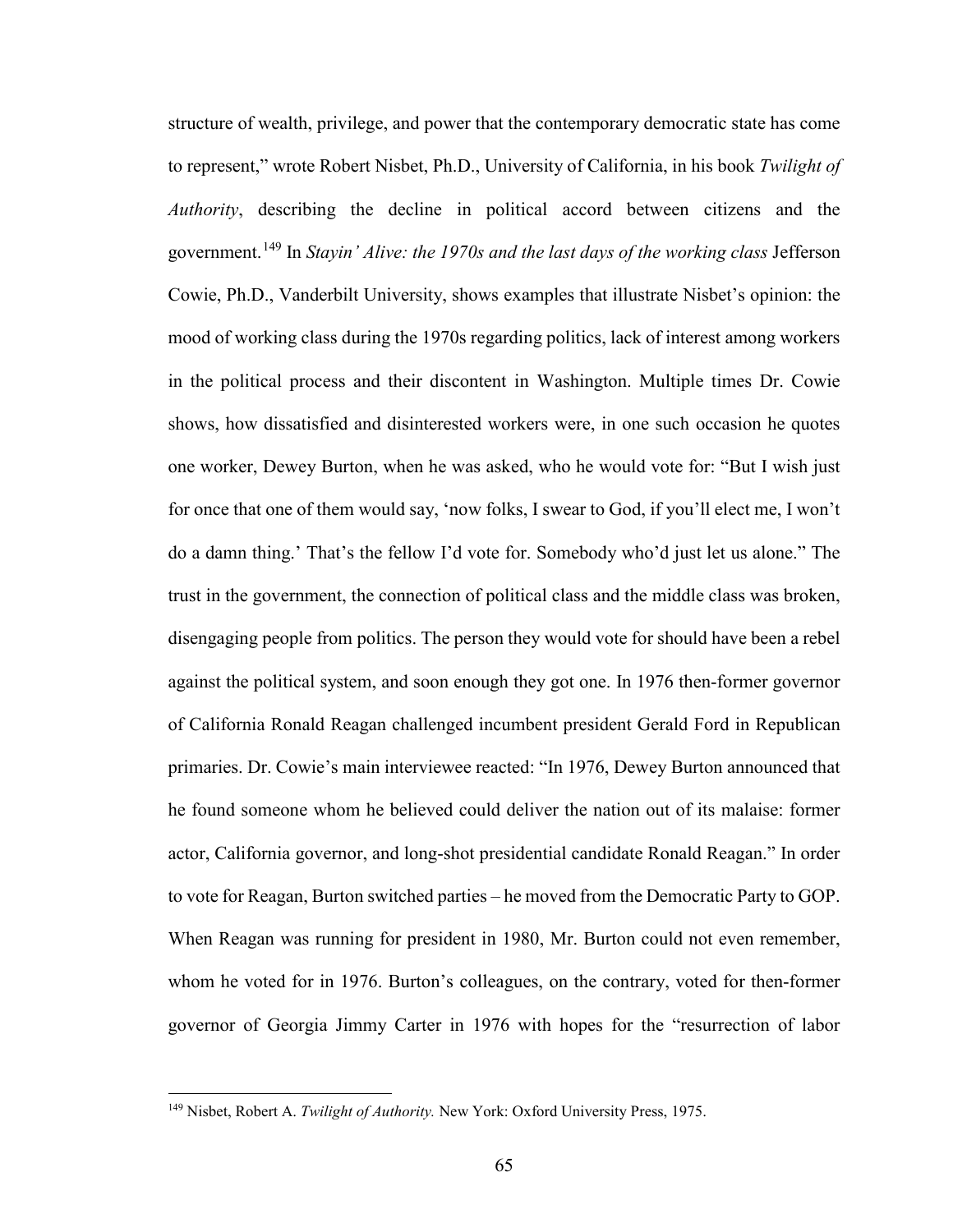structure of wealth, privilege, and power that the contemporary democratic state has come to represent," wrote Robert Nisbet, Ph.D., University of California, in his book *Twilight of Authority*, describing the decline in political accord between citizens and the government.[149] In *Stayin' Alive: the 1970s and the last days of the working class* Jefferson Cowie, Ph.D., Vanderbilt University, shows examples that illustrate Nisbet's opinion: the mood of working class during the 1970s regarding politics, lack of interest among workers in the political process and their discontent in Washington. Multiple times Dr. Cowie shows, how dissatisfied and disinterested workers were, in one such occasion he quotes one worker, Dewey Burton, when he was asked, who he would vote for: "But I wish just for once that one of them would say, 'now folks, I swear to God, if you'll elect me, I won't do a damn thing.' That's the fellow I'd vote for. Somebody who'd just let us alone." The trust in the government, the connection of political class and the middle class was broken, disengaging people from politics. The person they would vote for should have been a rebel against the political system, and soon enough they got one. In 1976 then-former governor of California Ronald Reagan challenged incumbent president Gerald Ford in Republican primaries. Dr. Cowie's main interviewee reacted: "In 1976, Dewey Burton announced that he found someone whom he believed could deliver the nation out of its malaise: former actor, California governor, and long-shot presidential candidate Ronald Reagan." In order to vote for Reagan, Burton switched parties – he moved from the Democratic Party to GOP. When Reagan was running for president in 1980, Mr. Burton could not even remember, whom he voted for in 1976. Burton's colleagues, on the contrary, voted for then-former governor of Georgia Jimmy Carter in 1976 with hopes for the "resurrection of labor

[149] Nisbet, Robert A. *Twilight of Authority.* New York: Oxford University Press, 1975.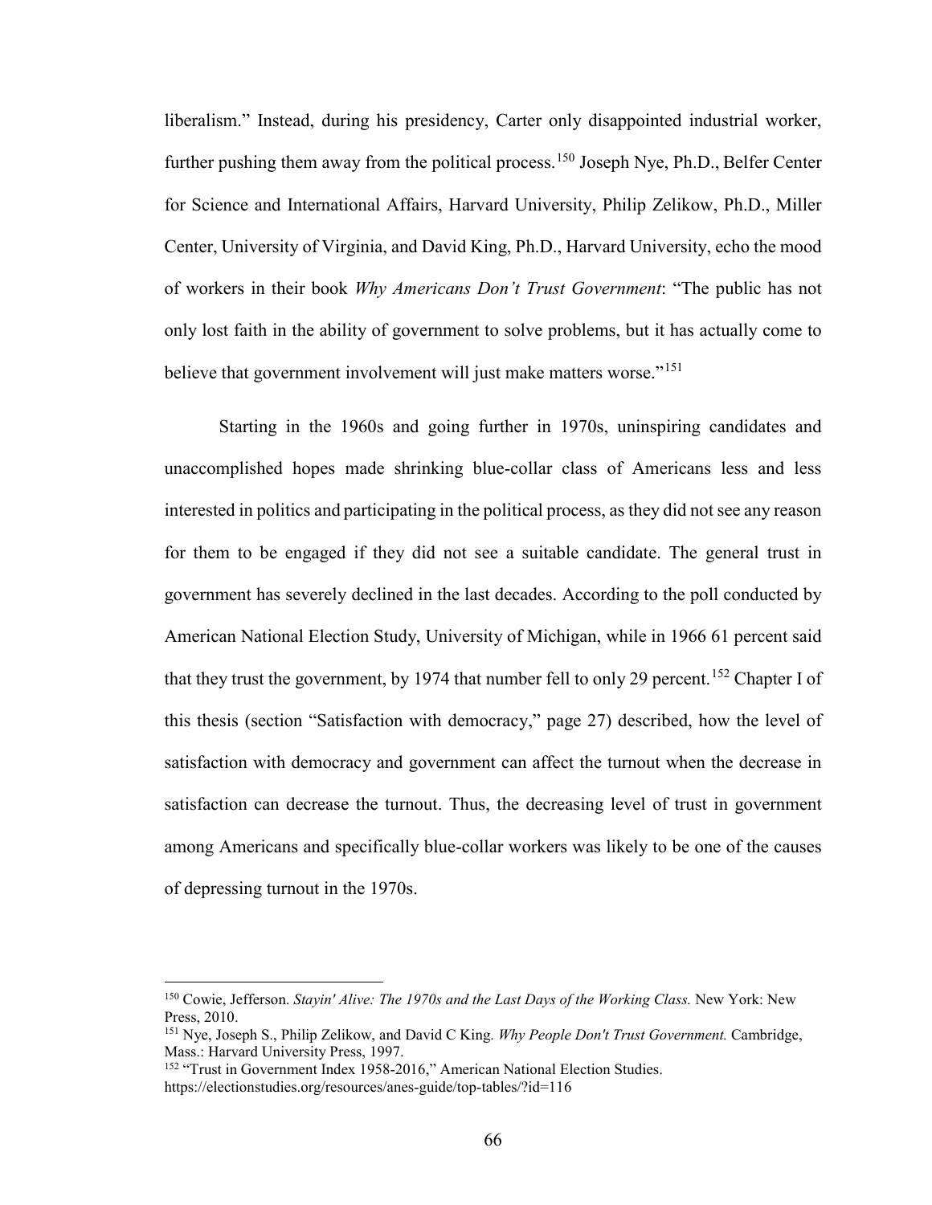liberalism." Instead, during his presidency, Carter only disappointed industrial worker, further pushing them away from the political process.[150] Joseph Nye, Ph.D., Belfer Center for Science and International Affairs, Harvard University, Philip Zelikow, Ph.D., Miller Center, University of Virginia, and David King, Ph.D., Harvard University, echo the mood of workers in their book *Why Americans Don't Trust Government*: "The public has not only lost faith in the ability of government to solve problems, but it has actually come to believe that government involvement will just make matters worse."[151]

Starting in the 1960s and going further in 1970s, uninspiring candidates and unaccomplished hopes made shrinking blue-collar class of Americans less and less interested in politics and participating in the political process, as they did not see any reason for them to be engaged if they did not see a suitable candidate. The general trust in government has severely declined in the last decades. According to the poll conducted by American National Election Study, University of Michigan, while in 1966 61 percent said that they trust the government, by 1974 that number fell to only 29 percent.[152] Chapter I of this thesis (section "Satisfaction with democracy," page 27) described, how the level of satisfaction with democracy and government can affect the turnout when the decrease in satisfaction can decrease the turnout. Thus, the decreasing level of trust in government among Americans and specifically blue-collar workers was likely to be one of the causes of depressing turnout in the 1970s.

---

[150] Cowie, Jefferson. *Stayin' Alive: The 1970s and the Last Days of the Working Class.* New York: New Press, 2010.

[151] Nye, Joseph S., Philip Zelikow, and David C King. *Why People Don't Trust Government.* Cambridge, Mass.: Harvard University Press, 1997.

[152] "Trust in Government Index 1958-2016," American National Election Studies. https://electionstudies.org/resources/anes-guide/top-tables/?id=116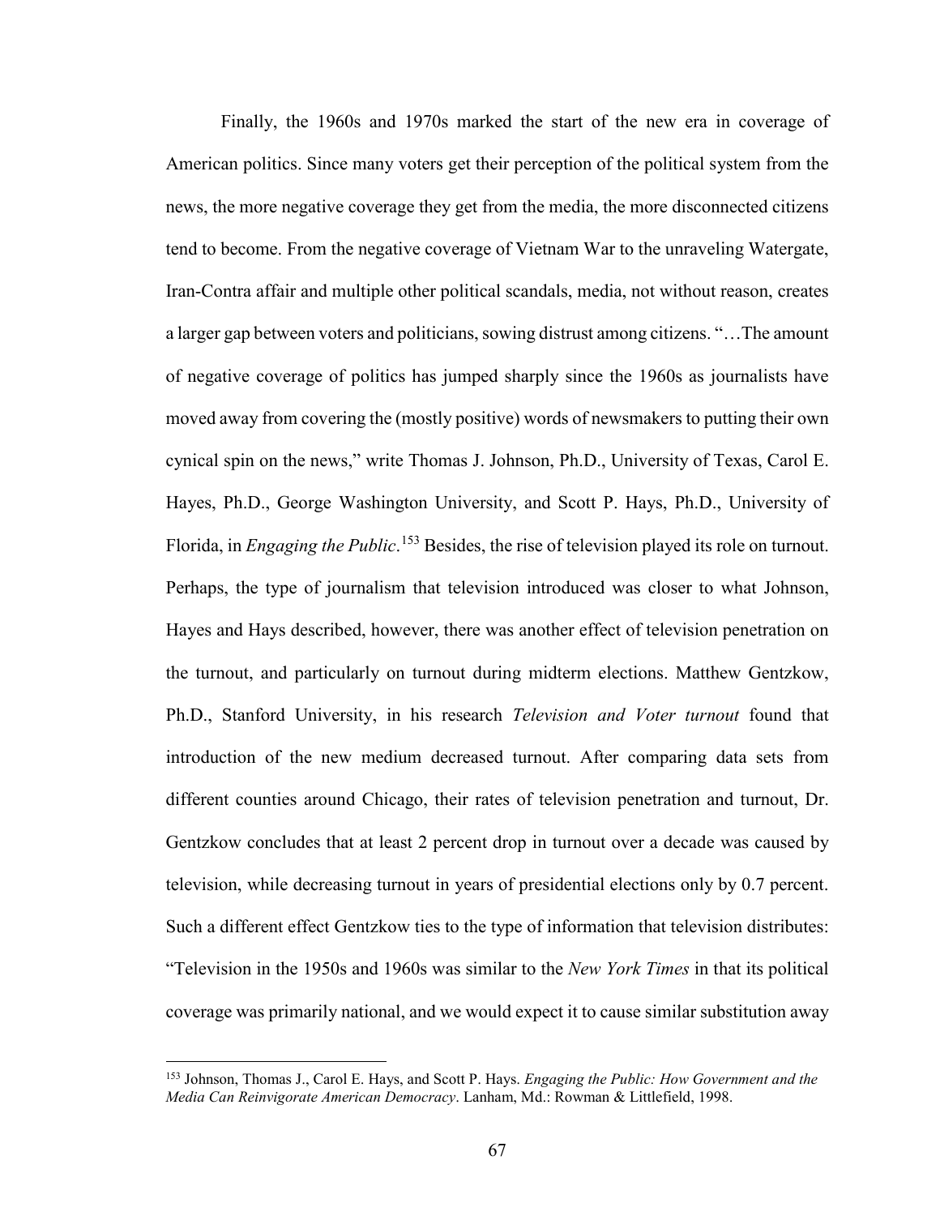Finally, the 1960s and 1970s marked the start of the new era in coverage of American politics. Since many voters get their perception of the political system from the news, the more negative coverage they get from the media, the more disconnected citizens tend to become. From the negative coverage of Vietnam War to the unraveling Watergate, Iran-Contra affair and multiple other political scandals, media, not without reason, creates a larger gap between voters and politicians, sowing distrust among citizens. "…The amount of negative coverage of politics has jumped sharply since the 1960s as journalists have moved away from covering the (mostly positive) words of newsmakers to putting their own cynical spin on the news," write Thomas J. Johnson, Ph.D., University of Texas, Carol E. Hayes, Ph.D., George Washington University, and Scott P. Hays, Ph.D., University of Florida, in *Engaging the Public*.[153] Besides, the rise of television played its role on turnout. Perhaps, the type of journalism that television introduced was closer to what Johnson, Hayes and Hays described, however, there was another effect of television penetration on the turnout, and particularly on turnout during midterm elections. Matthew Gentzkow, Ph.D., Stanford University, in his research *Television and Voter turnout* found that introduction of the new medium decreased turnout. After comparing data sets from different counties around Chicago, their rates of television penetration and turnout, Dr. Gentzkow concludes that at least 2 percent drop in turnout over a decade was caused by television, while decreasing turnout in years of presidential elections only by 0.7 percent. Such a different effect Gentzkow ties to the type of information that television distributes: "Television in the 1950s and 1960s was similar to the *New York Times* in that its political coverage was primarily national, and we would expect it to cause similar substitution away

---

[153] Johnson, Thomas J., Carol E. Hays, and Scott P. Hays. *Engaging the Public: How Government and the Media Can Reinvigorate American Democracy*. Lanham, Md.: Rowman & Littlefield, 1998.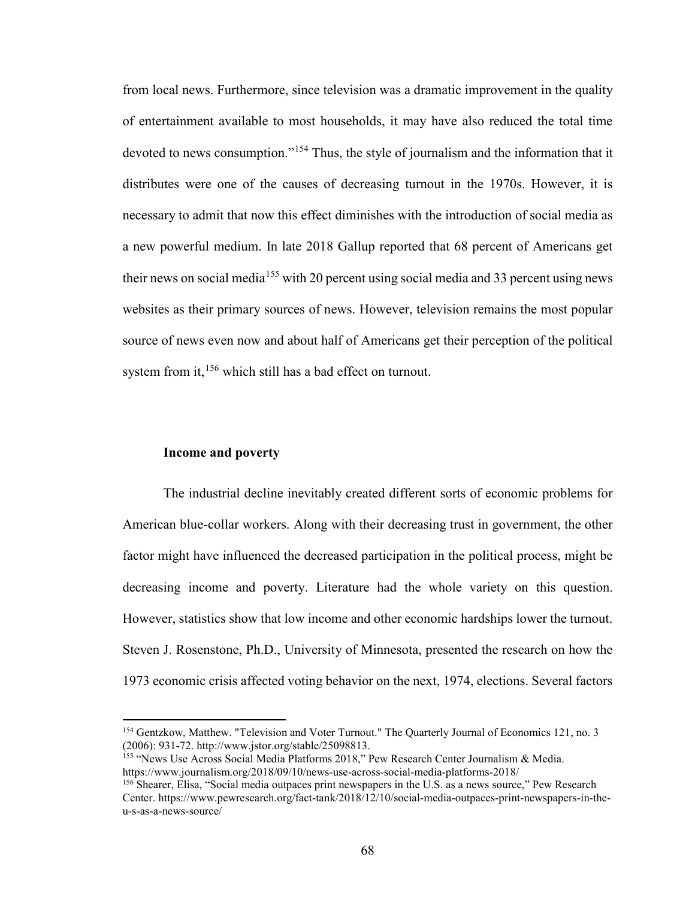from local news. Furthermore, since television was a dramatic improvement in the quality of entertainment available to most households, it may have also reduced the total time devoted to news consumption."[154] Thus, the style of journalism and the information that it distributes were one of the causes of decreasing turnout in the 1970s. However, it is necessary to admit that now this effect diminishes with the introduction of social media as a new powerful medium. In late 2018 Gallup reported that 68 percent of Americans get their news on social media[155] with 20 percent using social media and 33 percent using news websites as their primary sources of news. However, television remains the most popular source of news even now and about half of Americans get their perception of the political system from it,[156] which still has a bad effect on turnout.

### Income and poverty

The industrial decline inevitably created different sorts of economic problems for American blue-collar workers. Along with their decreasing trust in government, the other factor might have influenced the decreased participation in the political process, might be decreasing income and poverty. Literature had the whole variety on this question. However, statistics show that low income and other economic hardships lower the turnout. Steven J. Rosenstone, Ph.D., University of Minnesota, presented the research on how the 1973 economic crisis affected voting behavior on the next, 1974, elections. Several factors

---

[154] Gentzkow, Matthew. "Television and Voter Turnout." The Quarterly Journal of Economics 121, no. 3 (2006): 931-72. http://www.jstor.org/stable/25098813.

[155] "News Use Across Social Media Platforms 2018," Pew Research Center Journalism & Media. https://www.journalism.org/2018/09/10/news-use-across-social-media-platforms-2018/

[156] Shearer, Elisa, "Social media outpaces print newspapers in the U.S. as a news source," Pew Research Center. https://www.pewresearch.org/fact-tank/2018/12/10/social-media-outpaces-print-newspapers-in-the-u-s-as-a-news-source/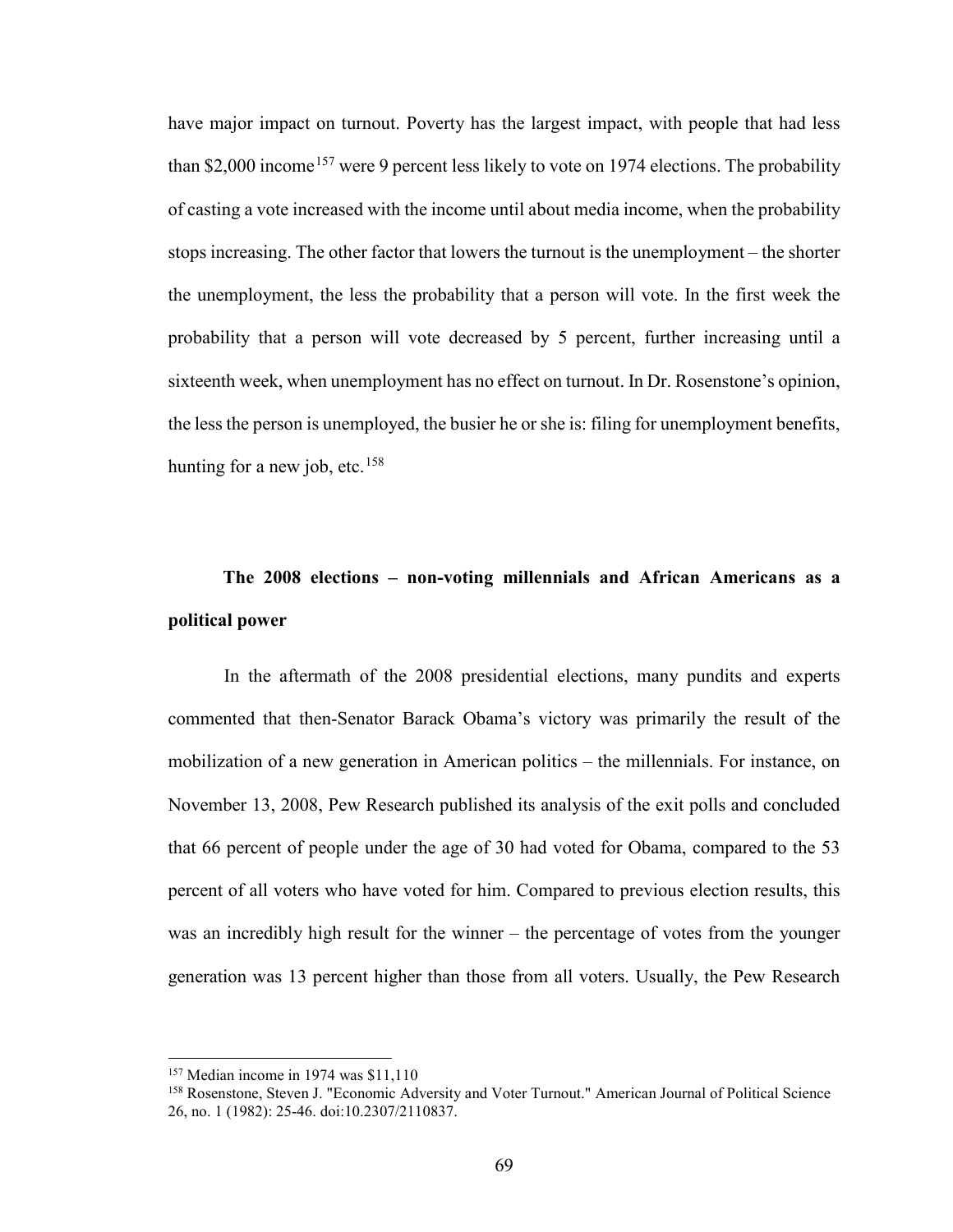have major impact on turnout. Poverty has the largest impact, with people that had less than \$2,000 income[157] were 9 percent less likely to vote on 1974 elections. The probability of casting a vote increased with the income until about media income, when the probability stops increasing. The other factor that lowers the turnout is the unemployment – the shorter the unemployment, the less the probability that a person will vote. In the first week the probability that a person will vote decreased by 5 percent, further increasing until a sixteenth week, when unemployment has no effect on turnout. In Dr. Rosenstone's opinion, the less the person is unemployed, the busier he or she is: filing for unemployment benefits, hunting for a new job, etc.[158]

## The 2008 elections – non-voting millennials and African Americans as a political power

In the aftermath of the 2008 presidential elections, many pundits and experts commented that then-Senator Barack Obama's victory was primarily the result of the mobilization of a new generation in American politics – the millennials. For instance, on November 13, 2008, Pew Research published its analysis of the exit polls and concluded that 66 percent of people under the age of 30 had voted for Obama, compared to the 53 percent of all voters who have voted for him. Compared to previous election results, this was an incredibly high result for the winner – the percentage of votes from the younger generation was 13 percent higher than those from all voters. Usually, the Pew Research

---

[157] Median income in 1974 was \$11,110

[158] Rosenstone, Steven J. "Economic Adversity and Voter Turnout." American Journal of Political Science 26, no. 1 (1982): 25-46. doi:10.2307/2110837.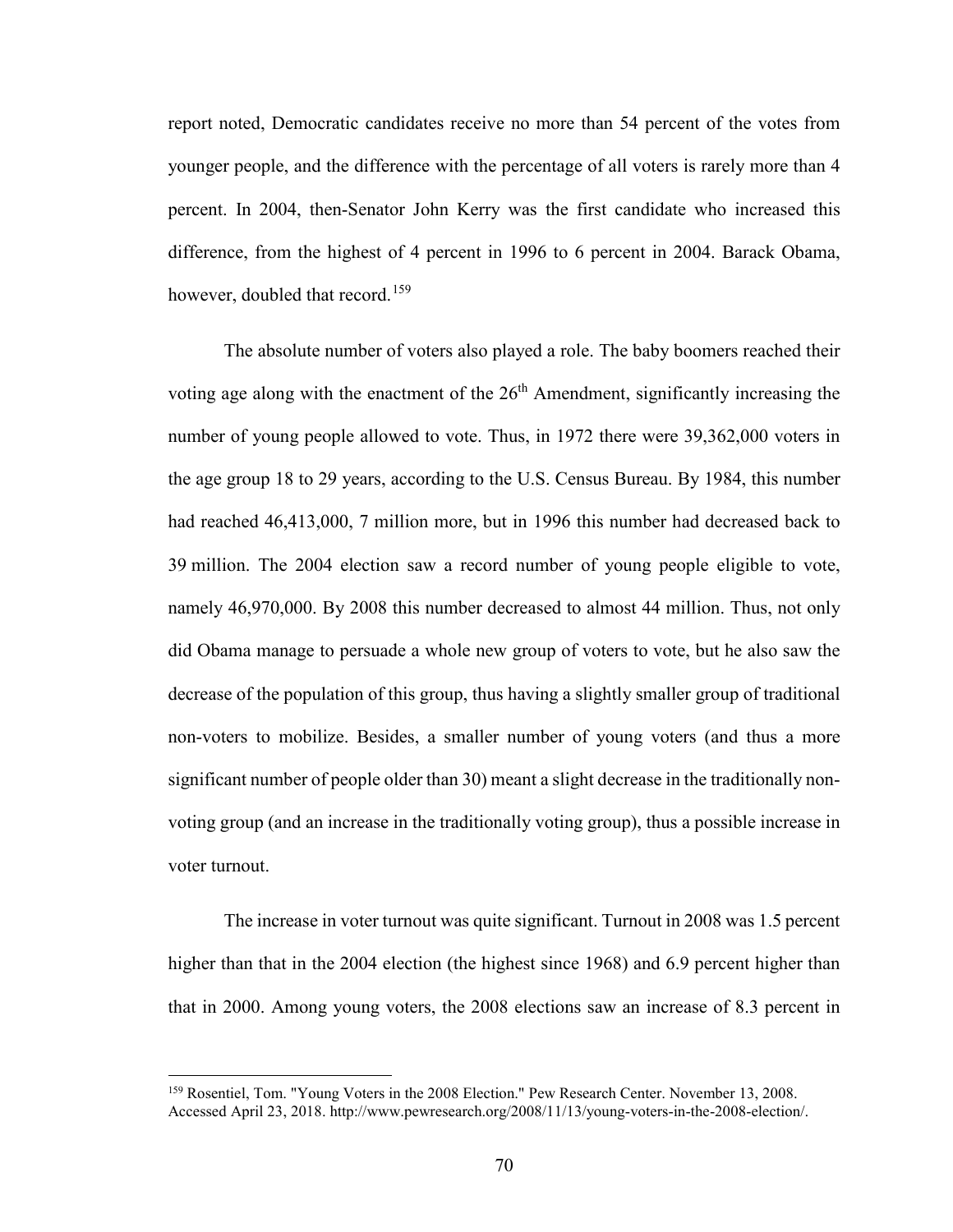report noted, Democratic candidates receive no more than 54 percent of the votes from younger people, and the difference with the percentage of all voters is rarely more than 4 percent. In 2004, then-Senator John Kerry was the first candidate who increased this difference, from the highest of 4 percent in 1996 to 6 percent in 2004. Barack Obama, however, doubled that record.[159]

The absolute number of voters also played a role. The baby boomers reached their voting age along with the enactment of the 26th Amendment, significantly increasing the number of young people allowed to vote. Thus, in 1972 there were 39,362,000 voters in the age group 18 to 29 years, according to the U.S. Census Bureau. By 1984, this number had reached 46,413,000, 7 million more, but in 1996 this number had decreased back to 39 million. The 2004 election saw a record number of young people eligible to vote, namely 46,970,000. By 2008 this number decreased to almost 44 million. Thus, not only did Obama manage to persuade a whole new group of voters to vote, but he also saw the decrease of the population of this group, thus having a slightly smaller group of traditional non-voters to mobilize. Besides, a smaller number of young voters (and thus a more significant number of people older than 30) meant a slight decrease in the traditionally non-voting group (and an increase in the traditionally voting group), thus a possible increase in voter turnout.

The increase in voter turnout was quite significant. Turnout in 2008 was 1.5 percent higher than that in the 2004 election (the highest since 1968) and 6.9 percent higher than that in 2000. Among young voters, the 2008 elections saw an increase of 8.3 percent in

---

[159] Rosentiel, Tom. "Young Voters in the 2008 Election." Pew Research Center. November 13, 2008. Accessed April 23, 2018. http://www.pewresearch.org/2008/11/13/young-voters-in-the-2008-election/.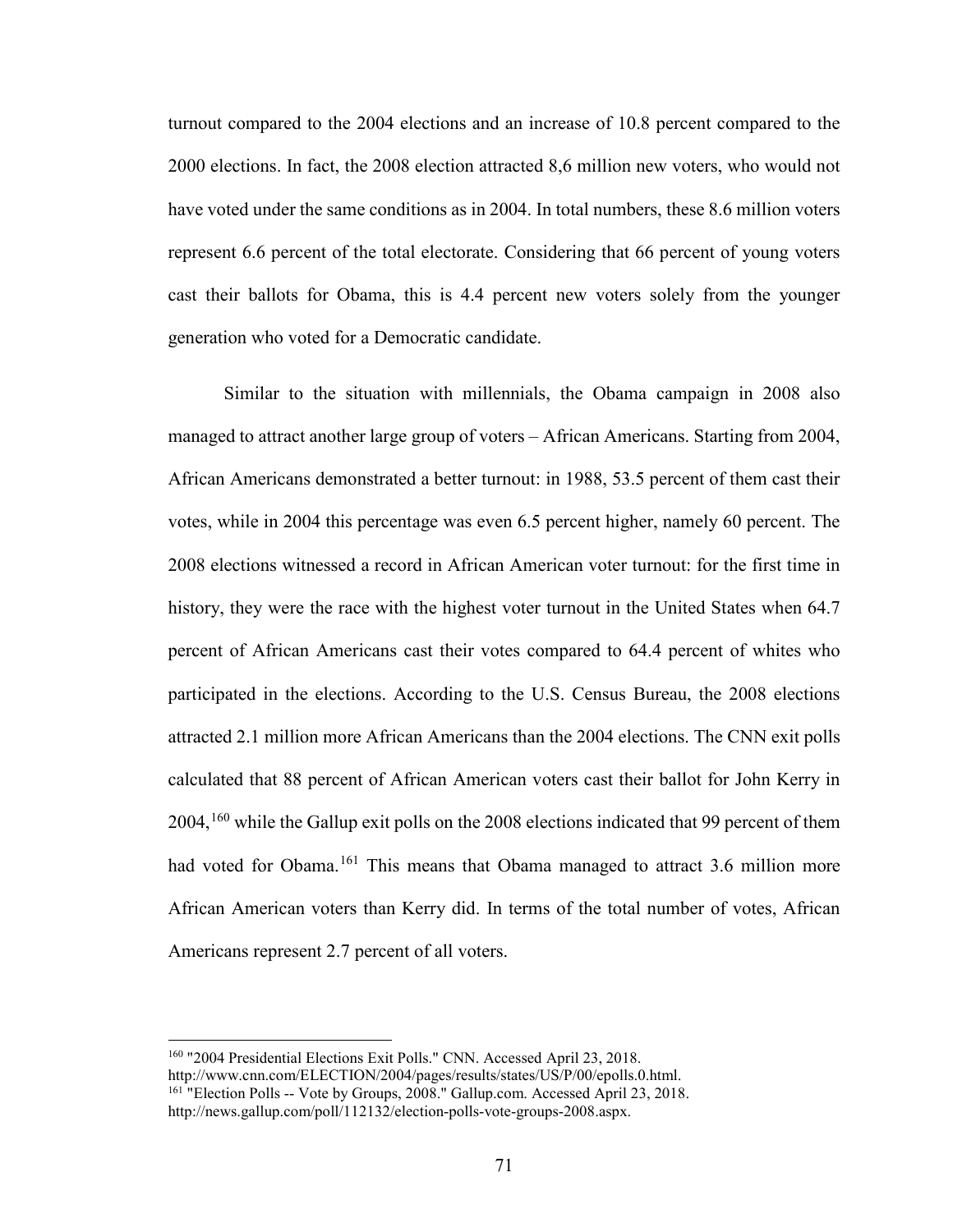turnout compared to the 2004 elections and an increase of 10.8 percent compared to the 2000 elections. In fact, the 2008 election attracted 8,6 million new voters, who would not have voted under the same conditions as in 2004. In total numbers, these 8.6 million voters represent 6.6 percent of the total electorate. Considering that 66 percent of young voters cast their ballots for Obama, this is 4.4 percent new voters solely from the younger generation who voted for a Democratic candidate.

Similar to the situation with millennials, the Obama campaign in 2008 also managed to attract another large group of voters – African Americans. Starting from 2004, African Americans demonstrated a better turnout: in 1988, 53.5 percent of them cast their votes, while in 2004 this percentage was even 6.5 percent higher, namely 60 percent. The 2008 elections witnessed a record in African American voter turnout: for the first time in history, they were the race with the highest voter turnout in the United States when 64.7 percent of African Americans cast their votes compared to 64.4 percent of whites who participated in the elections. According to the U.S. Census Bureau, the 2008 elections attracted 2.1 million more African Americans than the 2004 elections. The CNN exit polls calculated that 88 percent of African American voters cast their ballot for John Kerry in 2004,[160] while the Gallup exit polls on the 2008 elections indicated that 99 percent of them had voted for Obama.[161] This means that Obama managed to attract 3.6 million more African American voters than Kerry did. In terms of the total number of votes, African Americans represent 2.7 percent of all voters.

---

[160] "2004 Presidential Elections Exit Polls." CNN. Accessed April 23, 2018. http://www.cnn.com/ELECTION/2004/pages/results/states/US/P/00/epolls.0.html.

[161] "Election Polls -- Vote by Groups, 2008." Gallup.com. Accessed April 23, 2018. http://news.gallup.com/poll/112132/election-polls-vote-groups-2008.aspx.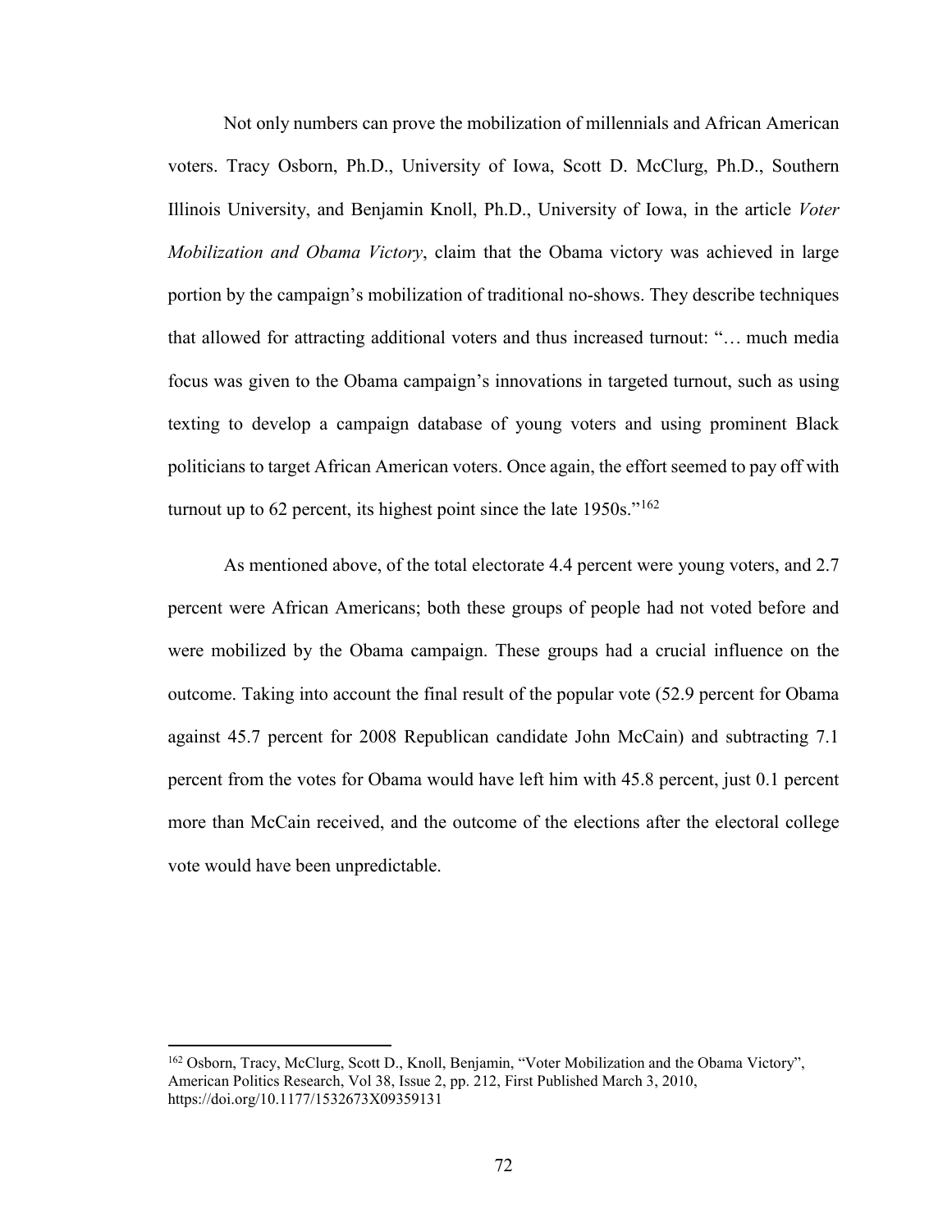Not only numbers can prove the mobilization of millennials and African American voters. Tracy Osborn, Ph.D., University of Iowa, Scott D. McClurg, Ph.D., Southern Illinois University, and Benjamin Knoll, Ph.D., University of Iowa, in the article *Voter Mobilization and Obama Victory*, claim that the Obama victory was achieved in large portion by the campaign's mobilization of traditional no-shows. They describe techniques that allowed for attracting additional voters and thus increased turnout: "… much media focus was given to the Obama campaign's innovations in targeted turnout, such as using texting to develop a campaign database of young voters and using prominent Black politicians to target African American voters. Once again, the effort seemed to pay off with turnout up to 62 percent, its highest point since the late 1950s."[162]

As mentioned above, of the total electorate 4.4 percent were young voters, and 2.7 percent were African Americans; both these groups of people had not voted before and were mobilized by the Obama campaign. These groups had a crucial influence on the outcome. Taking into account the final result of the popular vote (52.9 percent for Obama against 45.7 percent for 2008 Republican candidate John McCain) and subtracting 7.1 percent from the votes for Obama would have left him with 45.8 percent, just 0.1 percent more than McCain received, and the outcome of the elections after the electoral college vote would have been unpredictable.

---

[162] Osborn, Tracy, McClurg, Scott D., Knoll, Benjamin, "Voter Mobilization and the Obama Victory", American Politics Research, Vol 38, Issue 2, pp. 212, First Published March 3, 2010, https://doi.org/10.1177/1532673X09359131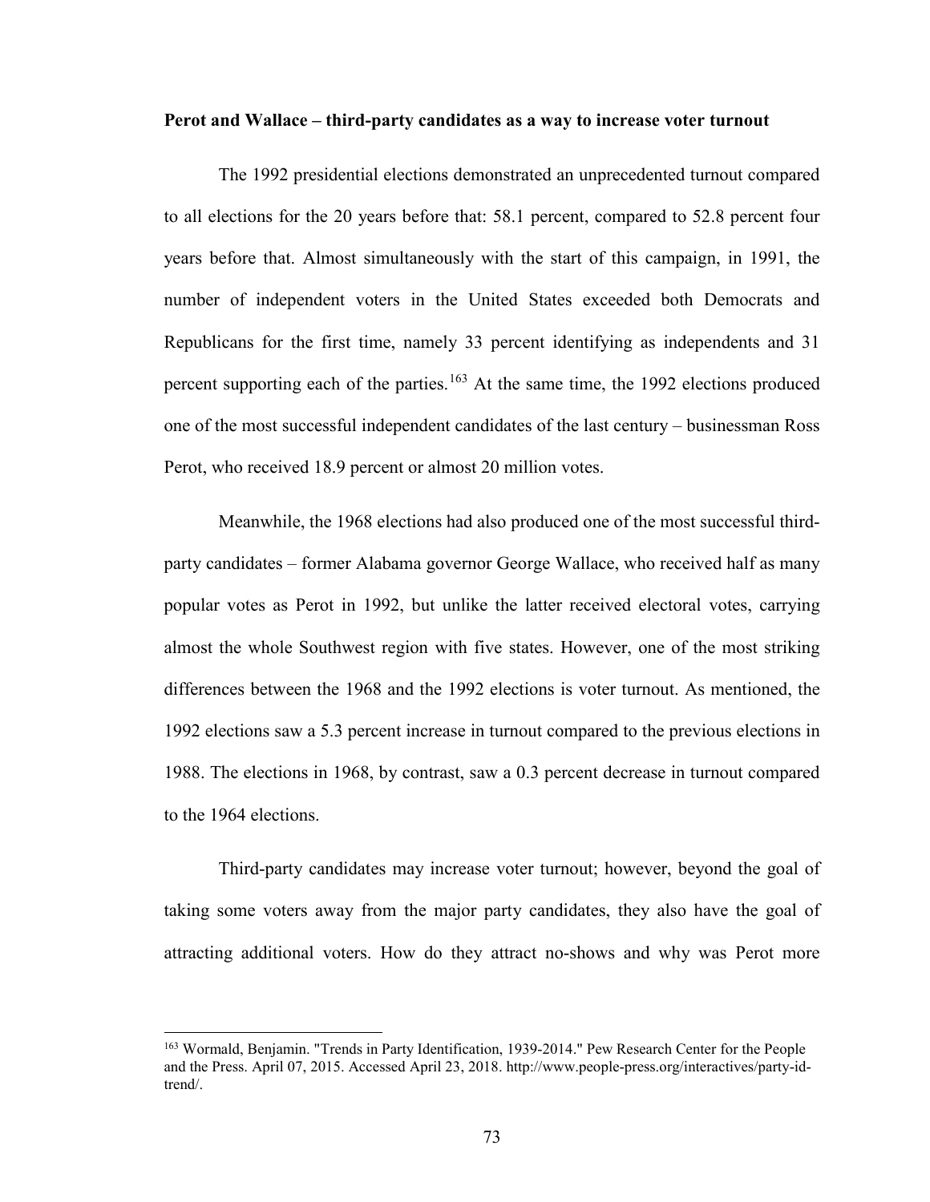**Perot and Wallace – third-party candidates as a way to increase voter turnout**

The 1992 presidential elections demonstrated an unprecedented turnout compared to all elections for the 20 years before that: 58.1 percent, compared to 52.8 percent four years before that. Almost simultaneously with the start of this campaign, in 1991, the number of independent voters in the United States exceeded both Democrats and Republicans for the first time, namely 33 percent identifying as independents and 31 percent supporting each of the parties.[163] At the same time, the 1992 elections produced one of the most successful independent candidates of the last century – businessman Ross Perot, who received 18.9 percent or almost 20 million votes.

Meanwhile, the 1968 elections had also produced one of the most successful third-party candidates – former Alabama governor George Wallace, who received half as many popular votes as Perot in 1992, but unlike the latter received electoral votes, carrying almost the whole Southwest region with five states. However, one of the most striking differences between the 1968 and the 1992 elections is voter turnout. As mentioned, the 1992 elections saw a 5.3 percent increase in turnout compared to the previous elections in 1988. The elections in 1968, by contrast, saw a 0.3 percent decrease in turnout compared to the 1964 elections.

Third-party candidates may increase voter turnout; however, beyond the goal of taking some voters away from the major party candidates, they also have the goal of attracting additional voters. How do they attract no-shows and why was Perot more

[163] Wormald, Benjamin. "Trends in Party Identification, 1939-2014." Pew Research Center for the People and the Press. April 07, 2015. Accessed April 23, 2018. http://www.people-press.org/interactives/party-id-trend/.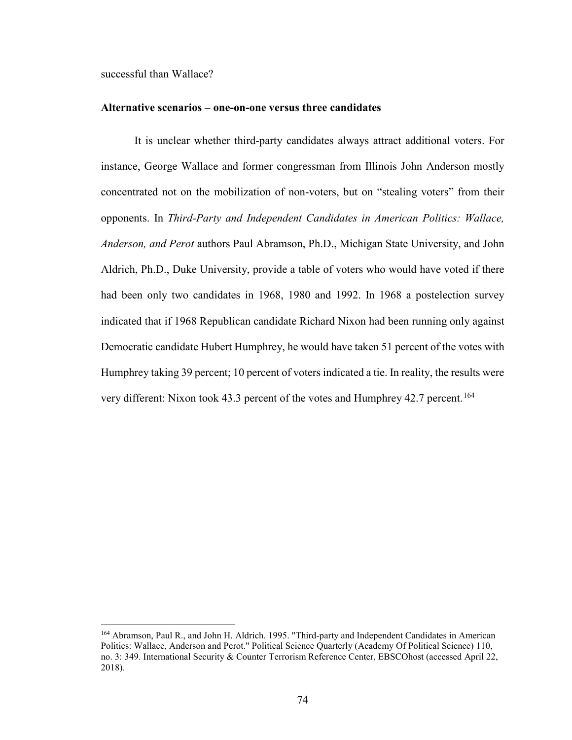successful than Wallace?

**Alternative scenarios – one-on-one versus three candidates**

It is unclear whether third-party candidates always attract additional voters. For instance, George Wallace and former congressman from Illinois John Anderson mostly concentrated not on the mobilization of non-voters, but on "stealing voters" from their opponents. In *Third-Party and Independent Candidates in American Politics: Wallace, Anderson, and Perot* authors Paul Abramson, Ph.D., Michigan State University, and John Aldrich, Ph.D., Duke University, provide a table of voters who would have voted if there had been only two candidates in 1968, 1980 and 1992. In 1968 a postelection survey indicated that if 1968 Republican candidate Richard Nixon had been running only against Democratic candidate Hubert Humphrey, he would have taken 51 percent of the votes with Humphrey taking 39 percent; 10 percent of voters indicated a tie. In reality, the results were very different: Nixon took 43.3 percent of the votes and Humphrey 42.7 percent.[164]

---

[164] Abramson, Paul R., and John H. Aldrich. 1995. "Third-party and Independent Candidates in American Politics: Wallace, Anderson and Perot." Political Science Quarterly (Academy Of Political Science) 110, no. 3: 349. International Security & Counter Terrorism Reference Center, EBSCOhost (accessed April 22, 2018).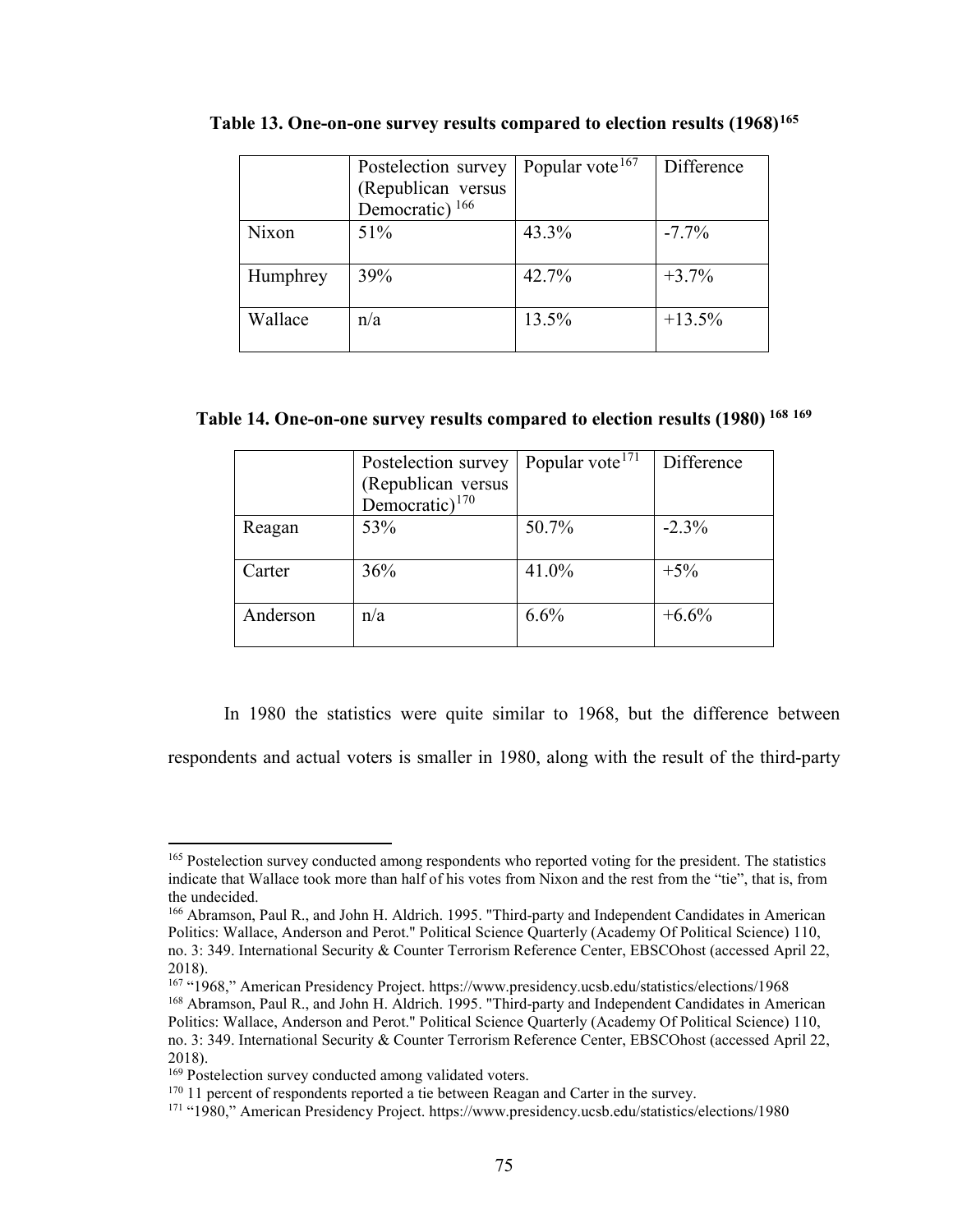**Table 13. One-on-one survey results compared to election results (1968)[165]**

| | Postelection survey (Republican versus Democratic) [166] | Popular vote[167] | Difference |
|---|---|---|---|
| Nixon | 51% | 43.3% | -7.7% |
| Humphrey | 39% | 42.7% | +3.7% |
| Wallace | n/a | 13.5% | +13.5% |

**Table 14. One-on-one survey results compared to election results (1980) [168] [169]**

| | Postelection survey (Republican versus Democratic)[170] | Popular vote[171] | Difference |
|---|---|---|---|
| Reagan | 53% | 50.7% | -2.3% |
| Carter | 36% | 41.0% | +5% |
| Anderson | n/a | 6.6% | +6.6% |

In 1980 the statistics were quite similar to 1968, but the difference between respondents and actual voters is smaller in 1980, along with the result of the third-party

---

[165] Postelection survey conducted among respondents who reported voting for the president. The statistics indicate that Wallace took more than half of his votes from Nixon and the rest from the "tie", that is, from the undecided.

[166] Abramson, Paul R., and John H. Aldrich. 1995. "Third-party and Independent Candidates in American Politics: Wallace, Anderson and Perot." Political Science Quarterly (Academy Of Political Science) 110, no. 3: 349. International Security & Counter Terrorism Reference Center, EBSCOhost (accessed April 22, 2018).

[167] "1968," American Presidency Project. https://www.presidency.ucsb.edu/statistics/elections/1968

[168] Abramson, Paul R., and John H. Aldrich. 1995. "Third-party and Independent Candidates in American Politics: Wallace, Anderson and Perot." Political Science Quarterly (Academy Of Political Science) 110, no. 3: 349. International Security & Counter Terrorism Reference Center, EBSCOhost (accessed April 22, 2018).

[169] Postelection survey conducted among validated voters.

[170] 11 percent of respondents reported a tie between Reagan and Carter in the survey.

[171] "1980," American Presidency Project. https://www.presidency.ucsb.edu/statistics/elections/1980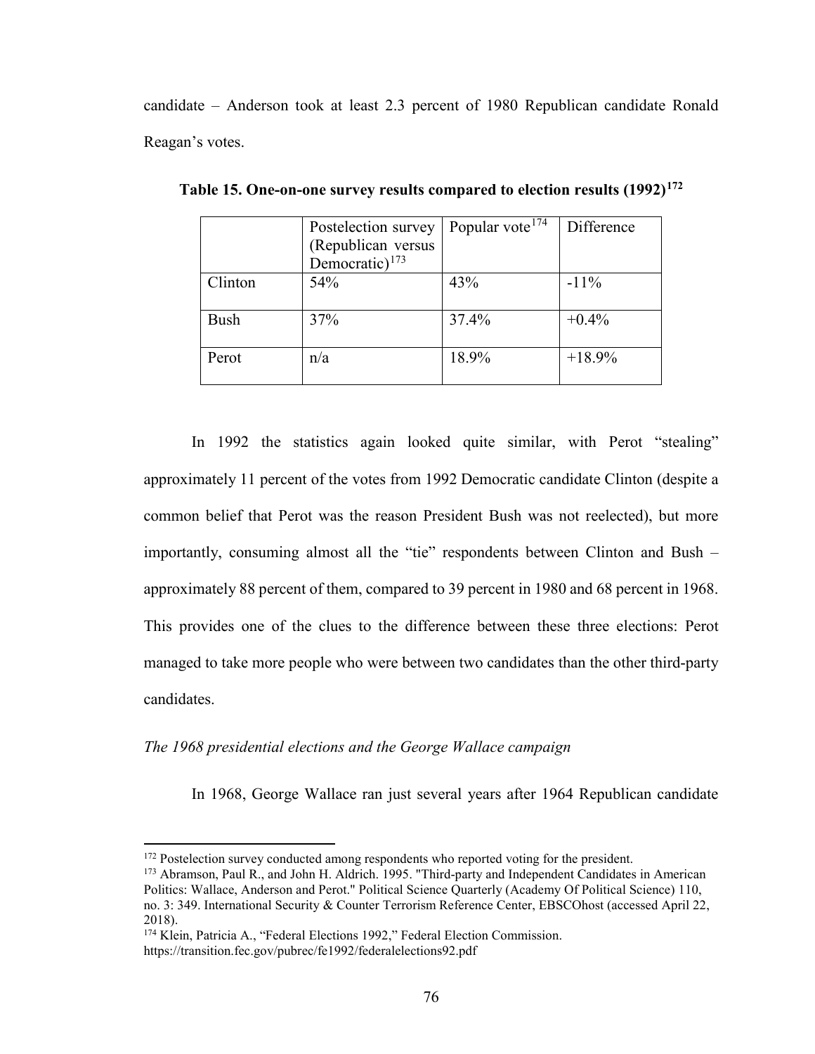candidate – Anderson took at least 2.3 percent of 1980 Republican candidate Ronald Reagan's votes.

**Table 15. One-on-one survey results compared to election results (1992)[172]**

| | Postelection survey (Republican versus Democratic)[173] | Popular vote[174] | Difference |
|---|---|---|---|
| Clinton | 54% | 43% | -11% |
| Bush | 37% | 37.4% | +0.4% |
| Perot | n/a | 18.9% | +18.9% |

In 1992 the statistics again looked quite similar, with Perot "stealing" approximately 11 percent of the votes from 1992 Democratic candidate Clinton (despite a common belief that Perot was the reason President Bush was not reelected), but more importantly, consuming almost all the "tie" respondents between Clinton and Bush – approximately 88 percent of them, compared to 39 percent in 1980 and 68 percent in 1968. This provides one of the clues to the difference between these three elections: Perot managed to take more people who were between two candidates than the other third-party candidates.

*The 1968 presidential elections and the George Wallace campaign*

In 1968, George Wallace ran just several years after 1964 Republican candidate

---

[172] Postelection survey conducted among respondents who reported voting for the president.

[173] Abramson, Paul R., and John H. Aldrich. 1995. "Third-party and Independent Candidates in American Politics: Wallace, Anderson and Perot." Political Science Quarterly (Academy Of Political Science) 110, no. 3: 349. International Security & Counter Terrorism Reference Center, EBSCOhost (accessed April 22, 2018).

[174] Klein, Patricia A., "Federal Elections 1992," Federal Election Commission. https://transition.fec.gov/pubrec/fe1992/federalelections92.pdf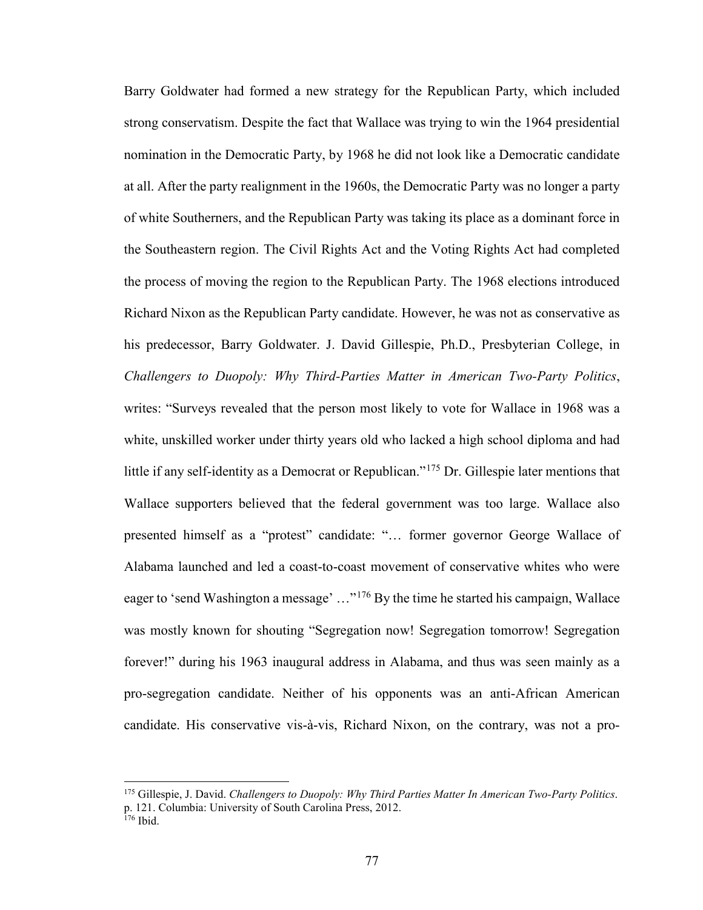Barry Goldwater had formed a new strategy for the Republican Party, which included strong conservatism. Despite the fact that Wallace was trying to win the 1964 presidential nomination in the Democratic Party, by 1968 he did not look like a Democratic candidate at all. After the party realignment in the 1960s, the Democratic Party was no longer a party of white Southerners, and the Republican Party was taking its place as a dominant force in the Southeastern region. The Civil Rights Act and the Voting Rights Act had completed the process of moving the region to the Republican Party. The 1968 elections introduced Richard Nixon as the Republican Party candidate. However, he was not as conservative as his predecessor, Barry Goldwater. J. David Gillespie, Ph.D., Presbyterian College, in *Challengers to Duopoly: Why Third-Parties Matter in American Two-Party Politics*, writes: "Surveys revealed that the person most likely to vote for Wallace in 1968 was a white, unskilled worker under thirty years old who lacked a high school diploma and had little if any self-identity as a Democrat or Republican."[175] Dr. Gillespie later mentions that Wallace supporters believed that the federal government was too large. Wallace also presented himself as a "protest" candidate: "… former governor George Wallace of Alabama launched and led a coast-to-coast movement of conservative whites who were eager to 'send Washington a message' …"[176] By the time he started his campaign, Wallace was mostly known for shouting "Segregation now! Segregation tomorrow! Segregation forever!" during his 1963 inaugural address in Alabama, and thus was seen mainly as a pro-segregation candidate. Neither of his opponents was an anti-African American candidate. His conservative vis-à-vis, Richard Nixon, on the contrary, was not a pro-

---

[175] Gillespie, J. David. *Challengers to Duopoly: Why Third Parties Matter In American Two-Party Politics*. p. 121. Columbia: University of South Carolina Press, 2012.

[176] Ibid.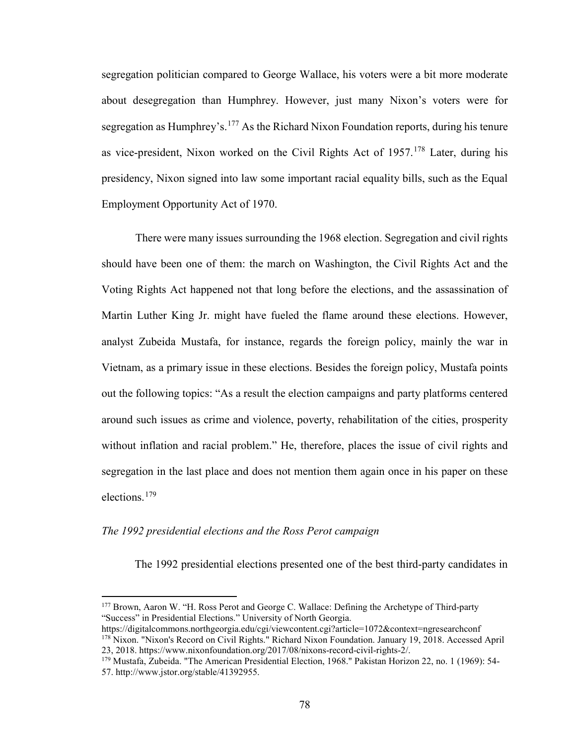segregation politician compared to George Wallace, his voters were a bit more moderate about desegregation than Humphrey. However, just many Nixon's voters were for segregation as Humphrey's.[177] As the Richard Nixon Foundation reports, during his tenure as vice-president, Nixon worked on the Civil Rights Act of 1957.[178] Later, during his presidency, Nixon signed into law some important racial equality bills, such as the Equal Employment Opportunity Act of 1970.

There were many issues surrounding the 1968 election. Segregation and civil rights should have been one of them: the march on Washington, the Civil Rights Act and the Voting Rights Act happened not that long before the elections, and the assassination of Martin Luther King Jr. might have fueled the flame around these elections. However, analyst Zubeida Mustafa, for instance, regards the foreign policy, mainly the war in Vietnam, as a primary issue in these elections. Besides the foreign policy, Mustafa points out the following topics: "As a result the election campaigns and party platforms centered around such issues as crime and violence, poverty, rehabilitation of the cities, prosperity without inflation and racial problem." He, therefore, places the issue of civil rights and segregation in the last place and does not mention them again once in his paper on these elections.[179]

*The 1992 presidential elections and the Ross Perot campaign*

The 1992 presidential elections presented one of the best third-party candidates in

---

[177] Brown, Aaron W. "H. Ross Perot and George C. Wallace: Defining the Archetype of Third-party "Success" in Presidential Elections." University of North Georgia. https://digitalcommons.northgeorgia.edu/cgi/viewcontent.cgi?article=1072&context=ngresearchconf

[178] Nixon. "Nixon's Record on Civil Rights." Richard Nixon Foundation. January 19, 2018. Accessed April 23, 2018. https://www.nixonfoundation.org/2017/08/nixons-record-civil-rights-2/.

[179] Mustafa, Zubeida. "The American Presidential Election, 1968." Pakistan Horizon 22, no. 1 (1969): 54-57. http://www.jstor.org/stable/41392955.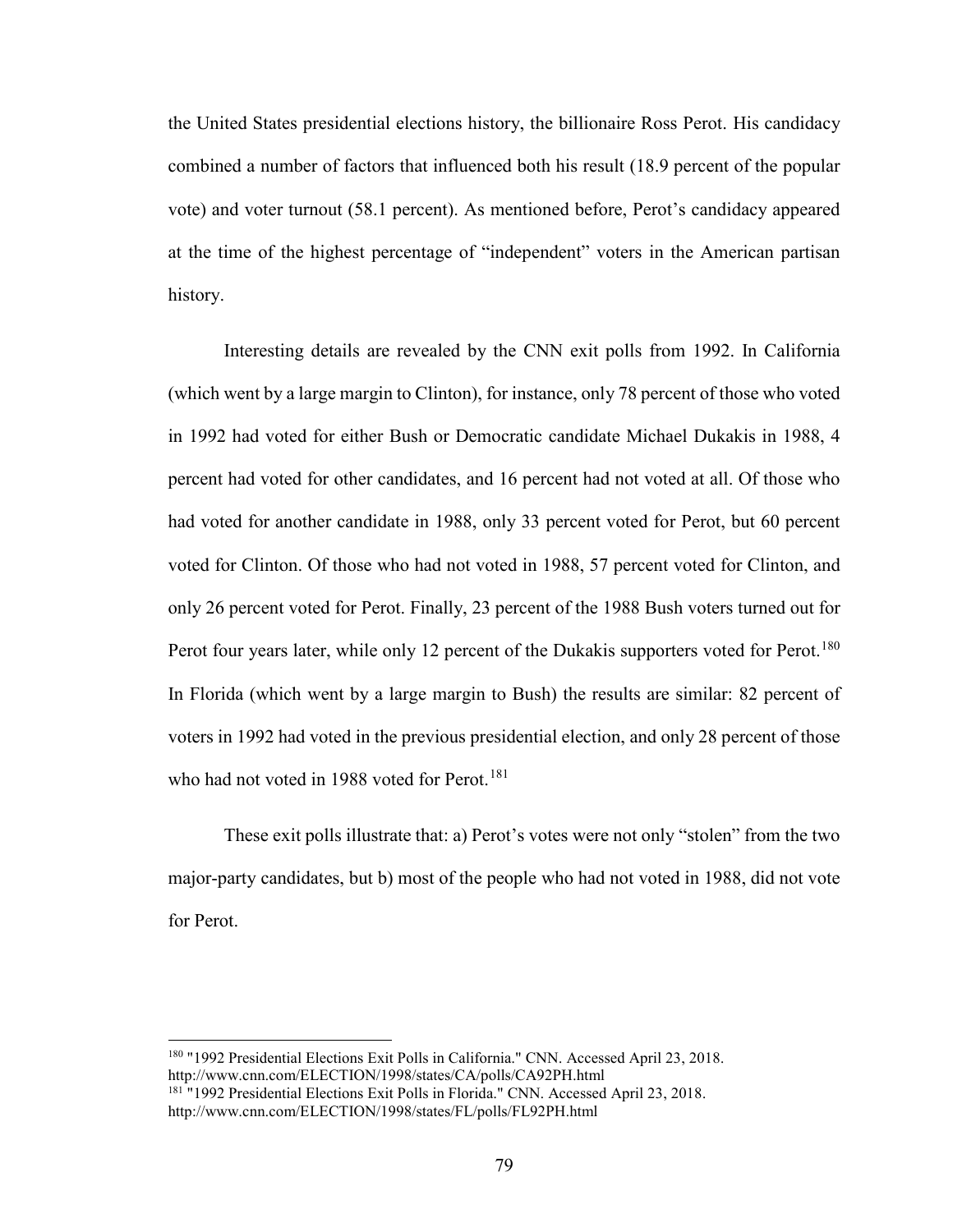the United States presidential elections history, the billionaire Ross Perot. His candidacy combined a number of factors that influenced both his result (18.9 percent of the popular vote) and voter turnout (58.1 percent). As mentioned before, Perot's candidacy appeared at the time of the highest percentage of "independent" voters in the American partisan history.

Interesting details are revealed by the CNN exit polls from 1992. In California (which went by a large margin to Clinton), for instance, only 78 percent of those who voted in 1992 had voted for either Bush or Democratic candidate Michael Dukakis in 1988, 4 percent had voted for other candidates, and 16 percent had not voted at all. Of those who had voted for another candidate in 1988, only 33 percent voted for Perot, but 60 percent voted for Clinton. Of those who had not voted in 1988, 57 percent voted for Clinton, and only 26 percent voted for Perot. Finally, 23 percent of the 1988 Bush voters turned out for Perot four years later, while only 12 percent of the Dukakis supporters voted for Perot.[180] In Florida (which went by a large margin to Bush) the results are similar: 82 percent of voters in 1992 had voted in the previous presidential election, and only 28 percent of those who had not voted in 1988 voted for Perot.[181]

These exit polls illustrate that: a) Perot's votes were not only "stolen" from the two major-party candidates, but b) most of the people who had not voted in 1988, did not vote for Perot.

---

[180] "1992 Presidential Elections Exit Polls in California." CNN. Accessed April 23, 2018. http://www.cnn.com/ELECTION/1998/states/CA/polls/CA92PH.html

[181] "1992 Presidential Elections Exit Polls in Florida." CNN. Accessed April 23, 2018. http://www.cnn.com/ELECTION/1998/states/FL/polls/FL92PH.html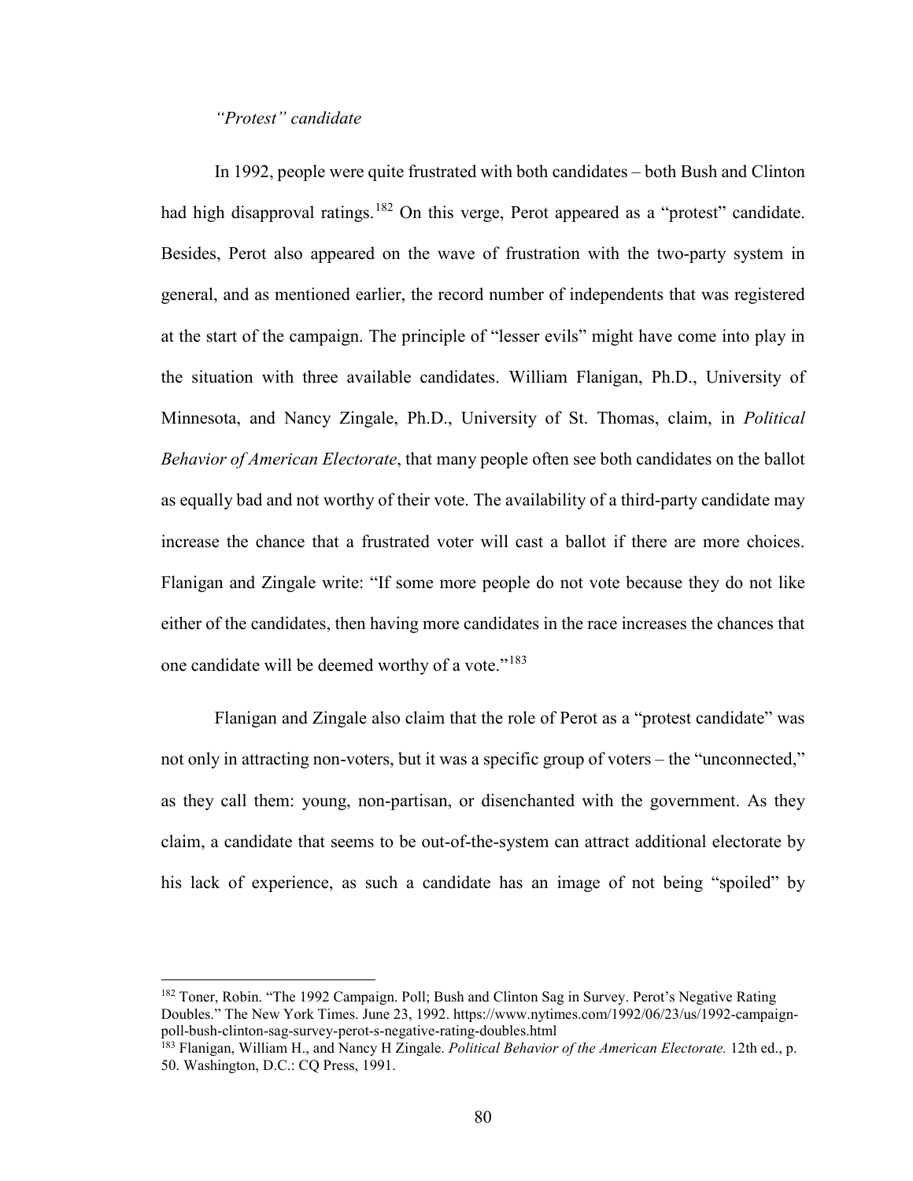*"Protest" candidate*

In 1992, people were quite frustrated with both candidates – both Bush and Clinton had high disapproval ratings.[182] On this verge, Perot appeared as a "protest" candidate. Besides, Perot also appeared on the wave of frustration with the two-party system in general, and as mentioned earlier, the record number of independents that was registered at the start of the campaign. The principle of "lesser evils" might have come into play in the situation with three available candidates. William Flanigan, Ph.D., University of Minnesota, and Nancy Zingale, Ph.D., University of St. Thomas, claim, in *Political Behavior of American Electorate*, that many people often see both candidates on the ballot as equally bad and not worthy of their vote. The availability of a third-party candidate may increase the chance that a frustrated voter will cast a ballot if there are more choices. Flanigan and Zingale write: "If some more people do not vote because they do not like either of the candidates, then having more candidates in the race increases the chances that one candidate will be deemed worthy of a vote."[183]

Flanigan and Zingale also claim that the role of Perot as a "protest candidate" was not only in attracting non-voters, but it was a specific group of voters – the "unconnected," as they call them: young, non-partisan, or disenchanted with the government. As they claim, a candidate that seems to be out-of-the-system can attract additional electorate by his lack of experience, as such a candidate has an image of not being "spoiled" by

---

[182] Toner, Robin. "The 1992 Campaign. Poll; Bush and Clinton Sag in Survey. Perot's Negative Rating Doubles." The New York Times. June 23, 1992. https://www.nytimes.com/1992/06/23/us/1992-campaign-poll-bush-clinton-sag-survey-perot-s-negative-rating-doubles.html

[183] Flanigan, William H., and Nancy H Zingale. *Political Behavior of the American Electorate.* 12th ed., p. 50. Washington, D.C.: CQ Press, 1991.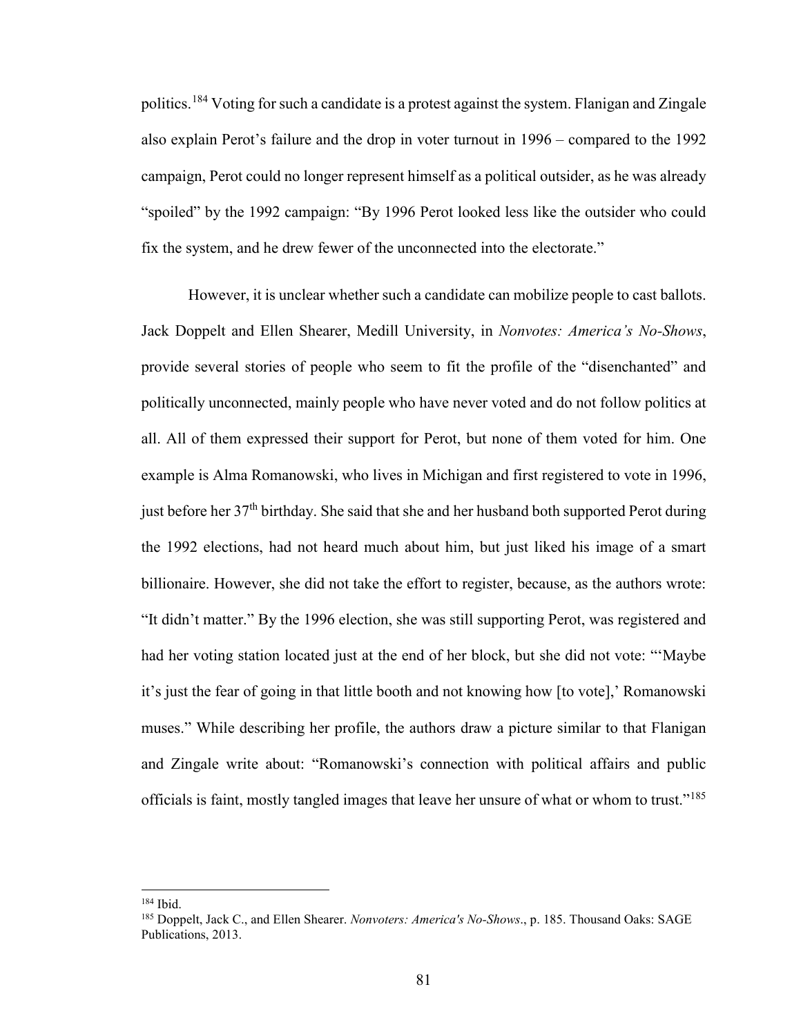politics.[184] Voting for such a candidate is a protest against the system. Flanigan and Zingale also explain Perot's failure and the drop in voter turnout in 1996 – compared to the 1992 campaign, Perot could no longer represent himself as a political outsider, as he was already "spoiled" by the 1992 campaign: "By 1996 Perot looked less like the outsider who could fix the system, and he drew fewer of the unconnected into the electorate."

However, it is unclear whether such a candidate can mobilize people to cast ballots. Jack Doppelt and Ellen Shearer, Medill University, in *Nonvotes: America's No-Shows*, provide several stories of people who seem to fit the profile of the "disenchanted" and politically unconnected, mainly people who have never voted and do not follow politics at all. All of them expressed their support for Perot, but none of them voted for him. One example is Alma Romanowski, who lives in Michigan and first registered to vote in 1996, just before her 37th birthday. She said that she and her husband both supported Perot during the 1992 elections, had not heard much about him, but just liked his image of a smart billionaire. However, she did not take the effort to register, because, as the authors wrote: "It didn't matter." By the 1996 election, she was still supporting Perot, was registered and had her voting station located just at the end of her block, but she did not vote: "'Maybe it's just the fear of going in that little booth and not knowing how [to vote],' Romanowski muses." While describing her profile, the authors draw a picture similar to that Flanigan and Zingale write about: "Romanowski's connection with political affairs and public officials is faint, mostly tangled images that leave her unsure of what or whom to trust."[185]

---

[184] Ibid.

[185] Doppelt, Jack C., and Ellen Shearer. *Nonvoters: America's No-Shows*., p. 185. Thousand Oaks: SAGE Publications, 2013.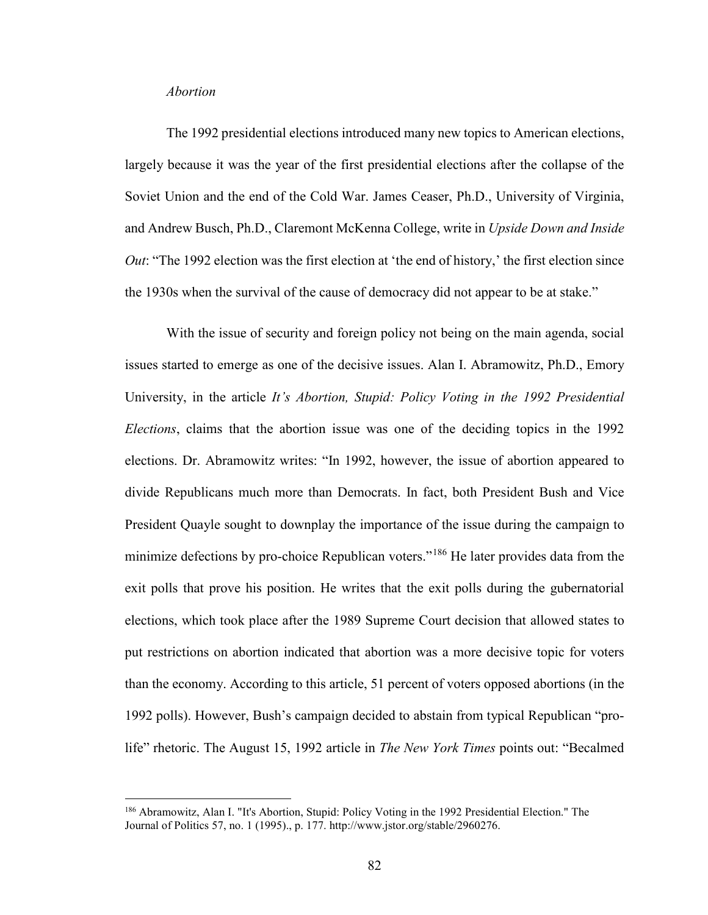*Abortion*

The 1992 presidential elections introduced many new topics to American elections, largely because it was the year of the first presidential elections after the collapse of the Soviet Union and the end of the Cold War. James Ceaser, Ph.D., University of Virginia, and Andrew Busch, Ph.D., Claremont McKenna College, write in *Upside Down and Inside Out*: "The 1992 election was the first election at 'the end of history,' the first election since the 1930s when the survival of the cause of democracy did not appear to be at stake."

With the issue of security and foreign policy not being on the main agenda, social issues started to emerge as one of the decisive issues. Alan I. Abramowitz, Ph.D., Emory University, in the article *It's Abortion, Stupid: Policy Voting in the 1992 Presidential Elections*, claims that the abortion issue was one of the deciding topics in the 1992 elections. Dr. Abramowitz writes: "In 1992, however, the issue of abortion appeared to divide Republicans much more than Democrats. In fact, both President Bush and Vice President Quayle sought to downplay the importance of the issue during the campaign to minimize defections by pro-choice Republican voters."[186] He later provides data from the exit polls that prove his position. He writes that the exit polls during the gubernatorial elections, which took place after the 1989 Supreme Court decision that allowed states to put restrictions on abortion indicated that abortion was a more decisive topic for voters than the economy. According to this article, 51 percent of voters opposed abortions (in the 1992 polls). However, Bush's campaign decided to abstain from typical Republican "pro-life" rhetoric. The August 15, 1992 article in *The New York Times* points out: "Becalmed

---

[186] Abramowitz, Alan I. "It's Abortion, Stupid: Policy Voting in the 1992 Presidential Election." The Journal of Politics 57, no. 1 (1995)., p. 177. http://www.jstor.org/stable/2960276.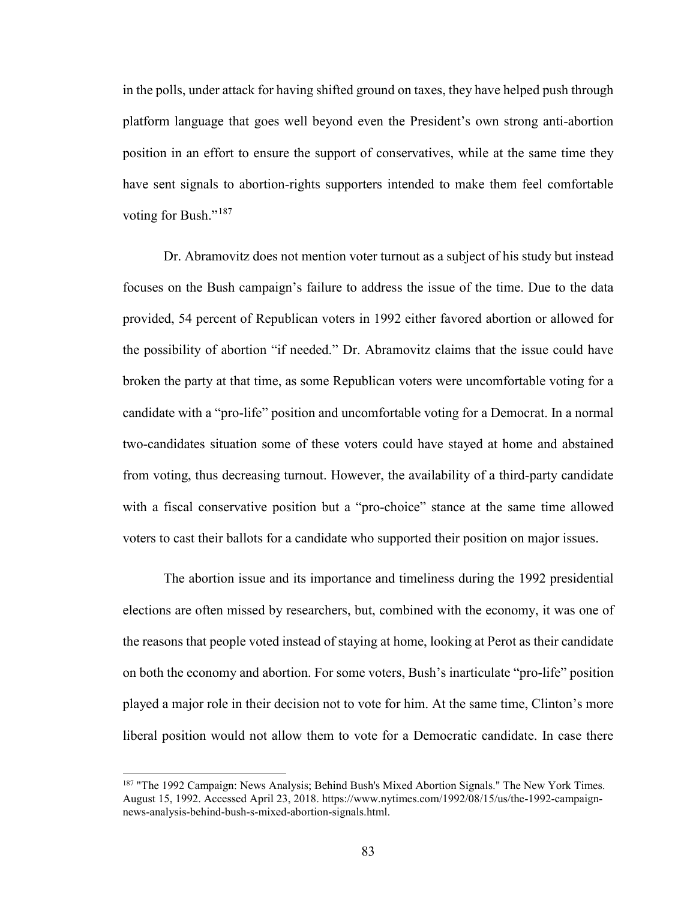in the polls, under attack for having shifted ground on taxes, they have helped push through platform language that goes well beyond even the President's own strong anti-abortion position in an effort to ensure the support of conservatives, while at the same time they have sent signals to abortion-rights supporters intended to make them feel comfortable voting for Bush."[187]

Dr. Abramovitz does not mention voter turnout as a subject of his study but instead focuses on the Bush campaign's failure to address the issue of the time. Due to the data provided, 54 percent of Republican voters in 1992 either favored abortion or allowed for the possibility of abortion "if needed." Dr. Abramovitz claims that the issue could have broken the party at that time, as some Republican voters were uncomfortable voting for a candidate with a "pro-life" position and uncomfortable voting for a Democrat. In a normal two-candidates situation some of these voters could have stayed at home and abstained from voting, thus decreasing turnout. However, the availability of a third-party candidate with a fiscal conservative position but a "pro-choice" stance at the same time allowed voters to cast their ballots for a candidate who supported their position on major issues.

The abortion issue and its importance and timeliness during the 1992 presidential elections are often missed by researchers, but, combined with the economy, it was one of the reasons that people voted instead of staying at home, looking at Perot as their candidate on both the economy and abortion. For some voters, Bush's inarticulate "pro-life" position played a major role in their decision not to vote for him. At the same time, Clinton's more liberal position would not allow them to vote for a Democratic candidate. In case there

[187] "The 1992 Campaign: News Analysis; Behind Bush's Mixed Abortion Signals." The New York Times. August 15, 1992. Accessed April 23, 2018. https://www.nytimes.com/1992/08/15/us/the-1992-campaign-news-analysis-behind-bush-s-mixed-abortion-signals.html.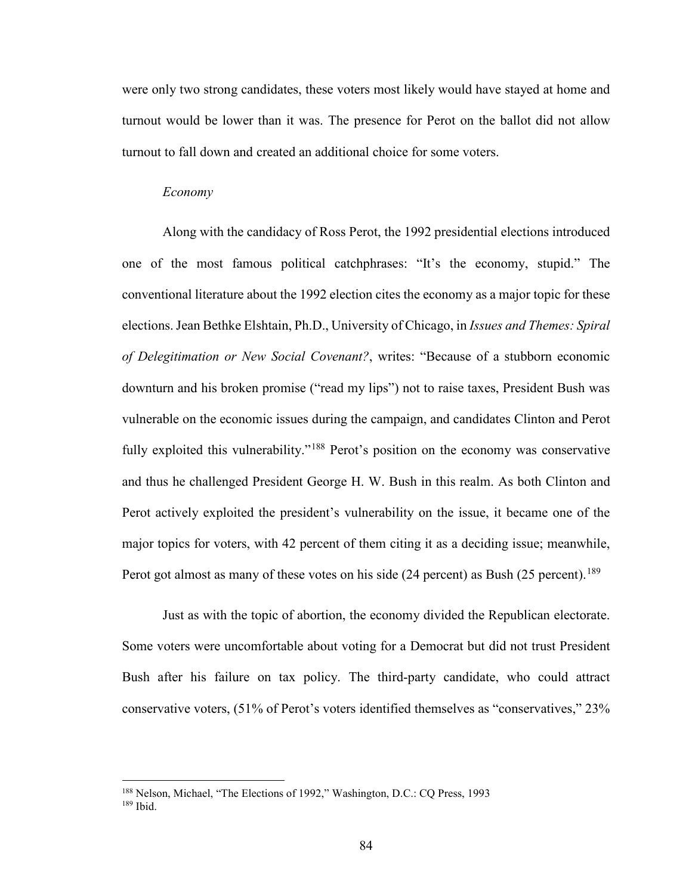were only two strong candidates, these voters most likely would have stayed at home and turnout would be lower than it was. The presence for Perot on the ballot did not allow turnout to fall down and created an additional choice for some voters.

*Economy*

Along with the candidacy of Ross Perot, the 1992 presidential elections introduced one of the most famous political catchphrases: "It's the economy, stupid." The conventional literature about the 1992 election cites the economy as a major topic for these elections. Jean Bethke Elshtain, Ph.D., University of Chicago, in *Issues and Themes: Spiral of Delegitimation or New Social Covenant?*, writes: "Because of a stubborn economic downturn and his broken promise ("read my lips") not to raise taxes, President Bush was vulnerable on the economic issues during the campaign, and candidates Clinton and Perot fully exploited this vulnerability."[188] Perot's position on the economy was conservative and thus he challenged President George H. W. Bush in this realm. As both Clinton and Perot actively exploited the president's vulnerability on the issue, it became one of the major topics for voters, with 42 percent of them citing it as a deciding issue; meanwhile, Perot got almost as many of these votes on his side (24 percent) as Bush (25 percent).[189]

Just as with the topic of abortion, the economy divided the Republican electorate. Some voters were uncomfortable about voting for a Democrat but did not trust President Bush after his failure on tax policy. The third-party candidate, who could attract conservative voters, (51% of Perot's voters identified themselves as "conservatives," 23%

[188] Nelson, Michael, "The Elections of 1992," Washington, D.C.: CQ Press, 1993

[189] Ibid.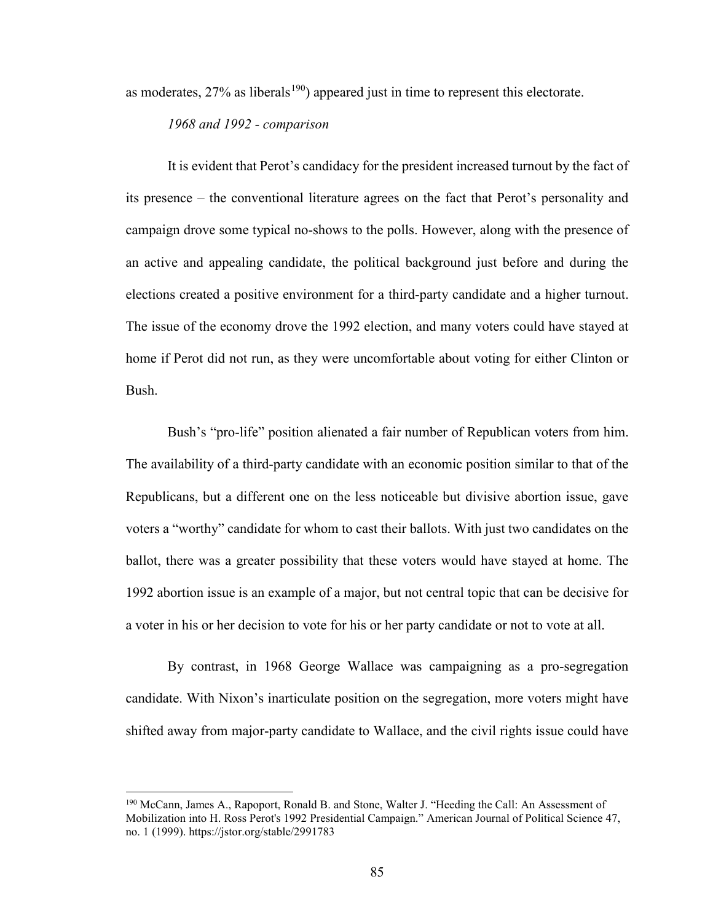as moderates, 27% as liberals[190]) appeared just in time to represent this electorate.

*1968 and 1992 - comparison*

It is evident that Perot's candidacy for the president increased turnout by the fact of its presence – the conventional literature agrees on the fact that Perot's personality and campaign drove some typical no-shows to the polls. However, along with the presence of an active and appealing candidate, the political background just before and during the elections created a positive environment for a third-party candidate and a higher turnout. The issue of the economy drove the 1992 election, and many voters could have stayed at home if Perot did not run, as they were uncomfortable about voting for either Clinton or Bush.

Bush's "pro-life" position alienated a fair number of Republican voters from him. The availability of a third-party candidate with an economic position similar to that of the Republicans, but a different one on the less noticeable but divisive abortion issue, gave voters a "worthy" candidate for whom to cast their ballots. With just two candidates on the ballot, there was a greater possibility that these voters would have stayed at home. The 1992 abortion issue is an example of a major, but not central topic that can be decisive for a voter in his or her decision to vote for his or her party candidate or not to vote at all.

By contrast, in 1968 George Wallace was campaigning as a pro-segregation candidate. With Nixon's inarticulate position on the segregation, more voters might have shifted away from major-party candidate to Wallace, and the civil rights issue could have

---

[190] McCann, James A., Rapoport, Ronald B. and Stone, Walter J. "Heeding the Call: An Assessment of Mobilization into H. Ross Perot's 1992 Presidential Campaign." American Journal of Political Science 47, no. 1 (1999). https://jstor.org/stable/2991783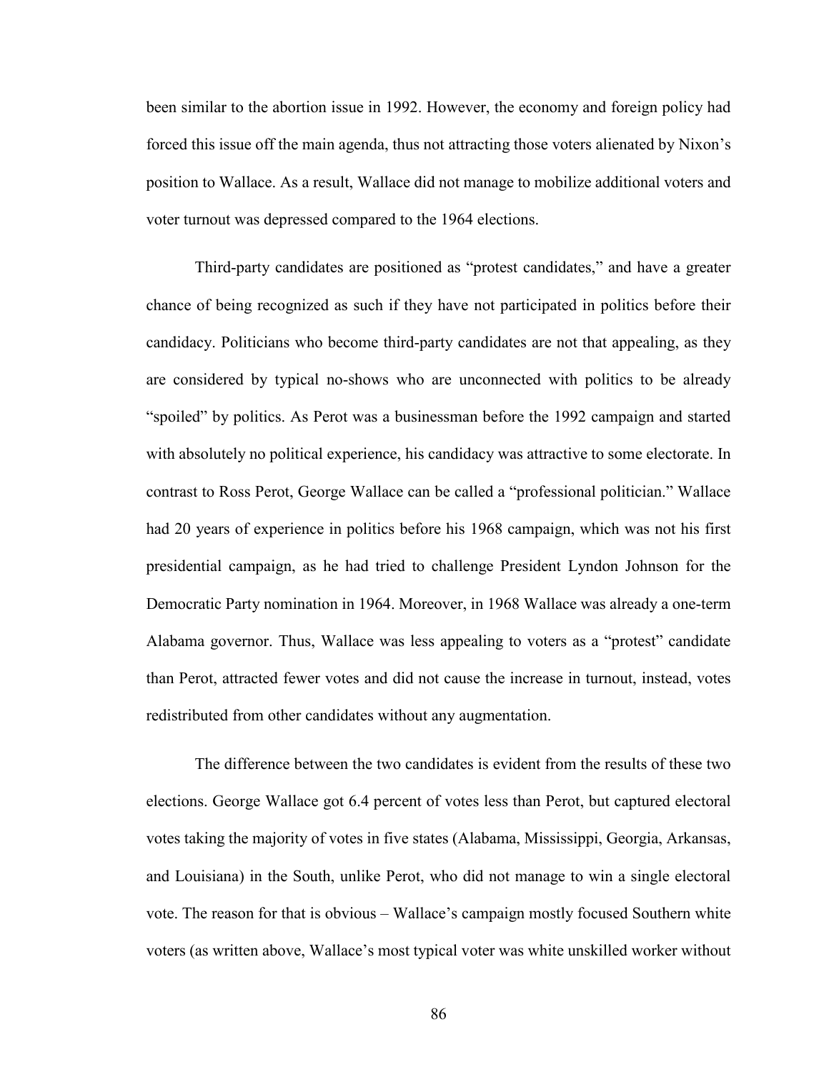been similar to the abortion issue in 1992. However, the economy and foreign policy had forced this issue off the main agenda, thus not attracting those voters alienated by Nixon's position to Wallace. As a result, Wallace did not manage to mobilize additional voters and voter turnout was depressed compared to the 1964 elections.

Third-party candidates are positioned as "protest candidates," and have a greater chance of being recognized as such if they have not participated in politics before their candidacy. Politicians who become third-party candidates are not that appealing, as they are considered by typical no-shows who are unconnected with politics to be already "spoiled" by politics. As Perot was a businessman before the 1992 campaign and started with absolutely no political experience, his candidacy was attractive to some electorate. In contrast to Ross Perot, George Wallace can be called a "professional politician." Wallace had 20 years of experience in politics before his 1968 campaign, which was not his first presidential campaign, as he had tried to challenge President Lyndon Johnson for the Democratic Party nomination in 1964. Moreover, in 1968 Wallace was already a one-term Alabama governor. Thus, Wallace was less appealing to voters as a "protest" candidate than Perot, attracted fewer votes and did not cause the increase in turnout, instead, votes redistributed from other candidates without any augmentation.

The difference between the two candidates is evident from the results of these two elections. George Wallace got 6.4 percent of votes less than Perot, but captured electoral votes taking the majority of votes in five states (Alabama, Mississippi, Georgia, Arkansas, and Louisiana) in the South, unlike Perot, who did not manage to win a single electoral vote. The reason for that is obvious – Wallace's campaign mostly focused Southern white voters (as written above, Wallace's most typical voter was white unskilled worker without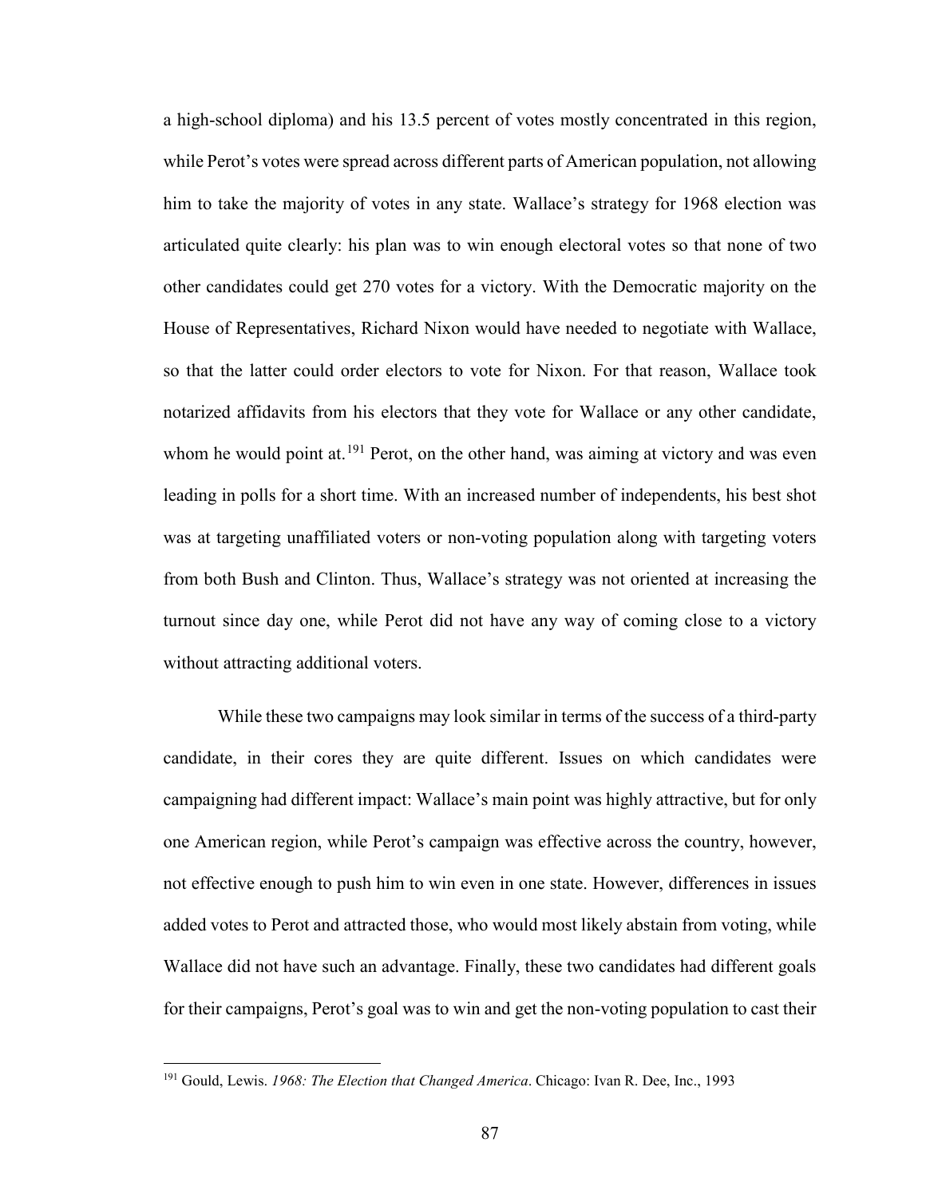a high-school diploma) and his 13.5 percent of votes mostly concentrated in this region, while Perot's votes were spread across different parts of American population, not allowing him to take the majority of votes in any state. Wallace's strategy for 1968 election was articulated quite clearly: his plan was to win enough electoral votes so that none of two other candidates could get 270 votes for a victory. With the Democratic majority on the House of Representatives, Richard Nixon would have needed to negotiate with Wallace, so that the latter could order electors to vote for Nixon. For that reason, Wallace took notarized affidavits from his electors that they vote for Wallace or any other candidate, whom he would point at.[191] Perot, on the other hand, was aiming at victory and was even leading in polls for a short time. With an increased number of independents, his best shot was at targeting unaffiliated voters or non-voting population along with targeting voters from both Bush and Clinton. Thus, Wallace's strategy was not oriented at increasing the turnout since day one, while Perot did not have any way of coming close to a victory without attracting additional voters.

While these two campaigns may look similar in terms of the success of a third-party candidate, in their cores they are quite different. Issues on which candidates were campaigning had different impact: Wallace's main point was highly attractive, but for only one American region, while Perot's campaign was effective across the country, however, not effective enough to push him to win even in one state. However, differences in issues added votes to Perot and attracted those, who would most likely abstain from voting, while Wallace did not have such an advantage. Finally, these two candidates had different goals for their campaigns, Perot's goal was to win and get the non-voting population to cast their

[191] Gould, Lewis. *1968: The Election that Changed America*. Chicago: Ivan R. Dee, Inc., 1993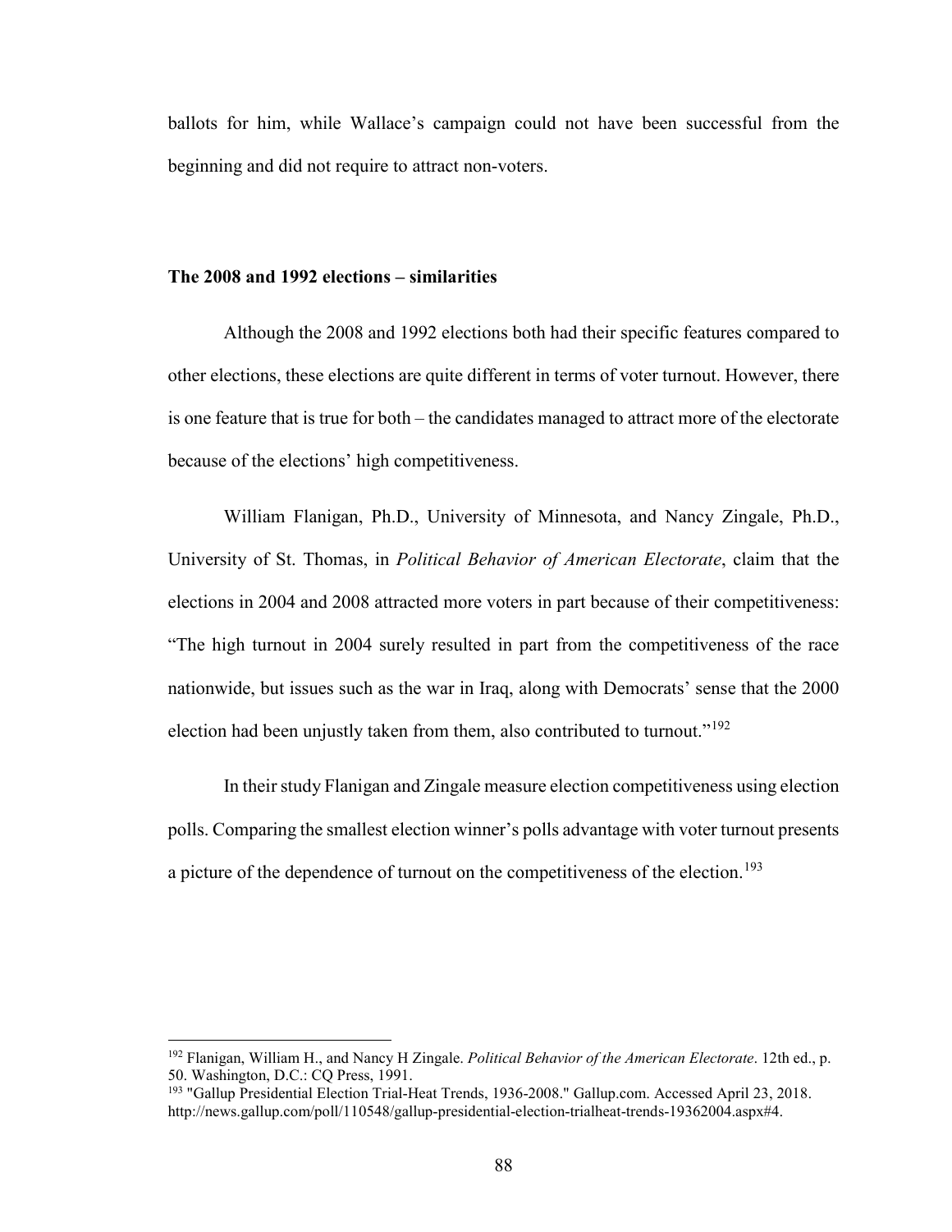ballots for him, while Wallace's campaign could not have been successful from the beginning and did not require to attract non-voters.

**The 2008 and 1992 elections – similarities**

Although the 2008 and 1992 elections both had their specific features compared to other elections, these elections are quite different in terms of voter turnout. However, there is one feature that is true for both – the candidates managed to attract more of the electorate because of the elections' high competitiveness.

William Flanigan, Ph.D., University of Minnesota, and Nancy Zingale, Ph.D., University of St. Thomas, in *Political Behavior of American Electorate*, claim that the elections in 2004 and 2008 attracted more voters in part because of their competitiveness: "The high turnout in 2004 surely resulted in part from the competitiveness of the race nationwide, but issues such as the war in Iraq, along with Democrats' sense that the 2000 election had been unjustly taken from them, also contributed to turnout."[192]

In their study Flanigan and Zingale measure election competitiveness using election polls. Comparing the smallest election winner's polls advantage with voter turnout presents a picture of the dependence of turnout on the competitiveness of the election.[193]

---

[192] Flanigan, William H., and Nancy H Zingale. *Political Behavior of the American Electorate*. 12th ed., p. 50. Washington, D.C.: CQ Press, 1991.

[193] "Gallup Presidential Election Trial-Heat Trends, 1936-2008." Gallup.com. Accessed April 23, 2018. http://news.gallup.com/poll/110548/gallup-presidential-election-trialheat-trends-19362004.aspx#4.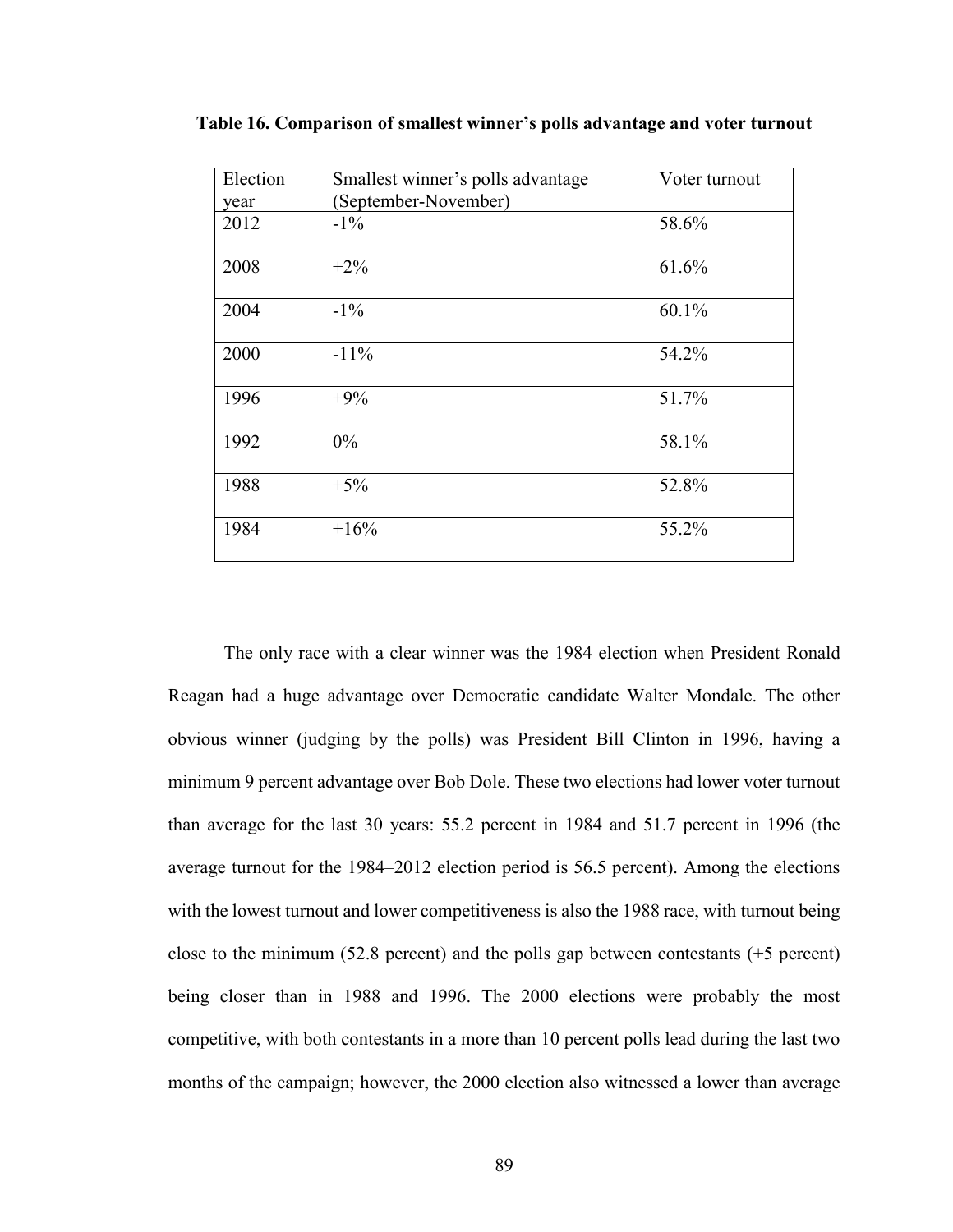**Table 16. Comparison of smallest winner's polls advantage and voter turnout**

| Election year | Smallest winner's polls advantage (September-November) | Voter turnout |
|---|---|---|
| 2012 | -1% | 58.6% |
| 2008 | +2% | 61.6% |
| 2004 | -1% | 60.1% |
| 2000 | -11% | 54.2% |
| 1996 | +9% | 51.7% |
| 1992 | 0% | 58.1% |
| 1988 | +5% | 52.8% |
| 1984 | +16% | 55.2% |

The only race with a clear winner was the 1984 election when President Ronald Reagan had a huge advantage over Democratic candidate Walter Mondale. The other obvious winner (judging by the polls) was President Bill Clinton in 1996, having a minimum 9 percent advantage over Bob Dole. These two elections had lower voter turnout than average for the last 30 years: 55.2 percent in 1984 and 51.7 percent in 1996 (the average turnout for the 1984–2012 election period is 56.5 percent). Among the elections with the lowest turnout and lower competitiveness is also the 1988 race, with turnout being close to the minimum (52.8 percent) and the polls gap between contestants (+5 percent) being closer than in 1988 and 1996. The 2000 elections were probably the most competitive, with both contestants in a more than 10 percent polls lead during the last two months of the campaign; however, the 2000 election also witnessed a lower than average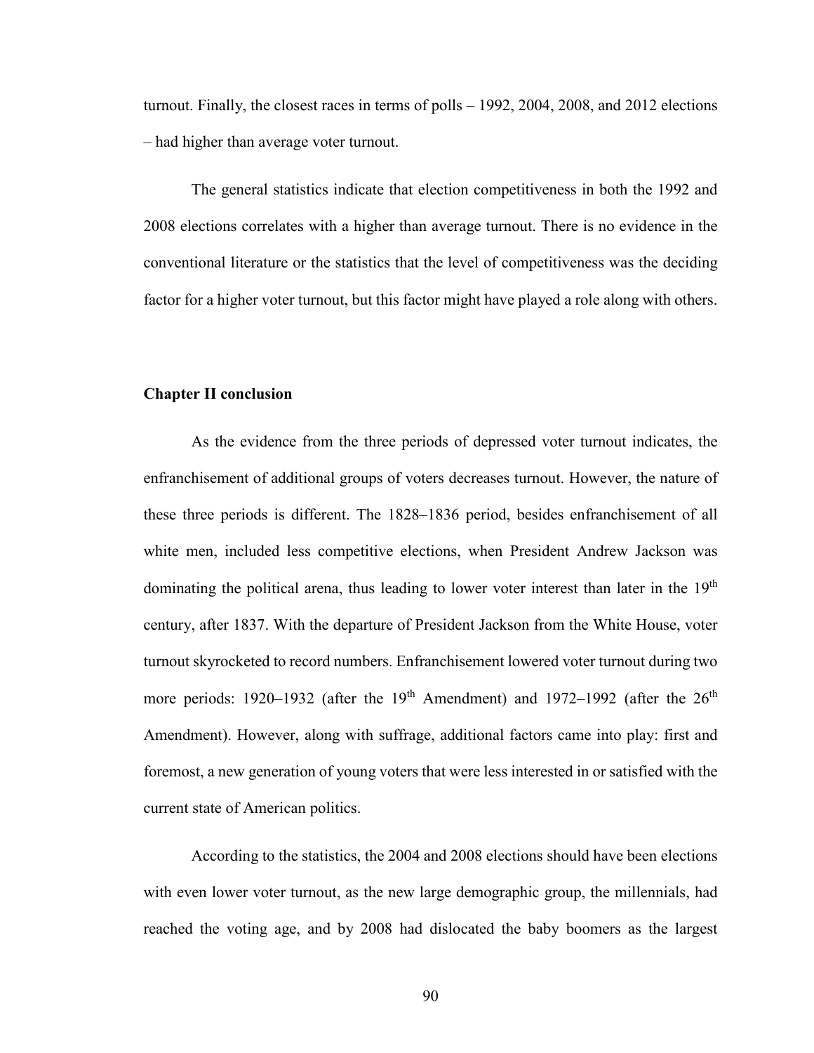turnout. Finally, the closest races in terms of polls – 1992, 2004, 2008, and 2012 elections – had higher than average voter turnout.

The general statistics indicate that election competitiveness in both the 1992 and 2008 elections correlates with a higher than average turnout. There is no evidence in the conventional literature or the statistics that the level of competitiveness was the deciding factor for a higher voter turnout, but this factor might have played a role along with others.

**Chapter II conclusion**

As the evidence from the three periods of depressed voter turnout indicates, the enfranchisement of additional groups of voters decreases turnout. However, the nature of these three periods is different. The 1828–1836 period, besides enfranchisement of all white men, included less competitive elections, when President Andrew Jackson was dominating the political arena, thus leading to lower voter interest than later in the 19th century, after 1837. With the departure of President Jackson from the White House, voter turnout skyrocketed to record numbers. Enfranchisement lowered voter turnout during two more periods: 1920–1932 (after the 19th Amendment) and 1972–1992 (after the 26th Amendment). However, along with suffrage, additional factors came into play: first and foremost, a new generation of young voters that were less interested in or satisfied with the current state of American politics.

According to the statistics, the 2004 and 2008 elections should have been elections with even lower voter turnout, as the new large demographic group, the millennials, had reached the voting age, and by 2008 had dislocated the baby boomers as the largest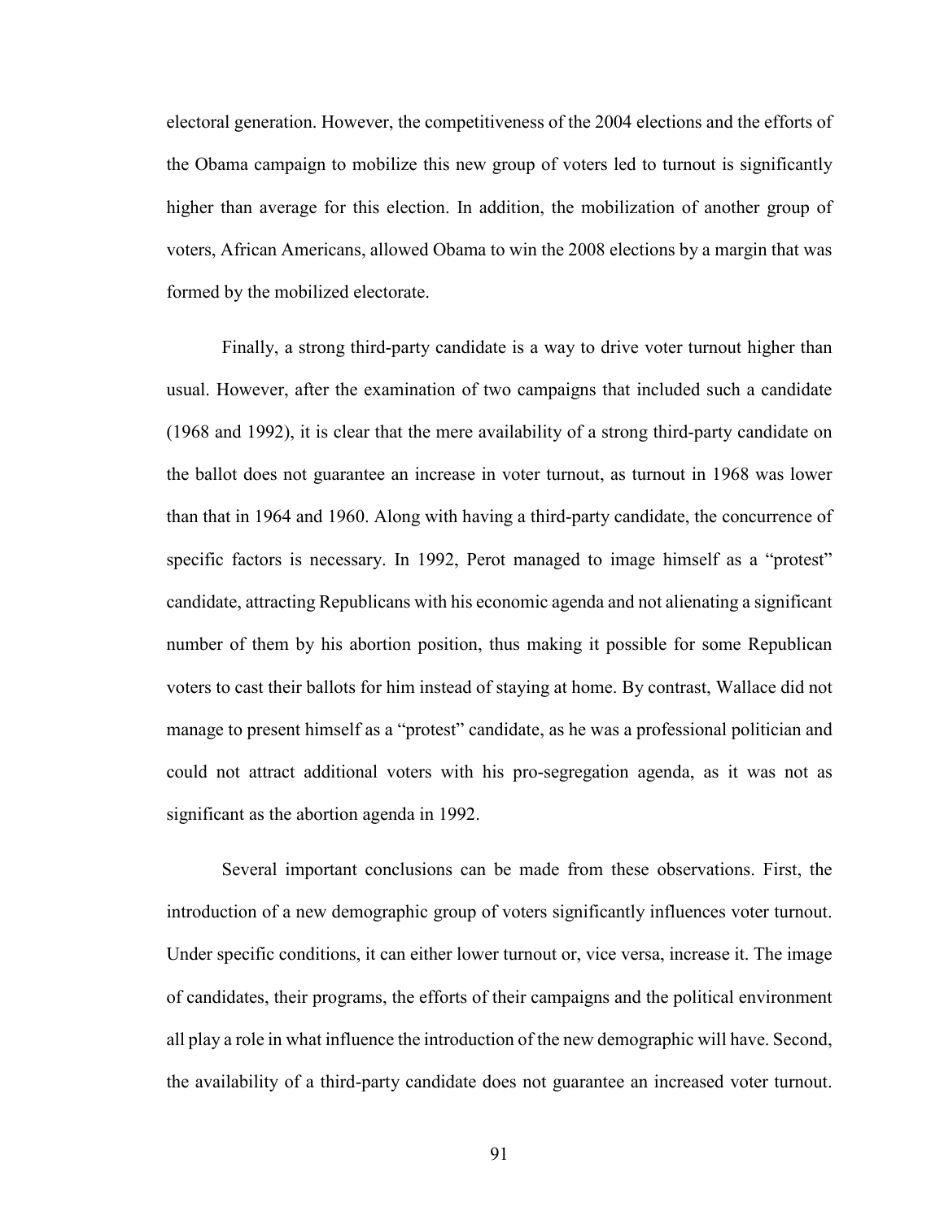electoral generation. However, the competitiveness of the 2004 elections and the efforts of the Obama campaign to mobilize this new group of voters led to turnout is significantly higher than average for this election. In addition, the mobilization of another group of voters, African Americans, allowed Obama to win the 2008 elections by a margin that was formed by the mobilized electorate.

Finally, a strong third-party candidate is a way to drive voter turnout higher than usual. However, after the examination of two campaigns that included such a candidate (1968 and 1992), it is clear that the mere availability of a strong third-party candidate on the ballot does not guarantee an increase in voter turnout, as turnout in 1968 was lower than that in 1964 and 1960. Along with having a third-party candidate, the concurrence of specific factors is necessary. In 1992, Perot managed to image himself as a "protest" candidate, attracting Republicans with his economic agenda and not alienating a significant number of them by his abortion position, thus making it possible for some Republican voters to cast their ballots for him instead of staying at home. By contrast, Wallace did not manage to present himself as a "protest" candidate, as he was a professional politician and could not attract additional voters with his pro-segregation agenda, as it was not as significant as the abortion agenda in 1992.

Several important conclusions can be made from these observations. First, the introduction of a new demographic group of voters significantly influences voter turnout. Under specific conditions, it can either lower turnout or, vice versa, increase it. The image of candidates, their programs, the efforts of their campaigns and the political environment all play a role in what influence the introduction of the new demographic will have. Second, the availability of a third-party candidate does not guarantee an increased voter turnout.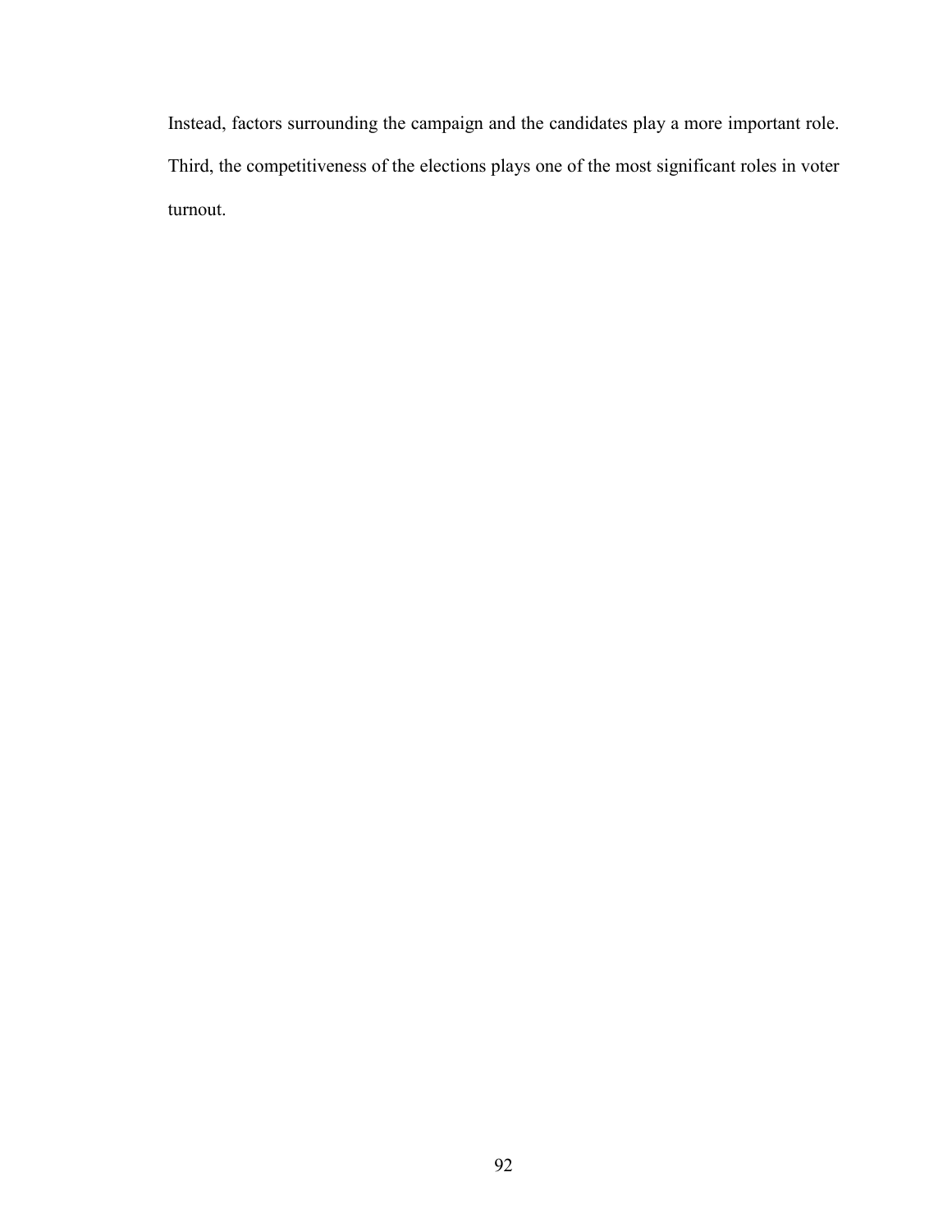Instead, factors surrounding the campaign and the candidates play a more important role. Third, the competitiveness of the elections plays one of the most significant roles in voter turnout.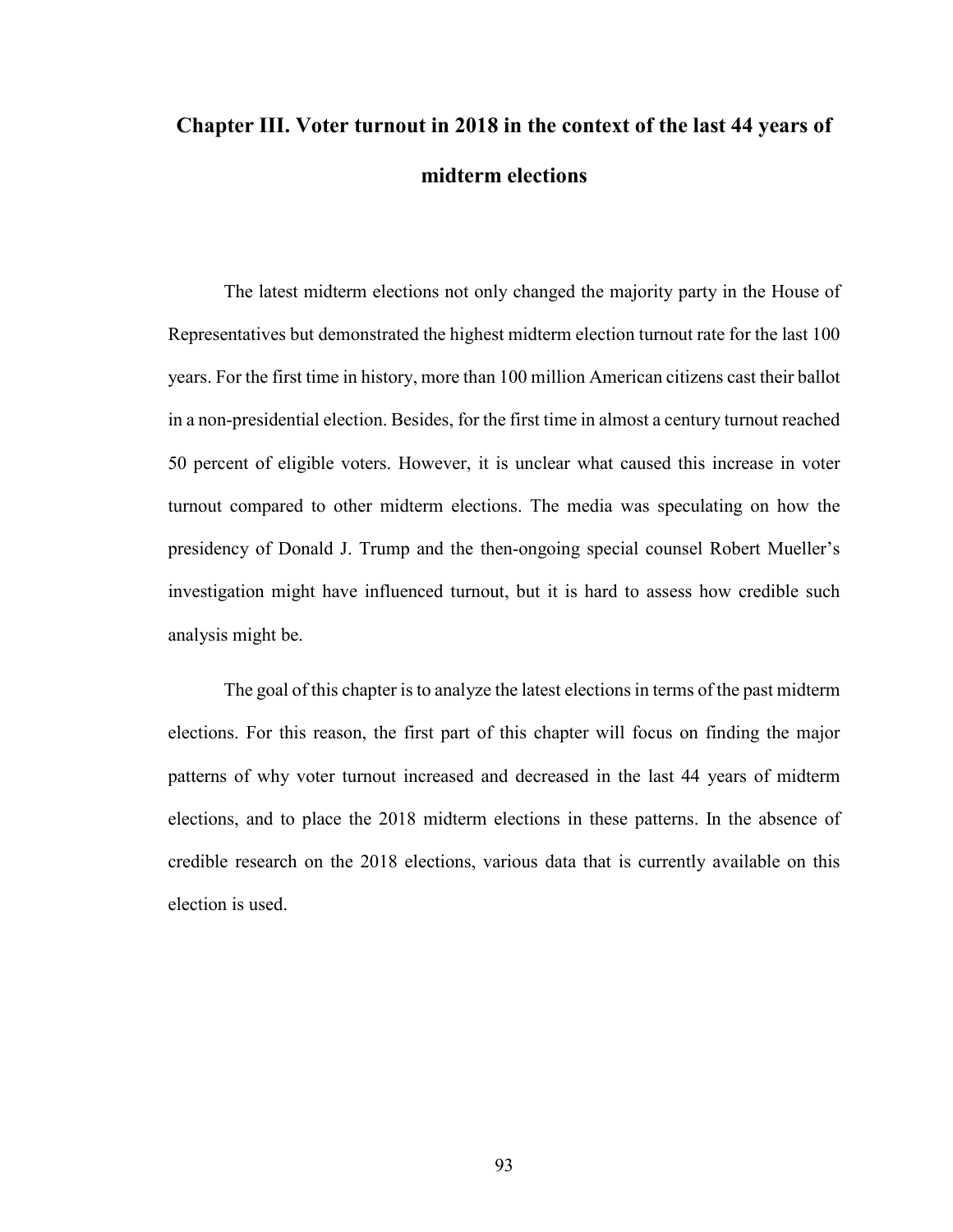# Chapter III. Voter turnout in 2018 in the context of the last 44 years of midterm elections

The latest midterm elections not only changed the majority party in the House of Representatives but demonstrated the highest midterm election turnout rate for the last 100 years. For the first time in history, more than 100 million American citizens cast their ballot in a non-presidential election. Besides, for the first time in almost a century turnout reached 50 percent of eligible voters. However, it is unclear what caused this increase in voter turnout compared to other midterm elections. The media was speculating on how the presidency of Donald J. Trump and the then-ongoing special counsel Robert Mueller's investigation might have influenced turnout, but it is hard to assess how credible such analysis might be.

The goal of this chapter is to analyze the latest elections in terms of the past midterm elections. For this reason, the first part of this chapter will focus on finding the major patterns of why voter turnout increased and decreased in the last 44 years of midterm elections, and to place the 2018 midterm elections in these patterns. In the absence of credible research on the 2018 elections, various data that is currently available on this election is used.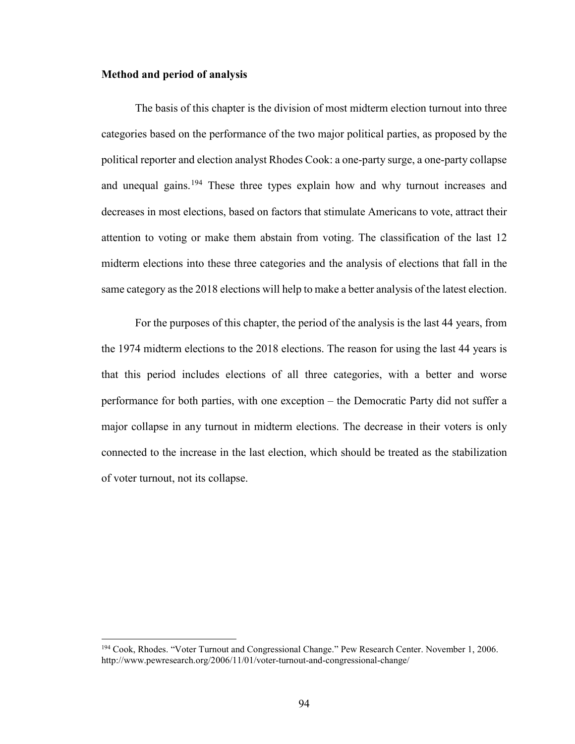**Method and period of analysis**

The basis of this chapter is the division of most midterm election turnout into three categories based on the performance of the two major political parties, as proposed by the political reporter and election analyst Rhodes Cook: a one-party surge, a one-party collapse and unequal gains.[194] These three types explain how and why turnout increases and decreases in most elections, based on factors that stimulate Americans to vote, attract their attention to voting or make them abstain from voting. The classification of the last 12 midterm elections into these three categories and the analysis of elections that fall in the same category as the 2018 elections will help to make a better analysis of the latest election.

For the purposes of this chapter, the period of the analysis is the last 44 years, from the 1974 midterm elections to the 2018 elections. The reason for using the last 44 years is that this period includes elections of all three categories, with a better and worse performance for both parties, with one exception – the Democratic Party did not suffer a major collapse in any turnout in midterm elections. The decrease in their voters is only connected to the increase in the last election, which should be treated as the stabilization of voter turnout, not its collapse.

[194] Cook, Rhodes. "Voter Turnout and Congressional Change." Pew Research Center. November 1, 2006. http://www.pewresearch.org/2006/11/01/voter-turnout-and-congressional-change/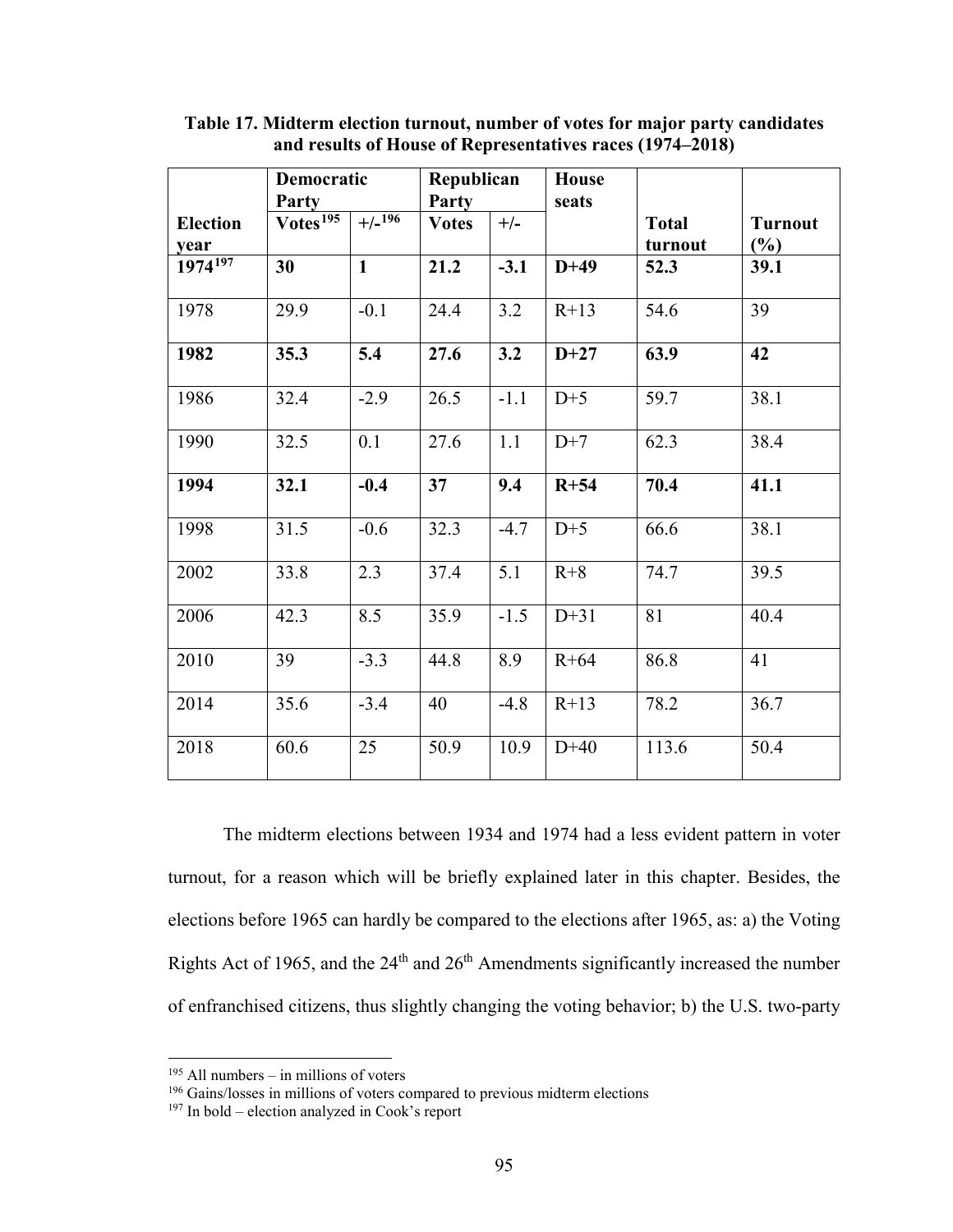**Table 17. Midterm election turnout, number of votes for major party candidates and results of House of Representatives races (1974–2018)**

| | Democratic Party | | Republican Party | | House seats | | |
|---|---|---|---|---|---|---|---|
| **Election year** | **Votes**[195] | **+/-**[196] | **Votes** | **+/-** | | **Total turnout** | **Turnout (%)** |
| **1974**[197] | **30** | **1** | **21.2** | **-3.1** | **D+49** | **52.3** | **39.1** |
| 1978 | 29.9 | -0.1 | 24.4 | 3.2 | R+13 | 54.6 | 39 |
| **1982** | **35.3** | **5.4** | **27.6** | **3.2** | **D+27** | **63.9** | **42** |
| 1986 | 32.4 | -2.9 | 26.5 | -1.1 | D+5 | 59.7 | 38.1 |
| 1990 | 32.5 | 0.1 | 27.6 | 1.1 | D+7 | 62.3 | 38.4 |
| **1994** | **32.1** | **-0.4** | **37** | **9.4** | **R+54** | **70.4** | **41.1** |
| 1998 | 31.5 | -0.6 | 32.3 | -4.7 | D+5 | 66.6 | 38.1 |
| 2002 | 33.8 | 2.3 | 37.4 | 5.1 | R+8 | 74.7 | 39.5 |
| 2006 | 42.3 | 8.5 | 35.9 | -1.5 | D+31 | 81 | 40.4 |
| 2010 | 39 | -3.3 | 44.8 | 8.9 | R+64 | 86.8 | 41 |
| 2014 | 35.6 | -3.4 | 40 | -4.8 | R+13 | 78.2 | 36.7 |
| 2018 | 60.6 | 25 | 50.9 | 10.9 | D+40 | 113.6 | 50.4 |

The midterm elections between 1934 and 1974 had a less evident pattern in voter turnout, for a reason which will be briefly explained later in this chapter. Besides, the elections before 1965 can hardly be compared to the elections after 1965, as: a) the Voting Rights Act of 1965, and the 24th and 26th Amendments significantly increased the number of enfranchised citizens, thus slightly changing the voting behavior; b) the U.S. two-party

[195] All numbers – in millions of voters

[196] Gains/losses in millions of voters compared to previous midterm elections

[197] In bold – election analyzed in Cook's report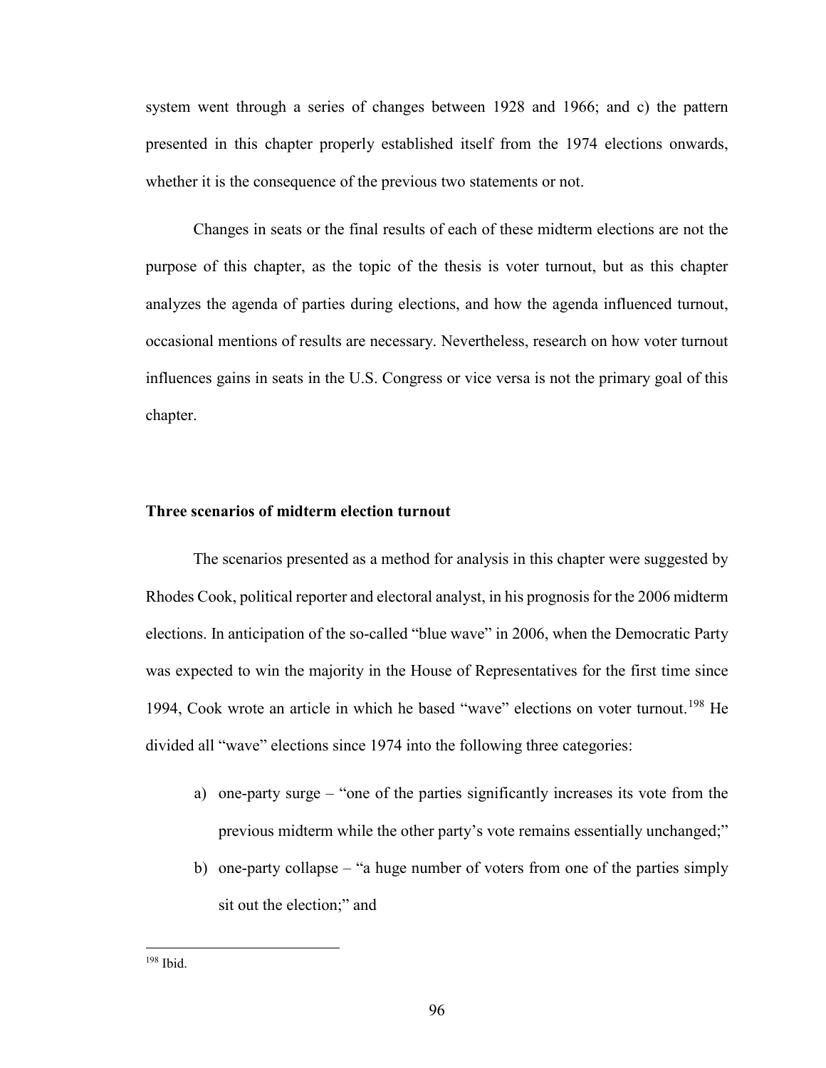system went through a series of changes between 1928 and 1966; and c) the pattern presented in this chapter properly established itself from the 1974 elections onwards, whether it is the consequence of the previous two statements or not.

Changes in seats or the final results of each of these midterm elections are not the purpose of this chapter, as the topic of the thesis is voter turnout, but as this chapter analyzes the agenda of parties during elections, and how the agenda influenced turnout, occasional mentions of results are necessary. Nevertheless, research on how voter turnout influences gains in seats in the U.S. Congress or vice versa is not the primary goal of this chapter.

**Three scenarios of midterm election turnout**

The scenarios presented as a method for analysis in this chapter were suggested by Rhodes Cook, political reporter and electoral analyst, in his prognosis for the 2006 midterm elections. In anticipation of the so-called "blue wave" in 2006, when the Democratic Party was expected to win the majority in the House of Representatives for the first time since 1994, Cook wrote an article in which he based "wave" elections on voter turnout.[198] He divided all "wave" elections since 1974 into the following three categories:

a) one-party surge – "one of the parties significantly increases its vote from the previous midterm while the other party's vote remains essentially unchanged;"
b) one-party collapse – "a huge number of voters from one of the parties simply sit out the election;" and

[198] Ibid.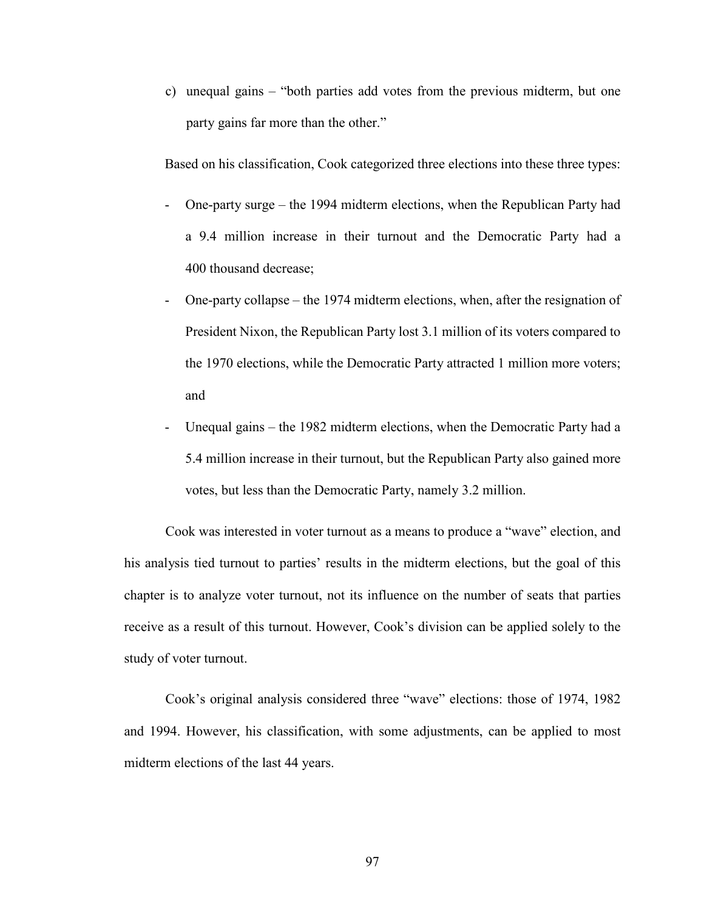c) unequal gains – "both parties add votes from the previous midterm, but one party gains far more than the other."

Based on his classification, Cook categorized three elections into these three types:

- One-party surge – the 1994 midterm elections, when the Republican Party had a 9.4 million increase in their turnout and the Democratic Party had a 400 thousand decrease;
- One-party collapse – the 1974 midterm elections, when, after the resignation of President Nixon, the Republican Party lost 3.1 million of its voters compared to the 1970 elections, while the Democratic Party attracted 1 million more voters; and
- Unequal gains – the 1982 midterm elections, when the Democratic Party had a 5.4 million increase in their turnout, but the Republican Party also gained more votes, but less than the Democratic Party, namely 3.2 million.

Cook was interested in voter turnout as a means to produce a "wave" election, and his analysis tied turnout to parties' results in the midterm elections, but the goal of this chapter is to analyze voter turnout, not its influence on the number of seats that parties receive as a result of this turnout. However, Cook's division can be applied solely to the study of voter turnout.

Cook's original analysis considered three "wave" elections: those of 1974, 1982 and 1994. However, his classification, with some adjustments, can be applied to most midterm elections of the last 44 years.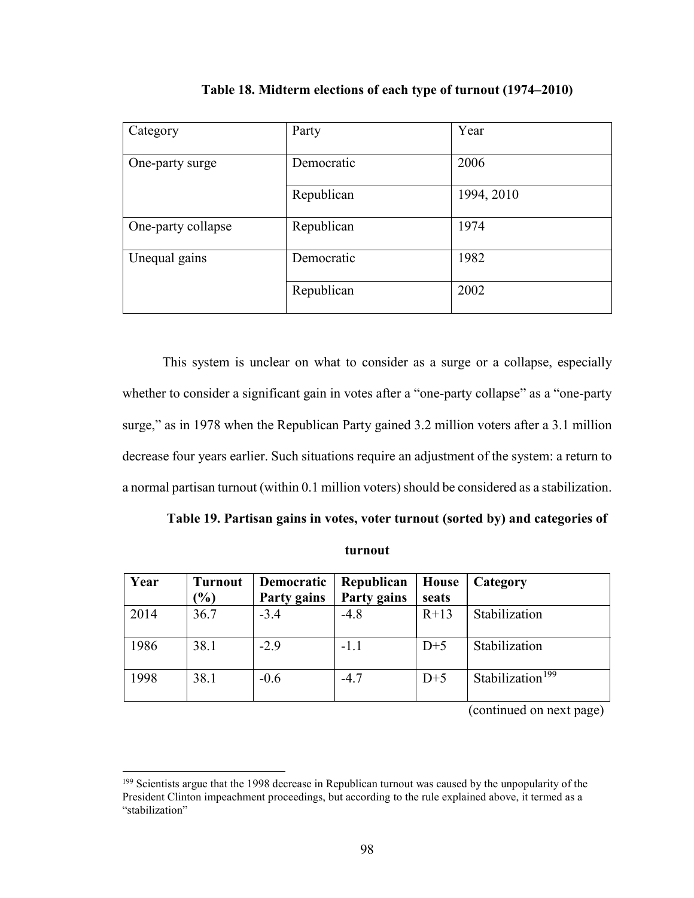**Table 18. Midterm elections of each type of turnout (1974–2010)**

| Category | Party | Year |
|---|---|---|
| One-party surge | Democratic | 2006 |
| | Republican | 1994, 2010 |
| One-party collapse | Republican | 1974 |
| Unequal gains | Democratic | 1982 |
| | Republican | 2002 |

This system is unclear on what to consider as a surge or a collapse, especially whether to consider a significant gain in votes after a "one-party collapse" as a "one-party surge," as in 1978 when the Republican Party gained 3.2 million voters after a 3.1 million decrease four years earlier. Such situations require an adjustment of the system: a return to a normal partisan turnout (within 0.1 million voters) should be considered as a stabilization.

**Table 19. Partisan gains in votes, voter turnout (sorted by) and categories of turnout**

| Year | Turnout (%) | Democratic Party gains | Republican Party gains | House seats | Category |
|---|---|---|---|---|---|
| 2014 | 36.7 | -3.4 | -4.8 | R+13 | Stabilization |
| 1986 | 38.1 | -2.9 | -1.1 | D+5 | Stabilization |
| 1998 | 38.1 | -0.6 | -4.7 | D+5 | Stabilization[199] |

(continued on next page)

[199] Scientists argue that the 1998 decrease in Republican turnout was caused by the unpopularity of the President Clinton impeachment proceedings, but according to the rule explained above, it termed as a "stabilization"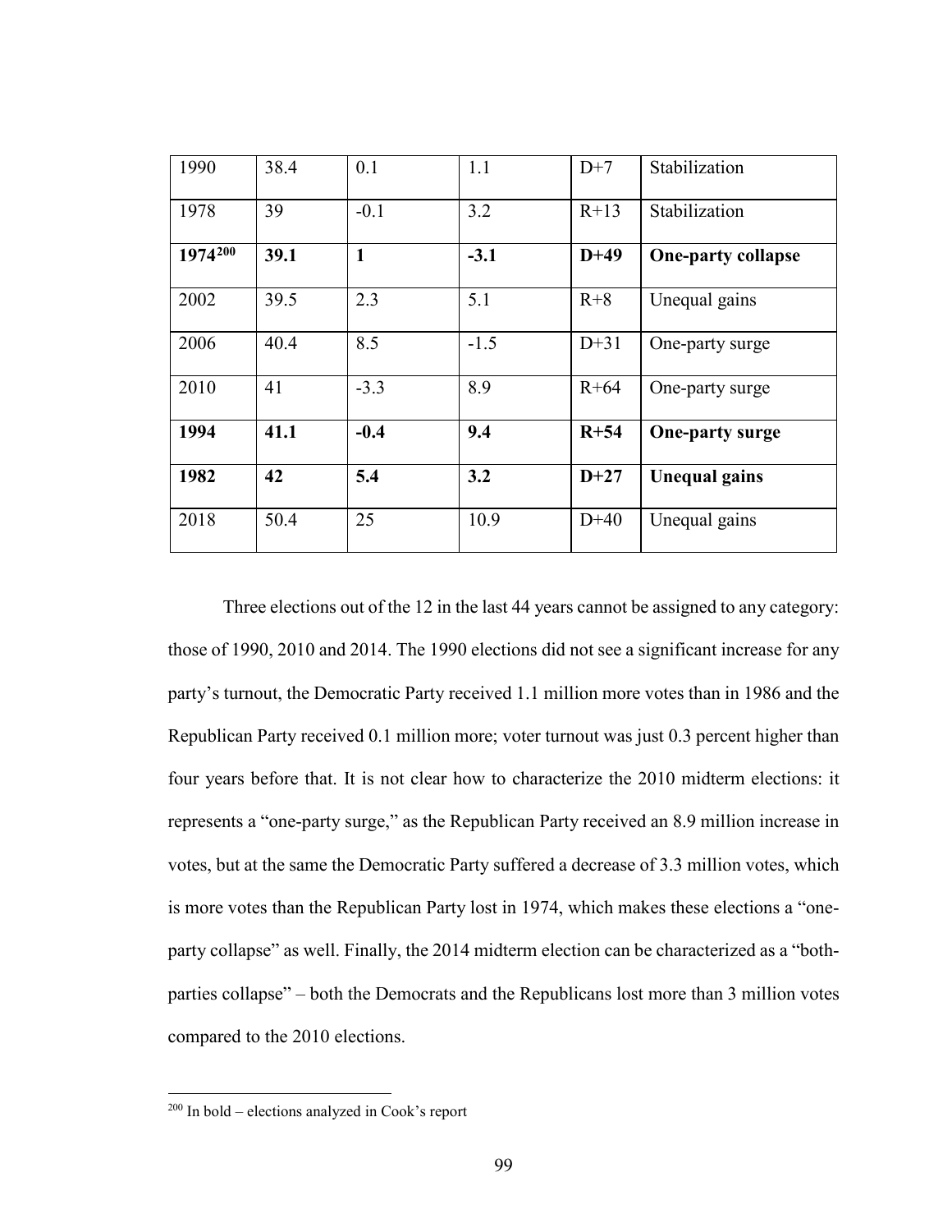| 1990 | 38.4 | 0.1 | 1.1 | D+7 | Stabilization |
|---|---|---|---|---|---|
| 1978 | 39 | -0.1 | 3.2 | R+13 | Stabilization |
| **1974**[200] | **39.1** | **1** | **-3.1** | **D+49** | **One-party collapse** |
| 2002 | 39.5 | 2.3 | 5.1 | R+8 | Unequal gains |
| 2006 | 40.4 | 8.5 | -1.5 | D+31 | One-party surge |
| 2010 | 41 | -3.3 | 8.9 | R+64 | One-party surge |
| **1994** | **41.1** | **-0.4** | **9.4** | **R+54** | **One-party surge** |
| **1982** | **42** | **5.4** | **3.2** | **D+27** | **Unequal gains** |
| 2018 | 50.4 | 25 | 10.9 | D+40 | Unequal gains |

Three elections out of the 12 in the last 44 years cannot be assigned to any category: those of 1990, 2010 and 2014. The 1990 elections did not see a significant increase for any party's turnout, the Democratic Party received 1.1 million more votes than in 1986 and the Republican Party received 0.1 million more; voter turnout was just 0.3 percent higher than four years before that. It is not clear how to characterize the 2010 midterm elections: it represents a "one-party surge," as the Republican Party received an 8.9 million increase in votes, but at the same the Democratic Party suffered a decrease of 3.3 million votes, which is more votes than the Republican Party lost in 1974, which makes these elections a "one-party collapse" as well. Finally, the 2014 midterm election can be characterized as a "both-parties collapse" – both the Democrats and the Republicans lost more than 3 million votes compared to the 2010 elections.

[200] In bold – elections analyzed in Cook's report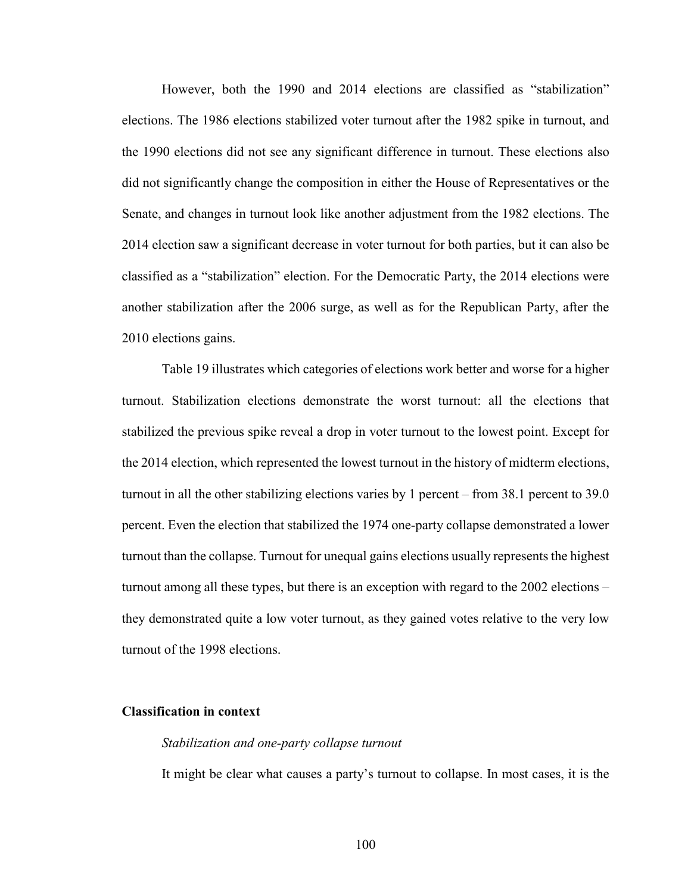However, both the 1990 and 2014 elections are classified as "stabilization" elections. The 1986 elections stabilized voter turnout after the 1982 spike in turnout, and the 1990 elections did not see any significant difference in turnout. These elections also did not significantly change the composition in either the House of Representatives or the Senate, and changes in turnout look like another adjustment from the 1982 elections. The 2014 election saw a significant decrease in voter turnout for both parties, but it can also be classified as a "stabilization" election. For the Democratic Party, the 2014 elections were another stabilization after the 2006 surge, as well as for the Republican Party, after the 2010 elections gains.

Table 19 illustrates which categories of elections work better and worse for a higher turnout. Stabilization elections demonstrate the worst turnout: all the elections that stabilized the previous spike reveal a drop in voter turnout to the lowest point. Except for the 2014 election, which represented the lowest turnout in the history of midterm elections, turnout in all the other stabilizing elections varies by 1 percent – from 38.1 percent to 39.0 percent. Even the election that stabilized the 1974 one-party collapse demonstrated a lower turnout than the collapse. Turnout for unequal gains elections usually represents the highest turnout among all these types, but there is an exception with regard to the 2002 elections – they demonstrated quite a low voter turnout, as they gained votes relative to the very low turnout of the 1998 elections.

**Classification in context**

*Stabilization and one-party collapse turnout*

It might be clear what causes a party's turnout to collapse. In most cases, it is the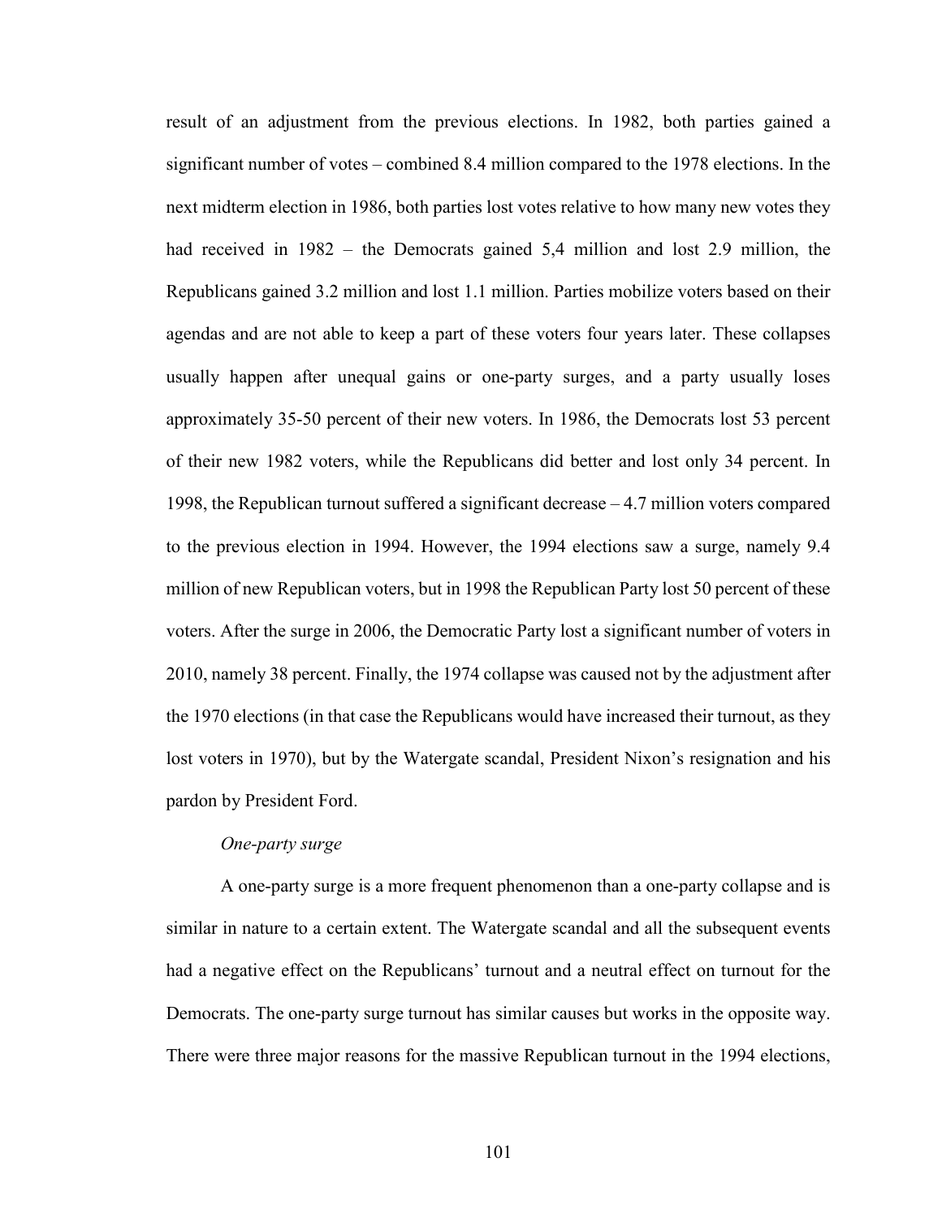result of an adjustment from the previous elections. In 1982, both parties gained a significant number of votes – combined 8.4 million compared to the 1978 elections. In the next midterm election in 1986, both parties lost votes relative to how many new votes they had received in 1982 – the Democrats gained 5,4 million and lost 2.9 million, the Republicans gained 3.2 million and lost 1.1 million. Parties mobilize voters based on their agendas and are not able to keep a part of these voters four years later. These collapses usually happen after unequal gains or one-party surges, and a party usually loses approximately 35-50 percent of their new voters. In 1986, the Democrats lost 53 percent of their new 1982 voters, while the Republicans did better and lost only 34 percent. In 1998, the Republican turnout suffered a significant decrease – 4.7 million voters compared to the previous election in 1994. However, the 1994 elections saw a surge, namely 9.4 million of new Republican voters, but in 1998 the Republican Party lost 50 percent of these voters. After the surge in 2006, the Democratic Party lost a significant number of voters in 2010, namely 38 percent. Finally, the 1974 collapse was caused not by the adjustment after the 1970 elections (in that case the Republicans would have increased their turnout, as they lost voters in 1970), but by the Watergate scandal, President Nixon's resignation and his pardon by President Ford.

*One-party surge*

A one-party surge is a more frequent phenomenon than a one-party collapse and is similar in nature to a certain extent. The Watergate scandal and all the subsequent events had a negative effect on the Republicans' turnout and a neutral effect on turnout for the Democrats. The one-party surge turnout has similar causes but works in the opposite way. There were three major reasons for the massive Republican turnout in the 1994 elections,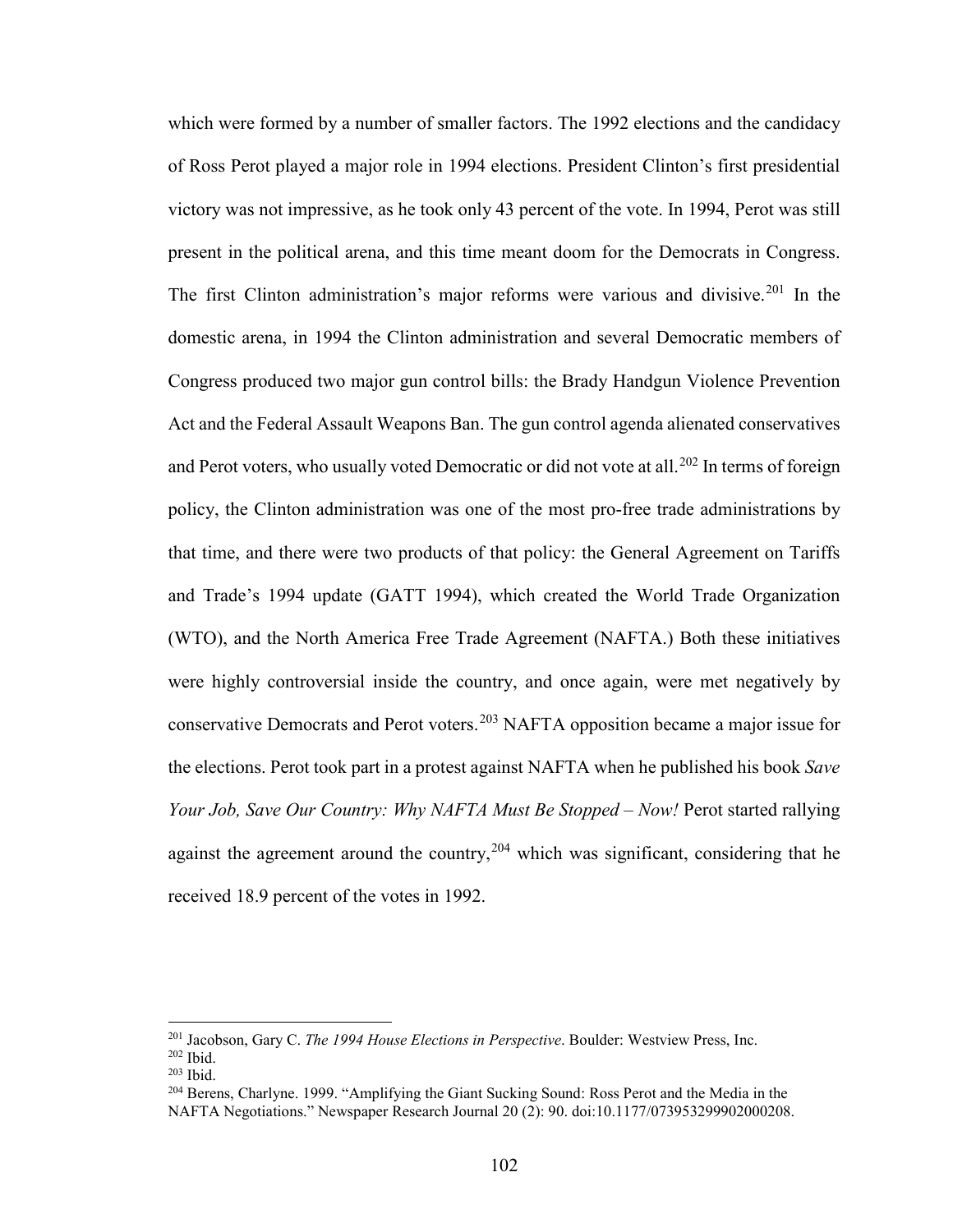which were formed by a number of smaller factors. The 1992 elections and the candidacy of Ross Perot played a major role in 1994 elections. President Clinton's first presidential victory was not impressive, as he took only 43 percent of the vote. In 1994, Perot was still present in the political arena, and this time meant doom for the Democrats in Congress. The first Clinton administration's major reforms were various and divisive.[201] In the domestic arena, in 1994 the Clinton administration and several Democratic members of Congress produced two major gun control bills: the Brady Handgun Violence Prevention Act and the Federal Assault Weapons Ban. The gun control agenda alienated conservatives and Perot voters, who usually voted Democratic or did not vote at all.[202] In terms of foreign policy, the Clinton administration was one of the most pro-free trade administrations by that time, and there were two products of that policy: the General Agreement on Tariffs and Trade's 1994 update (GATT 1994), which created the World Trade Organization (WTO), and the North America Free Trade Agreement (NAFTA.) Both these initiatives were highly controversial inside the country, and once again, were met negatively by conservative Democrats and Perot voters.[203] NAFTA opposition became a major issue for the elections. Perot took part in a protest against NAFTA when he published his book *Save Your Job, Save Our Country: Why NAFTA Must Be Stopped – Now!* Perot started rallying against the agreement around the country,[204] which was significant, considering that he received 18.9 percent of the votes in 1992.

---

[201] Jacobson, Gary C. *The 1994 House Elections in Perspective*. Boulder: Westview Press, Inc.

[202] Ibid.

[203] Ibid.

[204] Berens, Charlyne. 1999. "Amplifying the Giant Sucking Sound: Ross Perot and the Media in the NAFTA Negotiations." Newspaper Research Journal 20 (2): 90. doi:10.1177/073953299902000208.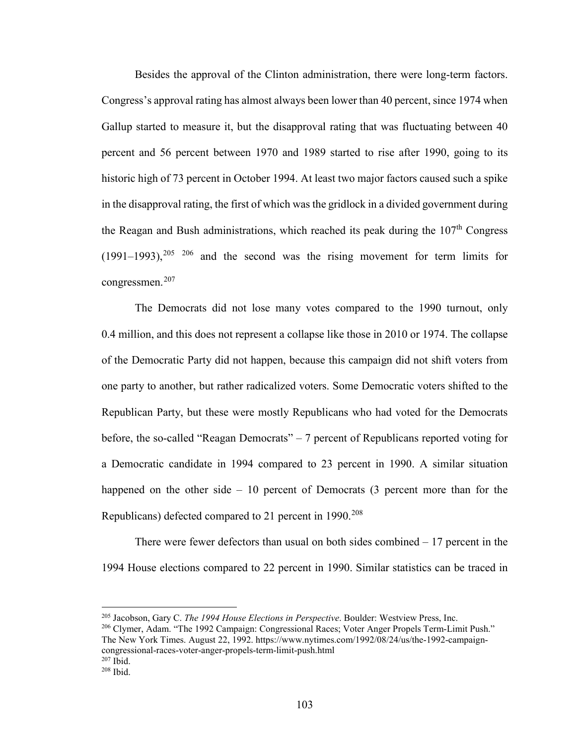Besides the approval of the Clinton administration, there were long-term factors. Congress's approval rating has almost always been lower than 40 percent, since 1974 when Gallup started to measure it, but the disapproval rating that was fluctuating between 40 percent and 56 percent between 1970 and 1989 started to rise after 1990, going to its historic high of 73 percent in October 1994. At least two major factors caused such a spike in the disapproval rating, the first of which was the gridlock in a divided government during the Reagan and Bush administrations, which reached its peak during the 107th Congress (1991–1993),[205] [206] and the second was the rising movement for term limits for congressmen.[207]

The Democrats did not lose many votes compared to the 1990 turnout, only 0.4 million, and this does not represent a collapse like those in 2010 or 1974. The collapse of the Democratic Party did not happen, because this campaign did not shift voters from one party to another, but rather radicalized voters. Some Democratic voters shifted to the Republican Party, but these were mostly Republicans who had voted for the Democrats before, the so-called "Reagan Democrats" – 7 percent of Republicans reported voting for a Democratic candidate in 1994 compared to 23 percent in 1990. A similar situation happened on the other side – 10 percent of Democrats (3 percent more than for the Republicans) defected compared to 21 percent in 1990.[208]

There were fewer defectors than usual on both sides combined – 17 percent in the 1994 House elections compared to 22 percent in 1990. Similar statistics can be traced in

---

[205] Jacobson, Gary C. *The 1994 House Elections in Perspective*. Boulder: Westview Press, Inc.

[206] Clymer, Adam. "The 1992 Campaign: Congressional Races; Voter Anger Propels Term-Limit Push." The New York Times. August 22, 1992. https://www.nytimes.com/1992/08/24/us/the-1992-campaign-congressional-races-voter-anger-propels-term-limit-push.html

[207] Ibid.

[208] Ibid.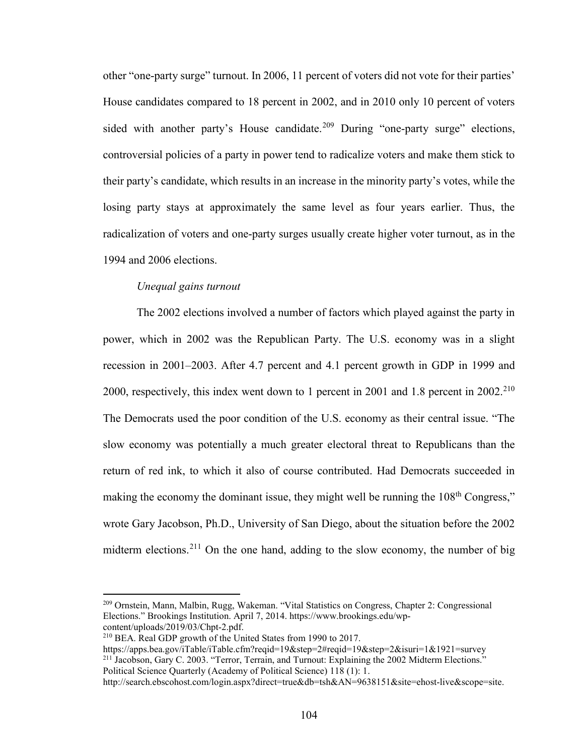other "one-party surge" turnout. In 2006, 11 percent of voters did not vote for their parties' House candidates compared to 18 percent in 2002, and in 2010 only 10 percent of voters sided with another party's House candidate.[209] During "one-party surge" elections, controversial policies of a party in power tend to radicalize voters and make them stick to their party's candidate, which results in an increase in the minority party's votes, while the losing party stays at approximately the same level as four years earlier. Thus, the radicalization of voters and one-party surges usually create higher voter turnout, as in the 1994 and 2006 elections.

*Unequal gains turnout*

The 2002 elections involved a number of factors which played against the party in power, which in 2002 was the Republican Party. The U.S. economy was in a slight recession in 2001–2003. After 4.7 percent and 4.1 percent growth in GDP in 1999 and 2000, respectively, this index went down to 1 percent in 2001 and 1.8 percent in 2002.[210] The Democrats used the poor condition of the U.S. economy as their central issue. "The slow economy was potentially a much greater electoral threat to Republicans than the return of red ink, to which it also of course contributed. Had Democrats succeeded in making the economy the dominant issue, they might well be running the 108th Congress," wrote Gary Jacobson, Ph.D., University of San Diego, about the situation before the 2002 midterm elections.[211] On the one hand, adding to the slow economy, the number of big

---

[209] Ornstein, Mann, Malbin, Rugg, Wakeman. "Vital Statistics on Congress, Chapter 2: Congressional Elections." Brookings Institution. April 7, 2014. https://www.brookings.edu/wp-content/uploads/2019/03/Chpt-2.pdf.

[210] BEA. Real GDP growth of the United States from 1990 to 2017. https://apps.bea.gov/iTable/iTable.cfm?reqid=19&step=2#reqid=19&step=2&isuri=1&1921=survey

[211] Jacobson, Gary C. 2003. "Terror, Terrain, and Turnout: Explaining the 2002 Midterm Elections." Political Science Quarterly (Academy of Political Science) 118 (1): 1. http://search.ebscohost.com/login.aspx?direct=true&db=tsh&AN=9638151&site=ehost-live&scope=site.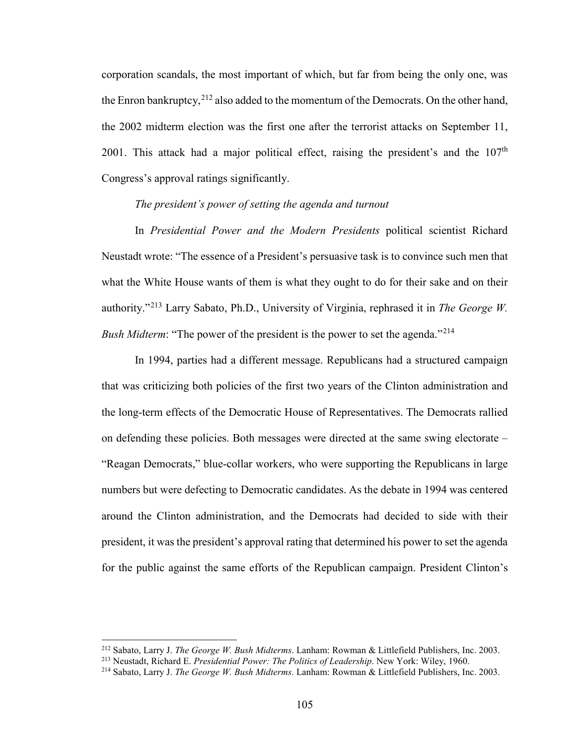corporation scandals, the most important of which, but far from being the only one, was the Enron bankruptcy,[212] also added to the momentum of the Democrats. On the other hand, the 2002 midterm election was the first one after the terrorist attacks on September 11, 2001. This attack had a major political effect, raising the president's and the 107$^{th}$ Congress's approval ratings significantly.

*The president's power of setting the agenda and turnout*

In *Presidential Power and the Modern Presidents* political scientist Richard Neustadt wrote: "The essence of a President's persuasive task is to convince such men that what the White House wants of them is what they ought to do for their sake and on their authority."[213] Larry Sabato, Ph.D., University of Virginia, rephrased it in *The George W. Bush Midterm*: "The power of the president is the power to set the agenda."[214]

In 1994, parties had a different message. Republicans had a structured campaign that was criticizing both policies of the first two years of the Clinton administration and the long-term effects of the Democratic House of Representatives. The Democrats rallied on defending these policies. Both messages were directed at the same swing electorate – "Reagan Democrats," blue-collar workers, who were supporting the Republicans in large numbers but were defecting to Democratic candidates. As the debate in 1994 was centered around the Clinton administration, and the Democrats had decided to side with their president, it was the president's approval rating that determined his power to set the agenda for the public against the same efforts of the Republican campaign. President Clinton's

---

[212] Sabato, Larry J. *The George W. Bush Midterms*. Lanham: Rowman & Littlefield Publishers, Inc. 2003.

[213] Neustadt, Richard E. *Presidential Power: The Politics of Leadership*. New York: Wiley, 1960.

[214] Sabato, Larry J. *The George W. Bush Midterms.* Lanham: Rowman & Littlefield Publishers, Inc. 2003.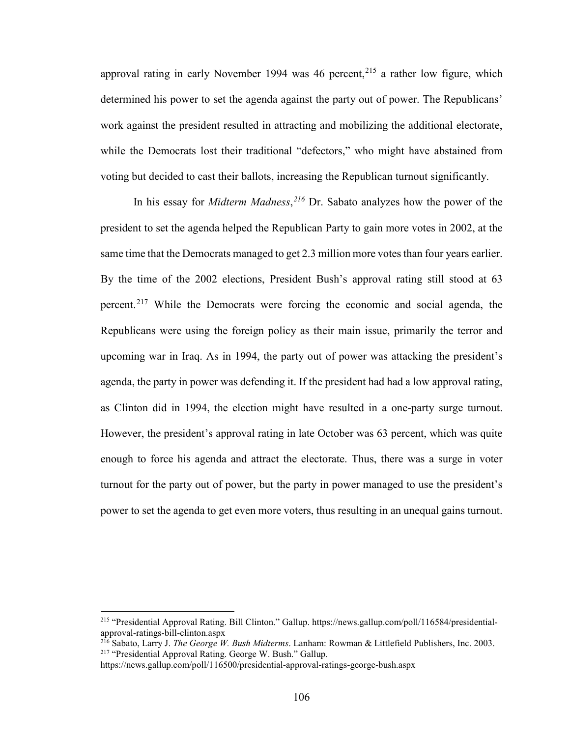approval rating in early November 1994 was 46 percent,[215] a rather low figure, which determined his power to set the agenda against the party out of power. The Republicans' work against the president resulted in attracting and mobilizing the additional electorate, while the Democrats lost their traditional "defectors," who might have abstained from voting but decided to cast their ballots, increasing the Republican turnout significantly.

In his essay for *Midterm Madness*,[216] Dr. Sabato analyzes how the power of the president to set the agenda helped the Republican Party to gain more votes in 2002, at the same time that the Democrats managed to get 2.3 million more votes than four years earlier. By the time of the 2002 elections, President Bush's approval rating still stood at 63 percent.[217] While the Democrats were forcing the economic and social agenda, the Republicans were using the foreign policy as their main issue, primarily the terror and upcoming war in Iraq. As in 1994, the party out of power was attacking the president's agenda, the party in power was defending it. If the president had had a low approval rating, as Clinton did in 1994, the election might have resulted in a one-party surge turnout. However, the president's approval rating in late October was 63 percent, which was quite enough to force his agenda and attract the electorate. Thus, there was a surge in voter turnout for the party out of power, but the party in power managed to use the president's power to set the agenda to get even more voters, thus resulting in an unequal gains turnout.

---

[215] "Presidential Approval Rating. Bill Clinton." Gallup. https://news.gallup.com/poll/116584/presidential-approval-ratings-bill-clinton.aspx

[216] Sabato, Larry J. *The George W. Bush Midterms*. Lanham: Rowman & Littlefield Publishers, Inc. 2003.

[217] "Presidential Approval Rating. George W. Bush." Gallup. https://news.gallup.com/poll/116500/presidential-approval-ratings-george-bush.aspx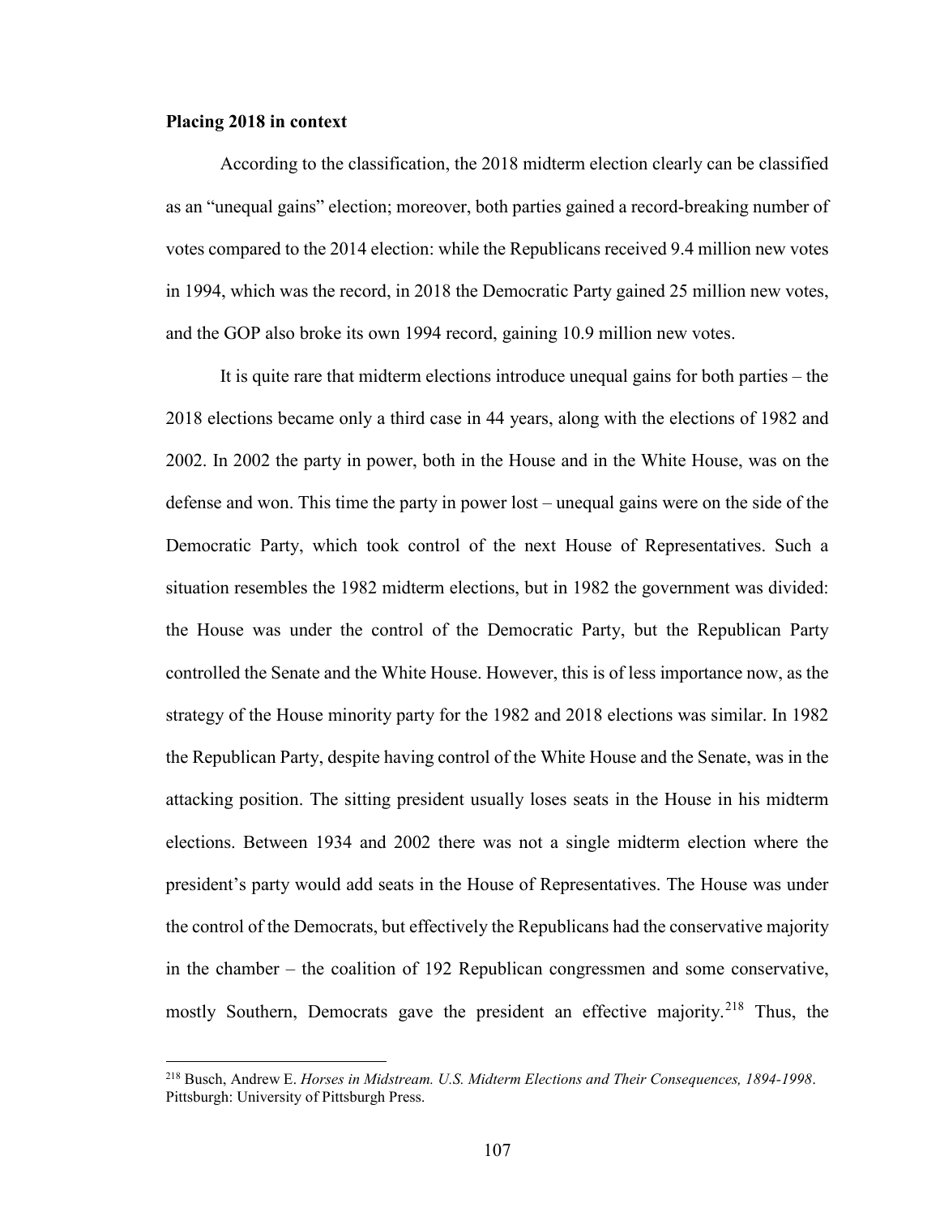**Placing 2018 in context**

According to the classification, the 2018 midterm election clearly can be classified as an "unequal gains" election; moreover, both parties gained a record-breaking number of votes compared to the 2014 election: while the Republicans received 9.4 million new votes in 1994, which was the record, in 2018 the Democratic Party gained 25 million new votes, and the GOP also broke its own 1994 record, gaining 10.9 million new votes.

It is quite rare that midterm elections introduce unequal gains for both parties – the 2018 elections became only a third case in 44 years, along with the elections of 1982 and 2002. In 2002 the party in power, both in the House and in the White House, was on the defense and won. This time the party in power lost – unequal gains were on the side of the Democratic Party, which took control of the next House of Representatives. Such a situation resembles the 1982 midterm elections, but in 1982 the government was divided: the House was under the control of the Democratic Party, but the Republican Party controlled the Senate and the White House. However, this is of less importance now, as the strategy of the House minority party for the 1982 and 2018 elections was similar. In 1982 the Republican Party, despite having control of the White House and the Senate, was in the attacking position. The sitting president usually loses seats in the House in his midterm elections. Between 1934 and 2002 there was not a single midterm election where the president's party would add seats in the House of Representatives. The House was under the control of the Democrats, but effectively the Republicans had the conservative majority in the chamber – the coalition of 192 Republican congressmen and some conservative, mostly Southern, Democrats gave the president an effective majority.[218] Thus, the

[218] Busch, Andrew E. *Horses in Midstream. U.S. Midterm Elections and Their Consequences, 1894-1998*. Pittsburgh: University of Pittsburgh Press.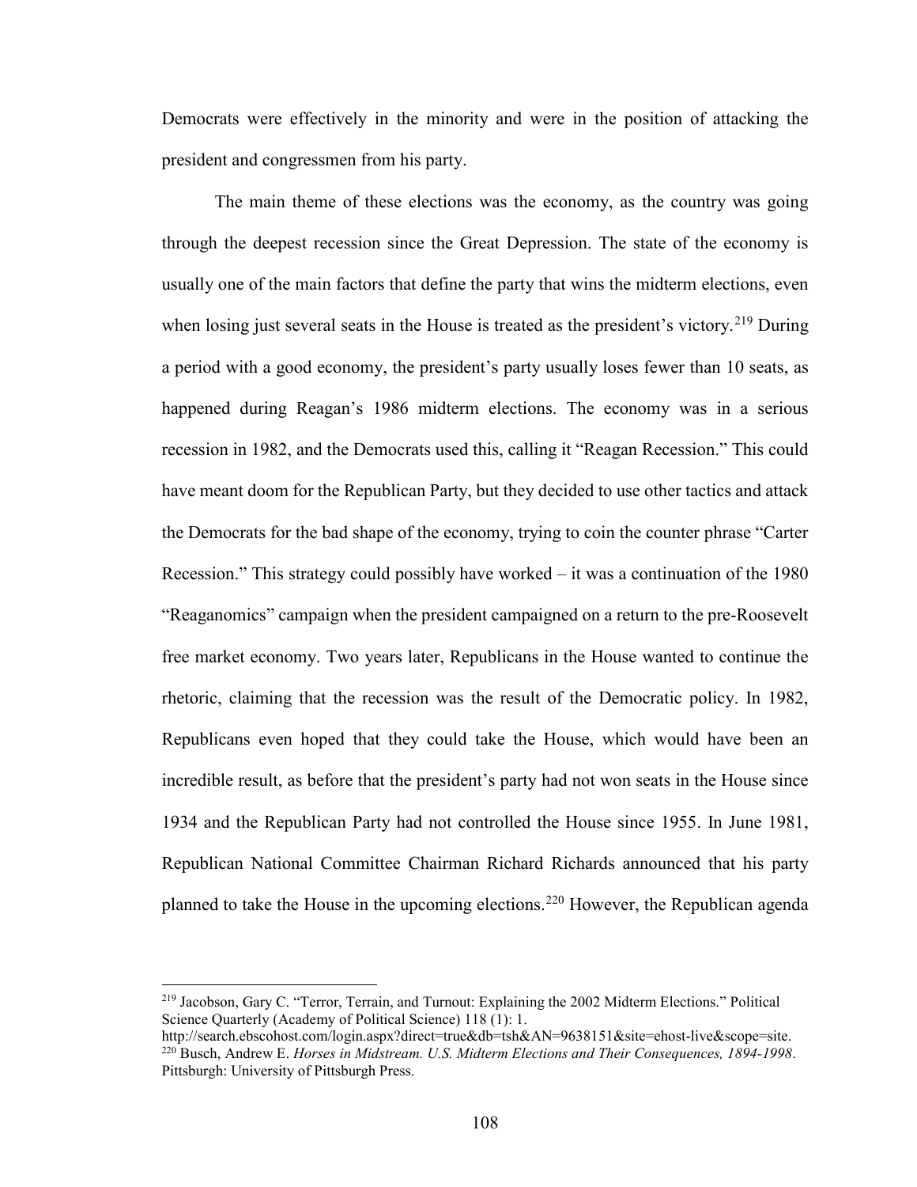Democrats were effectively in the minority and were in the position of attacking the president and congressmen from his party.

The main theme of these elections was the economy, as the country was going through the deepest recession since the Great Depression. The state of the economy is usually one of the main factors that define the party that wins the midterm elections, even when losing just several seats in the House is treated as the president's victory.[219] During a period with a good economy, the president's party usually loses fewer than 10 seats, as happened during Reagan's 1986 midterm elections. The economy was in a serious recession in 1982, and the Democrats used this, calling it "Reagan Recession." This could have meant doom for the Republican Party, but they decided to use other tactics and attack the Democrats for the bad shape of the economy, trying to coin the counter phrase "Carter Recession." This strategy could possibly have worked – it was a continuation of the 1980 "Reaganomics" campaign when the president campaigned on a return to the pre-Roosevelt free market economy. Two years later, Republicans in the House wanted to continue the rhetoric, claiming that the recession was the result of the Democratic policy. In 1982, Republicans even hoped that they could take the House, which would have been an incredible result, as before that the president's party had not won seats in the House since 1934 and the Republican Party had not controlled the House since 1955. In June 1981, Republican National Committee Chairman Richard Richards announced that his party planned to take the House in the upcoming elections.[220] However, the Republican agenda

---

[219] Jacobson, Gary C. "Terror, Terrain, and Turnout: Explaining the 2002 Midterm Elections." Political Science Quarterly (Academy of Political Science) 118 (1): 1. http://search.ebscohost.com/login.aspx?direct=true&db=tsh&AN=9638151&site=ehost-live&scope=site.

[220] Busch, Andrew E. *Horses in Midstream. U.S. Midterm Elections and Their Consequences, 1894-1998*. Pittsburgh: University of Pittsburgh Press.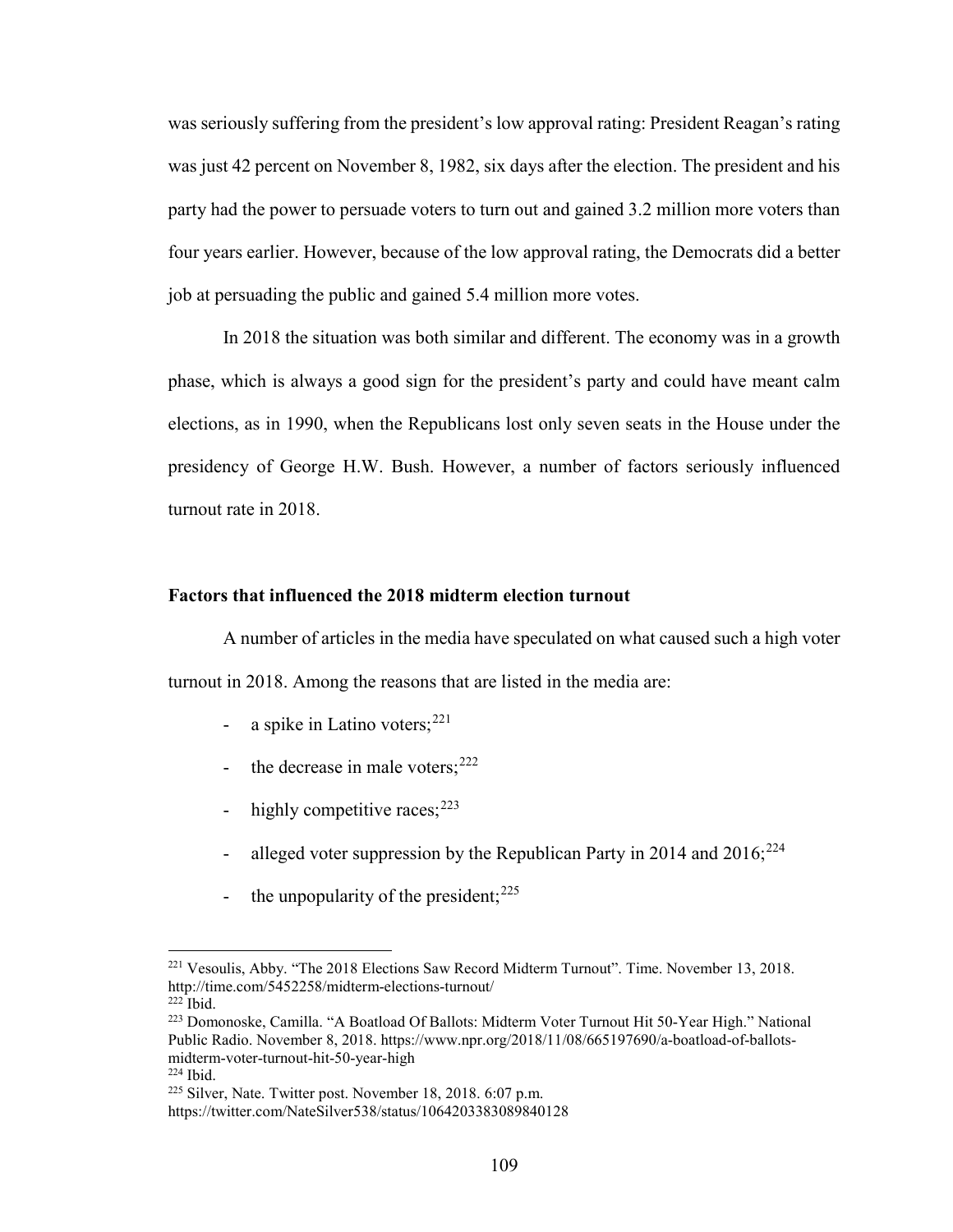was seriously suffering from the president's low approval rating: President Reagan's rating was just 42 percent on November 8, 1982, six days after the election. The president and his party had the power to persuade voters to turn out and gained 3.2 million more voters than four years earlier. However, because of the low approval rating, the Democrats did a better job at persuading the public and gained 5.4 million more votes.

In 2018 the situation was both similar and different. The economy was in a growth phase, which is always a good sign for the president's party and could have meant calm elections, as in 1990, when the Republicans lost only seven seats in the House under the presidency of George H.W. Bush. However, a number of factors seriously influenced turnout rate in 2018.

### Factors that influenced the 2018 midterm election turnout

A number of articles in the media have speculated on what caused such a high voter turnout in 2018. Among the reasons that are listed in the media are:

- a spike in Latino voters;[221]
- the decrease in male voters;[222]
- highly competitive races;[223]
- alleged voter suppression by the Republican Party in 2014 and 2016;[224]
- the unpopularity of the president;[225]

---

[221] Vesoulis, Abby. "The 2018 Elections Saw Record Midterm Turnout". Time. November 13, 2018. http://time.com/5452258/midterm-elections-turnout/

[222] Ibid.

[223] Domonoske, Camilla. "A Boatload Of Ballots: Midterm Voter Turnout Hit 50-Year High." National Public Radio. November 8, 2018. https://www.npr.org/2018/11/08/665197690/a-boatload-of-ballots-midterm-voter-turnout-hit-50-year-high

[224] Ibid.

[225] Silver, Nate. Twitter post. November 18, 2018. 6:07 p.m. https://twitter.com/NateSilver538/status/1064203383089840128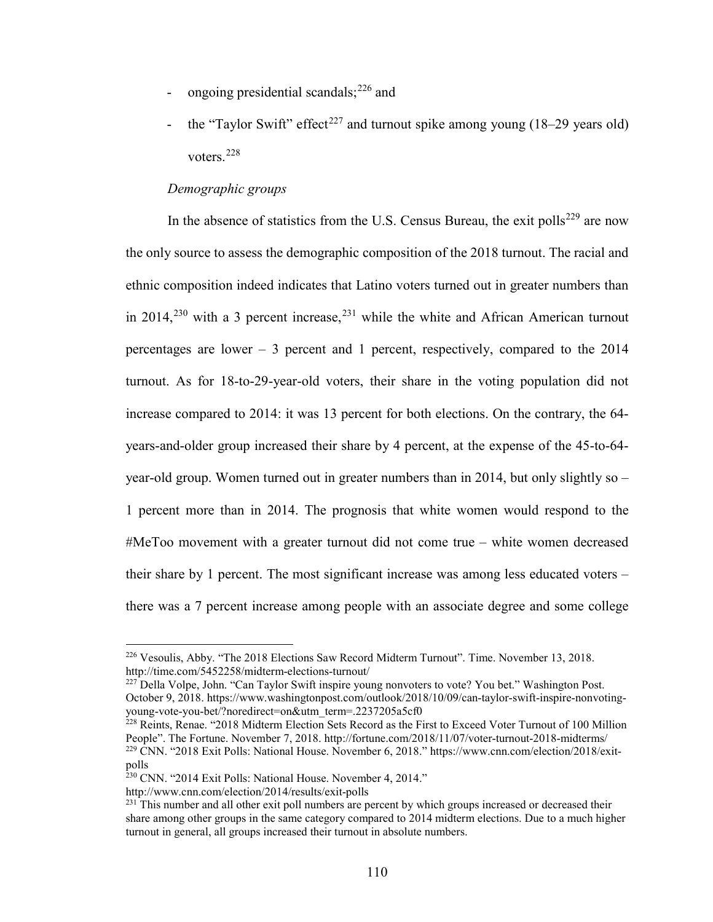- ongoing presidential scandals;[226] and
- the "Taylor Swift" effect[227] and turnout spike among young (18–29 years old) voters.[228]

*Demographic groups*

In the absence of statistics from the U.S. Census Bureau, the exit polls[229] are now the only source to assess the demographic composition of the 2018 turnout. The racial and ethnic composition indeed indicates that Latino voters turned out in greater numbers than in 2014,[230] with a 3 percent increase,[231] while the white and African American turnout percentages are lower – 3 percent and 1 percent, respectively, compared to the 2014 turnout. As for 18-to-29-year-old voters, their share in the voting population did not increase compared to 2014: it was 13 percent for both elections. On the contrary, the 64-years-and-older group increased their share by 4 percent, at the expense of the 45-to-64-year-old group. Women turned out in greater numbers than in 2014, but only slightly so – 1 percent more than in 2014. The prognosis that white women would respond to the #MeToo movement with a greater turnout did not come true – white women decreased their share by 1 percent. The most significant increase was among less educated voters – there was a 7 percent increase among people with an associate degree and some college

---

[226] Vesoulis, Abby. "The 2018 Elections Saw Record Midterm Turnout". Time. November 13, 2018. http://time.com/5452258/midterm-elections-turnout/

[227] Della Volpe, John. "Can Taylor Swift inspire young nonvoters to vote? You bet." Washington Post. October 9, 2018. https://www.washingtonpost.com/outlook/2018/10/09/can-taylor-swift-inspire-nonvoting-young-vote-you-bet/?noredirect=on&utm_term=.2237205a5cf0

[228] Reints, Renae. "2018 Midterm Election Sets Record as the First to Exceed Voter Turnout of 100 Million People". The Fortune. November 7, 2018. http://fortune.com/2018/11/07/voter-turnout-2018-midterms/

[229] CNN. "2018 Exit Polls: National House. November 6, 2018." https://www.cnn.com/election/2018/exit-polls

[230] CNN. "2014 Exit Polls: National House. November 4, 2014." http://www.cnn.com/election/2014/results/exit-polls

[231] This number and all other exit poll numbers are percent by which groups increased or decreased their share among other groups in the same category compared to 2014 midterm elections. Due to a much higher turnout in general, all groups increased their turnout in absolute numbers.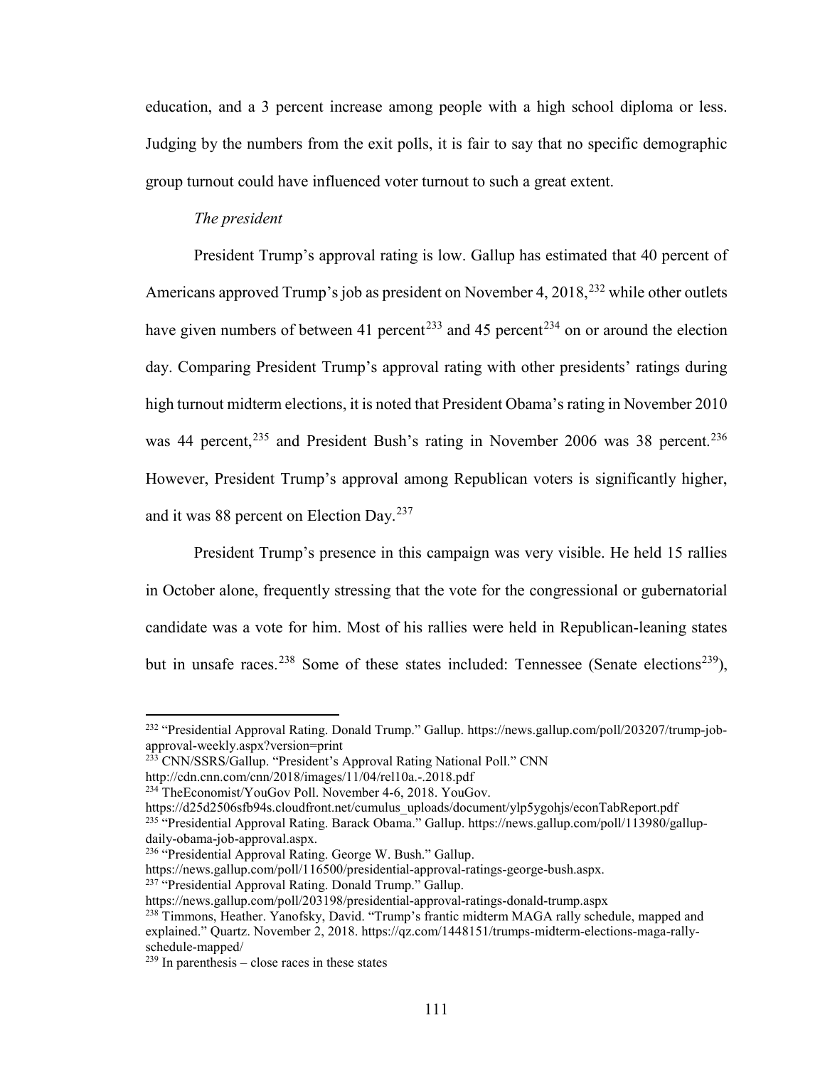education, and a 3 percent increase among people with a high school diploma or less. Judging by the numbers from the exit polls, it is fair to say that no specific demographic group turnout could have influenced voter turnout to such a great extent.

*The president*

President Trump's approval rating is low. Gallup has estimated that 40 percent of Americans approved Trump's job as president on November 4, 2018,[232] while other outlets have given numbers of between 41 percent[233] and 45 percent[234] on or around the election day. Comparing President Trump's approval rating with other presidents' ratings during high turnout midterm elections, it is noted that President Obama's rating in November 2010 was 44 percent,[235] and President Bush's rating in November 2006 was 38 percent.[236] However, President Trump's approval among Republican voters is significantly higher, and it was 88 percent on Election Day.[237]

President Trump's presence in this campaign was very visible. He held 15 rallies in October alone, frequently stressing that the vote for the congressional or gubernatorial candidate was a vote for him. Most of his rallies were held in Republican-leaning states but in unsafe races.[238] Some of these states included: Tennessee (Senate elections[239]),

---

[232] "Presidential Approval Rating. Donald Trump." Gallup. https://news.gallup.com/poll/203207/trump-job-approval-weekly.aspx?version=print

[233] CNN/SSRS/Gallup. "President's Approval Rating National Poll." CNN http://cdn.cnn.com/cnn/2018/images/11/04/rel10a.-.2018.pdf

[234] TheEconomist/YouGov Poll. November 4-6, 2018. YouGov. https://d25d2506sfb94s.cloudfront.net/cumulus_uploads/document/ylp5ygohjs/econTabReport.pdf

[235] "Presidential Approval Rating. Barack Obama." Gallup. https://news.gallup.com/poll/113980/gallup-daily-obama-job-approval.aspx.

[236] "Presidential Approval Rating. George W. Bush." Gallup. https://news.gallup.com/poll/116500/presidential-approval-ratings-george-bush.aspx.

[237] "Presidential Approval Rating. Donald Trump." Gallup. https://news.gallup.com/poll/203198/presidential-approval-ratings-donald-trump.aspx

[238] Timmons, Heather. Yanofsky, David. "Trump's frantic midterm MAGA rally schedule, mapped and explained." Quartz. November 2, 2018. https://qz.com/1448151/trumps-midterm-elections-maga-rally-schedule-mapped/

[239] In parenthesis – close races in these states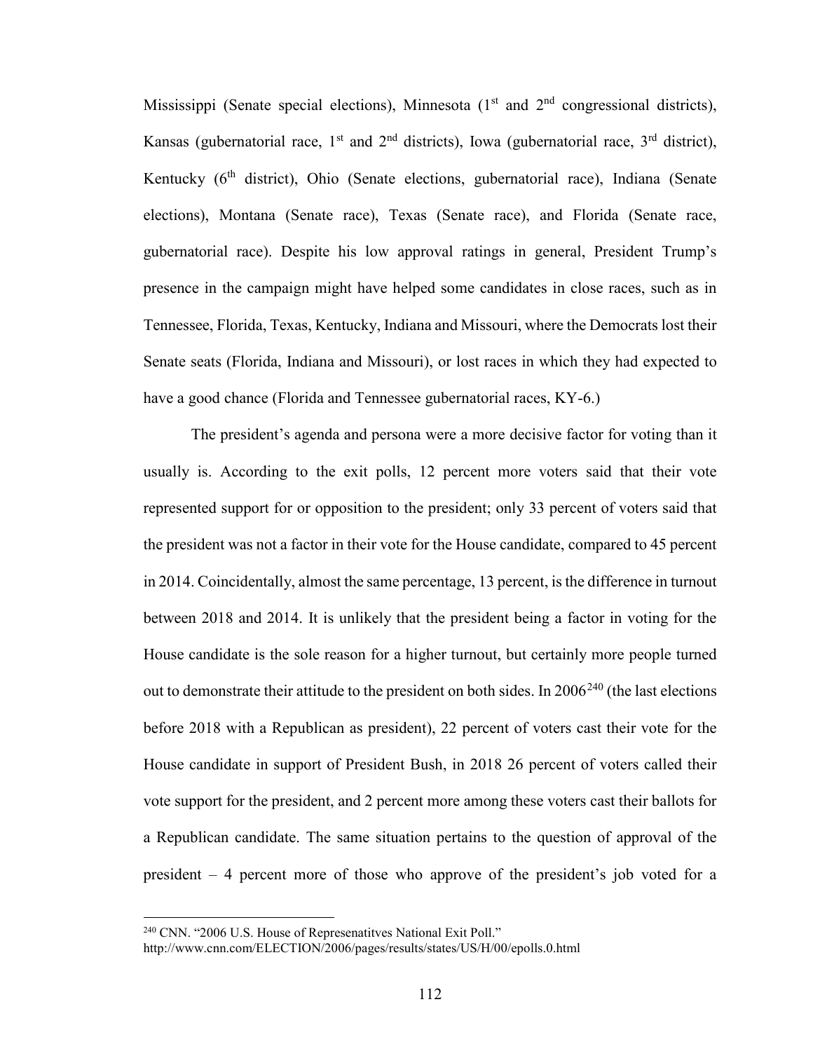Mississippi (Senate special elections), Minnesota (1st and 2nd congressional districts), Kansas (gubernatorial race, 1st and 2nd districts), Iowa (gubernatorial race, 3rd district), Kentucky (6th district), Ohio (Senate elections, gubernatorial race), Indiana (Senate elections), Montana (Senate race), Texas (Senate race), and Florida (Senate race, gubernatorial race). Despite his low approval ratings in general, President Trump's presence in the campaign might have helped some candidates in close races, such as in Tennessee, Florida, Texas, Kentucky, Indiana and Missouri, where the Democrats lost their Senate seats (Florida, Indiana and Missouri), or lost races in which they had expected to have a good chance (Florida and Tennessee gubernatorial races, KY-6.)

The president's agenda and persona were a more decisive factor for voting than it usually is. According to the exit polls, 12 percent more voters said that their vote represented support for or opposition to the president; only 33 percent of voters said that the president was not a factor in their vote for the House candidate, compared to 45 percent in 2014. Coincidentally, almost the same percentage, 13 percent, is the difference in turnout between 2018 and 2014. It is unlikely that the president being a factor in voting for the House candidate is the sole reason for a higher turnout, but certainly more people turned out to demonstrate their attitude to the president on both sides. In 2006[240] (the last elections before 2018 with a Republican as president), 22 percent of voters cast their vote for the House candidate in support of President Bush, in 2018 26 percent of voters called their vote support for the president, and 2 percent more among these voters cast their ballots for a Republican candidate. The same situation pertains to the question of approval of the president – 4 percent more of those who approve of the president's job voted for a

[240] CNN. "2006 U.S. House of Represenatitves National Exit Poll." http://www.cnn.com/ELECTION/2006/pages/results/states/US/H/00/epolls.0.html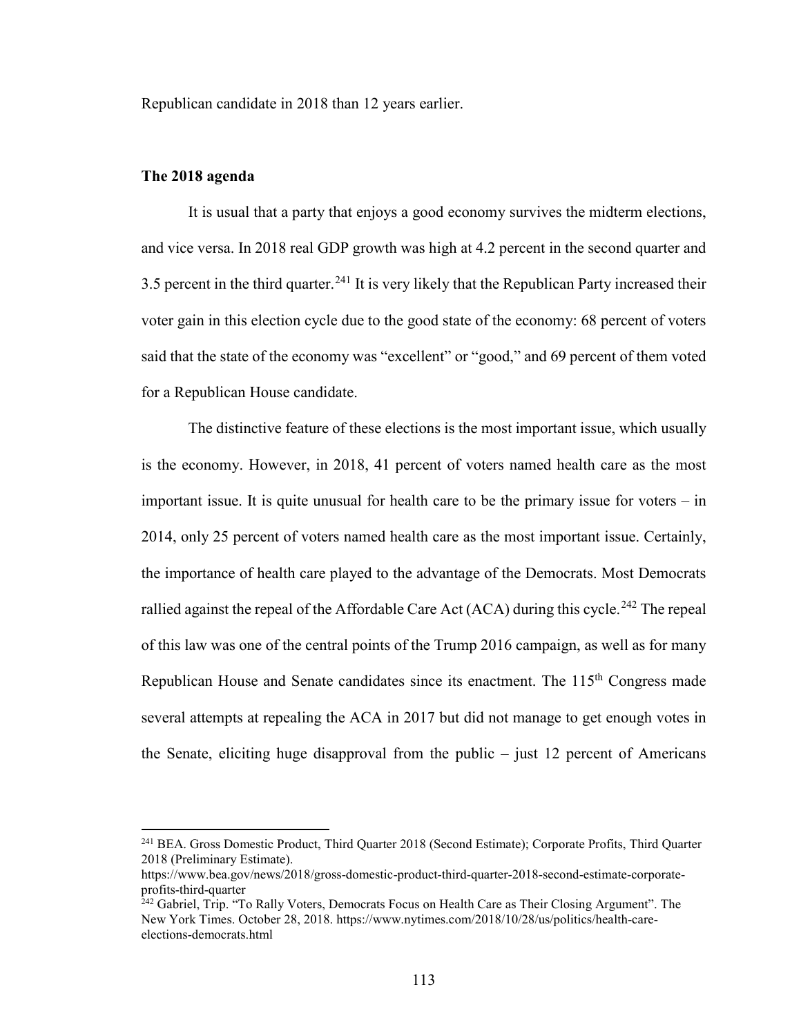Republican candidate in 2018 than 12 years earlier.

### The 2018 agenda

It is usual that a party that enjoys a good economy survives the midterm elections, and vice versa. In 2018 real GDP growth was high at 4.2 percent in the second quarter and 3.5 percent in the third quarter.[241] It is very likely that the Republican Party increased their voter gain in this election cycle due to the good state of the economy: 68 percent of voters said that the state of the economy was "excellent" or "good," and 69 percent of them voted for a Republican House candidate.

The distinctive feature of these elections is the most important issue, which usually is the economy. However, in 2018, 41 percent of voters named health care as the most important issue. It is quite unusual for health care to be the primary issue for voters – in 2014, only 25 percent of voters named health care as the most important issue. Certainly, the importance of health care played to the advantage of the Democrats. Most Democrats rallied against the repeal of the Affordable Care Act (ACA) during this cycle.[242] The repeal of this law was one of the central points of the Trump 2016 campaign, as well as for many Republican House and Senate candidates since its enactment. The 115th Congress made several attempts at repealing the ACA in 2017 but did not manage to get enough votes in the Senate, eliciting huge disapproval from the public – just 12 percent of Americans

---

[241] BEA. Gross Domestic Product, Third Quarter 2018 (Second Estimate); Corporate Profits, Third Quarter 2018 (Preliminary Estimate). https://www.bea.gov/news/2018/gross-domestic-product-third-quarter-2018-second-estimate-corporate-profits-third-quarter

[242] Gabriel, Trip. "To Rally Voters, Democrats Focus on Health Care as Their Closing Argument". The New York Times. October 28, 2018. https://www.nytimes.com/2018/10/28/us/politics/health-care-elections-democrats.html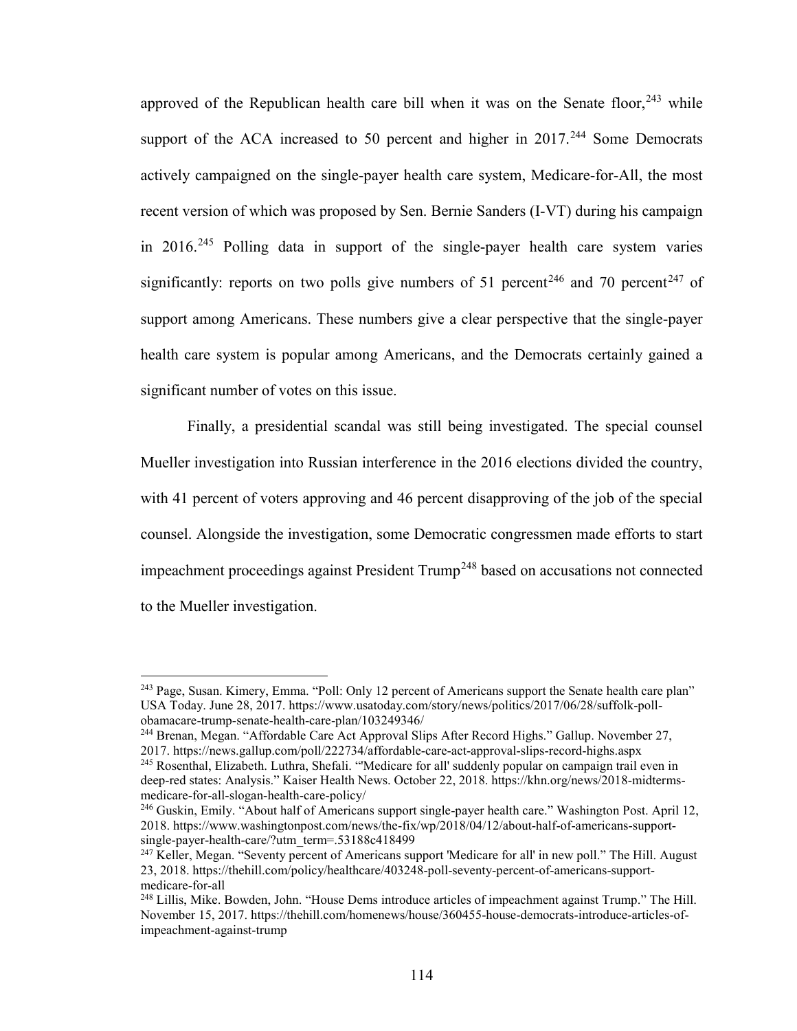approved of the Republican health care bill when it was on the Senate floor,[243] while support of the ACA increased to 50 percent and higher in 2017.[244] Some Democrats actively campaigned on the single-payer health care system, Medicare-for-All, the most recent version of which was proposed by Sen. Bernie Sanders (I-VT) during his campaign in 2016.[245] Polling data in support of the single-payer health care system varies significantly: reports on two polls give numbers of 51 percent[246] and 70 percent[247] of support among Americans. These numbers give a clear perspective that the single-payer health care system is popular among Americans, and the Democrats certainly gained a significant number of votes on this issue.

Finally, a presidential scandal was still being investigated. The special counsel Mueller investigation into Russian interference in the 2016 elections divided the country, with 41 percent of voters approving and 46 percent disapproving of the job of the special counsel. Alongside the investigation, some Democratic congressmen made efforts to start impeachment proceedings against President Trump[248] based on accusations not connected to the Mueller investigation.

---

[243] Page, Susan. Kimery, Emma. "Poll: Only 12 percent of Americans support the Senate health care plan" USA Today. June 28, 2017. https://www.usatoday.com/story/news/politics/2017/06/28/suffolk-poll-obamacare-trump-senate-health-care-plan/103249346/

[244] Brenan, Megan. "Affordable Care Act Approval Slips After Record Highs." Gallup. November 27, 2017. https://news.gallup.com/poll/222734/affordable-care-act-approval-slips-record-highs.aspx

[245] Rosenthal, Elizabeth. Luthra, Shefali. "'Medicare for all' suddenly popular on campaign trail even in deep-red states: Analysis." Kaiser Health News. October 22, 2018. https://khn.org/news/2018-midterms-medicare-for-all-slogan-health-care-policy/

[246] Guskin, Emily. "About half of Americans support single-payer health care." Washington Post. April 12, 2018. https://www.washingtonpost.com/news/the-fix/wp/2018/04/12/about-half-of-americans-support-single-payer-health-care/?utm_term=.53188c418499

[247] Keller, Megan. "Seventy percent of Americans support 'Medicare for all' in new poll." The Hill. August 23, 2018. https://thehill.com/policy/healthcare/403248-poll-seventy-percent-of-americans-support-medicare-for-all

[248] Lillis, Mike. Bowden, John. "House Dems introduce articles of impeachment against Trump." The Hill. November 15, 2017. https://thehill.com/homenews/house/360455-house-democrats-introduce-articles-of-impeachment-against-trump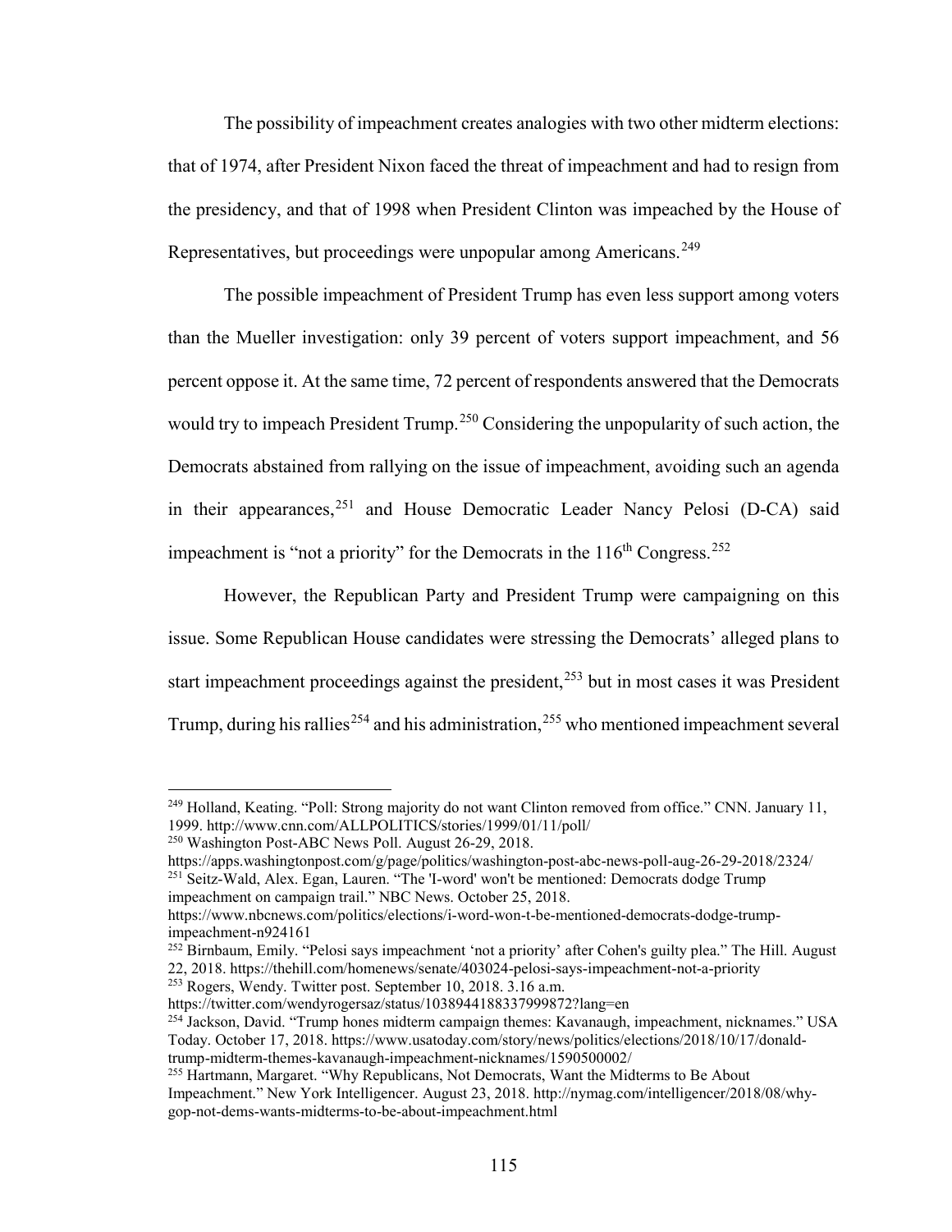The possibility of impeachment creates analogies with two other midterm elections: that of 1974, after President Nixon faced the threat of impeachment and had to resign from the presidency, and that of 1998 when President Clinton was impeached by the House of Representatives, but proceedings were unpopular among Americans.[249]

The possible impeachment of President Trump has even less support among voters than the Mueller investigation: only 39 percent of voters support impeachment, and 56 percent oppose it. At the same time, 72 percent of respondents answered that the Democrats would try to impeach President Trump.[250] Considering the unpopularity of such action, the Democrats abstained from rallying on the issue of impeachment, avoiding such an agenda in their appearances,[251] and House Democratic Leader Nancy Pelosi (D-CA) said impeachment is "not a priority" for the Democrats in the 116th Congress.[252]

However, the Republican Party and President Trump were campaigning on this issue. Some Republican House candidates were stressing the Democrats' alleged plans to start impeachment proceedings against the president,[253] but in most cases it was President Trump, during his rallies[254] and his administration,[255] who mentioned impeachment several

---

[249] Holland, Keating. "Poll: Strong majority do not want Clinton removed from office." CNN. January 11, 1999. http://www.cnn.com/ALLPOLITICS/stories/1999/01/11/poll/

[250] Washington Post-ABC News Poll. August 26-29, 2018. https://apps.washingtonpost.com/g/page/politics/washington-post-abc-news-poll-aug-26-29-2018/2324/

[251] Seitz-Wald, Alex. Egan, Lauren. "The 'I-word' won't be mentioned: Democrats dodge Trump impeachment on campaign trail." NBC News. October 25, 2018. https://www.nbcnews.com/politics/elections/i-word-won-t-be-mentioned-democrats-dodge-trump-impeachment-n924161

[252] Birnbaum, Emily. "Pelosi says impeachment 'not a priority' after Cohen's guilty plea." The Hill. August 22, 2018. https://thehill.com/homenews/senate/403024-pelosi-says-impeachment-not-a-priority

[253] Rogers, Wendy. Twitter post. September 10, 2018. 3.16 a.m. https://twitter.com/wendyrogersaz/status/1038944188337999872?lang=en

[254] Jackson, David. "Trump hones midterm campaign themes: Kavanaugh, impeachment, nicknames." USA Today. October 17, 2018. https://www.usatoday.com/story/news/politics/elections/2018/10/17/donald-trump-midterm-themes-kavanaugh-impeachment-nicknames/1590500002/

[255] Hartmann, Margaret. "Why Republicans, Not Democrats, Want the Midterms to Be About Impeachment." New York Intelligencer. August 23, 2018. http://nymag.com/intelligencer/2018/08/why-gop-not-dems-wants-midterms-to-be-about-impeachment.html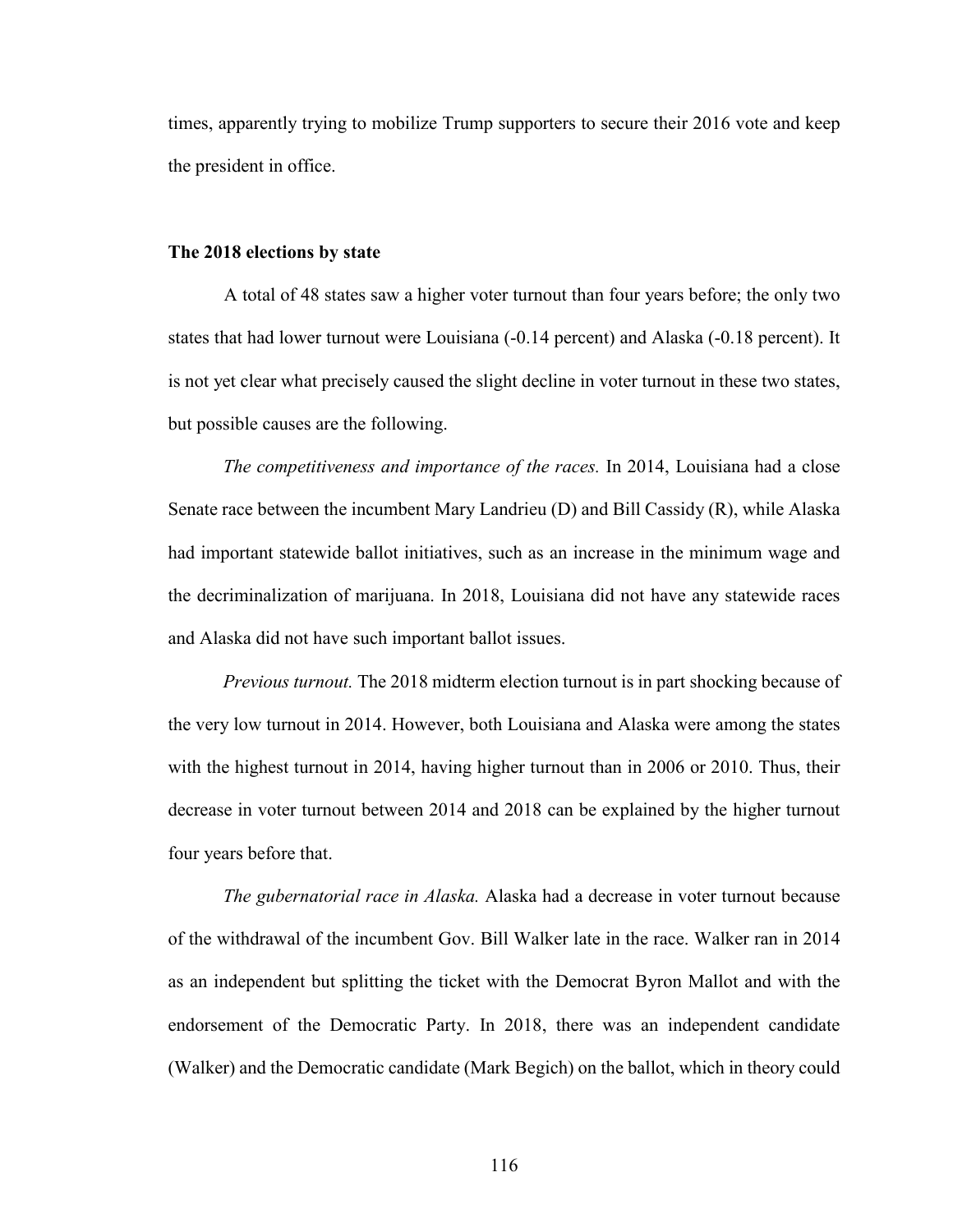times, apparently trying to mobilize Trump supporters to secure their 2016 vote and keep the president in office.

### The 2018 elections by state

A total of 48 states saw a higher voter turnout than four years before; the only two states that had lower turnout were Louisiana (-0.14 percent) and Alaska (-0.18 percent). It is not yet clear what precisely caused the slight decline in voter turnout in these two states, but possible causes are the following.

*The competitiveness and importance of the races.* In 2014, Louisiana had a close Senate race between the incumbent Mary Landrieu (D) and Bill Cassidy (R), while Alaska had important statewide ballot initiatives, such as an increase in the minimum wage and the decriminalization of marijuana. In 2018, Louisiana did not have any statewide races and Alaska did not have such important ballot issues.

*Previous turnout.* The 2018 midterm election turnout is in part shocking because of the very low turnout in 2014. However, both Louisiana and Alaska were among the states with the highest turnout in 2014, having higher turnout than in 2006 or 2010. Thus, their decrease in voter turnout between 2014 and 2018 can be explained by the higher turnout four years before that.

*The gubernatorial race in Alaska.* Alaska had a decrease in voter turnout because of the withdrawal of the incumbent Gov. Bill Walker late in the race. Walker ran in 2014 as an independent but splitting the ticket with the Democrat Byron Mallot and with the endorsement of the Democratic Party. In 2018, there was an independent candidate (Walker) and the Democratic candidate (Mark Begich) on the ballot, which in theory could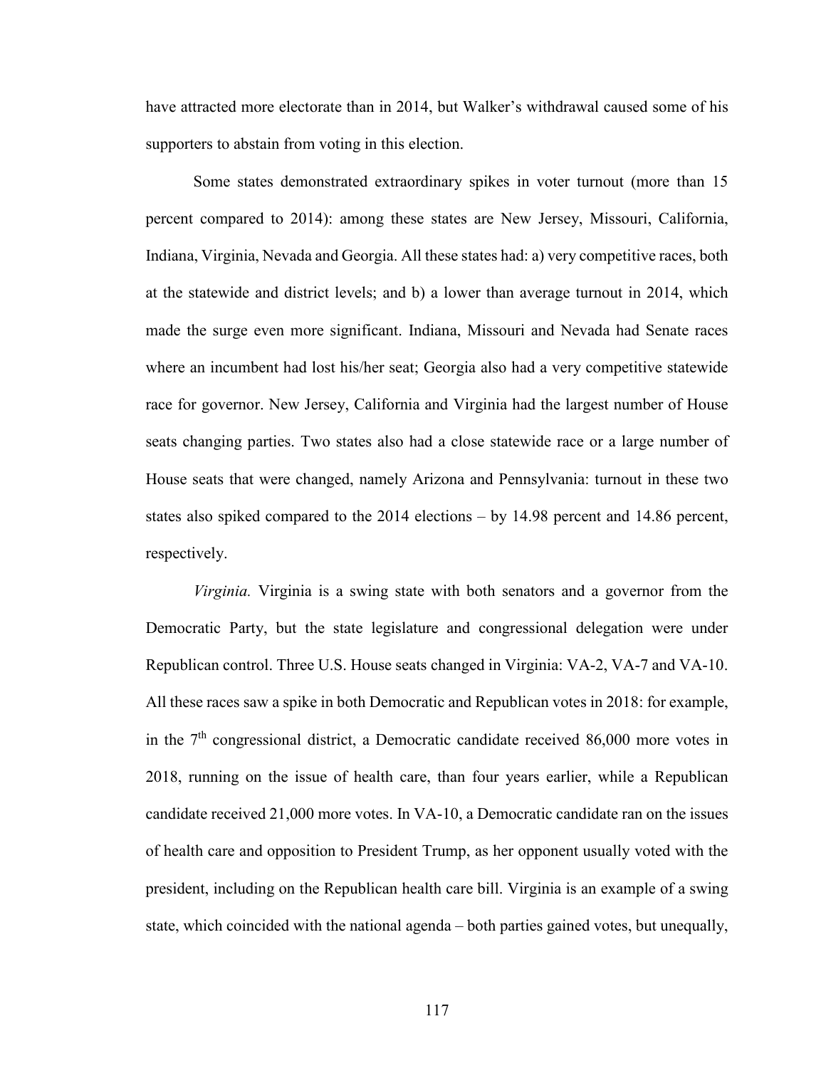have attracted more electorate than in 2014, but Walker's withdrawal caused some of his supporters to abstain from voting in this election.

Some states demonstrated extraordinary spikes in voter turnout (more than 15 percent compared to 2014): among these states are New Jersey, Missouri, California, Indiana, Virginia, Nevada and Georgia. All these states had: a) very competitive races, both at the statewide and district levels; and b) a lower than average turnout in 2014, which made the surge even more significant. Indiana, Missouri and Nevada had Senate races where an incumbent had lost his/her seat; Georgia also had a very competitive statewide race for governor. New Jersey, California and Virginia had the largest number of House seats changing parties. Two states also had a close statewide race or a large number of House seats that were changed, namely Arizona and Pennsylvania: turnout in these two states also spiked compared to the 2014 elections – by 14.98 percent and 14.86 percent, respectively.

*Virginia.* Virginia is a swing state with both senators and a governor from the Democratic Party, but the state legislature and congressional delegation were under Republican control. Three U.S. House seats changed in Virginia: VA-2, VA-7 and VA-10. All these races saw a spike in both Democratic and Republican votes in 2018: for example, in the 7th congressional district, a Democratic candidate received 86,000 more votes in 2018, running on the issue of health care, than four years earlier, while a Republican candidate received 21,000 more votes. In VA-10, a Democratic candidate ran on the issues of health care and opposition to President Trump, as her opponent usually voted with the president, including on the Republican health care bill. Virginia is an example of a swing state, which coincided with the national agenda – both parties gained votes, but unequally,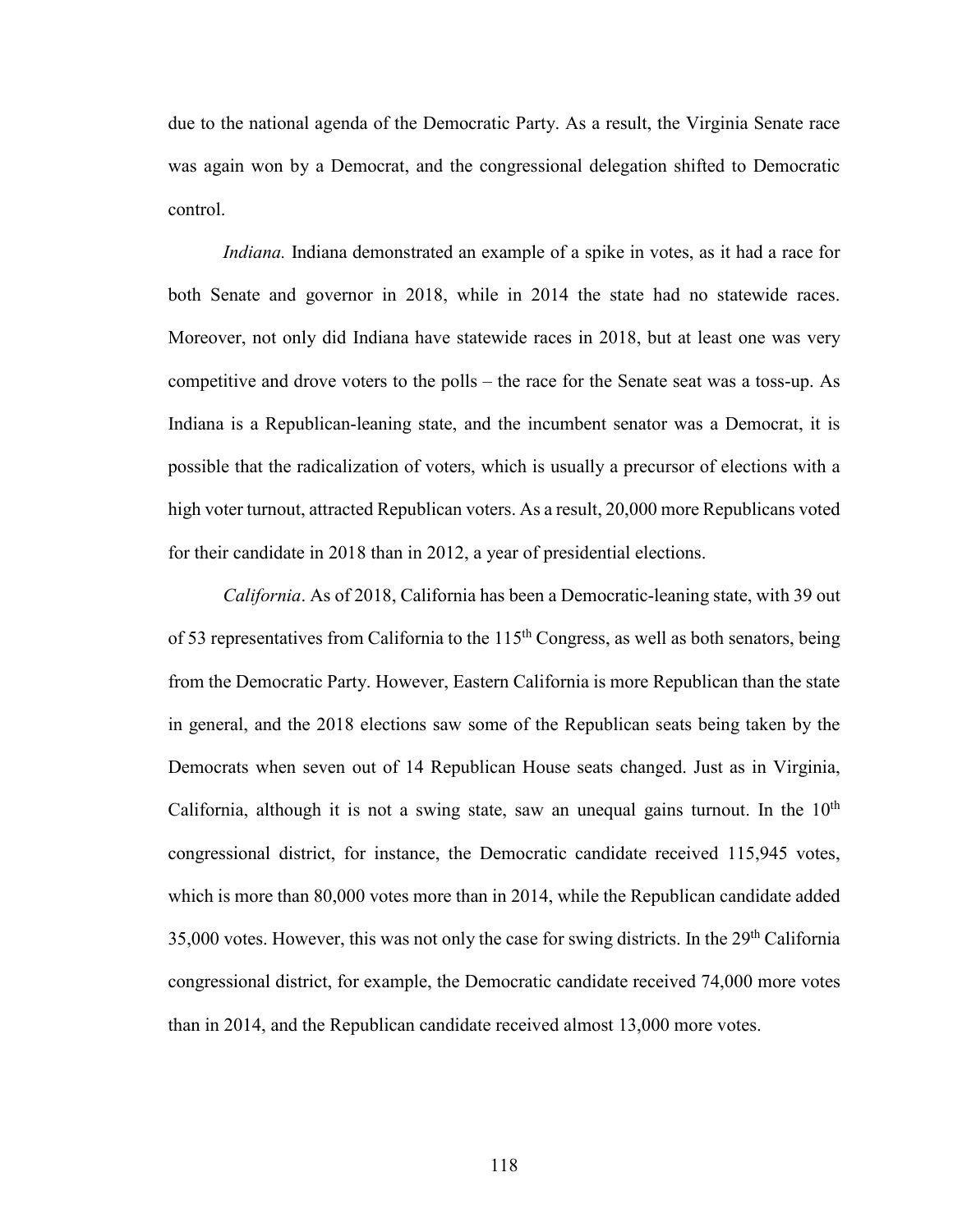due to the national agenda of the Democratic Party. As a result, the Virginia Senate race was again won by a Democrat, and the congressional delegation shifted to Democratic control.

*Indiana.* Indiana demonstrated an example of a spike in votes, as it had a race for both Senate and governor in 2018, while in 2014 the state had no statewide races. Moreover, not only did Indiana have statewide races in 2018, but at least one was very competitive and drove voters to the polls – the race for the Senate seat was a toss-up. As Indiana is a Republican-leaning state, and the incumbent senator was a Democrat, it is possible that the radicalization of voters, which is usually a precursor of elections with a high voter turnout, attracted Republican voters. As a result, 20,000 more Republicans voted for their candidate in 2018 than in 2012, a year of presidential elections.

*California*. As of 2018, California has been a Democratic-leaning state, with 39 out of 53 representatives from California to the 115th Congress, as well as both senators, being from the Democratic Party. However, Eastern California is more Republican than the state in general, and the 2018 elections saw some of the Republican seats being taken by the Democrats when seven out of 14 Republican House seats changed. Just as in Virginia, California, although it is not a swing state, saw an unequal gains turnout. In the 10th congressional district, for instance, the Democratic candidate received 115,945 votes, which is more than 80,000 votes more than in 2014, while the Republican candidate added 35,000 votes. However, this was not only the case for swing districts. In the 29th California congressional district, for example, the Democratic candidate received 74,000 more votes than in 2014, and the Republican candidate received almost 13,000 more votes.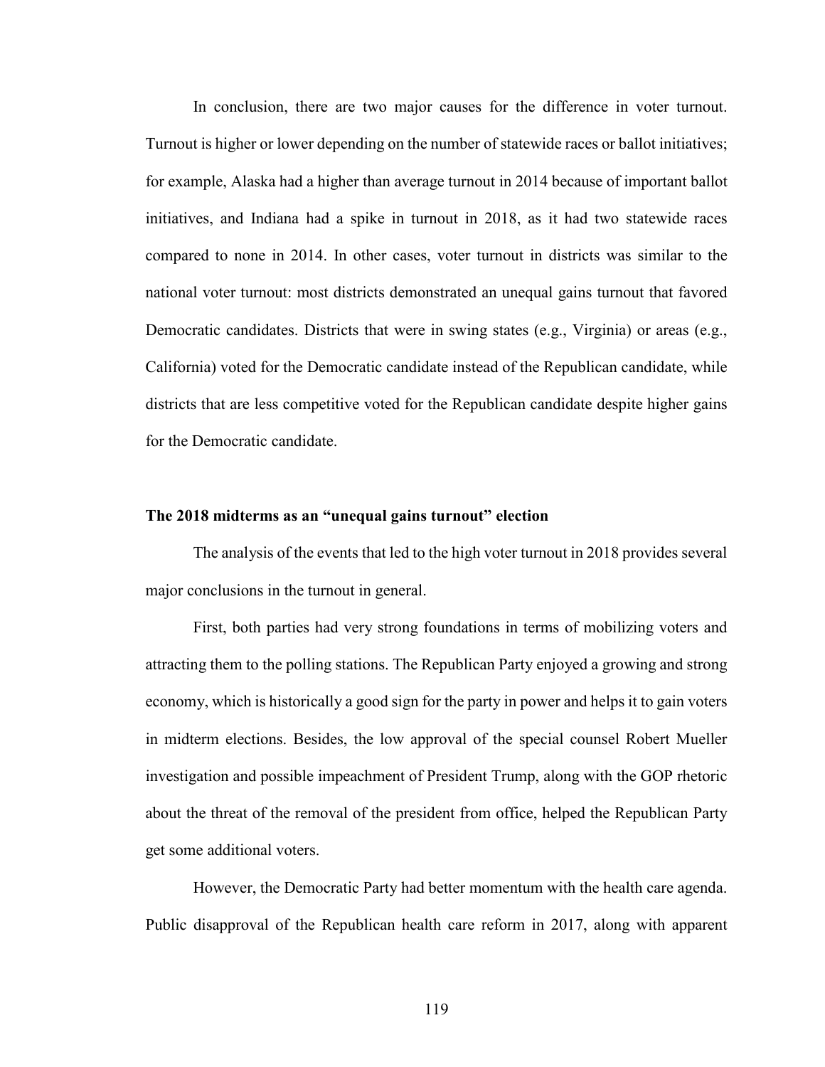In conclusion, there are two major causes for the difference in voter turnout. Turnout is higher or lower depending on the number of statewide races or ballot initiatives; for example, Alaska had a higher than average turnout in 2014 because of important ballot initiatives, and Indiana had a spike in turnout in 2018, as it had two statewide races compared to none in 2014. In other cases, voter turnout in districts was similar to the national voter turnout: most districts demonstrated an unequal gains turnout that favored Democratic candidates. Districts that were in swing states (e.g., Virginia) or areas (e.g., California) voted for the Democratic candidate instead of the Republican candidate, while districts that are less competitive voted for the Republican candidate despite higher gains for the Democratic candidate.

### The 2018 midterms as an "unequal gains turnout" election

The analysis of the events that led to the high voter turnout in 2018 provides several major conclusions in the turnout in general.

First, both parties had very strong foundations in terms of mobilizing voters and attracting them to the polling stations. The Republican Party enjoyed a growing and strong economy, which is historically a good sign for the party in power and helps it to gain voters in midterm elections. Besides, the low approval of the special counsel Robert Mueller investigation and possible impeachment of President Trump, along with the GOP rhetoric about the threat of the removal of the president from office, helped the Republican Party get some additional voters.

However, the Democratic Party had better momentum with the health care agenda. Public disapproval of the Republican health care reform in 2017, along with apparent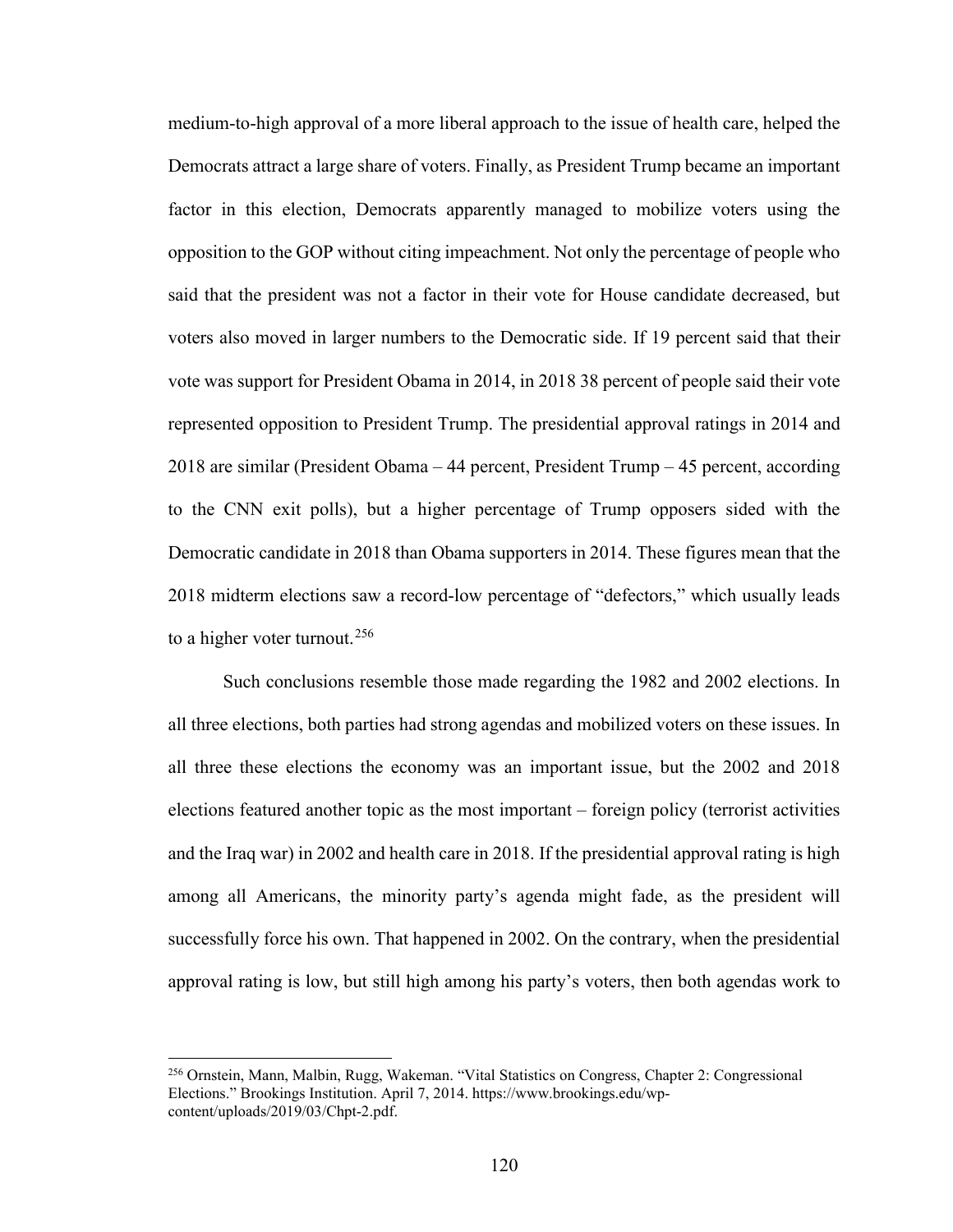medium-to-high approval of a more liberal approach to the issue of health care, helped the Democrats attract a large share of voters. Finally, as President Trump became an important factor in this election, Democrats apparently managed to mobilize voters using the opposition to the GOP without citing impeachment. Not only the percentage of people who said that the president was not a factor in their vote for House candidate decreased, but voters also moved in larger numbers to the Democratic side. If 19 percent said that their vote was support for President Obama in 2014, in 2018 38 percent of people said their vote represented opposition to President Trump. The presidential approval ratings in 2014 and 2018 are similar (President Obama – 44 percent, President Trump – 45 percent, according to the CNN exit polls), but a higher percentage of Trump opposers sided with the Democratic candidate in 2018 than Obama supporters in 2014. These figures mean that the 2018 midterm elections saw a record-low percentage of "defectors," which usually leads to a higher voter turnout.[256]

Such conclusions resemble those made regarding the 1982 and 2002 elections. In all three elections, both parties had strong agendas and mobilized voters on these issues. In all three these elections the economy was an important issue, but the 2002 and 2018 elections featured another topic as the most important – foreign policy (terrorist activities and the Iraq war) in 2002 and health care in 2018. If the presidential approval rating is high among all Americans, the minority party's agenda might fade, as the president will successfully force his own. That happened in 2002. On the contrary, when the presidential approval rating is low, but still high among his party's voters, then both agendas work to

---

[256] Ornstein, Mann, Malbin, Rugg, Wakeman. "Vital Statistics on Congress, Chapter 2: Congressional Elections." Brookings Institution. April 7, 2014. https://www.brookings.edu/wp-content/uploads/2019/03/Chpt-2.pdf.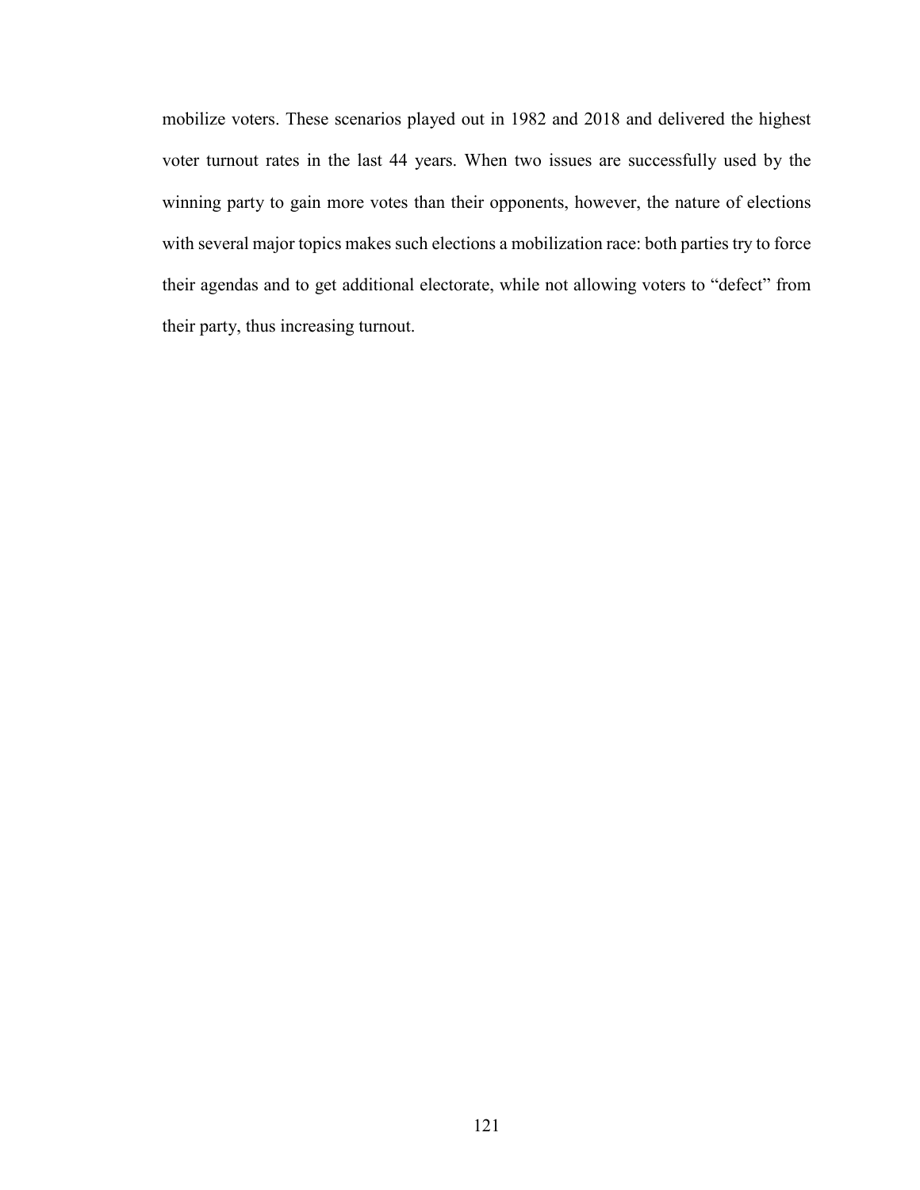mobilize voters. These scenarios played out in 1982 and 2018 and delivered the highest voter turnout rates in the last 44 years. When two issues are successfully used by the winning party to gain more votes than their opponents, however, the nature of elections with several major topics makes such elections a mobilization race: both parties try to force their agendas and to get additional electorate, while not allowing voters to "defect" from their party, thus increasing turnout.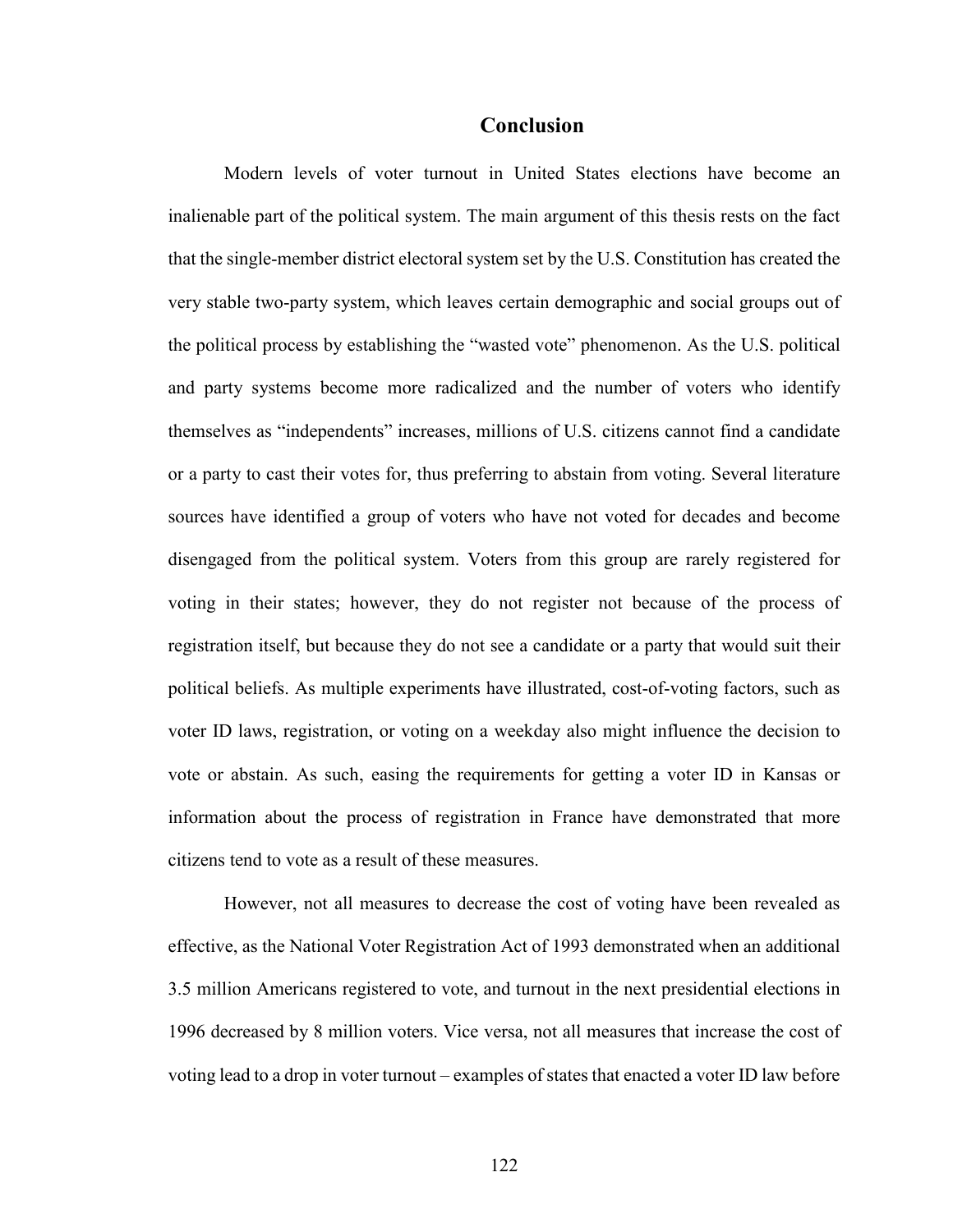# Conclusion

Modern levels of voter turnout in United States elections have become an inalienable part of the political system. The main argument of this thesis rests on the fact that the single-member district electoral system set by the U.S. Constitution has created the very stable two-party system, which leaves certain demographic and social groups out of the political process by establishing the "wasted vote" phenomenon. As the U.S. political and party systems become more radicalized and the number of voters who identify themselves as "independents" increases, millions of U.S. citizens cannot find a candidate or a party to cast their votes for, thus preferring to abstain from voting. Several literature sources have identified a group of voters who have not voted for decades and become disengaged from the political system. Voters from this group are rarely registered for voting in their states; however, they do not register not because of the process of registration itself, but because they do not see a candidate or a party that would suit their political beliefs. As multiple experiments have illustrated, cost-of-voting factors, such as voter ID laws, registration, or voting on a weekday also might influence the decision to vote or abstain. As such, easing the requirements for getting a voter ID in Kansas or information about the process of registration in France have demonstrated that more citizens tend to vote as a result of these measures.

However, not all measures to decrease the cost of voting have been revealed as effective, as the National Voter Registration Act of 1993 demonstrated when an additional 3.5 million Americans registered to vote, and turnout in the next presidential elections in 1996 decreased by 8 million voters. Vice versa, not all measures that increase the cost of voting lead to a drop in voter turnout – examples of states that enacted a voter ID law before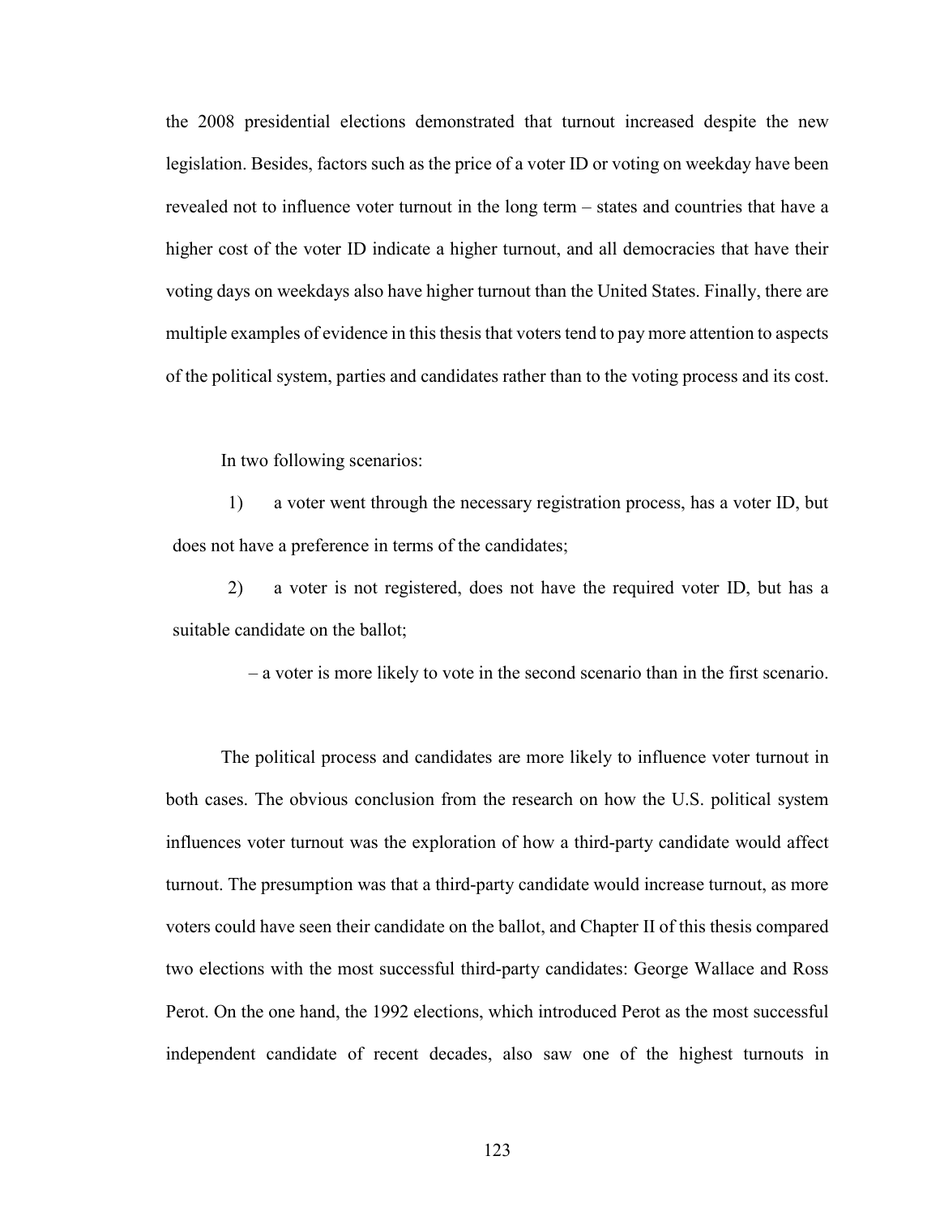the 2008 presidential elections demonstrated that turnout increased despite the new legislation. Besides, factors such as the price of a voter ID or voting on weekday have been revealed not to influence voter turnout in the long term – states and countries that have a higher cost of the voter ID indicate a higher turnout, and all democracies that have their voting days on weekdays also have higher turnout than the United States. Finally, there are multiple examples of evidence in this thesis that voters tend to pay more attention to aspects of the political system, parties and candidates rather than to the voting process and its cost.

In two following scenarios:

1) a voter went through the necessary registration process, has a voter ID, but does not have a preference in terms of the candidates;

2) a voter is not registered, does not have the required voter ID, but has a suitable candidate on the ballot;

– a voter is more likely to vote in the second scenario than in the first scenario.

The political process and candidates are more likely to influence voter turnout in both cases. The obvious conclusion from the research on how the U.S. political system influences voter turnout was the exploration of how a third-party candidate would affect turnout. The presumption was that a third-party candidate would increase turnout, as more voters could have seen their candidate on the ballot, and Chapter II of this thesis compared two elections with the most successful third-party candidates: George Wallace and Ross Perot. On the one hand, the 1992 elections, which introduced Perot as the most successful independent candidate of recent decades, also saw one of the highest turnouts in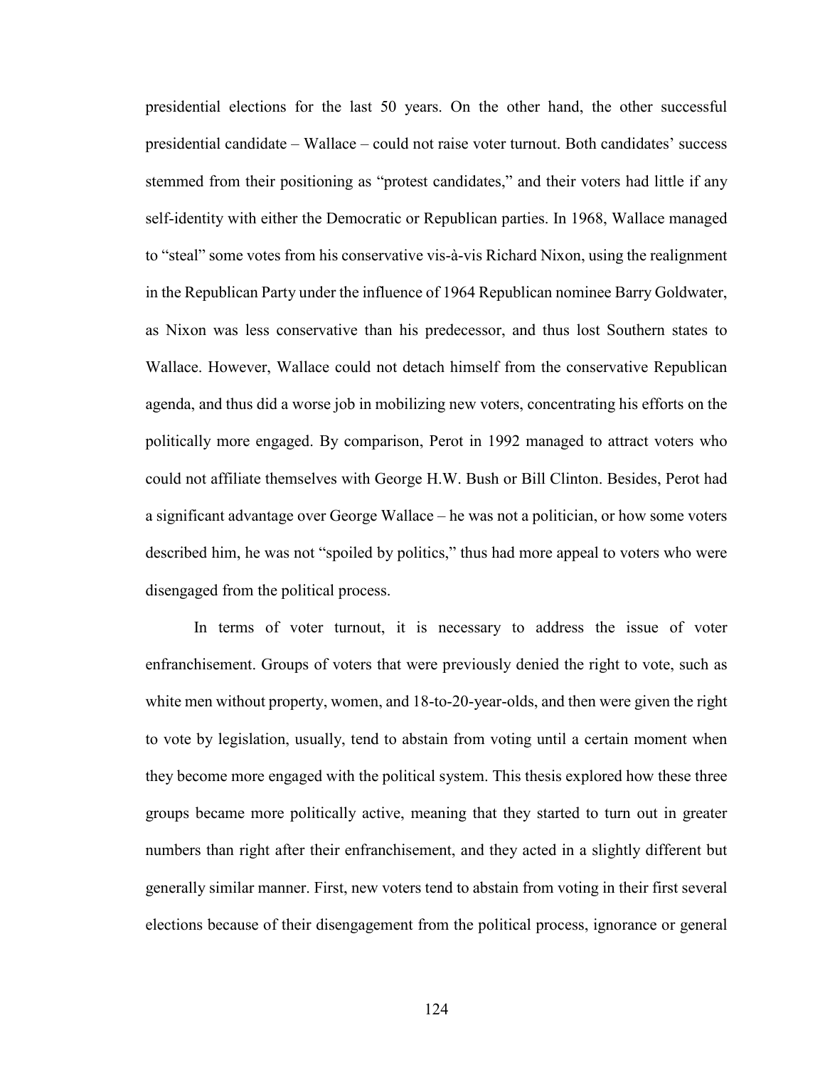presidential elections for the last 50 years. On the other hand, the other successful presidential candidate – Wallace – could not raise voter turnout. Both candidates' success stemmed from their positioning as "protest candidates," and their voters had little if any self-identity with either the Democratic or Republican parties. In 1968, Wallace managed to "steal" some votes from his conservative vis-à-vis Richard Nixon, using the realignment in the Republican Party under the influence of 1964 Republican nominee Barry Goldwater, as Nixon was less conservative than his predecessor, and thus lost Southern states to Wallace. However, Wallace could not detach himself from the conservative Republican agenda, and thus did a worse job in mobilizing new voters, concentrating his efforts on the politically more engaged. By comparison, Perot in 1992 managed to attract voters who could not affiliate themselves with George H.W. Bush or Bill Clinton. Besides, Perot had a significant advantage over George Wallace – he was not a politician, or how some voters described him, he was not "spoiled by politics," thus had more appeal to voters who were disengaged from the political process.

In terms of voter turnout, it is necessary to address the issue of voter enfranchisement. Groups of voters that were previously denied the right to vote, such as white men without property, women, and 18-to-20-year-olds, and then were given the right to vote by legislation, usually, tend to abstain from voting until a certain moment when they become more engaged with the political system. This thesis explored how these three groups became more politically active, meaning that they started to turn out in greater numbers than right after their enfranchisement, and they acted in a slightly different but generally similar manner. First, new voters tend to abstain from voting in their first several elections because of their disengagement from the political process, ignorance or general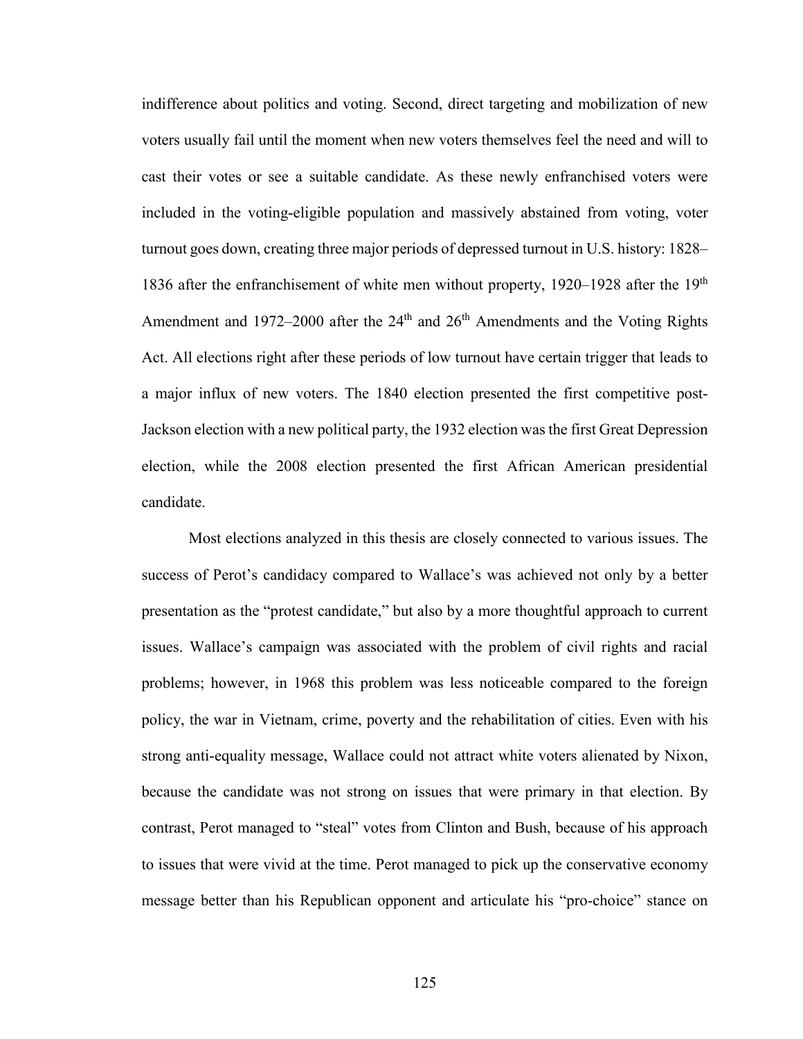indifference about politics and voting. Second, direct targeting and mobilization of new voters usually fail until the moment when new voters themselves feel the need and will to cast their votes or see a suitable candidate. As these newly enfranchised voters were included in the voting-eligible population and massively abstained from voting, voter turnout goes down, creating three major periods of depressed turnout in U.S. history: 1828–1836 after the enfranchisement of white men without property, 1920–1928 after the 19th Amendment and 1972–2000 after the 24th and 26th Amendments and the Voting Rights Act. All elections right after these periods of low turnout have certain trigger that leads to a major influx of new voters. The 1840 election presented the first competitive post-Jackson election with a new political party, the 1932 election was the first Great Depression election, while the 2008 election presented the first African American presidential candidate.

Most elections analyzed in this thesis are closely connected to various issues. The success of Perot's candidacy compared to Wallace's was achieved not only by a better presentation as the "protest candidate," but also by a more thoughtful approach to current issues. Wallace's campaign was associated with the problem of civil rights and racial problems; however, in 1968 this problem was less noticeable compared to the foreign policy, the war in Vietnam, crime, poverty and the rehabilitation of cities. Even with his strong anti-equality message, Wallace could not attract white voters alienated by Nixon, because the candidate was not strong on issues that were primary in that election. By contrast, Perot managed to "steal" votes from Clinton and Bush, because of his approach to issues that were vivid at the time. Perot managed to pick up the conservative economy message better than his Republican opponent and articulate his "pro-choice" stance on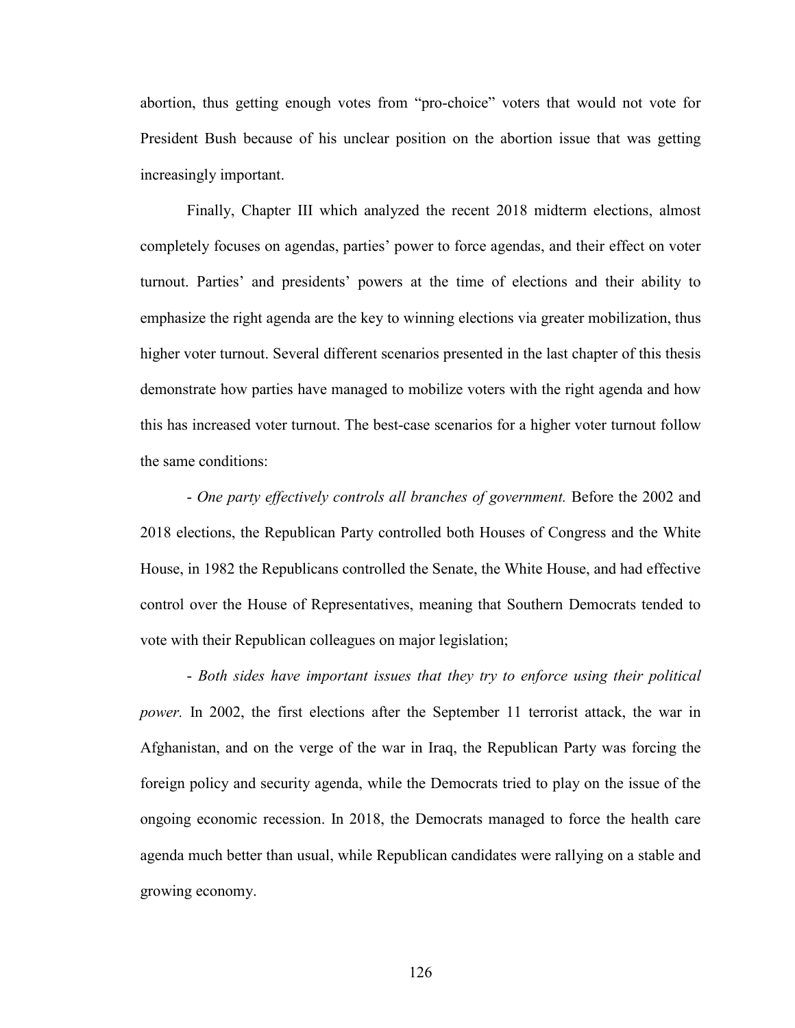abortion, thus getting enough votes from “pro-choice” voters that would not vote for President Bush because of his unclear position on the abortion issue that was getting increasingly important.

Finally, Chapter III which analyzed the recent 2018 midterm elections, almost completely focuses on agendas, parties’ power to force agendas, and their effect on voter turnout. Parties’ and presidents’ powers at the time of elections and their ability to emphasize the right agenda are the key to winning elections via greater mobilization, thus higher voter turnout. Several different scenarios presented in the last chapter of this thesis demonstrate how parties have managed to mobilize voters with the right agenda and how this has increased voter turnout. The best-case scenarios for a higher voter turnout follow the same conditions:

- *One party effectively controls all branches of government.* Before the 2002 and 2018 elections, the Republican Party controlled both Houses of Congress and the White House, in 1982 the Republicans controlled the Senate, the White House, and had effective control over the House of Representatives, meaning that Southern Democrats tended to vote with their Republican colleagues on major legislation;

- *Both sides have important issues that they try to enforce using their political power.* In 2002, the first elections after the September 11 terrorist attack, the war in Afghanistan, and on the verge of the war in Iraq, the Republican Party was forcing the foreign policy and security agenda, while the Democrats tried to play on the issue of the ongoing economic recession. In 2018, the Democrats managed to force the health care agenda much better than usual, while Republican candidates were rallying on a stable and growing economy.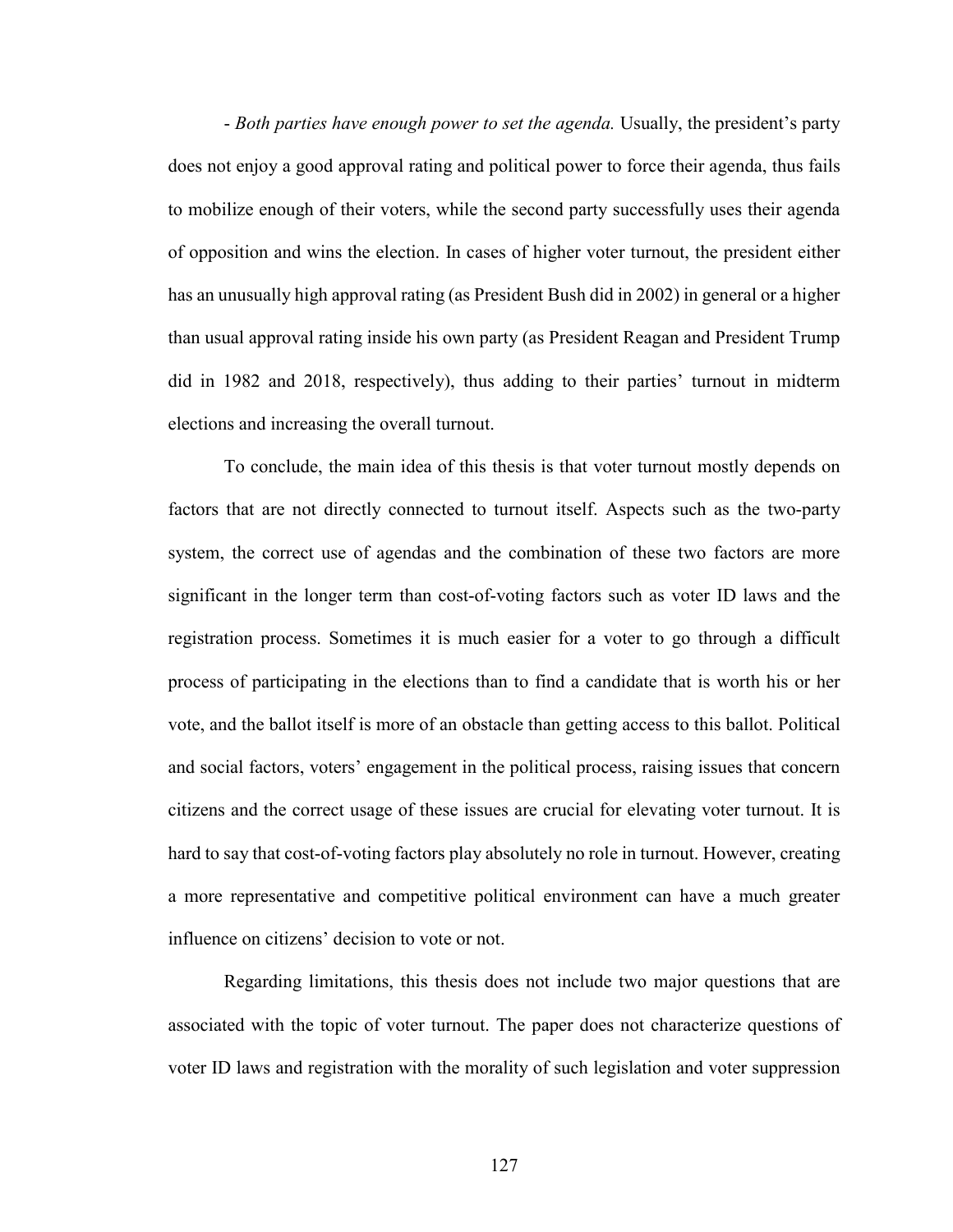- *Both parties have enough power to set the agenda.* Usually, the president's party does not enjoy a good approval rating and political power to force their agenda, thus fails to mobilize enough of their voters, while the second party successfully uses their agenda of opposition and wins the election. In cases of higher voter turnout, the president either has an unusually high approval rating (as President Bush did in 2002) in general or a higher than usual approval rating inside his own party (as President Reagan and President Trump did in 1982 and 2018, respectively), thus adding to their parties' turnout in midterm elections and increasing the overall turnout.

To conclude, the main idea of this thesis is that voter turnout mostly depends on factors that are not directly connected to turnout itself. Aspects such as the two-party system, the correct use of agendas and the combination of these two factors are more significant in the longer term than cost-of-voting factors such as voter ID laws and the registration process. Sometimes it is much easier for a voter to go through a difficult process of participating in the elections than to find a candidate that is worth his or her vote, and the ballot itself is more of an obstacle than getting access to this ballot. Political and social factors, voters' engagement in the political process, raising issues that concern citizens and the correct usage of these issues are crucial for elevating voter turnout. It is hard to say that cost-of-voting factors play absolutely no role in turnout. However, creating a more representative and competitive political environment can have a much greater influence on citizens' decision to vote or not.

Regarding limitations, this thesis does not include two major questions that are associated with the topic of voter turnout. The paper does not characterize questions of voter ID laws and registration with the morality of such legislation and voter suppression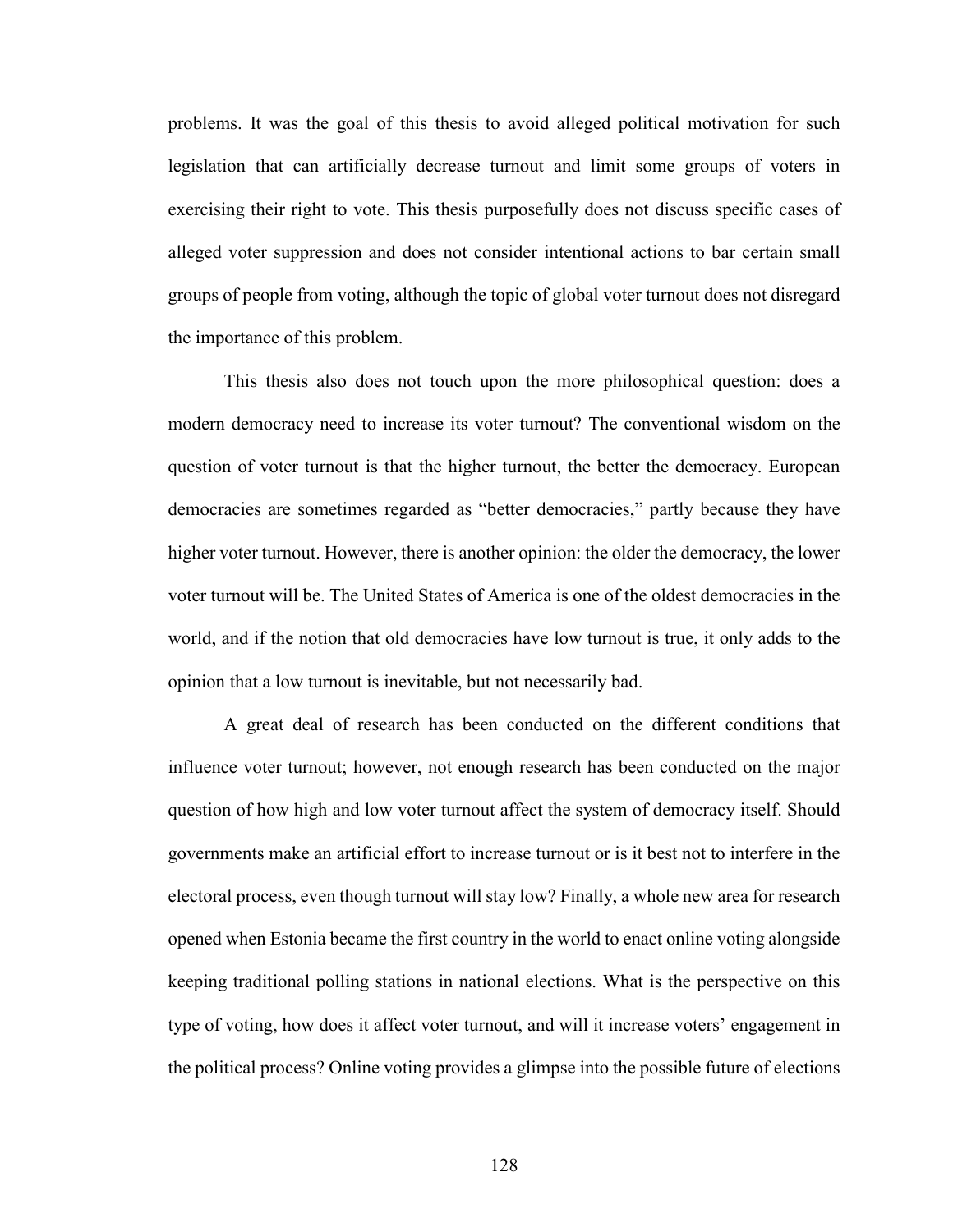problems. It was the goal of this thesis to avoid alleged political motivation for such legislation that can artificially decrease turnout and limit some groups of voters in exercising their right to vote. This thesis purposefully does not discuss specific cases of alleged voter suppression and does not consider intentional actions to bar certain small groups of people from voting, although the topic of global voter turnout does not disregard the importance of this problem.

This thesis also does not touch upon the more philosophical question: does a modern democracy need to increase its voter turnout? The conventional wisdom on the question of voter turnout is that the higher turnout, the better the democracy. European democracies are sometimes regarded as "better democracies," partly because they have higher voter turnout. However, there is another opinion: the older the democracy, the lower voter turnout will be. The United States of America is one of the oldest democracies in the world, and if the notion that old democracies have low turnout is true, it only adds to the opinion that a low turnout is inevitable, but not necessarily bad.

A great deal of research has been conducted on the different conditions that influence voter turnout; however, not enough research has been conducted on the major question of how high and low voter turnout affect the system of democracy itself. Should governments make an artificial effort to increase turnout or is it best not to interfere in the electoral process, even though turnout will stay low? Finally, a whole new area for research opened when Estonia became the first country in the world to enact online voting alongside keeping traditional polling stations in national elections. What is the perspective on this type of voting, how does it affect voter turnout, and will it increase voters' engagement in the political process? Online voting provides a glimpse into the possible future of elections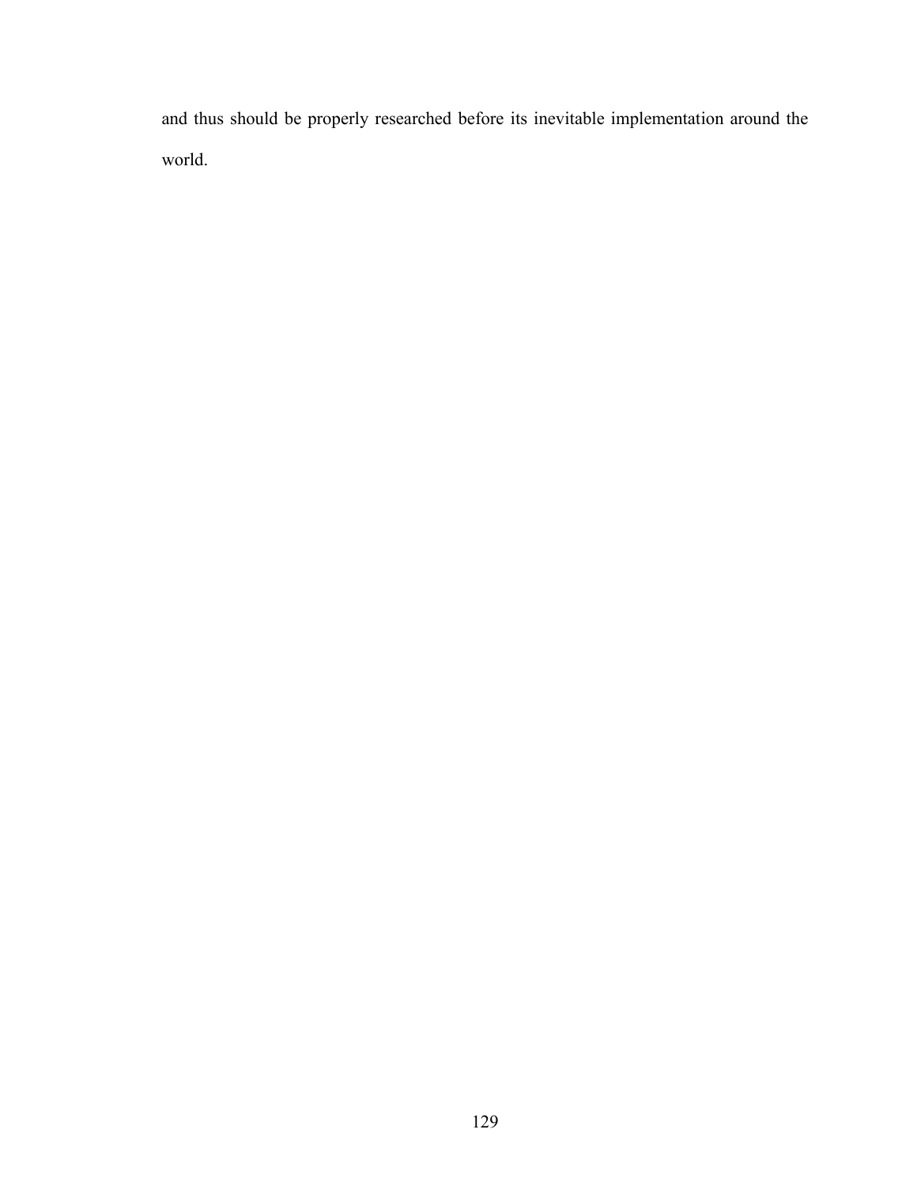and thus should be properly researched before its inevitable implementation around the world.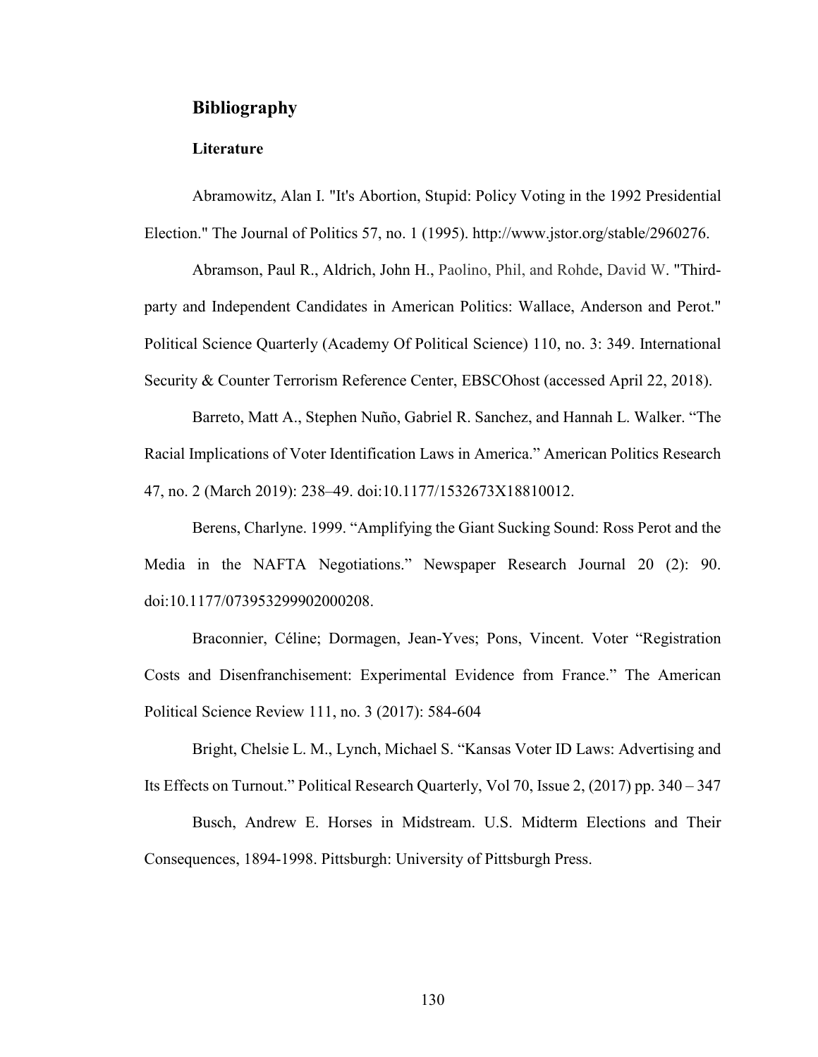## Bibliography

### Literature

Abramowitz, Alan I. "It's Abortion, Stupid: Policy Voting in the 1992 Presidential Election." The Journal of Politics 57, no. 1 (1995). http://www.jstor.org/stable/2960276.

Abramson, Paul R., Aldrich, John H., Paolino, Phil, and Rohde, David W. "Third-party and Independent Candidates in American Politics: Wallace, Anderson and Perot." Political Science Quarterly (Academy Of Political Science) 110, no. 3: 349. International Security & Counter Terrorism Reference Center, EBSCOhost (accessed April 22, 2018).

Barreto, Matt A., Stephen Nuño, Gabriel R. Sanchez, and Hannah L. Walker. "The Racial Implications of Voter Identification Laws in America." American Politics Research 47, no. 2 (March 2019): 238–49. doi:10.1177/1532673X18810012.

Berens, Charlyne. 1999. "Amplifying the Giant Sucking Sound: Ross Perot and the Media in the NAFTA Negotiations." Newspaper Research Journal 20 (2): 90. doi:10.1177/073953299902000208.

Braconnier, Céline; Dormagen, Jean-Yves; Pons, Vincent. Voter "Registration Costs and Disenfranchisement: Experimental Evidence from France." The American Political Science Review 111, no. 3 (2017): 584-604

Bright, Chelsie L. M., Lynch, Michael S. "Kansas Voter ID Laws: Advertising and Its Effects on Turnout." Political Research Quarterly, Vol 70, Issue 2, (2017) pp. 340 – 347

Busch, Andrew E. Horses in Midstream. U.S. Midterm Elections and Their Consequences, 1894-1998. Pittsburgh: University of Pittsburgh Press.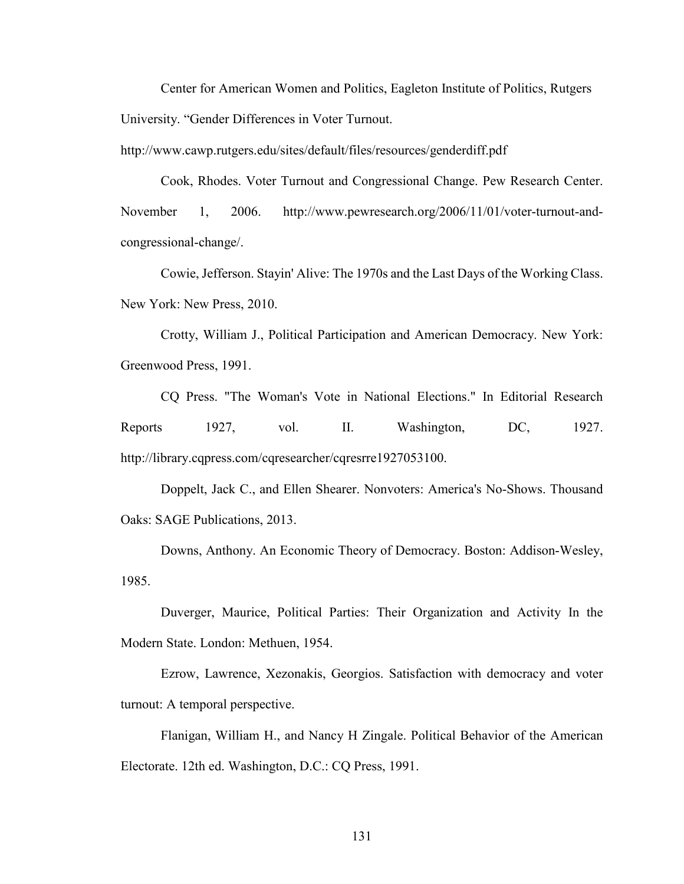Center for American Women and Politics, Eagleton Institute of Politics, Rutgers University. "Gender Differences in Voter Turnout. http://www.cawp.rutgers.edu/sites/default/files/resources/genderdiff.pdf

Cook, Rhodes. Voter Turnout and Congressional Change. Pew Research Center. November 1, 2006. http://www.pewresearch.org/2006/11/01/voter-turnout-and-congressional-change/.

Cowie, Jefferson. Stayin' Alive: The 1970s and the Last Days of the Working Class. New York: New Press, 2010.

Crotty, William J., Political Participation and American Democracy. New York: Greenwood Press, 1991.

CQ Press. "The Woman's Vote in National Elections." In Editorial Research Reports 1927, vol. II. Washington, DC, 1927. http://library.cqpress.com/cqresearcher/cqresrre1927053100.

Doppelt, Jack C., and Ellen Shearer. Nonvoters: America's No-Shows. Thousand Oaks: SAGE Publications, 2013.

Downs, Anthony. An Economic Theory of Democracy. Boston: Addison-Wesley, 1985.

Duverger, Maurice, Political Parties: Their Organization and Activity In the Modern State. London: Methuen, 1954.

Ezrow, Lawrence, Xezonakis, Georgios. Satisfaction with democracy and voter turnout: A temporal perspective.

Flanigan, William H., and Nancy H Zingale. Political Behavior of the American Electorate. 12th ed. Washington, D.C.: CQ Press, 1991.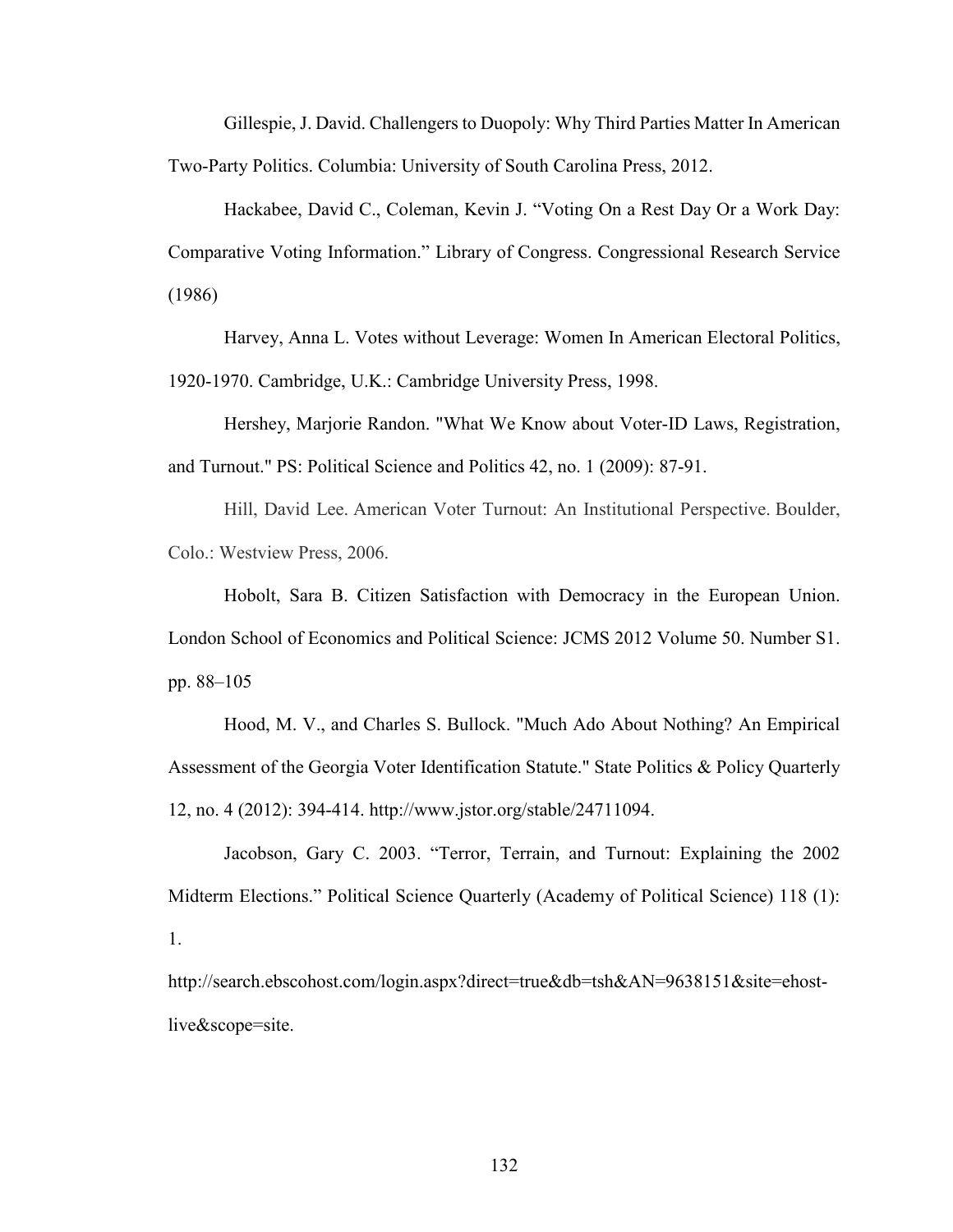Gillespie, J. David. Challengers to Duopoly: Why Third Parties Matter In American Two-Party Politics. Columbia: University of South Carolina Press, 2012.

Hackabee, David C., Coleman, Kevin J. "Voting On a Rest Day Or a Work Day: Comparative Voting Information." Library of Congress. Congressional Research Service (1986)

Harvey, Anna L. Votes without Leverage: Women In American Electoral Politics, 1920-1970. Cambridge, U.K.: Cambridge University Press, 1998.

Hershey, Marjorie Randon. "What We Know about Voter-ID Laws, Registration, and Turnout." PS: Political Science and Politics 42, no. 1 (2009): 87-91.

Hill, David Lee. American Voter Turnout: An Institutional Perspective. Boulder, Colo.: Westview Press, 2006.

Hobolt, Sara B. Citizen Satisfaction with Democracy in the European Union. London School of Economics and Political Science: JCMS 2012 Volume 50. Number S1. pp. 88–105

Hood, M. V., and Charles S. Bullock. "Much Ado About Nothing? An Empirical Assessment of the Georgia Voter Identification Statute." State Politics & Policy Quarterly 12, no. 4 (2012): 394-414. http://www.jstor.org/stable/24711094.

Jacobson, Gary C. 2003. "Terror, Terrain, and Turnout: Explaining the 2002 Midterm Elections." Political Science Quarterly (Academy of Political Science) 118 (1): 1.

http://search.ebscohost.com/login.aspx?direct=true&db=tsh&AN=9638151&site=ehost-live&scope=site.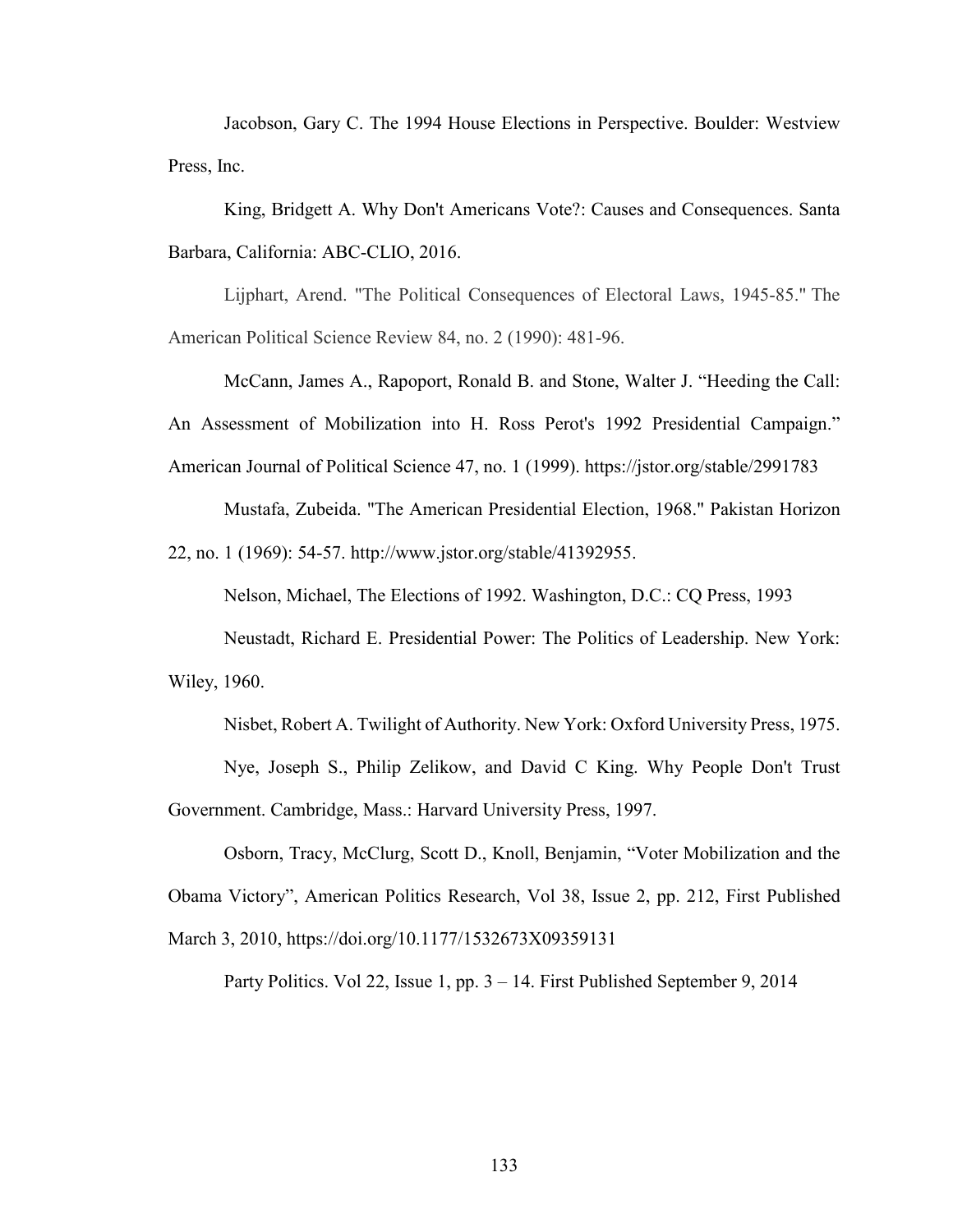Jacobson, Gary C. The 1994 House Elections in Perspective. Boulder: Westview Press, Inc.

King, Bridgett A. Why Don't Americans Vote?: Causes and Consequences. Santa Barbara, California: ABC-CLIO, 2016.

Lijphart, Arend. "The Political Consequences of Electoral Laws, 1945-85." The American Political Science Review 84, no. 2 (1990): 481-96.

McCann, James A., Rapoport, Ronald B. and Stone, Walter J. "Heeding the Call: An Assessment of Mobilization into H. Ross Perot's 1992 Presidential Campaign." American Journal of Political Science 47, no. 1 (1999). https://jstor.org/stable/2991783

Mustafa, Zubeida. "The American Presidential Election, 1968." Pakistan Horizon 22, no. 1 (1969): 54-57. http://www.jstor.org/stable/41392955.

Nelson, Michael, The Elections of 1992. Washington, D.C.: CQ Press, 1993

Neustadt, Richard E. Presidential Power: The Politics of Leadership. New York: Wiley, 1960.

Nisbet, Robert A. Twilight of Authority. New York: Oxford University Press, 1975.

Nye, Joseph S., Philip Zelikow, and David C King. Why People Don't Trust Government. Cambridge, Mass.: Harvard University Press, 1997.

Osborn, Tracy, McClurg, Scott D., Knoll, Benjamin, "Voter Mobilization and the Obama Victory", American Politics Research, Vol 38, Issue 2, pp. 212, First Published March 3, 2010, https://doi.org/10.1177/1532673X09359131

Party Politics. Vol 22, Issue 1, pp. 3 – 14. First Published September 9, 2014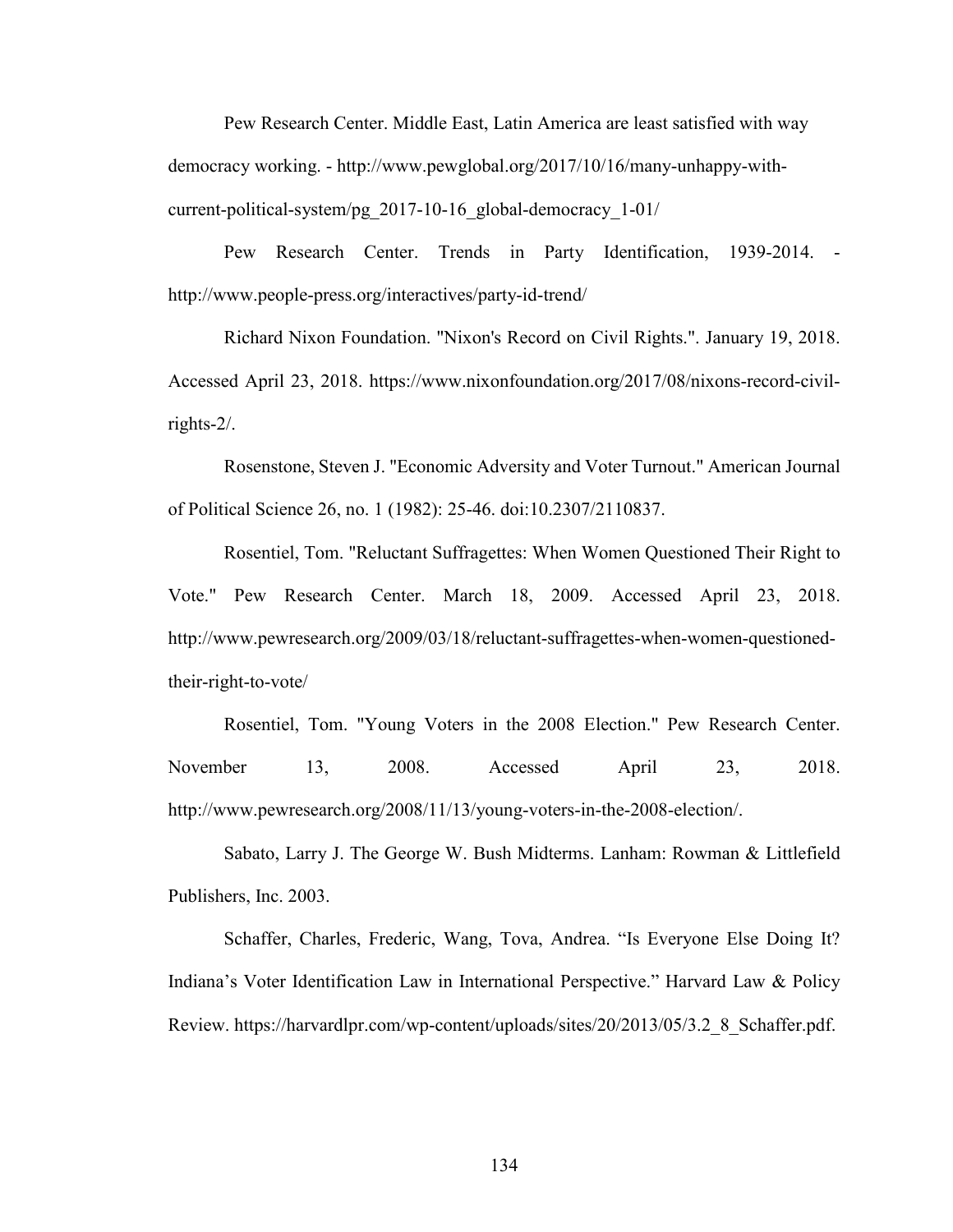Pew Research Center. Middle East, Latin America are least satisfied with way democracy working. - http://www.pewglobal.org/2017/10/16/many-unhappy-with-current-political-system/pg_2017-10-16_global-democracy_1-01/

Pew Research Center. Trends in Party Identification, 1939-2014. - http://www.people-press.org/interactives/party-id-trend/

Richard Nixon Foundation. "Nixon's Record on Civil Rights.". January 19, 2018. Accessed April 23, 2018. https://www.nixonfoundation.org/2017/08/nixons-record-civil-rights-2/.

Rosenstone, Steven J. "Economic Adversity and Voter Turnout." American Journal of Political Science 26, no. 1 (1982): 25-46. doi:10.2307/2110837.

Rosentiel, Tom. "Reluctant Suffragettes: When Women Questioned Their Right to Vote." Pew Research Center. March 18, 2009. Accessed April 23, 2018. http://www.pewresearch.org/2009/03/18/reluctant-suffragettes-when-women-questioned-their-right-to-vote/

Rosentiel, Tom. "Young Voters in the 2008 Election." Pew Research Center. November 13, 2008. Accessed April 23, 2018. http://www.pewresearch.org/2008/11/13/young-voters-in-the-2008-election/.

Sabato, Larry J. The George W. Bush Midterms. Lanham: Rowman & Littlefield Publishers, Inc. 2003.

Schaffer, Charles, Frederic, Wang, Tova, Andrea. “Is Everyone Else Doing It? Indiana’s Voter Identification Law in International Perspective.” Harvard Law & Policy Review. https://harvardlpr.com/wp-content/uploads/sites/20/2013/05/3.2_8_Schaffer.pdf.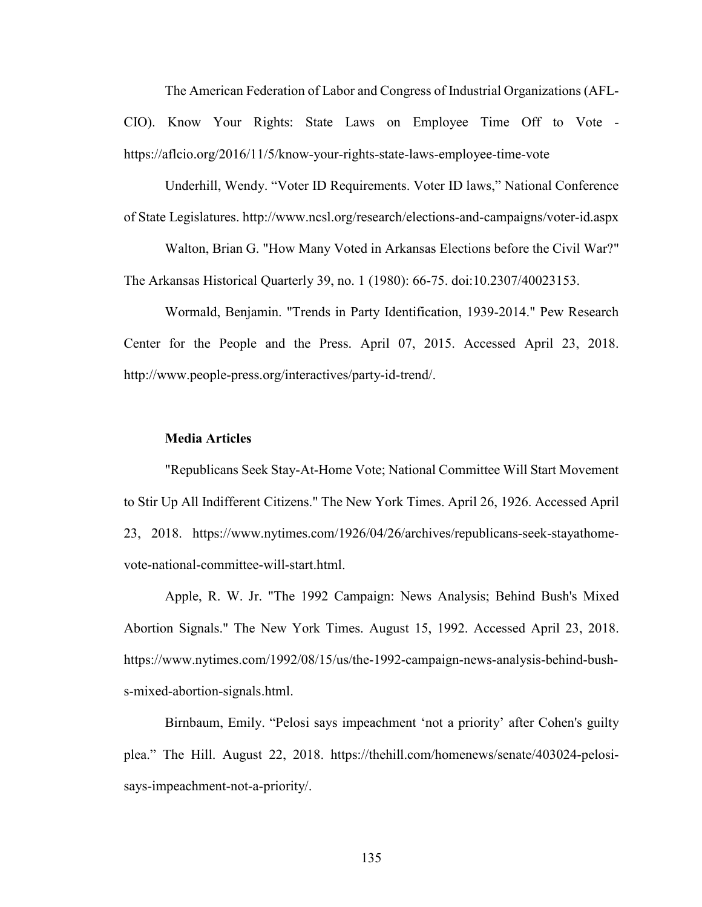The American Federation of Labor and Congress of Industrial Organizations (AFL-CIO). Know Your Rights: State Laws on Employee Time Off to Vote - https://aflcio.org/2016/11/5/know-your-rights-state-laws-employee-time-vote

Underhill, Wendy. "Voter ID Requirements. Voter ID laws," National Conference of State Legislatures. http://www.ncsl.org/research/elections-and-campaigns/voter-id.aspx

Walton, Brian G. "How Many Voted in Arkansas Elections before the Civil War?" The Arkansas Historical Quarterly 39, no. 1 (1980): 66-75. doi:10.2307/40023153.

Wormald, Benjamin. "Trends in Party Identification, 1939-2014." Pew Research Center for the People and the Press. April 07, 2015. Accessed April 23, 2018. http://www.people-press.org/interactives/party-id-trend/.

**Media Articles**

"Republicans Seek Stay-At-Home Vote; National Committee Will Start Movement to Stir Up All Indifferent Citizens." The New York Times. April 26, 1926. Accessed April 23, 2018. https://www.nytimes.com/1926/04/26/archives/republicans-seek-stayathome-vote-national-committee-will-start.html.

Apple, R. W. Jr. "The 1992 Campaign: News Analysis; Behind Bush's Mixed Abortion Signals." The New York Times. August 15, 1992. Accessed April 23, 2018. https://www.nytimes.com/1992/08/15/us/the-1992-campaign-news-analysis-behind-bush-s-mixed-abortion-signals.html.

Birnbaum, Emily. "Pelosi says impeachment 'not a priority' after Cohen's guilty plea." The Hill. August 22, 2018. https://thehill.com/homenews/senate/403024-pelosi-says-impeachment-not-a-priority/.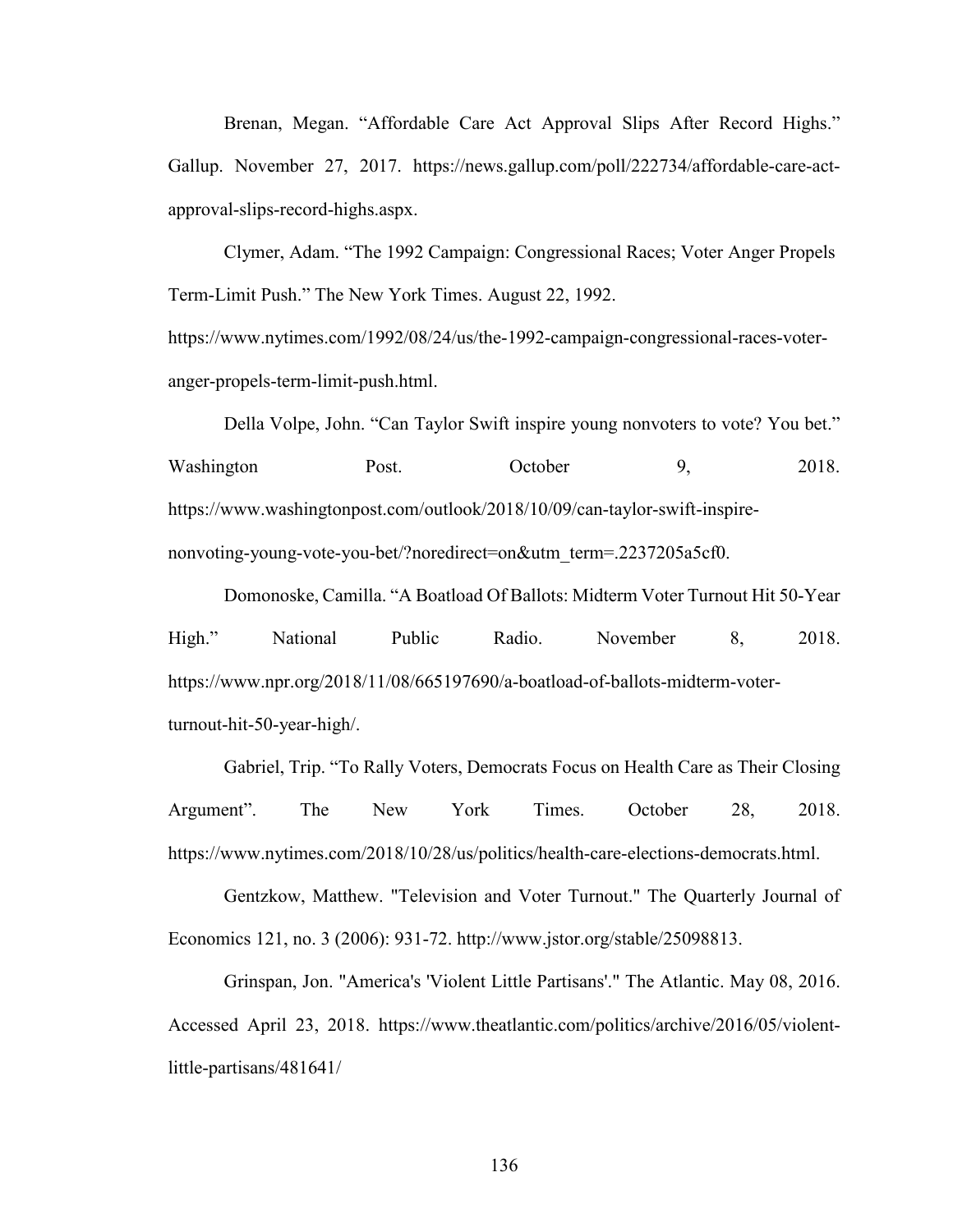Brenan, Megan. "Affordable Care Act Approval Slips After Record Highs." Gallup. November 27, 2017. https://news.gallup.com/poll/222734/affordable-care-act-approval-slips-record-highs.aspx.

Clymer, Adam. "The 1992 Campaign: Congressional Races; Voter Anger Propels Term-Limit Push." The New York Times. August 22, 1992. https://www.nytimes.com/1992/08/24/us/the-1992-campaign-congressional-races-voter-anger-propels-term-limit-push.html.

Della Volpe, John. "Can Taylor Swift inspire young nonvoters to vote? You bet." Washington Post. October 9, 2018. https://www.washingtonpost.com/outlook/2018/10/09/can-taylor-swift-inspire-nonvoting-young-vote-you-bet/?noredirect=on&utm_term=.2237205a5cf0.

Domonoske, Camilla. "A Boatload Of Ballots: Midterm Voter Turnout Hit 50-Year High." National Public Radio. November 8, 2018. https://www.npr.org/2018/11/08/665197690/a-boatload-of-ballots-midterm-voter-turnout-hit-50-year-high/.

Gabriel, Trip. "To Rally Voters, Democrats Focus on Health Care as Their Closing Argument". The New York Times. October 28, 2018. https://www.nytimes.com/2018/10/28/us/politics/health-care-elections-democrats.html.

Gentzkow, Matthew. "Television and Voter Turnout." The Quarterly Journal of Economics 121, no. 3 (2006): 931-72. http://www.jstor.org/stable/25098813.

Grinspan, Jon. "America's 'Violent Little Partisans'." The Atlantic. May 08, 2016. Accessed April 23, 2018. https://www.theatlantic.com/politics/archive/2016/05/violent-little-partisans/481641/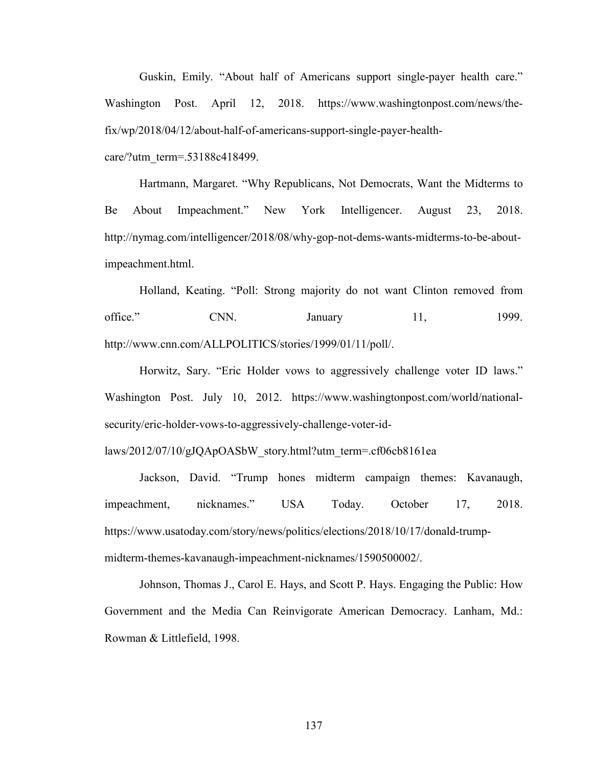Guskin, Emily. “About half of Americans support single-payer health care.” Washington Post. April 12, 2018. https://www.washingtonpost.com/news/the-fix/wp/2018/04/12/about-half-of-americans-support-single-payer-health-care/?utm_term=.53188c418499.

Hartmann, Margaret. “Why Republicans, Not Democrats, Want the Midterms to Be About Impeachment.” New York Intelligencer. August 23, 2018. http://nymag.com/intelligencer/2018/08/why-gop-not-dems-wants-midterms-to-be-about-impeachment.html.

Holland, Keating. “Poll: Strong majority do not want Clinton removed from office.” CNN. January 11, 1999. http://www.cnn.com/ALLPOLITICS/stories/1999/01/11/poll/.

Horwitz, Sary. “Eric Holder vows to aggressively challenge voter ID laws.” Washington Post. July 10, 2012. https://www.washingtonpost.com/world/national-security/eric-holder-vows-to-aggressively-challenge-voter-id-laws/2012/07/10/gJQApOASbW_story.html?utm_term=.cf06cb8161ea

Jackson, David. “Trump hones midterm campaign themes: Kavanaugh, impeachment, nicknames.” USA Today. October 17, 2018. https://www.usatoday.com/story/news/politics/elections/2018/10/17/donald-trump-midterm-themes-kavanaugh-impeachment-nicknames/1590500002/.

Johnson, Thomas J., Carol E. Hays, and Scott P. Hays. Engaging the Public: How Government and the Media Can Reinvigorate American Democracy. Lanham, Md.: Rowman & Littlefield, 1998.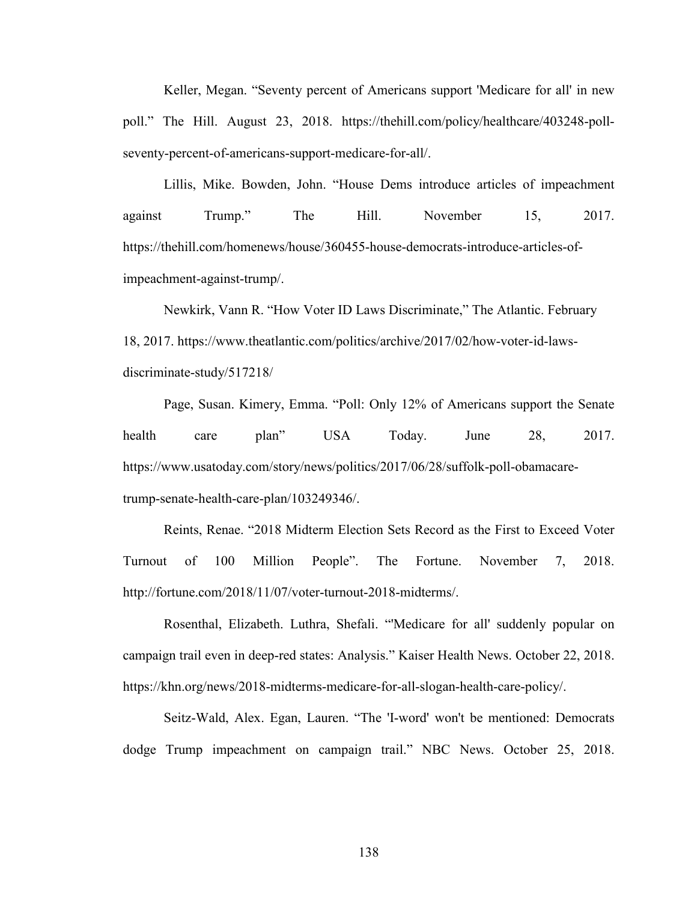Keller, Megan. “Seventy percent of Americans support 'Medicare for all' in new poll.” The Hill. August 23, 2018. https://thehill.com/policy/healthcare/403248-poll-seventy-percent-of-americans-support-medicare-for-all/.

Lillis, Mike. Bowden, John. “House Dems introduce articles of impeachment against Trump.” The Hill. November 15, 2017. https://thehill.com/homenews/house/360455-house-democrats-introduce-articles-of-impeachment-against-trump/.

Newkirk, Vann R. “How Voter ID Laws Discriminate,” The Atlantic. February 18, 2017. https://www.theatlantic.com/politics/archive/2017/02/how-voter-id-laws-discriminate-study/517218/

Page, Susan. Kimery, Emma. “Poll: Only 12% of Americans support the Senate health care plan” USA Today. June 28, 2017. https://www.usatoday.com/story/news/politics/2017/06/28/suffolk-poll-obamacare-trump-senate-health-care-plan/103249346/.

Reints, Renae. “2018 Midterm Election Sets Record as the First to Exceed Voter Turnout of 100 Million People”. The Fortune. November 7, 2018. http://fortune.com/2018/11/07/voter-turnout-2018-midterms/.

Rosenthal, Elizabeth. Luthra, Shefali. “'Medicare for all' suddenly popular on campaign trail even in deep-red states: Analysis.” Kaiser Health News. October 22, 2018. https://khn.org/news/2018-midterms-medicare-for-all-slogan-health-care-policy/.

Seitz-Wald, Alex. Egan, Lauren. “The 'I-word' won't be mentioned: Democrats dodge Trump impeachment on campaign trail.” NBC News. October 25, 2018.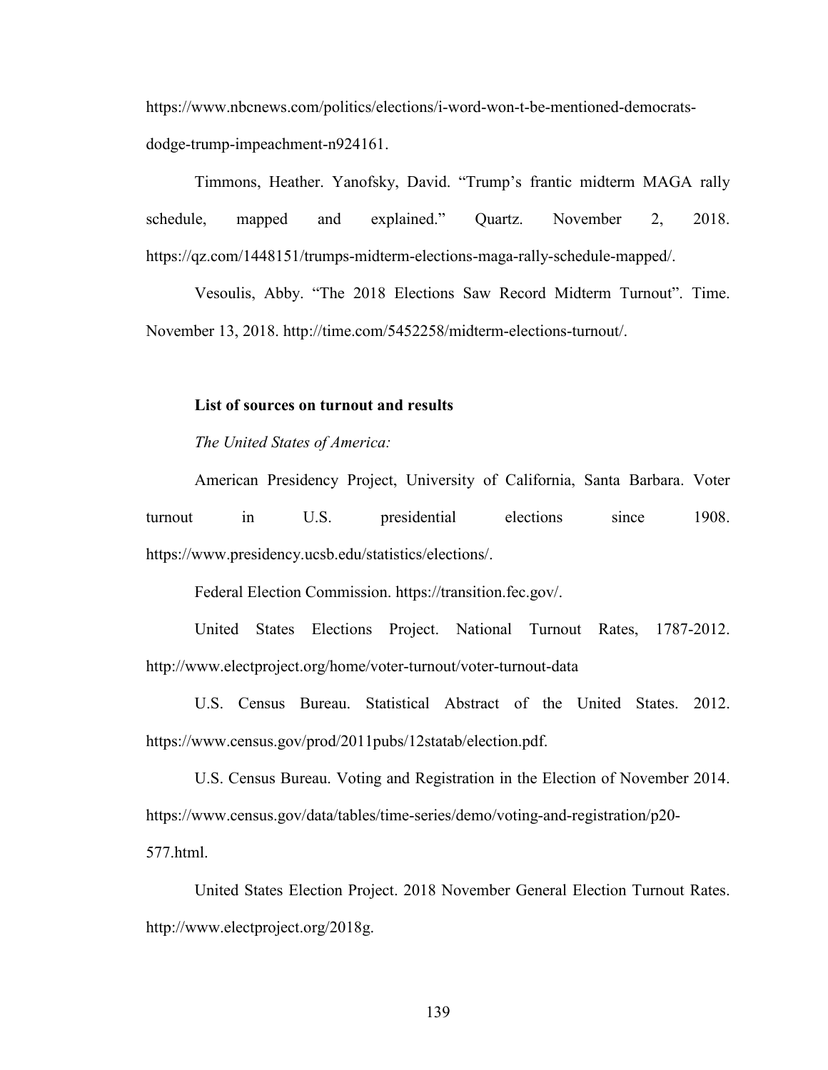https://www.nbcnews.com/politics/elections/i-word-won-t-be-mentioned-democrats-dodge-trump-impeachment-n924161.

Timmons, Heather. Yanofsky, David. "Trump's frantic midterm MAGA rally schedule, mapped and explained." Quartz. November 2, 2018. https://qz.com/1448151/trumps-midterm-elections-maga-rally-schedule-mapped/.

Vesoulis, Abby. "The 2018 Elections Saw Record Midterm Turnout". Time. November 13, 2018. http://time.com/5452258/midterm-elections-turnout/.

**List of sources on turnout and results**

*The United States of America:*

American Presidency Project, University of California, Santa Barbara. Voter turnout in U.S. presidential elections since 1908. https://www.presidency.ucsb.edu/statistics/elections/.

Federal Election Commission. https://transition.fec.gov/.

United States Elections Project. National Turnout Rates, 1787-2012. http://www.electproject.org/home/voter-turnout/voter-turnout-data

U.S. Census Bureau. Statistical Abstract of the United States. 2012. https://www.census.gov/prod/2011pubs/12statab/election.pdf.

U.S. Census Bureau. Voting and Registration in the Election of November 2014. https://www.census.gov/data/tables/time-series/demo/voting-and-registration/p20-577.html.

United States Election Project. 2018 November General Election Turnout Rates. http://www.electproject.org/2018g.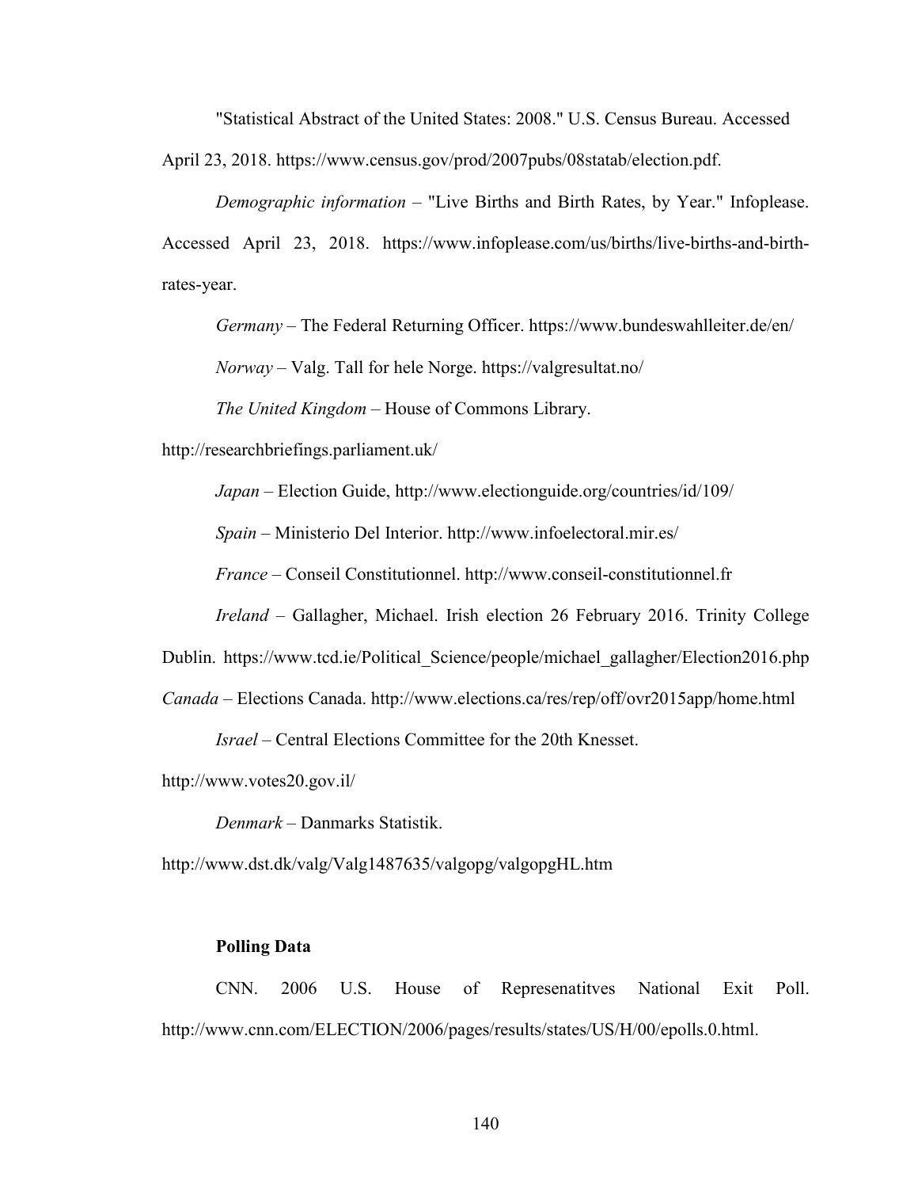"Statistical Abstract of the United States: 2008." U.S. Census Bureau. Accessed April 23, 2018. https://www.census.gov/prod/2007pubs/08statab/election.pdf.

*Demographic information* – "Live Births and Birth Rates, by Year." Infoplease. Accessed April 23, 2018. https://www.infoplease.com/us/births/live-births-and-birth-rates-year.

*Germany* – The Federal Returning Officer. https://www.bundeswahlleiter.de/en/

*Norway* – Valg. Tall for hele Norge. https://valgresultat.no/

*The United Kingdom* – House of Commons Library. http://researchbriefings.parliament.uk/

*Japan* – Election Guide, http://www.electionguide.org/countries/id/109/

*Spain* – Ministerio Del Interior. http://www.infoelectoral.mir.es/

*France* – Conseil Constitutionnel. http://www.conseil-constitutionnel.fr

*Ireland* – Gallagher, Michael. Irish election 26 February 2016. Trinity College Dublin. https://www.tcd.ie/Political_Science/people/michael_gallagher/Election2016.php

*Canada* – Elections Canada. http://www.elections.ca/res/rep/off/ovr2015app/home.html

*Israel* – Central Elections Committee for the 20th Knesset. http://www.votes20.gov.il/

*Denmark* – Danmarks Statistik. http://www.dst.dk/valg/Valg1487635/valgopg/valgopgHL.htm

**Polling Data**

CNN. 2006 U.S. House of Represenatitves National Exit Poll. http://www.cnn.com/ELECTION/2006/pages/results/states/US/H/00/epolls.0.html.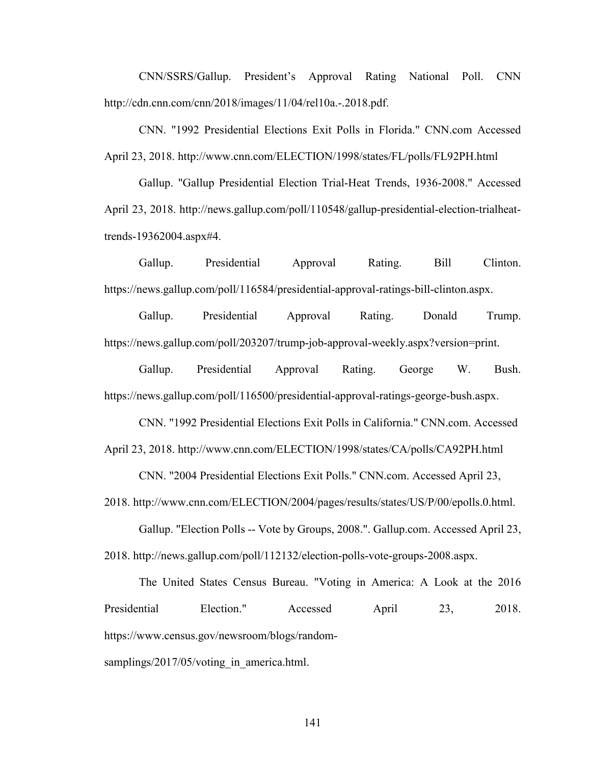CNN/SSRS/Gallup. President's Approval Rating National Poll. CNN http://cdn.cnn.com/cnn/2018/images/11/04/rel10a.-.2018.pdf.

CNN. "1992 Presidential Elections Exit Polls in Florida." CNN.com Accessed April 23, 2018. http://www.cnn.com/ELECTION/1998/states/FL/polls/FL92PH.html

Gallup. "Gallup Presidential Election Trial-Heat Trends, 1936-2008." Accessed April 23, 2018. http://news.gallup.com/poll/110548/gallup-presidential-election-trialheat-trends-19362004.aspx#4.

Gallup. Presidential Approval Rating. Bill Clinton. https://news.gallup.com/poll/116584/presidential-approval-ratings-bill-clinton.aspx.

Gallup. Presidential Approval Rating. Donald Trump. https://news.gallup.com/poll/203207/trump-job-approval-weekly.aspx?version=print.

Gallup. Presidential Approval Rating. George W. Bush. https://news.gallup.com/poll/116500/presidential-approval-ratings-george-bush.aspx.

CNN. "1992 Presidential Elections Exit Polls in California." CNN.com. Accessed April 23, 2018. http://www.cnn.com/ELECTION/1998/states/CA/polls/CA92PH.html

CNN. "2004 Presidential Elections Exit Polls." CNN.com. Accessed April 23, 2018. http://www.cnn.com/ELECTION/2004/pages/results/states/US/P/00/epolls.0.html.

Gallup. "Election Polls -- Vote by Groups, 2008.". Gallup.com. Accessed April 23, 2018. http://news.gallup.com/poll/112132/election-polls-vote-groups-2008.aspx.

The United States Census Bureau. "Voting in America: A Look at the 2016 Presidential Election." Accessed April 23, 2018. https://www.census.gov/newsroom/blogs/random-samplings/2017/05/voting_in_america.html.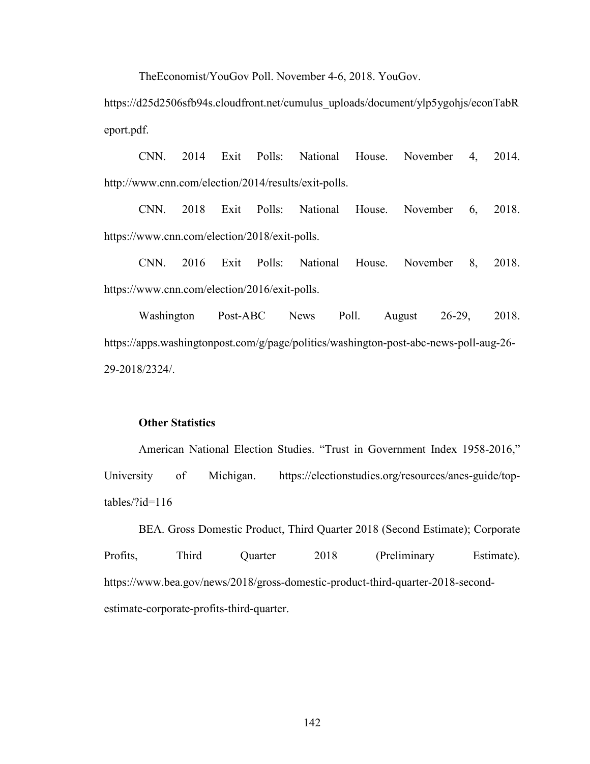TheEconomist/YouGov Poll. November 4-6, 2018. YouGov. https://d25d2506sfb94s.cloudfront.net/cumulus_uploads/document/ylp5ygohjs/econTabReport.pdf.

CNN. 2014 Exit Polls: National House. November 4, 2014. http://www.cnn.com/election/2014/results/exit-polls.

CNN. 2018 Exit Polls: National House. November 6, 2018. https://www.cnn.com/election/2018/exit-polls.

CNN. 2016 Exit Polls: National House. November 8, 2018. https://www.cnn.com/election/2016/exit-polls.

Washington Post-ABC News Poll. August 26-29, 2018. https://apps.washingtonpost.com/g/page/politics/washington-post-abc-news-poll-aug-26-29-2018/2324/.

**Other Statistics**

American National Election Studies. "Trust in Government Index 1958-2016," University of Michigan. https://electionstudies.org/resources/anes-guide/top-tables/?id=116

BEA. Gross Domestic Product, Third Quarter 2018 (Second Estimate); Corporate Profits, Third Quarter 2018 (Preliminary Estimate). https://www.bea.gov/news/2018/gross-domestic-product-third-quarter-2018-second-estimate-corporate-profits-third-quarter.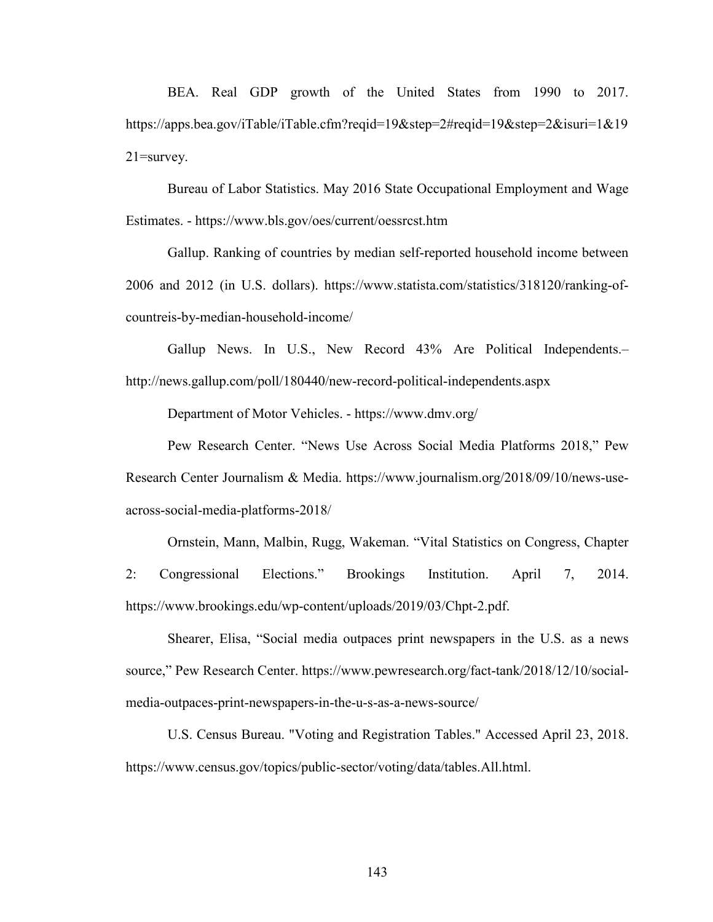BEA. Real GDP growth of the United States from 1990 to 2017. https://apps.bea.gov/iTable/iTable.cfm?reqid=19&step=2#reqid=19&step=2&isuri=1&1921=survey.

Bureau of Labor Statistics. May 2016 State Occupational Employment and Wage Estimates. - https://www.bls.gov/oes/current/oessrcst.htm

Gallup. Ranking of countries by median self-reported household income between 2006 and 2012 (in U.S. dollars). https://www.statista.com/statistics/318120/ranking-of-countreis-by-median-household-income/

Gallup News. In U.S., New Record 43% Are Political Independents.– http://news.gallup.com/poll/180440/new-record-political-independents.aspx

Department of Motor Vehicles. - https://www.dmv.org/

Pew Research Center. "News Use Across Social Media Platforms 2018," Pew Research Center Journalism & Media. https://www.journalism.org/2018/09/10/news-use-across-social-media-platforms-2018/

Ornstein, Mann, Malbin, Rugg, Wakeman. "Vital Statistics on Congress, Chapter 2: Congressional Elections." Brookings Institution. April 7, 2014. https://www.brookings.edu/wp-content/uploads/2019/03/Chpt-2.pdf.

Shearer, Elisa, "Social media outpaces print newspapers in the U.S. as a news source," Pew Research Center. https://www.pewresearch.org/fact-tank/2018/12/10/social-media-outpaces-print-newspapers-in-the-u-s-as-a-news-source/

U.S. Census Bureau. "Voting and Registration Tables." Accessed April 23, 2018. https://www.census.gov/topics/public-sector/voting/data/tables.All.html.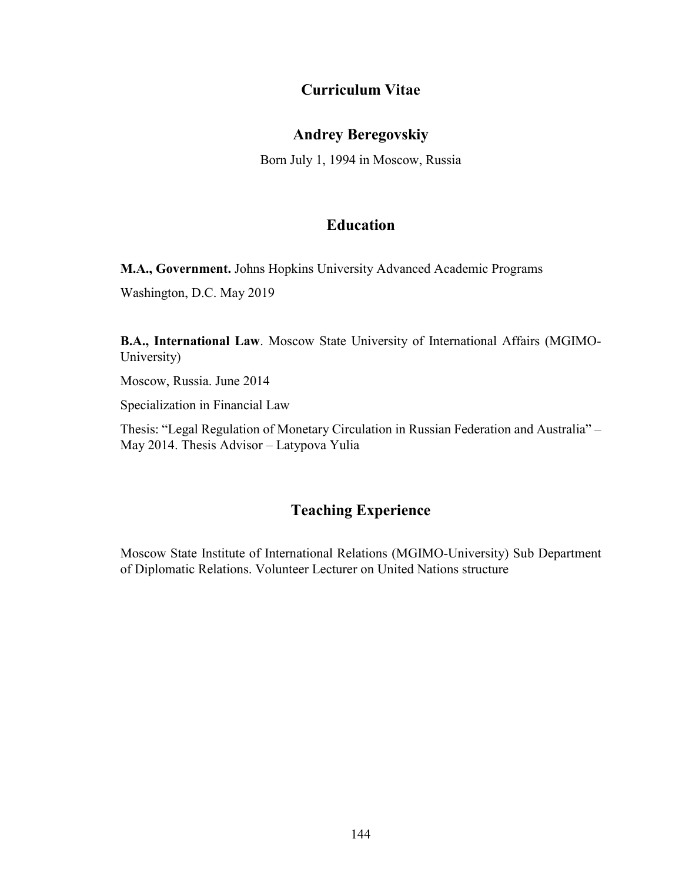# Curriculum Vitae

## Andrey Beregovskiy

Born July 1, 1994 in Moscow, Russia

## Education

**M.A., Government.** Johns Hopkins University Advanced Academic Programs

Washington, D.C. May 2019

**B.A., International Law**. Moscow State University of International Affairs (MGIMO-University)

Moscow, Russia. June 2014

Specialization in Financial Law

Thesis: "Legal Regulation of Monetary Circulation in Russian Federation and Australia" – May 2014. Thesis Advisor – Latypova Yulia

## Teaching Experience

Moscow State Institute of International Relations (MGIMO-University) Sub Department of Diplomatic Relations. Volunteer Lecturer on United Nations structure